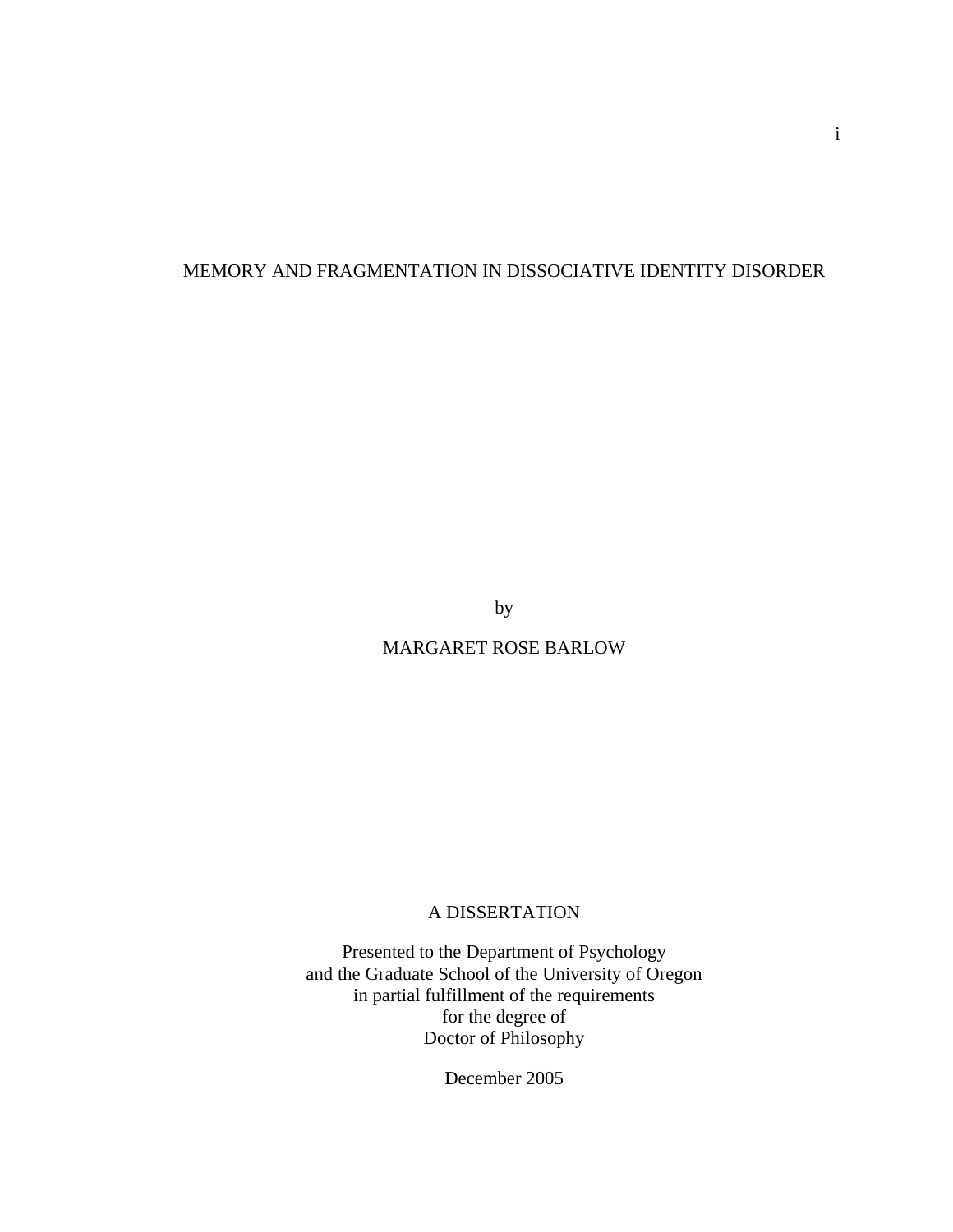# MEMORY AND FRAGMENTATION IN DISSOCIATIVE IDENTITY DISORDER

by

MARGARET ROSE BARLOW

A DISSERTATION

Presented to the Department of Psychology
and the Graduate School of the University of Oregon
in partial fulfillment of the requirements
for the degree of
Doctor of Philosophy

December 2005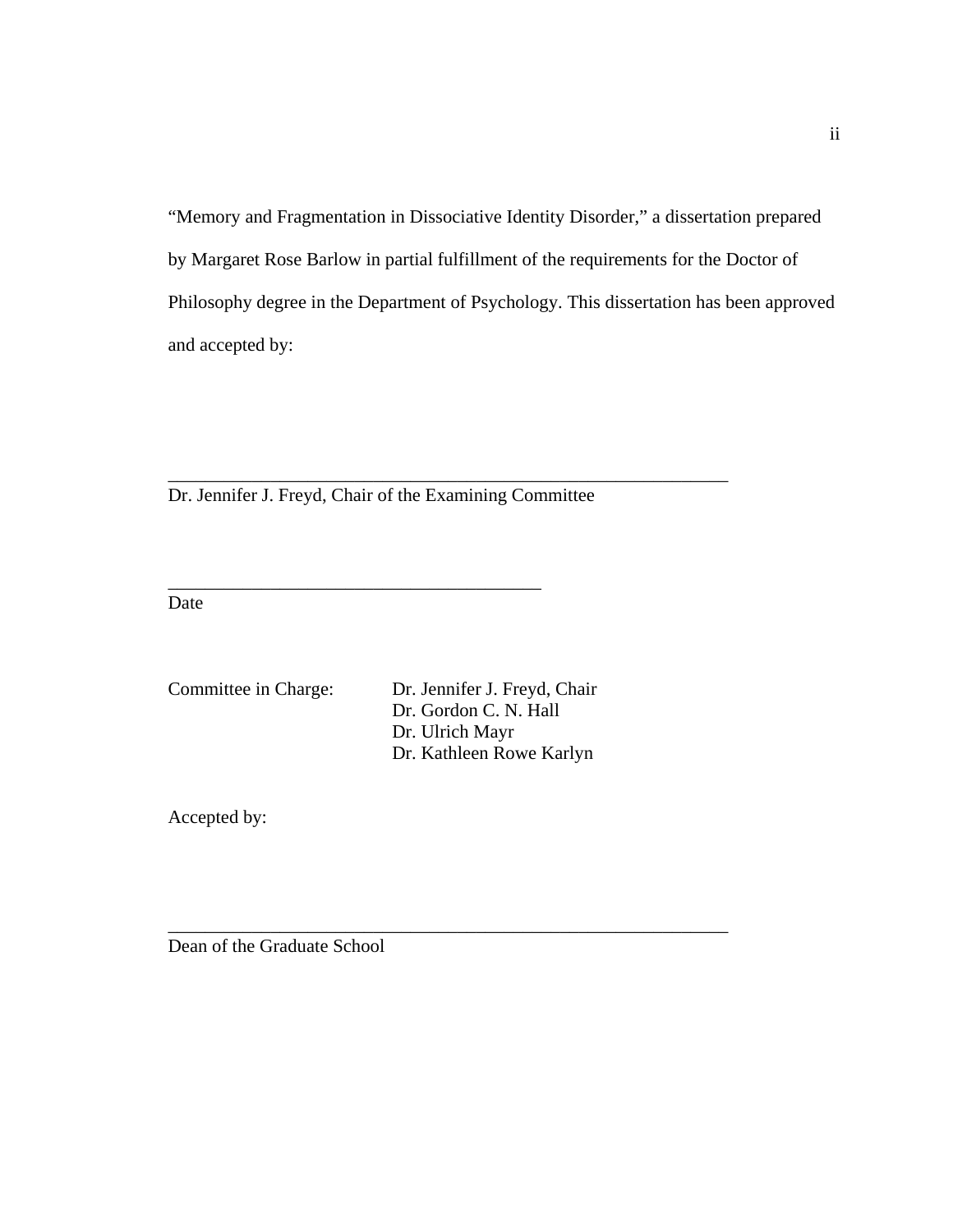“Memory and Fragmentation in Dissociative Identity Disorder,” a dissertation prepared by Margaret Rose Barlow in partial fulfillment of the requirements for the Doctor of Philosophy degree in the Department of Psychology. This dissertation has been approved and accepted by:

\_\_\_\_\_\_\_\_\_\_\_\_\_\_\_\_\_\_\_\_\_\_\_\_\_\_\_\_\_\_\_\_\_\_\_\_\_\_\_\_\_\_\_\_\_\_\_\_\_\_\_\_\_\_\_\_\_\_\_\_
Dr. Jennifer J. Freyd, Chair of the Examining Committee

\_\_\_\_\_\_\_\_\_\_\_\_\_\_\_\_\_\_\_\_\_\_\_\_\_\_\_\_\_\_\_\_\_\_\_\_\_\_\_\_
Date

Committee in Charge: Dr. Jennifer J. Freyd, Chair
Dr. Gordon C. N. Hall
Dr. Ulrich Mayr
Dr. Kathleen Rowe Karlyn

Accepted by:

\_\_\_\_\_\_\_\_\_\_\_\_\_\_\_\_\_\_\_\_\_\_\_\_\_\_\_\_\_\_\_\_\_\_\_\_\_\_\_\_\_\_\_\_\_\_\_\_\_\_\_\_\_\_\_\_\_\_\_\_
Dean of the Graduate School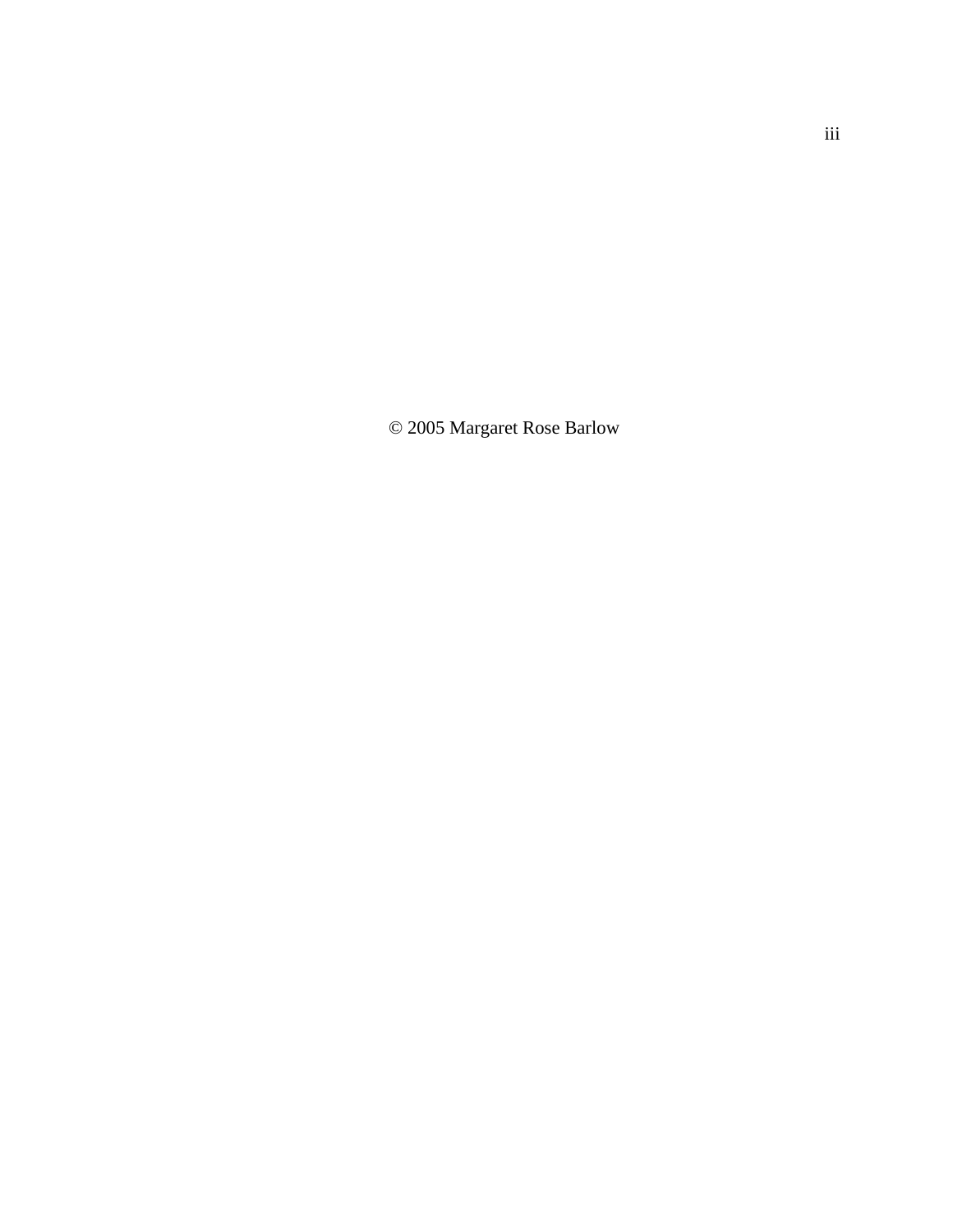© 2005 Margaret Rose Barlow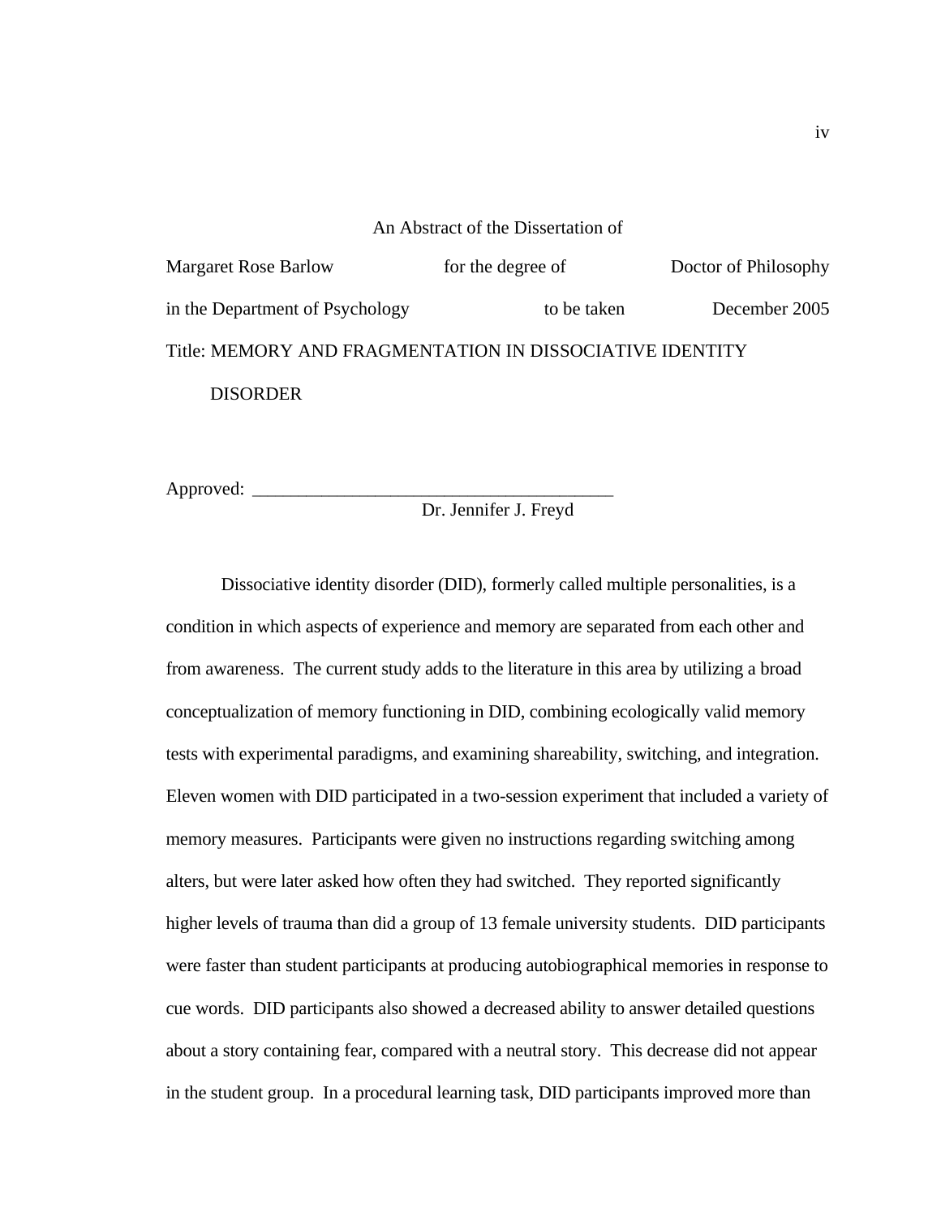An Abstract of the Dissertation of

Margaret Rose Barlow for the degree of Doctor of Philosophy

in the Department of Psychology to be taken December 2005

Title: MEMORY AND FRAGMENTATION IN DISSOCIATIVE IDENTITY DISORDER

Approved: _______________________________________
Dr. Jennifer J. Freyd

Dissociative identity disorder (DID), formerly called multiple personalities, is a condition in which aspects of experience and memory are separated from each other and from awareness. The current study adds to the literature in this area by utilizing a broad conceptualization of memory functioning in DID, combining ecologically valid memory tests with experimental paradigms, and examining shareability, switching, and integration. Eleven women with DID participated in a two-session experiment that included a variety of memory measures. Participants were given no instructions regarding switching among alters, but were later asked how often they had switched. They reported significantly higher levels of trauma than did a group of 13 female university students. DID participants were faster than student participants at producing autobiographical memories in response to cue words. DID participants also showed a decreased ability to answer detailed questions about a story containing fear, compared with a neutral story. This decrease did not appear in the student group. In a procedural learning task, DID participants improved more than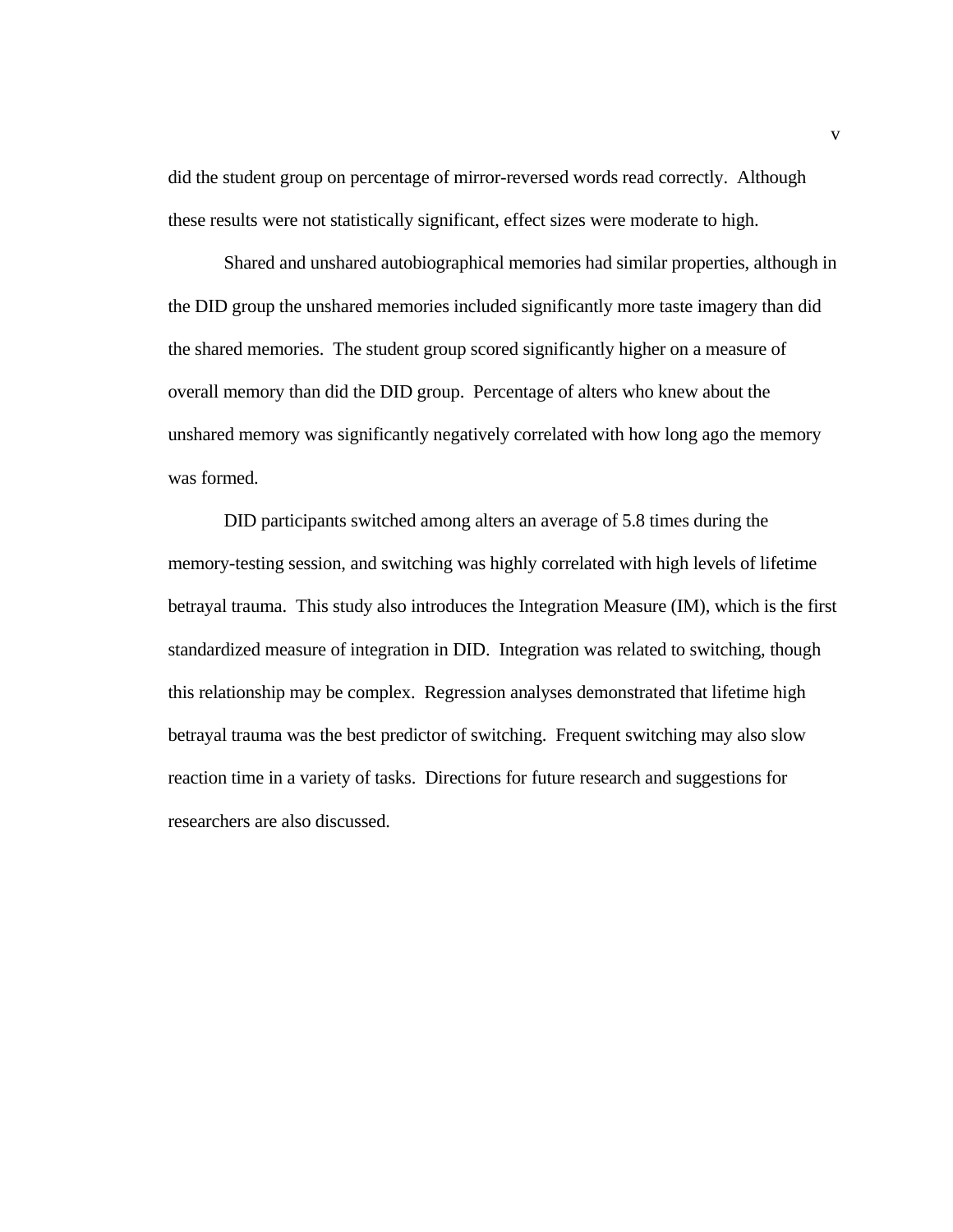did the student group on percentage of mirror-reversed words read correctly. Although these results were not statistically significant, effect sizes were moderate to high.

Shared and unshared autobiographical memories had similar properties, although in the DID group the unshared memories included significantly more taste imagery than did the shared memories. The student group scored significantly higher on a measure of overall memory than did the DID group. Percentage of alters who knew about the unshared memory was significantly negatively correlated with how long ago the memory was formed.

DID participants switched among alters an average of 5.8 times during the memory-testing session, and switching was highly correlated with high levels of lifetime betrayal trauma. This study also introduces the Integration Measure (IM), which is the first standardized measure of integration in DID. Integration was related to switching, though this relationship may be complex. Regression analyses demonstrated that lifetime high betrayal trauma was the best predictor of switching. Frequent switching may also slow reaction time in a variety of tasks. Directions for future research and suggestions for researchers are also discussed.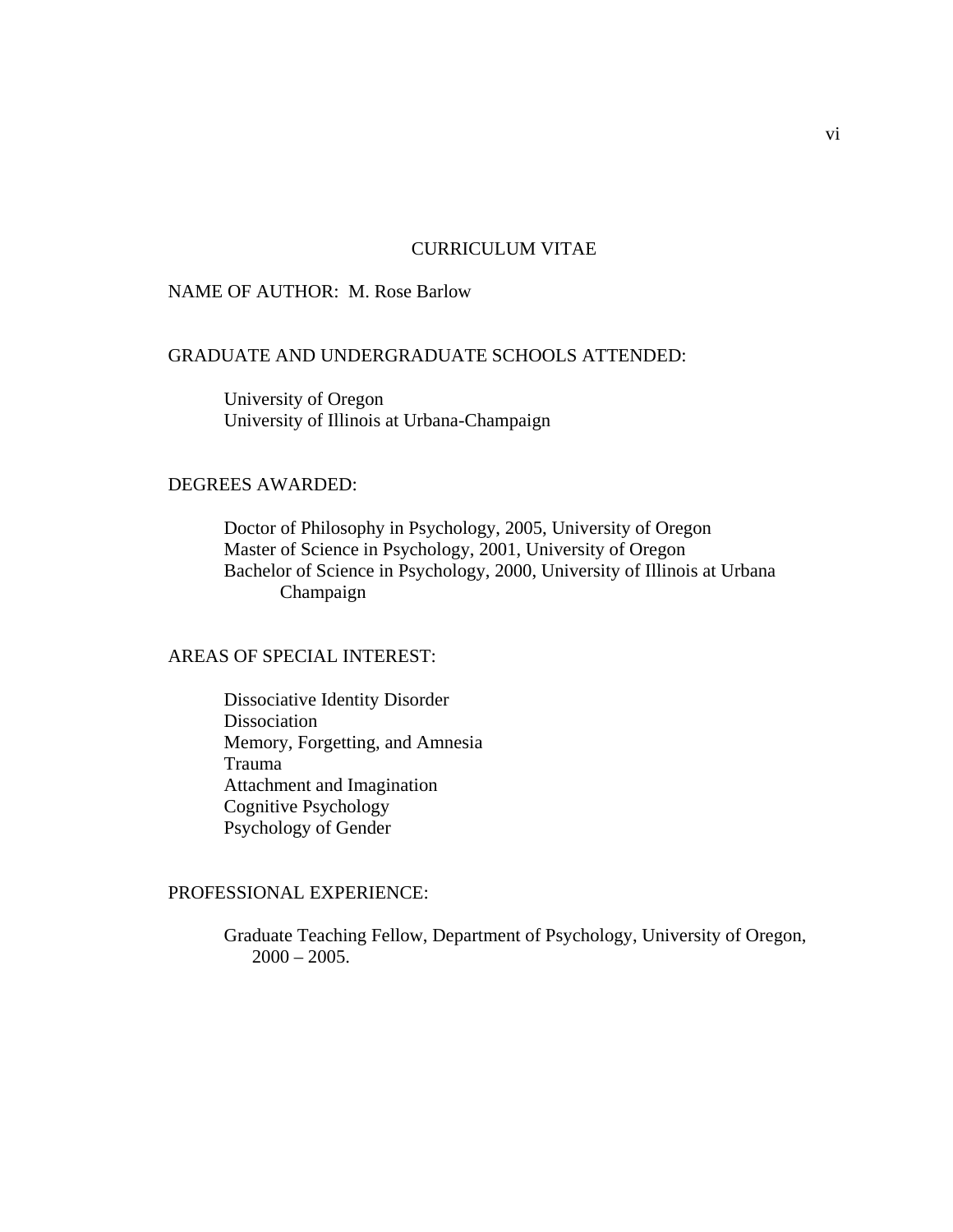# CURRICULUM VITAE

NAME OF AUTHOR: M. Rose Barlow

## GRADUATE AND UNDERGRADUATE SCHOOLS ATTENDED:

University of Oregon
University of Illinois at Urbana-Champaign

## DEGREES AWARDED:

Doctor of Philosophy in Psychology, 2005, University of Oregon
Master of Science in Psychology, 2001, University of Oregon
Bachelor of Science in Psychology, 2000, University of Illinois at Urbana Champaign

## AREAS OF SPECIAL INTEREST:

Dissociative Identity Disorder
Dissociation
Memory, Forgetting, and Amnesia
Trauma
Attachment and Imagination
Cognitive Psychology
Psychology of Gender

## PROFESSIONAL EXPERIENCE:

Graduate Teaching Fellow, Department of Psychology, University of Oregon, 2000 – 2005.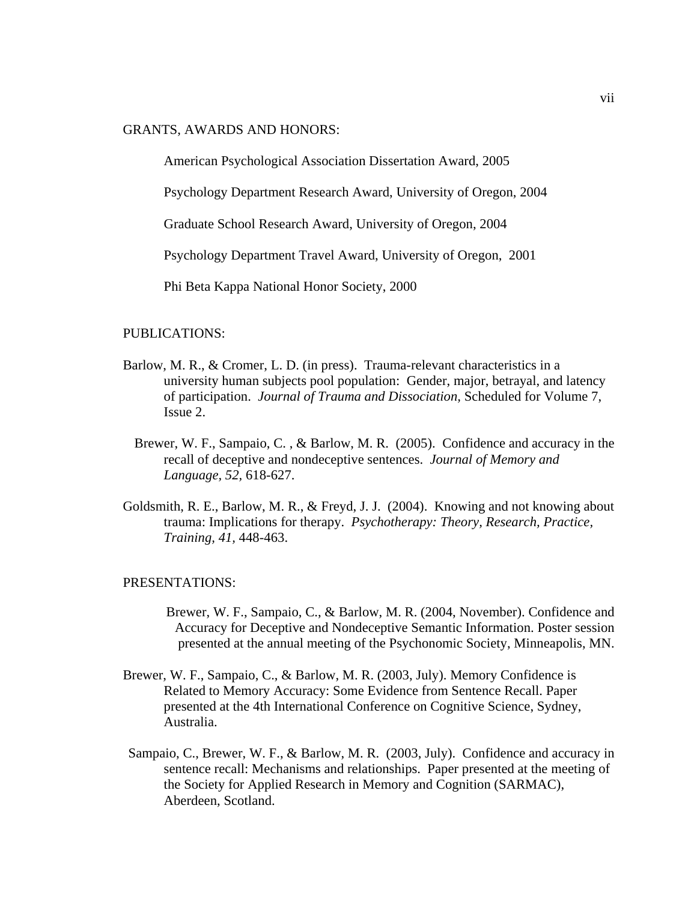GRANTS, AWARDS AND HONORS:

American Psychological Association Dissertation Award, 2005

Psychology Department Research Award, University of Oregon, 2004

Graduate School Research Award, University of Oregon, 2004

Psychology Department Travel Award, University of Oregon, 2001

Phi Beta Kappa National Honor Society, 2000

PUBLICATIONS:

Barlow, M. R., & Cromer, L. D. (in press). Trauma-relevant characteristics in a university human subjects pool population: Gender, major, betrayal, and latency of participation. *Journal of Trauma and Dissociation,* Scheduled for Volume 7, Issue 2.

Brewer, W. F., Sampaio, C. , & Barlow, M. R. (2005). Confidence and accuracy in the recall of deceptive and nondeceptive sentences. *Journal of Memory and Language, 52,* 618-627.

Goldsmith, R. E., Barlow, M. R., & Freyd, J. J. (2004). Knowing and not knowing about trauma: Implications for therapy. *Psychotherapy: Theory, Research, Practice, Training, 41,* 448-463.

PRESENTATIONS:

Brewer, W. F., Sampaio, C., & Barlow, M. R. (2004, November). Confidence and Accuracy for Deceptive and Nondeceptive Semantic Information. Poster session presented at the annual meeting of the Psychonomic Society, Minneapolis, MN.

Brewer, W. F., Sampaio, C., & Barlow, M. R. (2003, July). Memory Confidence is Related to Memory Accuracy: Some Evidence from Sentence Recall. Paper presented at the 4th International Conference on Cognitive Science, Sydney, Australia.

Sampaio, C., Brewer, W. F., & Barlow, M. R. (2003, July). Confidence and accuracy in sentence recall: Mechanisms and relationships. Paper presented at the meeting of the Society for Applied Research in Memory and Cognition (SARMAC), Aberdeen, Scotland.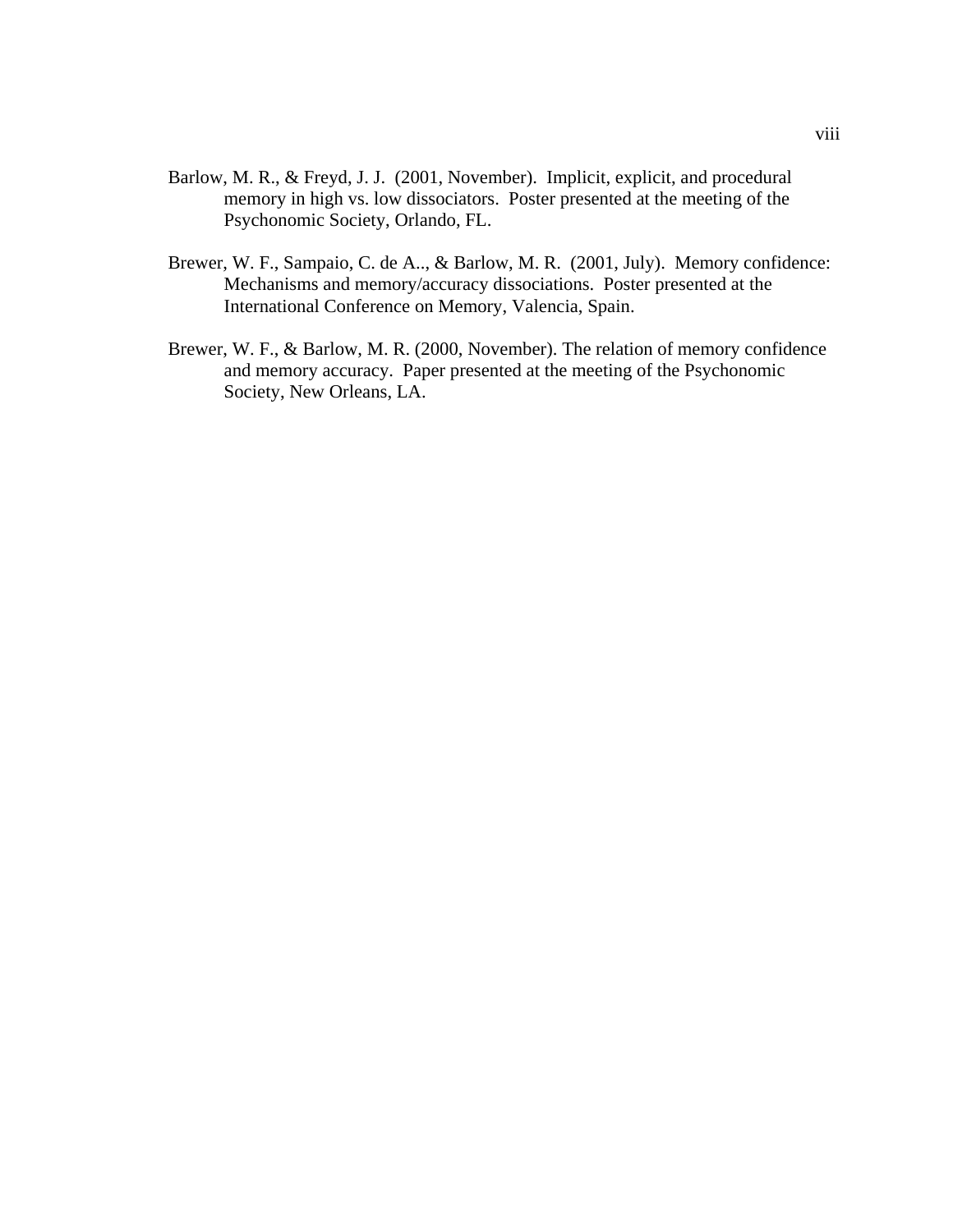Barlow, M. R., & Freyd, J. J. (2001, November). Implicit, explicit, and procedural memory in high vs. low dissociators. Poster presented at the meeting of the Psychonomic Society, Orlando, FL.

Brewer, W. F., Sampaio, C. de A.., & Barlow, M. R. (2001, July). Memory confidence: Mechanisms and memory/accuracy dissociations. Poster presented at the International Conference on Memory, Valencia, Spain.

Brewer, W. F., & Barlow, M. R. (2000, November). The relation of memory confidence and memory accuracy. Paper presented at the meeting of the Psychonomic Society, New Orleans, LA.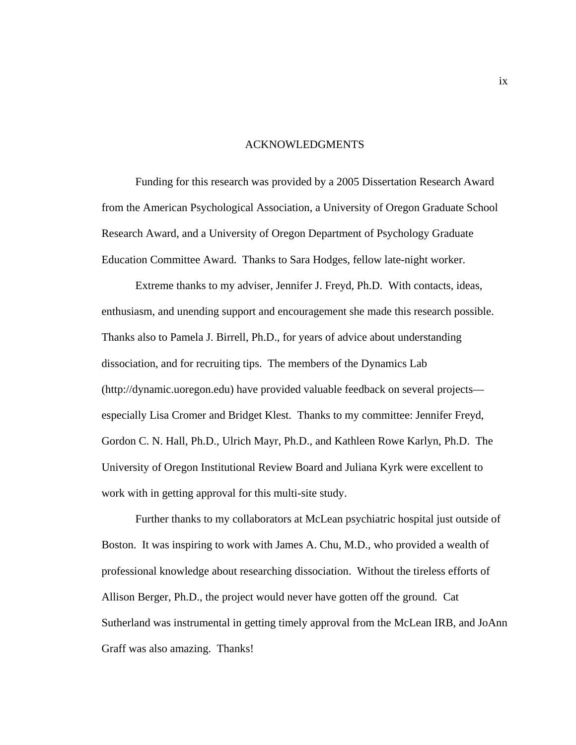# ACKNOWLEDGMENTS

Funding for this research was provided by a 2005 Dissertation Research Award from the American Psychological Association, a University of Oregon Graduate School Research Award, and a University of Oregon Department of Psychology Graduate Education Committee Award. Thanks to Sara Hodges, fellow late-night worker.

Extreme thanks to my adviser, Jennifer J. Freyd, Ph.D. With contacts, ideas, enthusiasm, and unending support and encouragement she made this research possible. Thanks also to Pamela J. Birrell, Ph.D., for years of advice about understanding dissociation, and for recruiting tips. The members of the Dynamics Lab (http://dynamic.uoregon.edu) have provided valuable feedback on several projects—especially Lisa Cromer and Bridget Klest. Thanks to my committee: Jennifer Freyd, Gordon C. N. Hall, Ph.D., Ulrich Mayr, Ph.D., and Kathleen Rowe Karlyn, Ph.D. The University of Oregon Institutional Review Board and Juliana Kyrk were excellent to work with in getting approval for this multi-site study.

Further thanks to my collaborators at McLean psychiatric hospital just outside of Boston. It was inspiring to work with James A. Chu, M.D., who provided a wealth of professional knowledge about researching dissociation. Without the tireless efforts of Allison Berger, Ph.D., the project would never have gotten off the ground. Cat Sutherland was instrumental in getting timely approval from the McLean IRB, and JoAnn Graff was also amazing. Thanks!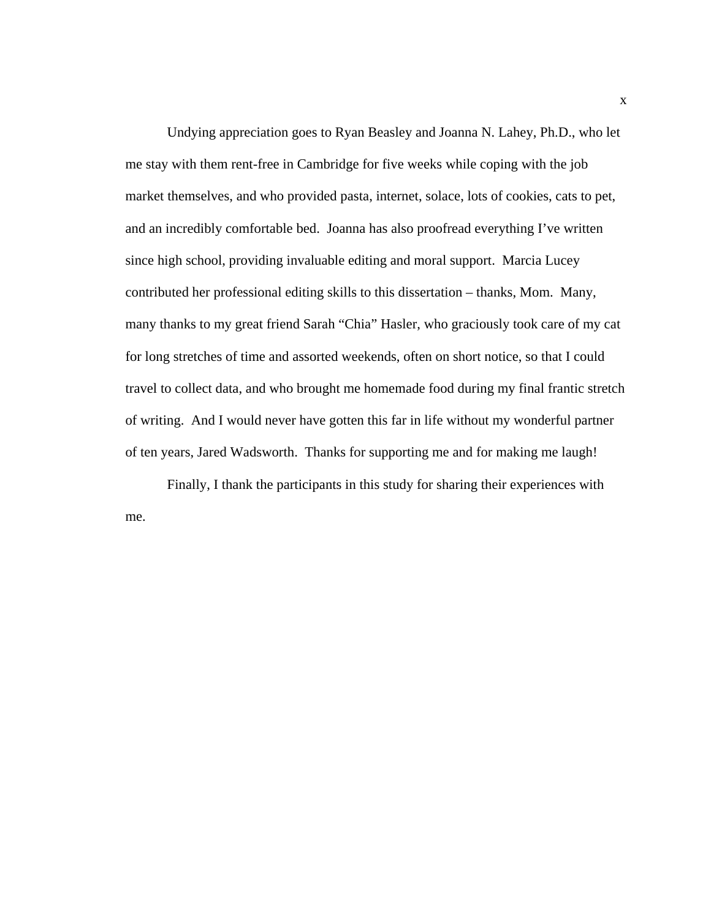Undying appreciation goes to Ryan Beasley and Joanna N. Lahey, Ph.D., who let me stay with them rent-free in Cambridge for five weeks while coping with the job market themselves, and who provided pasta, internet, solace, lots of cookies, cats to pet, and an incredibly comfortable bed.  Joanna has also proofread everything I've written since high school, providing invaluable editing and moral support.  Marcia Lucey contributed her professional editing skills to this dissertation – thanks, Mom.  Many, many thanks to my great friend Sarah "Chia" Hasler, who graciously took care of my cat for long stretches of time and assorted weekends, often on short notice, so that I could travel to collect data, and who brought me homemade food during my final frantic stretch of writing.  And I would never have gotten this far in life without my wonderful partner of ten years, Jared Wadsworth.  Thanks for supporting me and for making me laugh!

Finally, I thank the participants in this study for sharing their experiences with me.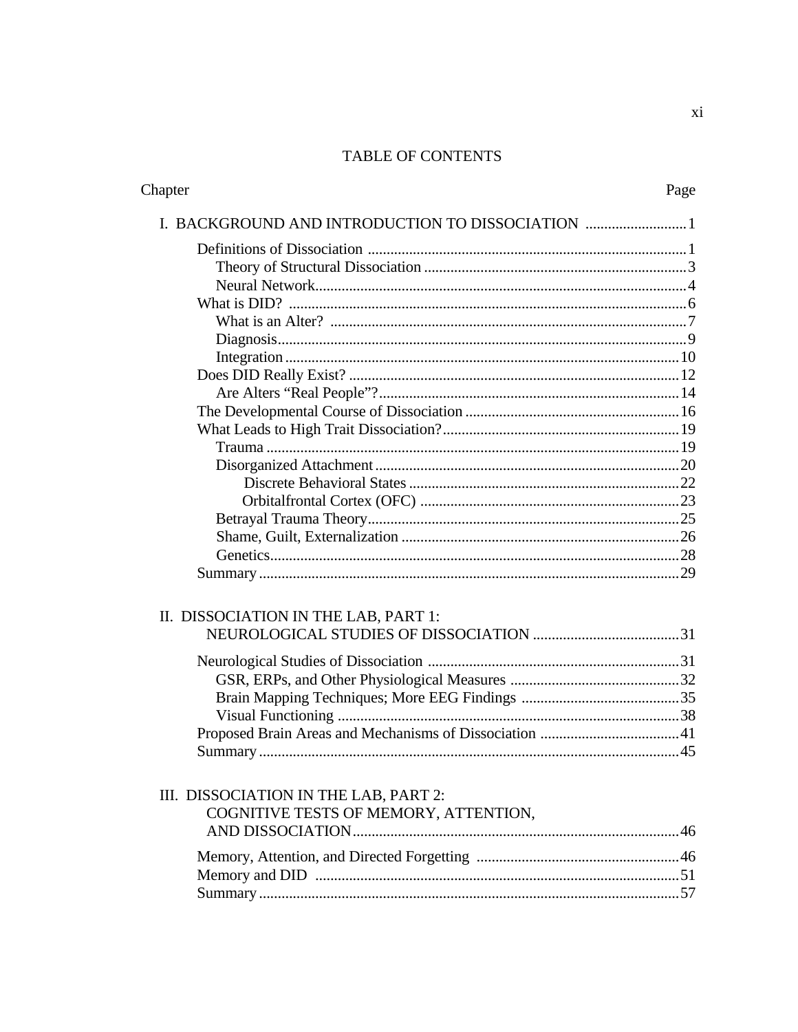# TABLE OF CONTENTS

| Chapter | Page |
|---|---|
| I. BACKGROUND AND INTRODUCTION TO DISSOCIATION | 1 |
| Definitions of Dissociation | 1 |
| Theory of Structural Dissociation | 3 |
| Neural Network | 4 |
| What is DID? | 6 |
| What is an Alter? | 7 |
| Diagnosis | 9 |
| Integration | 10 |
| Does DID Really Exist? | 12 |
| Are Alters "Real People"? | 14 |
| The Developmental Course of Dissociation | 16 |
| What Leads to High Trait Dissociation? | 19 |
| Trauma | 19 |
| Disorganized Attachment | 20 |
| Discrete Behavioral States | 22 |
| Orbitalfrontal Cortex (OFC) | 23 |
| Betrayal Trauma Theory | 25 |
| Shame, Guilt, Externalization | 26 |
| Genetics | 28 |
| Summary | 29 |
| II. DISSOCIATION IN THE LAB, PART 1: NEUROLOGICAL STUDIES OF DISSOCIATION | 31 |
| Neurological Studies of Dissociation | 31 |
| GSR, ERPs, and Other Physiological Measures | 32 |
| Brain Mapping Techniques; More EEG Findings | 35 |
| Visual Functioning | 38 |
| Proposed Brain Areas and Mechanisms of Dissociation | 41 |
| Summary | 45 |
| III. DISSOCIATION IN THE LAB, PART 2: COGNITIVE TESTS OF MEMORY, ATTENTION, AND DISSOCIATION | 46 |
| Memory, Attention, and Directed Forgetting | 46 |
| Memory and DID | 51 |
| Summary | 57 |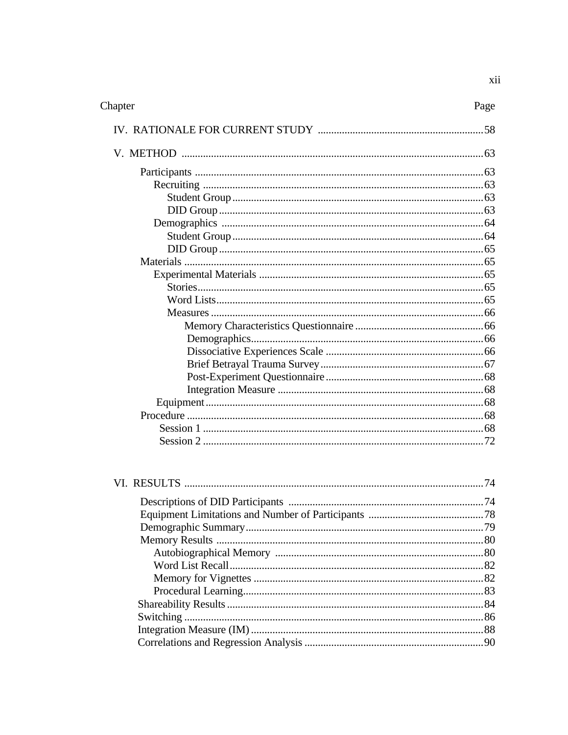| Chapter | Page |
|---|---|
| IV. RATIONALE FOR CURRENT STUDY | 58 |
| V. METHOD | 63 |
| Participants | 63 |
| Recruiting | 63 |
| Student Group | 63 |
| DID Group | 63 |
| Demographics | 64 |
| Student Group | 64 |
| DID Group | 65 |
| Materials | 65 |
| Experimental Materials | 65 |
| Stories | 65 |
| Word Lists | 65 |
| Measures | 66 |
| Memory Characteristics Questionnaire | 66 |
| Demographics | 66 |
| Dissociative Experiences Scale | 66 |
| Brief Betrayal Trauma Survey | 67 |
| Post-Experiment Questionnaire | 68 |
| Integration Measure | 68 |
| Equipment | 68 |
| Procedure | 68 |
| Session 1 | 68 |
| Session 2 | 72 |
| VI. RESULTS | 74 |
| Descriptions of DID Participants | 74 |
| Equipment Limitations and Number of Participants | 78 |
| Demographic Summary | 79 |
| Memory Results | 80 |
| Autobiographical Memory | 80 |
| Word List Recall | 82 |
| Memory for Vignettes | 82 |
| Procedural Learning | 83 |
| Shareability Results | 84 |
| Switching | 86 |
| Integration Measure (IM) | 88 |
| Correlations and Regression Analysis | 90 |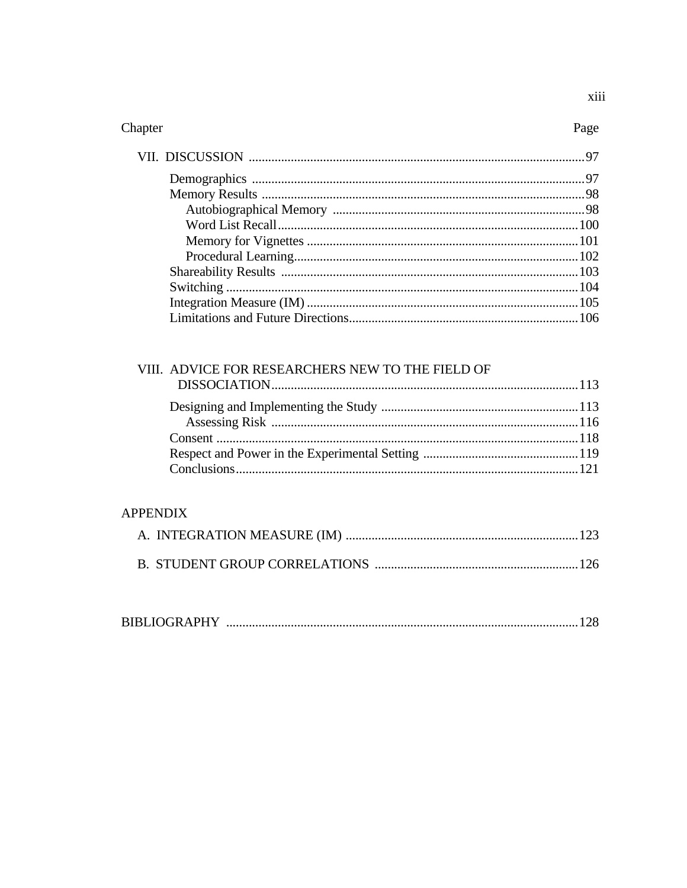Chapter Page

VII. DISCUSSION ....................................................................................................97

- Demographics .......................................................................................................97
- Memory Results ....................................................................................................98
  - Autobiographical Memory ..............................................................................98
  - Word List Recall.............................................................................................100
  - Memory for Vignettes ....................................................................................101
  - Procedural Learning........................................................................................102
- Shareability Results ............................................................................................103
- Switching .............................................................................................................104
- Integration Measure (IM) ....................................................................................105
- Limitations and Future Directions.......................................................................106

VIII. ADVICE FOR RESEARCHERS NEW TO THE FIELD OF DISSOCIATION...............................................................................................113

- Designing and Implementing the Study .............................................................113
  - Assessing Risk ...............................................................................................116
- Consent ................................................................................................................118
- Respect and Power in the Experimental Setting .................................................119
- Conclusions..........................................................................................................121

APPENDIX

A. INTEGRATION MEASURE (IM) .........................................................................123

B. STUDENT GROUP CORRELATIONS ...............................................................126

BIBLIOGRAPHY ............................................................................................................128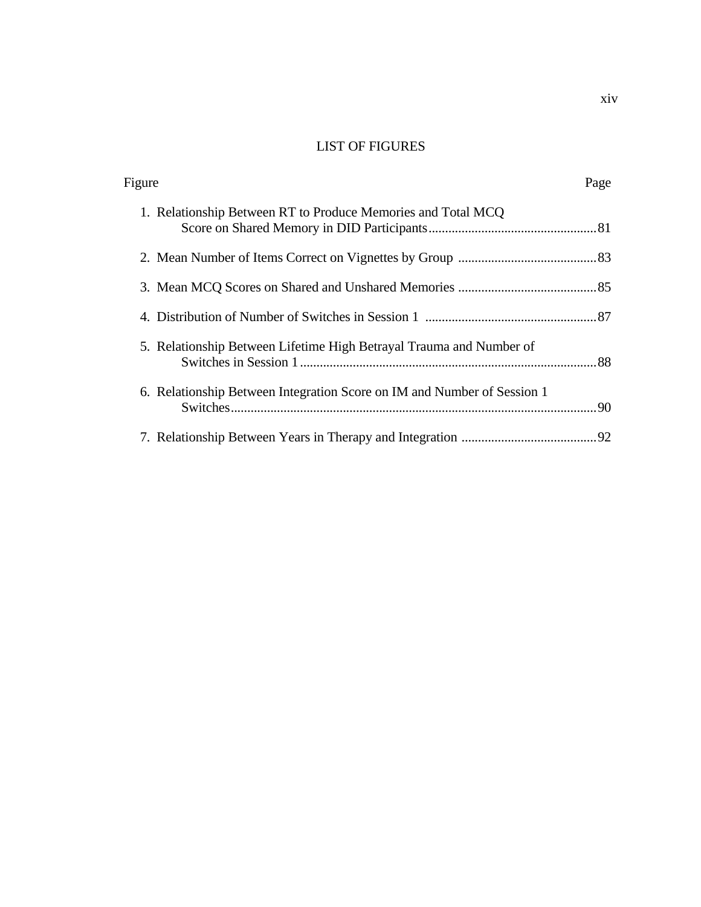# LIST OF FIGURES

| Figure | Page |
|---|---|
| 1. Relationship Between RT to Produce Memories and Total MCQ Score on Shared Memory in DID Participants | 81 |
| 2. Mean Number of Items Correct on Vignettes by Group | 83 |
| 3. Mean MCQ Scores on Shared and Unshared Memories | 85 |
| 4. Distribution of Number of Switches in Session 1 | 87 |
| 5. Relationship Between Lifetime High Betrayal Trauma and Number of Switches in Session 1 | 88 |
| 6. Relationship Between Integration Score on IM and Number of Session 1 Switches | 90 |
| 7. Relationship Between Years in Therapy and Integration | 92 |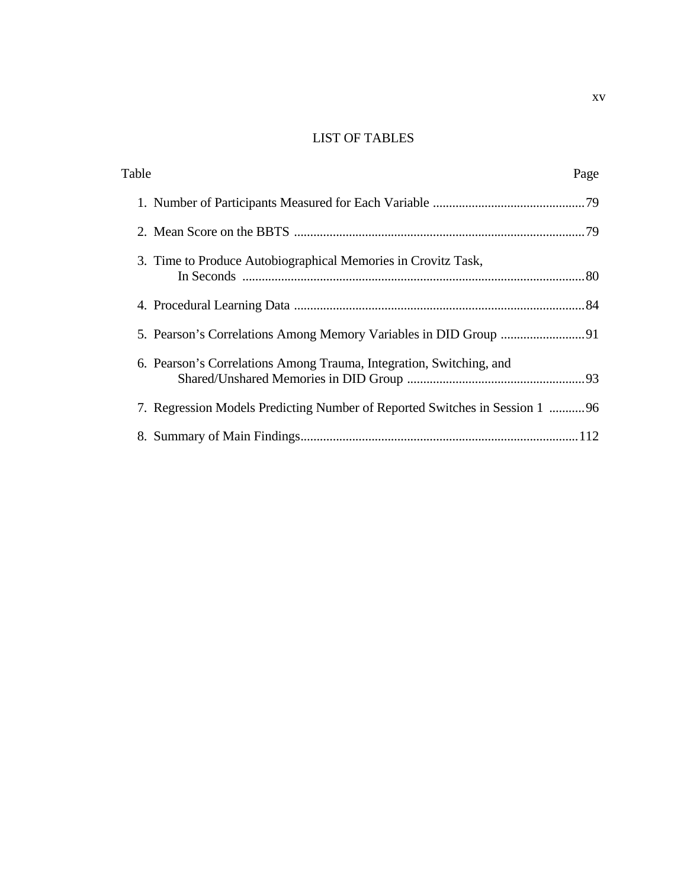# LIST OF TABLES

| Table | Page |
| --- | --- |
| 1. Number of Participants Measured for Each Variable | 79 |
| 2. Mean Score on the BBTS | 79 |
| 3. Time to Produce Autobiographical Memories in Crovitz Task, In Seconds | 80 |
| 4. Procedural Learning Data | 84 |
| 5. Pearson's Correlations Among Memory Variables in DID Group | 91 |
| 6. Pearson's Correlations Among Trauma, Integration, Switching, and Shared/Unshared Memories in DID Group | 93 |
| 7. Regression Models Predicting Number of Reported Switches in Session 1 | 96 |
| 8. Summary of Main Findings | 112 |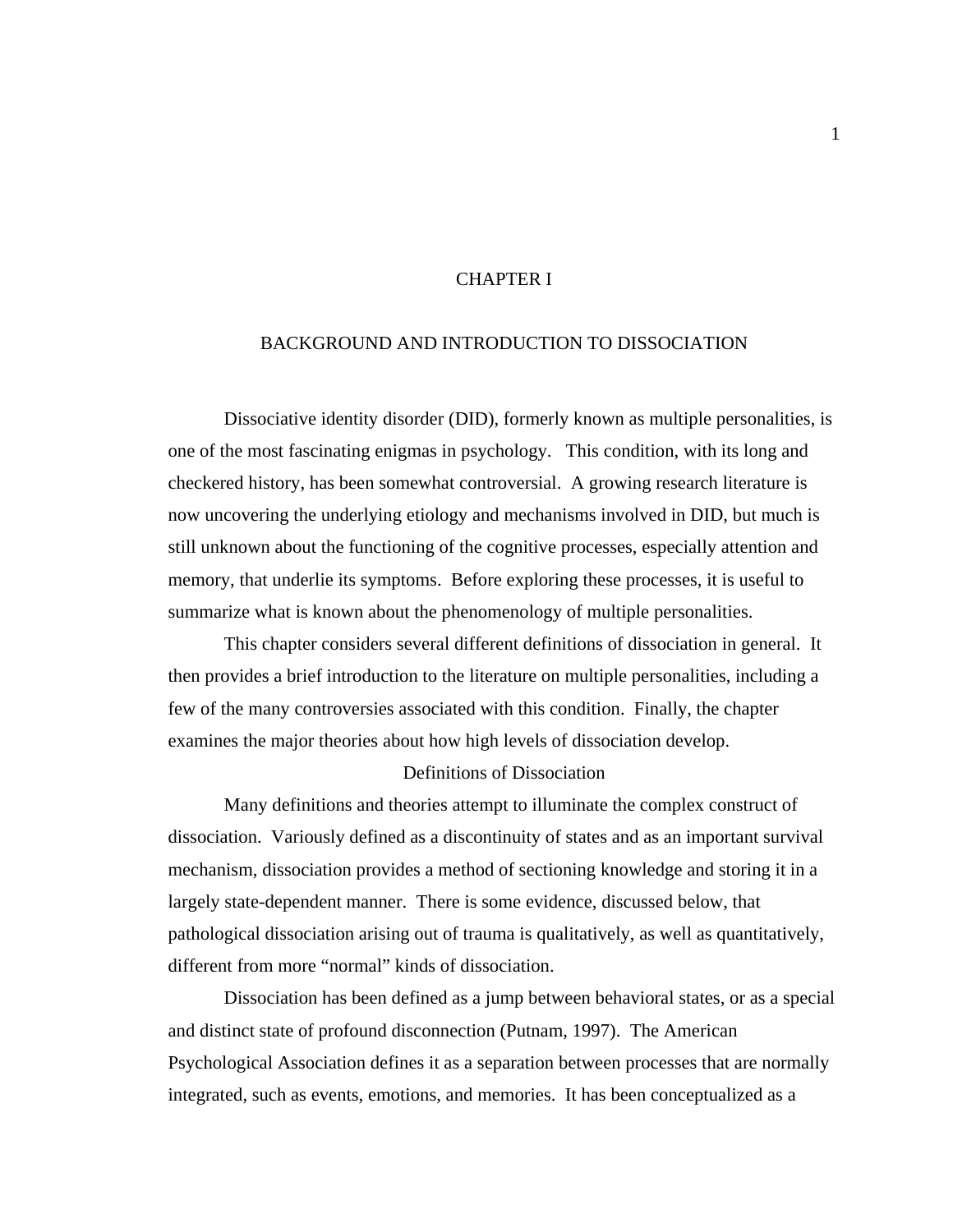# CHAPTER I

# BACKGROUND AND INTRODUCTION TO DISSOCIATION

Dissociative identity disorder (DID), formerly known as multiple personalities, is one of the most fascinating enigmas in psychology. This condition, with its long and checkered history, has been somewhat controversial. A growing research literature is now uncovering the underlying etiology and mechanisms involved in DID, but much is still unknown about the functioning of the cognitive processes, especially attention and memory, that underlie its symptoms. Before exploring these processes, it is useful to summarize what is known about the phenomenology of multiple personalities.

This chapter considers several different definitions of dissociation in general. It then provides a brief introduction to the literature on multiple personalities, including a few of the many controversies associated with this condition. Finally, the chapter examines the major theories about how high levels of dissociation develop.

## Definitions of Dissociation

Many definitions and theories attempt to illuminate the complex construct of dissociation. Variously defined as a discontinuity of states and as an important survival mechanism, dissociation provides a method of sectioning knowledge and storing it in a largely state-dependent manner. There is some evidence, discussed below, that pathological dissociation arising out of trauma is qualitatively, as well as quantitatively, different from more "normal" kinds of dissociation.

Dissociation has been defined as a jump between behavioral states, or as a special and distinct state of profound disconnection (Putnam, 1997). The American Psychological Association defines it as a separation between processes that are normally integrated, such as events, emotions, and memories. It has been conceptualized as a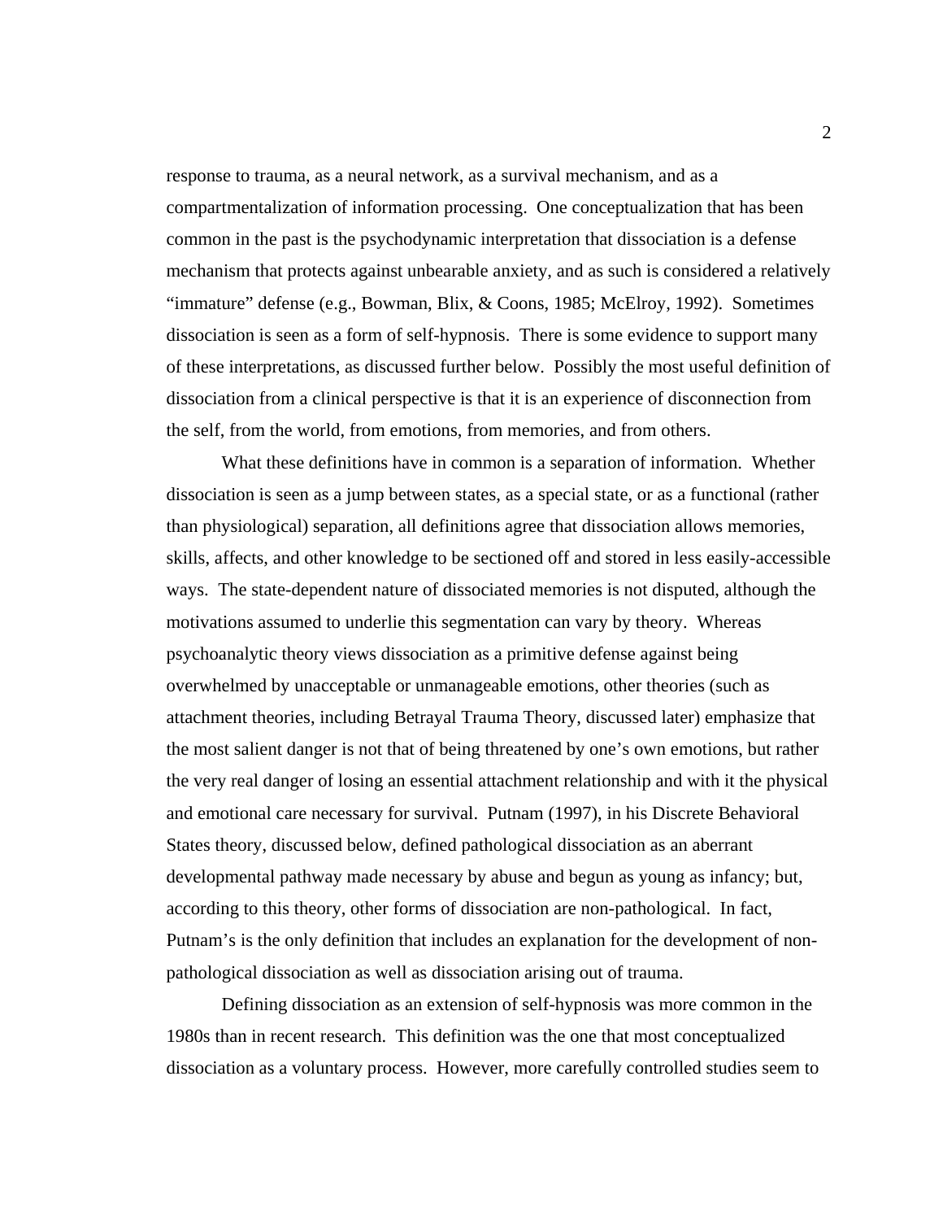response to trauma, as a neural network, as a survival mechanism, and as a compartmentalization of information processing. One conceptualization that has been common in the past is the psychodynamic interpretation that dissociation is a defense mechanism that protects against unbearable anxiety, and as such is considered a relatively "immature" defense (e.g., Bowman, Blix, & Coons, 1985; McElroy, 1992). Sometimes dissociation is seen as a form of self-hypnosis. There is some evidence to support many of these interpretations, as discussed further below. Possibly the most useful definition of dissociation from a clinical perspective is that it is an experience of disconnection from the self, from the world, from emotions, from memories, and from others.

What these definitions have in common is a separation of information. Whether dissociation is seen as a jump between states, as a special state, or as a functional (rather than physiological) separation, all definitions agree that dissociation allows memories, skills, affects, and other knowledge to be sectioned off and stored in less easily-accessible ways. The state-dependent nature of dissociated memories is not disputed, although the motivations assumed to underlie this segmentation can vary by theory. Whereas psychoanalytic theory views dissociation as a primitive defense against being overwhelmed by unacceptable or unmanageable emotions, other theories (such as attachment theories, including Betrayal Trauma Theory, discussed later) emphasize that the most salient danger is not that of being threatened by one's own emotions, but rather the very real danger of losing an essential attachment relationship and with it the physical and emotional care necessary for survival. Putnam (1997), in his Discrete Behavioral States theory, discussed below, defined pathological dissociation as an aberrant developmental pathway made necessary by abuse and begun as young as infancy; but, according to this theory, other forms of dissociation are non-pathological. In fact, Putnam's is the only definition that includes an explanation for the development of non-pathological dissociation as well as dissociation arising out of trauma.

Defining dissociation as an extension of self-hypnosis was more common in the 1980s than in recent research. This definition was the one that most conceptualized dissociation as a voluntary process. However, more carefully controlled studies seem to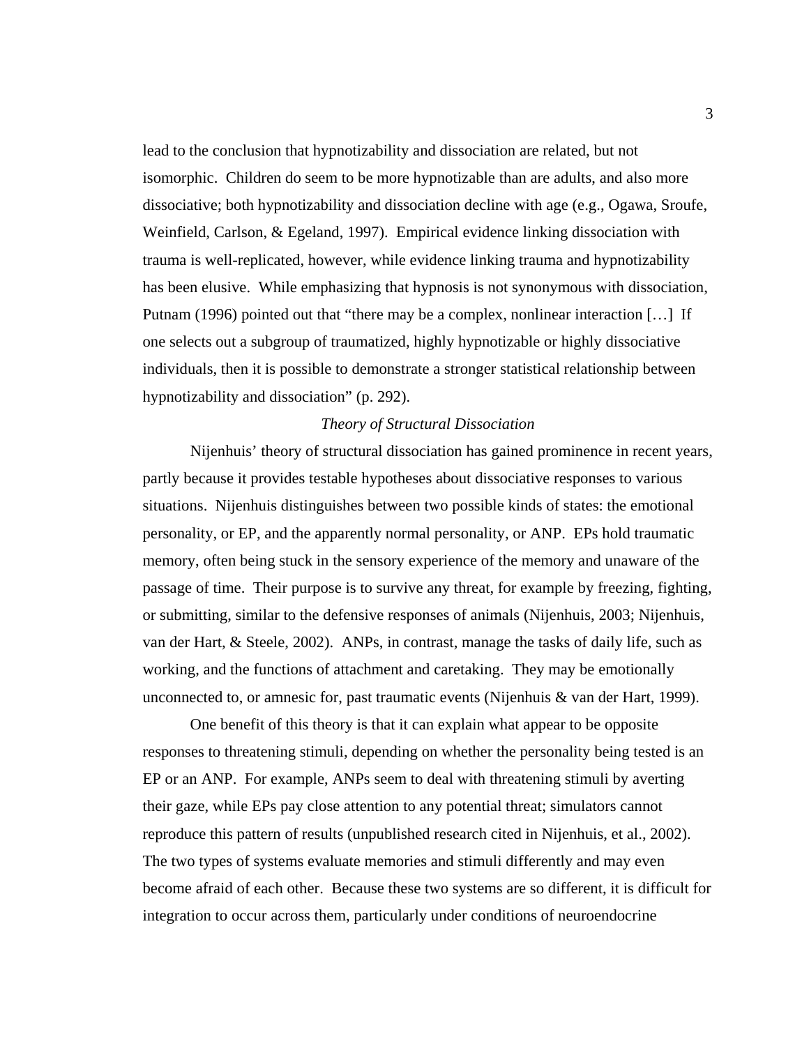lead to the conclusion that hypnotizability and dissociation are related, but not isomorphic. Children do seem to be more hypnotizable than are adults, and also more dissociative; both hypnotizability and dissociation decline with age (e.g., Ogawa, Sroufe, Weinfield, Carlson, & Egeland, 1997). Empirical evidence linking dissociation with trauma is well-replicated, however, while evidence linking trauma and hypnotizability has been elusive. While emphasizing that hypnosis is not synonymous with dissociation, Putnam (1996) pointed out that "there may be a complex, nonlinear interaction […] If one selects out a subgroup of traumatized, highly hypnotizable or highly dissociative individuals, then it is possible to demonstrate a stronger statistical relationship between hypnotizability and dissociation" (p. 292).

### *Theory of Structural Dissociation*

Nijenhuis' theory of structural dissociation has gained prominence in recent years, partly because it provides testable hypotheses about dissociative responses to various situations. Nijenhuis distinguishes between two possible kinds of states: the emotional personality, or EP, and the apparently normal personality, or ANP. EPs hold traumatic memory, often being stuck in the sensory experience of the memory and unaware of the passage of time. Their purpose is to survive any threat, for example by freezing, fighting, or submitting, similar to the defensive responses of animals (Nijenhuis, 2003; Nijenhuis, van der Hart, & Steele, 2002). ANPs, in contrast, manage the tasks of daily life, such as working, and the functions of attachment and caretaking. They may be emotionally unconnected to, or amnesic for, past traumatic events (Nijenhuis & van der Hart, 1999).

One benefit of this theory is that it can explain what appear to be opposite responses to threatening stimuli, depending on whether the personality being tested is an EP or an ANP. For example, ANPs seem to deal with threatening stimuli by averting their gaze, while EPs pay close attention to any potential threat; simulators cannot reproduce this pattern of results (unpublished research cited in Nijenhuis, et al., 2002). The two types of systems evaluate memories and stimuli differently and may even become afraid of each other. Because these two systems are so different, it is difficult for integration to occur across them, particularly under conditions of neuroendocrine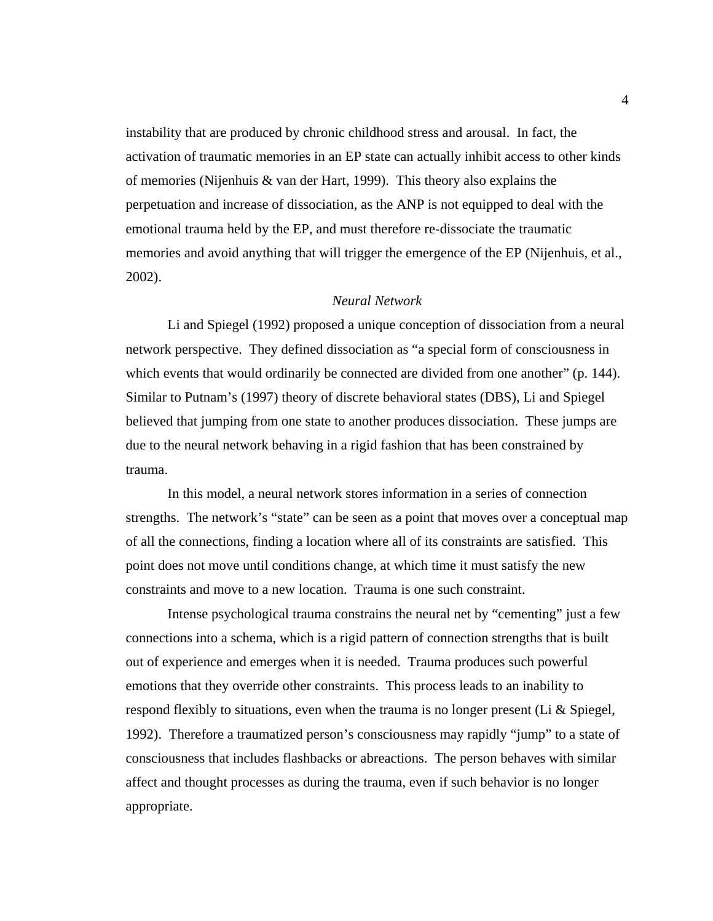instability that are produced by chronic childhood stress and arousal. In fact, the activation of traumatic memories in an EP state can actually inhibit access to other kinds of memories (Nijenhuis & van der Hart, 1999). This theory also explains the perpetuation and increase of dissociation, as the ANP is not equipped to deal with the emotional trauma held by the EP, and must therefore re-dissociate the traumatic memories and avoid anything that will trigger the emergence of the EP (Nijenhuis, et al., 2002).

### *Neural Network*

Li and Spiegel (1992) proposed a unique conception of dissociation from a neural network perspective. They defined dissociation as "a special form of consciousness in which events that would ordinarily be connected are divided from one another" (p. 144). Similar to Putnam's (1997) theory of discrete behavioral states (DBS), Li and Spiegel believed that jumping from one state to another produces dissociation. These jumps are due to the neural network behaving in a rigid fashion that has been constrained by trauma.

In this model, a neural network stores information in a series of connection strengths. The network's "state" can be seen as a point that moves over a conceptual map of all the connections, finding a location where all of its constraints are satisfied. This point does not move until conditions change, at which time it must satisfy the new constraints and move to a new location. Trauma is one such constraint.

Intense psychological trauma constrains the neural net by "cementing" just a few connections into a schema, which is a rigid pattern of connection strengths that is built out of experience and emerges when it is needed. Trauma produces such powerful emotions that they override other constraints. This process leads to an inability to respond flexibly to situations, even when the trauma is no longer present (Li & Spiegel, 1992). Therefore a traumatized person's consciousness may rapidly "jump" to a state of consciousness that includes flashbacks or abreactions. The person behaves with similar affect and thought processes as during the trauma, even if such behavior is no longer appropriate.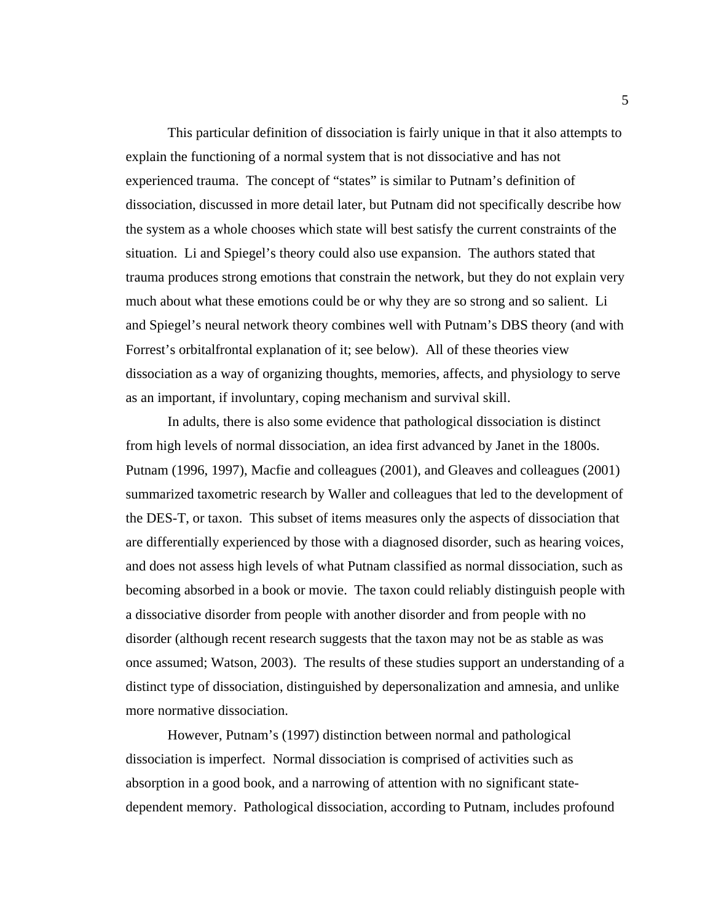This particular definition of dissociation is fairly unique in that it also attempts to explain the functioning of a normal system that is not dissociative and has not experienced trauma. The concept of "states" is similar to Putnam's definition of dissociation, discussed in more detail later, but Putnam did not specifically describe how the system as a whole chooses which state will best satisfy the current constraints of the situation. Li and Spiegel's theory could also use expansion. The authors stated that trauma produces strong emotions that constrain the network, but they do not explain very much about what these emotions could be or why they are so strong and so salient. Li and Spiegel's neural network theory combines well with Putnam's DBS theory (and with Forrest's orbitalfrontal explanation of it; see below). All of these theories view dissociation as a way of organizing thoughts, memories, affects, and physiology to serve as an important, if involuntary, coping mechanism and survival skill.

In adults, there is also some evidence that pathological dissociation is distinct from high levels of normal dissociation, an idea first advanced by Janet in the 1800s. Putnam (1996, 1997), Macfie and colleagues (2001), and Gleaves and colleagues (2001) summarized taxometric research by Waller and colleagues that led to the development of the DES-T, or taxon. This subset of items measures only the aspects of dissociation that are differentially experienced by those with a diagnosed disorder, such as hearing voices, and does not assess high levels of what Putnam classified as normal dissociation, such as becoming absorbed in a book or movie. The taxon could reliably distinguish people with a dissociative disorder from people with another disorder and from people with no disorder (although recent research suggests that the taxon may not be as stable as was once assumed; Watson, 2003). The results of these studies support an understanding of a distinct type of dissociation, distinguished by depersonalization and amnesia, and unlike more normative dissociation.

However, Putnam's (1997) distinction between normal and pathological dissociation is imperfect. Normal dissociation is comprised of activities such as absorption in a good book, and a narrowing of attention with no significant state-dependent memory. Pathological dissociation, according to Putnam, includes profound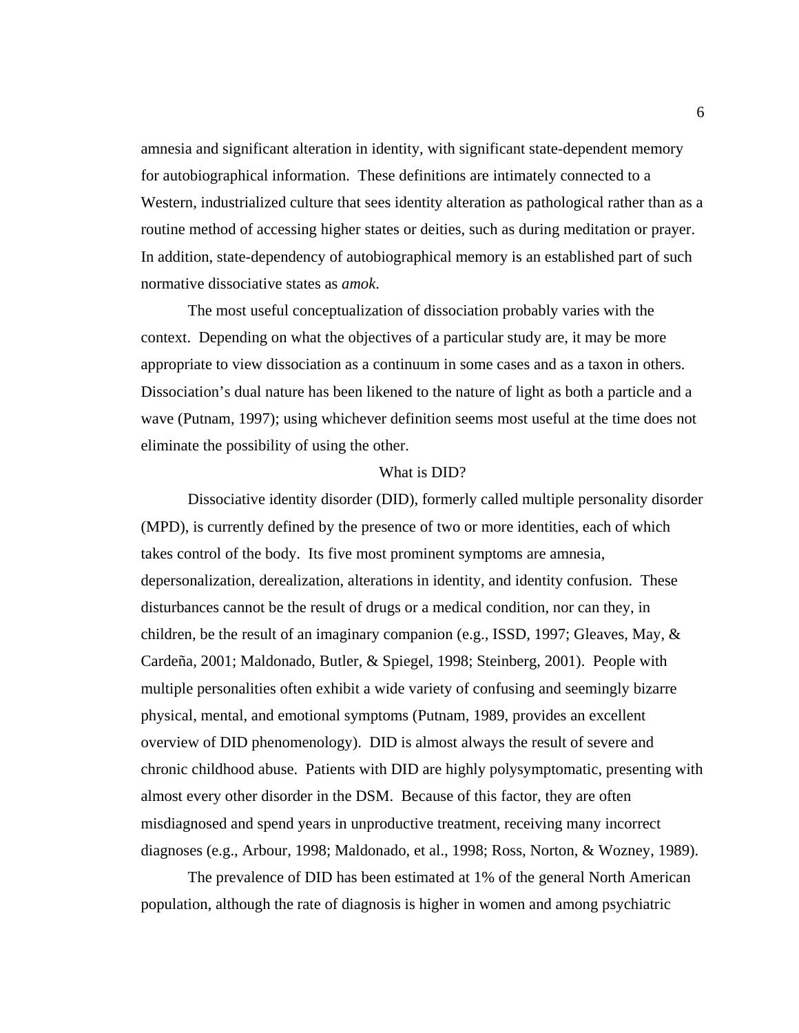amnesia and significant alteration in identity, with significant state-dependent memory for autobiographical information. These definitions are intimately connected to a Western, industrialized culture that sees identity alteration as pathological rather than as a routine method of accessing higher states or deities, such as during meditation or prayer. In addition, state-dependency of autobiographical memory is an established part of such normative dissociative states as *amok*.

The most useful conceptualization of dissociation probably varies with the context. Depending on what the objectives of a particular study are, it may be more appropriate to view dissociation as a continuum in some cases and as a taxon in others. Dissociation's dual nature has been likened to the nature of light as both a particle and a wave (Putnam, 1997); using whichever definition seems most useful at the time does not eliminate the possibility of using the other.

## What is DID?

Dissociative identity disorder (DID), formerly called multiple personality disorder (MPD), is currently defined by the presence of two or more identities, each of which takes control of the body. Its five most prominent symptoms are amnesia, depersonalization, derealization, alterations in identity, and identity confusion. These disturbances cannot be the result of drugs or a medical condition, nor can they, in children, be the result of an imaginary companion (e.g., ISSD, 1997; Gleaves, May, & Cardeña, 2001; Maldonado, Butler, & Spiegel, 1998; Steinberg, 2001). People with multiple personalities often exhibit a wide variety of confusing and seemingly bizarre physical, mental, and emotional symptoms (Putnam, 1989, provides an excellent overview of DID phenomenology). DID is almost always the result of severe and chronic childhood abuse. Patients with DID are highly polysymptomatic, presenting with almost every other disorder in the DSM. Because of this factor, they are often misdiagnosed and spend years in unproductive treatment, receiving many incorrect diagnoses (e.g., Arbour, 1998; Maldonado, et al., 1998; Ross, Norton, & Wozney, 1989).

The prevalence of DID has been estimated at 1% of the general North American population, although the rate of diagnosis is higher in women and among psychiatric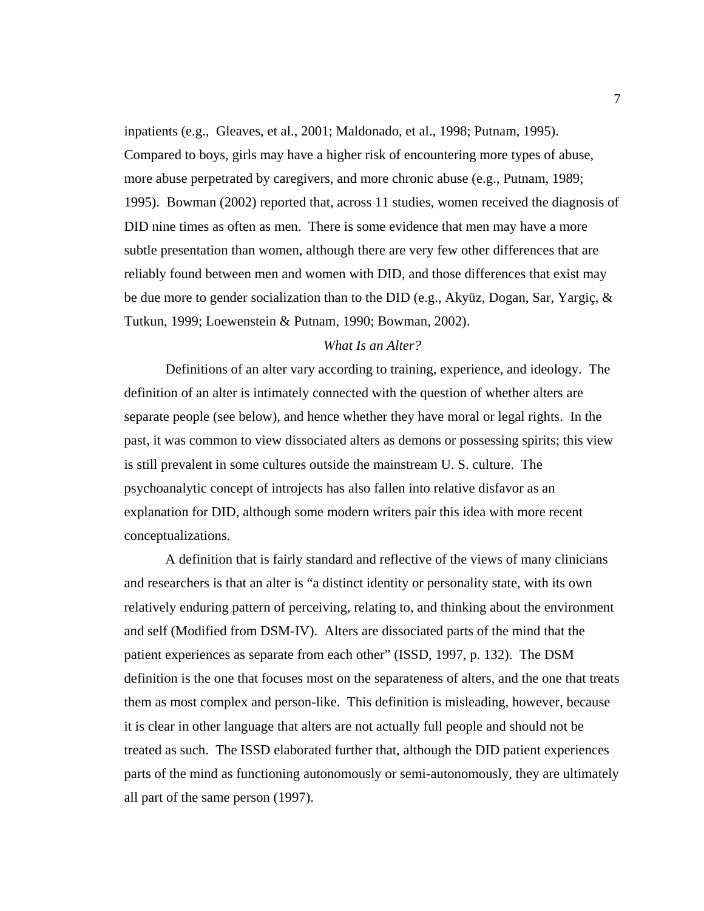inpatients (e.g.,  Gleaves, et al., 2001; Maldonado, et al., 1998; Putnam, 1995). Compared to boys, girls may have a higher risk of encountering more types of abuse, more abuse perpetrated by caregivers, and more chronic abuse (e.g., Putnam, 1989; 1995).  Bowman (2002) reported that, across 11 studies, women received the diagnosis of DID nine times as often as men.  There is some evidence that men may have a more subtle presentation than women, although there are very few other differences that are reliably found between men and women with DID, and those differences that exist may be due more to gender socialization than to the DID (e.g., Akyüz, Dogan, Sar, Yargiç, & Tutkun, 1999; Loewenstein & Putnam, 1990; Bowman, 2002).

### *What Is an Alter?*

Definitions of an alter vary according to training, experience, and ideology.  The definition of an alter is intimately connected with the question of whether alters are separate people (see below), and hence whether they have moral or legal rights.  In the past, it was common to view dissociated alters as demons or possessing spirits; this view is still prevalent in some cultures outside the mainstream U. S. culture.  The psychoanalytic concept of introjects has also fallen into relative disfavor as an explanation for DID, although some modern writers pair this idea with more recent conceptualizations.

A definition that is fairly standard and reflective of the views of many clinicians and researchers is that an alter is "a distinct identity or personality state, with its own relatively enduring pattern of perceiving, relating to, and thinking about the environment and self (Modified from DSM-IV).  Alters are dissociated parts of the mind that the patient experiences as separate from each other" (ISSD, 1997, p. 132).  The DSM definition is the one that focuses most on the separateness of alters, and the one that treats them as most complex and person-like.  This definition is misleading, however, because it is clear in other language that alters are not actually full people and should not be treated as such.  The ISSD elaborated further that, although the DID patient experiences parts of the mind as functioning autonomously or semi-autonomously, they are ultimately all part of the same person (1997).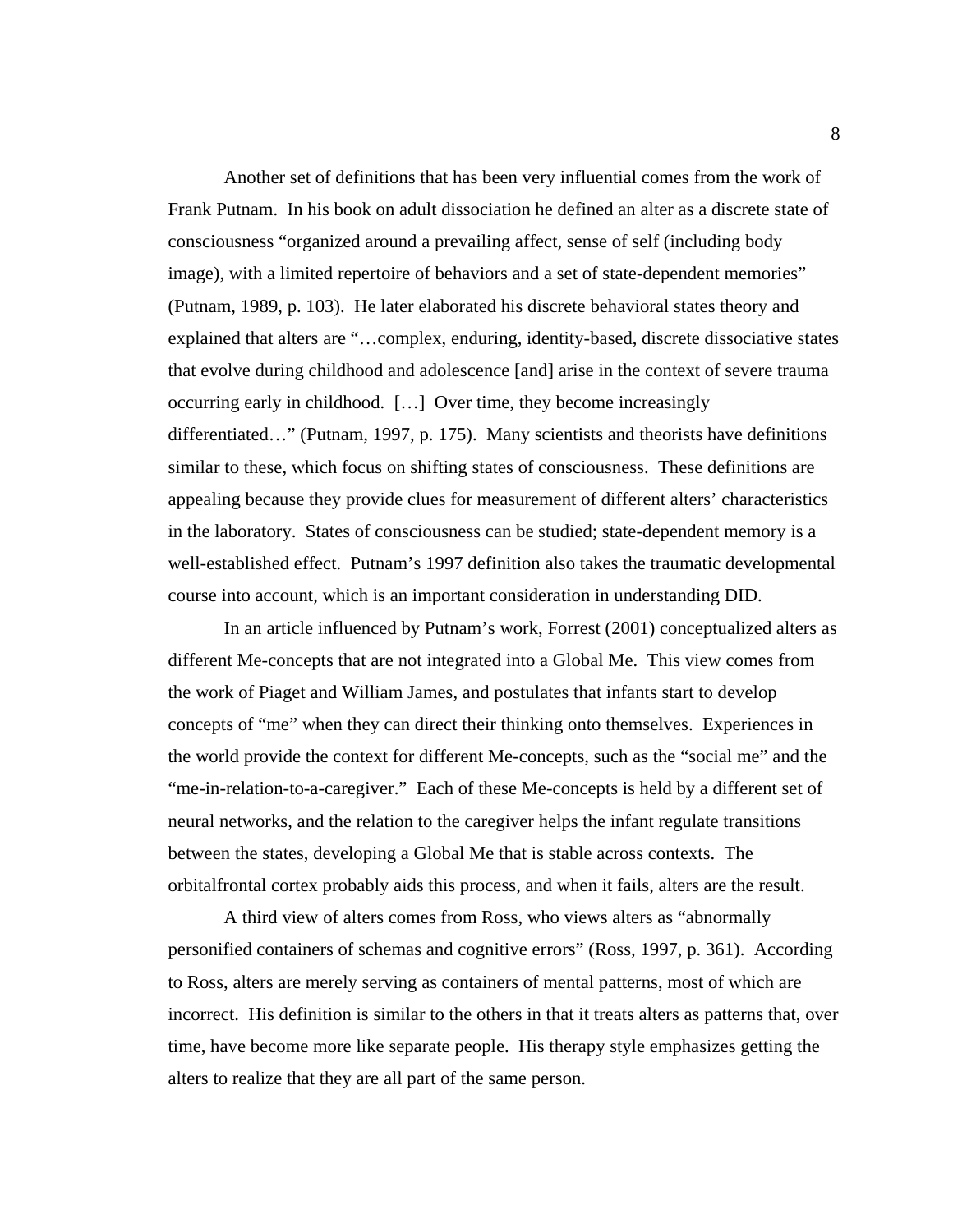Another set of definitions that has been very influential comes from the work of Frank Putnam. In his book on adult dissociation he defined an alter as a discrete state of consciousness "organized around a prevailing affect, sense of self (including body image), with a limited repertoire of behaviors and a set of state-dependent memories" (Putnam, 1989, p. 103). He later elaborated his discrete behavioral states theory and explained that alters are "…complex, enduring, identity-based, discrete dissociative states that evolve during childhood and adolescence [and] arise in the context of severe trauma occurring early in childhood. […] Over time, they become increasingly differentiated…" (Putnam, 1997, p. 175). Many scientists and theorists have definitions similar to these, which focus on shifting states of consciousness. These definitions are appealing because they provide clues for measurement of different alters' characteristics in the laboratory. States of consciousness can be studied; state-dependent memory is a well-established effect. Putnam's 1997 definition also takes the traumatic developmental course into account, which is an important consideration in understanding DID.

In an article influenced by Putnam's work, Forrest (2001) conceptualized alters as different Me-concepts that are not integrated into a Global Me. This view comes from the work of Piaget and William James, and postulates that infants start to develop concepts of "me" when they can direct their thinking onto themselves. Experiences in the world provide the context for different Me-concepts, such as the "social me" and the "me-in-relation-to-a-caregiver." Each of these Me-concepts is held by a different set of neural networks, and the relation to the caregiver helps the infant regulate transitions between the states, developing a Global Me that is stable across contexts. The orbitalfrontal cortex probably aids this process, and when it fails, alters are the result.

A third view of alters comes from Ross, who views alters as "abnormally personified containers of schemas and cognitive errors" (Ross, 1997, p. 361). According to Ross, alters are merely serving as containers of mental patterns, most of which are incorrect. His definition is similar to the others in that it treats alters as patterns that, over time, have become more like separate people. His therapy style emphasizes getting the alters to realize that they are all part of the same person.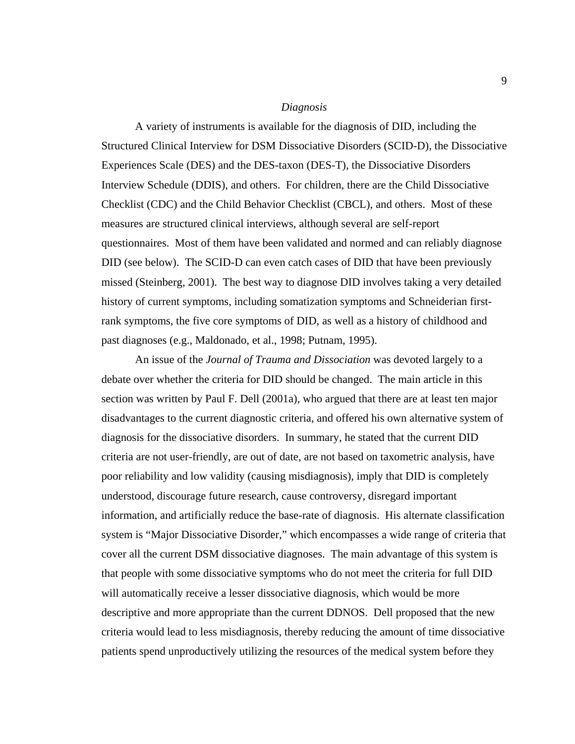*Diagnosis*

A variety of instruments is available for the diagnosis of DID, including the Structured Clinical Interview for DSM Dissociative Disorders (SCID-D), the Dissociative Experiences Scale (DES) and the DES-taxon (DES-T), the Dissociative Disorders Interview Schedule (DDIS), and others. For children, there are the Child Dissociative Checklist (CDC) and the Child Behavior Checklist (CBCL), and others. Most of these measures are structured clinical interviews, although several are self-report questionnaires. Most of them have been validated and normed and can reliably diagnose DID (see below). The SCID-D can even catch cases of DID that have been previously missed (Steinberg, 2001). The best way to diagnose DID involves taking a very detailed history of current symptoms, including somatization symptoms and Schneiderian first-rank symptoms, the five core symptoms of DID, as well as a history of childhood and past diagnoses (e.g., Maldonado, et al., 1998; Putnam, 1995).

An issue of the *Journal of Trauma and Dissociation* was devoted largely to a debate over whether the criteria for DID should be changed. The main article in this section was written by Paul F. Dell (2001a), who argued that there are at least ten major disadvantages to the current diagnostic criteria, and offered his own alternative system of diagnosis for the dissociative disorders. In summary, he stated that the current DID criteria are not user-friendly, are out of date, are not based on taxometric analysis, have poor reliability and low validity (causing misdiagnosis), imply that DID is completely understood, discourage future research, cause controversy, disregard important information, and artificially reduce the base-rate of diagnosis. His alternate classification system is "Major Dissociative Disorder," which encompasses a wide range of criteria that cover all the current DSM dissociative diagnoses. The main advantage of this system is that people with some dissociative symptoms who do not meet the criteria for full DID will automatically receive a lesser dissociative diagnosis, which would be more descriptive and more appropriate than the current DDNOS. Dell proposed that the new criteria would lead to less misdiagnosis, thereby reducing the amount of time dissociative patients spend unproductively utilizing the resources of the medical system before they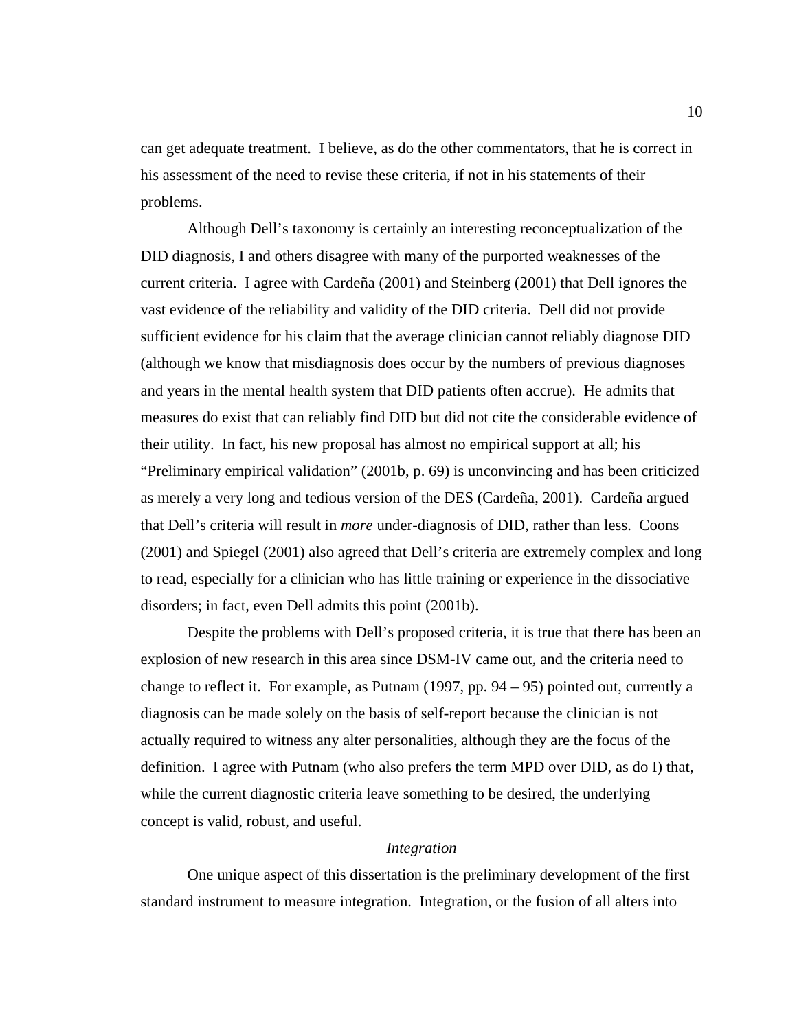can get adequate treatment. I believe, as do the other commentators, that he is correct in his assessment of the need to revise these criteria, if not in his statements of their problems.

Although Dell's taxonomy is certainly an interesting reconceptualization of the DID diagnosis, I and others disagree with many of the purported weaknesses of the current criteria. I agree with Cardeña (2001) and Steinberg (2001) that Dell ignores the vast evidence of the reliability and validity of the DID criteria. Dell did not provide sufficient evidence for his claim that the average clinician cannot reliably diagnose DID (although we know that misdiagnosis does occur by the numbers of previous diagnoses and years in the mental health system that DID patients often accrue). He admits that measures do exist that can reliably find DID but did not cite the considerable evidence of their utility. In fact, his new proposal has almost no empirical support at all; his "Preliminary empirical validation" (2001b, p. 69) is unconvincing and has been criticized as merely a very long and tedious version of the DES (Cardeña, 2001). Cardeña argued that Dell's criteria will result in *more* under-diagnosis of DID, rather than less. Coons (2001) and Spiegel (2001) also agreed that Dell's criteria are extremely complex and long to read, especially for a clinician who has little training or experience in the dissociative disorders; in fact, even Dell admits this point (2001b).

Despite the problems with Dell's proposed criteria, it is true that there has been an explosion of new research in this area since DSM-IV came out, and the criteria need to change to reflect it. For example, as Putnam (1997, pp. 94 – 95) pointed out, currently a diagnosis can be made solely on the basis of self-report because the clinician is not actually required to witness any alter personalities, although they are the focus of the definition. I agree with Putnam (who also prefers the term MPD over DID, as do I) that, while the current diagnostic criteria leave something to be desired, the underlying concept is valid, robust, and useful.

### *Integration*

One unique aspect of this dissertation is the preliminary development of the first standard instrument to measure integration. Integration, or the fusion of all alters into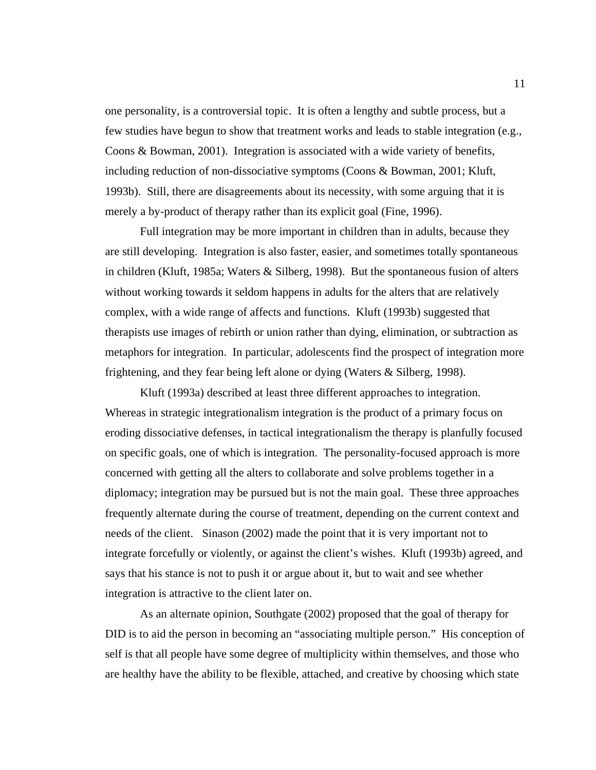one personality, is a controversial topic. It is often a lengthy and subtle process, but a few studies have begun to show that treatment works and leads to stable integration (e.g., Coons & Bowman, 2001). Integration is associated with a wide variety of benefits, including reduction of non-dissociative symptoms (Coons & Bowman, 2001; Kluft, 1993b). Still, there are disagreements about its necessity, with some arguing that it is merely a by-product of therapy rather than its explicit goal (Fine, 1996).

Full integration may be more important in children than in adults, because they are still developing. Integration is also faster, easier, and sometimes totally spontaneous in children (Kluft, 1985a; Waters & Silberg, 1998). But the spontaneous fusion of alters without working towards it seldom happens in adults for the alters that are relatively complex, with a wide range of affects and functions. Kluft (1993b) suggested that therapists use images of rebirth or union rather than dying, elimination, or subtraction as metaphors for integration. In particular, adolescents find the prospect of integration more frightening, and they fear being left alone or dying (Waters & Silberg, 1998).

Kluft (1993a) described at least three different approaches to integration. Whereas in strategic integrationalism integration is the product of a primary focus on eroding dissociative defenses, in tactical integrationalism the therapy is planfully focused on specific goals, one of which is integration. The personality-focused approach is more concerned with getting all the alters to collaborate and solve problems together in a diplomacy; integration may be pursued but is not the main goal. These three approaches frequently alternate during the course of treatment, depending on the current context and needs of the client. Sinason (2002) made the point that it is very important not to integrate forcefully or violently, or against the client's wishes. Kluft (1993b) agreed, and says that his stance is not to push it or argue about it, but to wait and see whether integration is attractive to the client later on.

As an alternate opinion, Southgate (2002) proposed that the goal of therapy for DID is to aid the person in becoming an "associating multiple person." His conception of self is that all people have some degree of multiplicity within themselves, and those who are healthy have the ability to be flexible, attached, and creative by choosing which state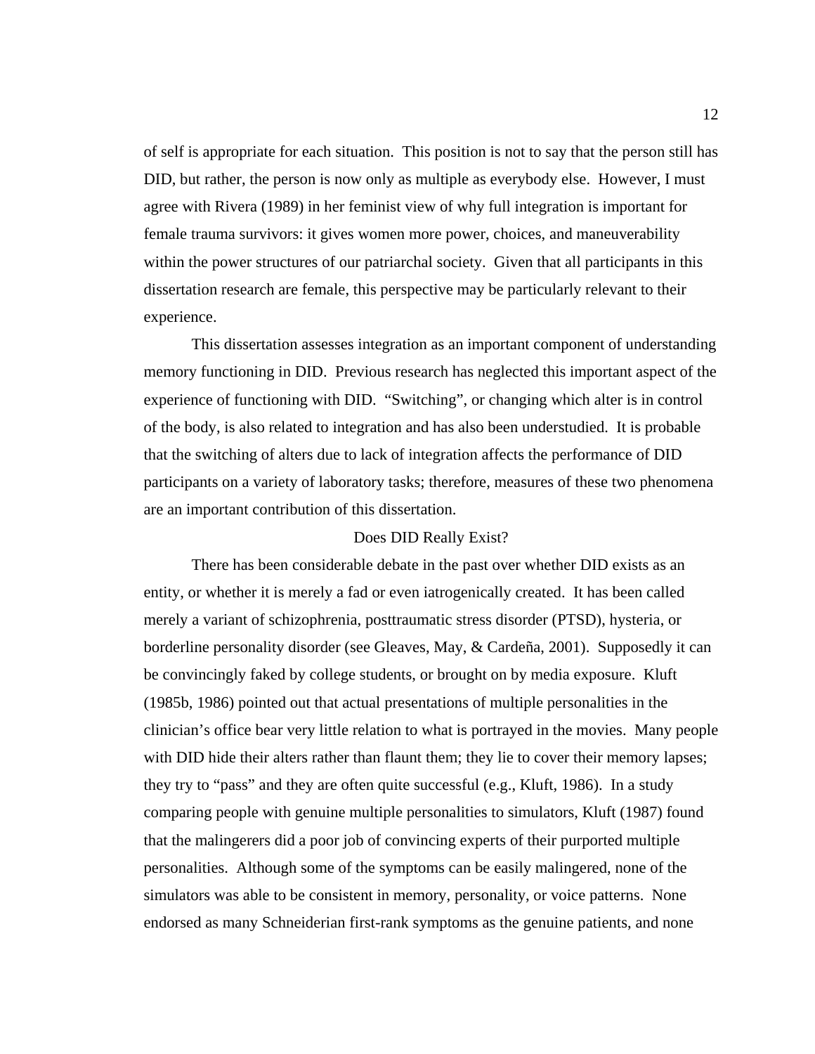of self is appropriate for each situation. This position is not to say that the person still has DID, but rather, the person is now only as multiple as everybody else. However, I must agree with Rivera (1989) in her feminist view of why full integration is important for female trauma survivors: it gives women more power, choices, and maneuverability within the power structures of our patriarchal society. Given that all participants in this dissertation research are female, this perspective may be particularly relevant to their experience.

This dissertation assesses integration as an important component of understanding memory functioning in DID. Previous research has neglected this important aspect of the experience of functioning with DID. "Switching", or changing which alter is in control of the body, is also related to integration and has also been understudied. It is probable that the switching of alters due to lack of integration affects the performance of DID participants on a variety of laboratory tasks; therefore, measures of these two phenomena are an important contribution of this dissertation.

## Does DID Really Exist?

There has been considerable debate in the past over whether DID exists as an entity, or whether it is merely a fad or even iatrogenically created. It has been called merely a variant of schizophrenia, posttraumatic stress disorder (PTSD), hysteria, or borderline personality disorder (see Gleaves, May, & Cardeña, 2001). Supposedly it can be convincingly faked by college students, or brought on by media exposure. Kluft (1985b, 1986) pointed out that actual presentations of multiple personalities in the clinician's office bear very little relation to what is portrayed in the movies. Many people with DID hide their alters rather than flaunt them; they lie to cover their memory lapses; they try to "pass" and they are often quite successful (e.g., Kluft, 1986). In a study comparing people with genuine multiple personalities to simulators, Kluft (1987) found that the malingerers did a poor job of convincing experts of their purported multiple personalities. Although some of the symptoms can be easily malingered, none of the simulators was able to be consistent in memory, personality, or voice patterns. None endorsed as many Schneiderian first-rank symptoms as the genuine patients, and none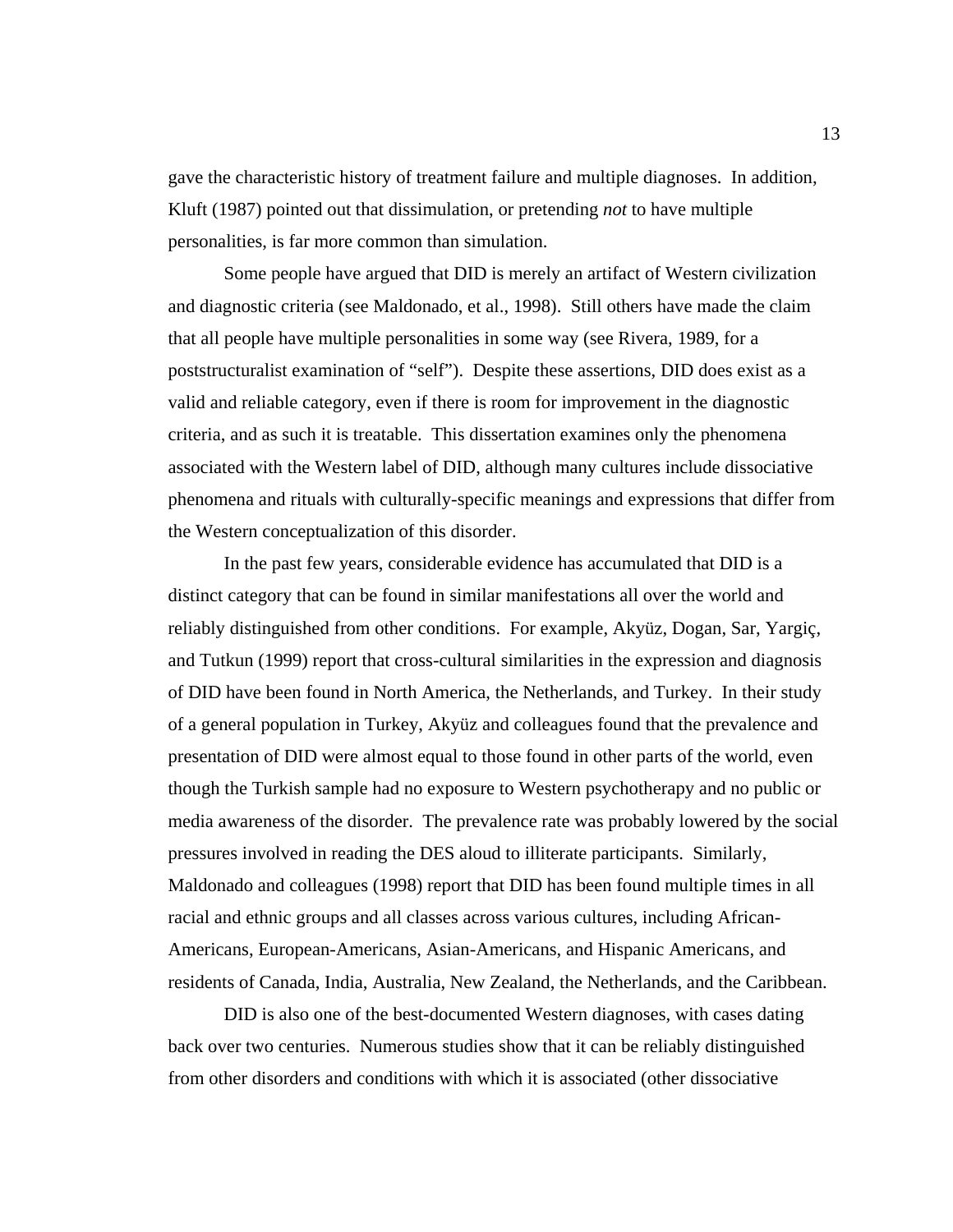gave the characteristic history of treatment failure and multiple diagnoses. In addition, Kluft (1987) pointed out that dissimulation, or pretending *not* to have multiple personalities, is far more common than simulation.

Some people have argued that DID is merely an artifact of Western civilization and diagnostic criteria (see Maldonado, et al., 1998). Still others have made the claim that all people have multiple personalities in some way (see Rivera, 1989, for a poststructuralist examination of "self"). Despite these assertions, DID does exist as a valid and reliable category, even if there is room for improvement in the diagnostic criteria, and as such it is treatable. This dissertation examines only the phenomena associated with the Western label of DID, although many cultures include dissociative phenomena and rituals with culturally-specific meanings and expressions that differ from the Western conceptualization of this disorder.

In the past few years, considerable evidence has accumulated that DID is a distinct category that can be found in similar manifestations all over the world and reliably distinguished from other conditions. For example, Akyüz, Dogan, Sar, Yargiç, and Tutkun (1999) report that cross-cultural similarities in the expression and diagnosis of DID have been found in North America, the Netherlands, and Turkey. In their study of a general population in Turkey, Akyüz and colleagues found that the prevalence and presentation of DID were almost equal to those found in other parts of the world, even though the Turkish sample had no exposure to Western psychotherapy and no public or media awareness of the disorder. The prevalence rate was probably lowered by the social pressures involved in reading the DES aloud to illiterate participants. Similarly, Maldonado and colleagues (1998) report that DID has been found multiple times in all racial and ethnic groups and all classes across various cultures, including African-Americans, European-Americans, Asian-Americans, and Hispanic Americans, and residents of Canada, India, Australia, New Zealand, the Netherlands, and the Caribbean.

DID is also one of the best-documented Western diagnoses, with cases dating back over two centuries. Numerous studies show that it can be reliably distinguished from other disorders and conditions with which it is associated (other dissociative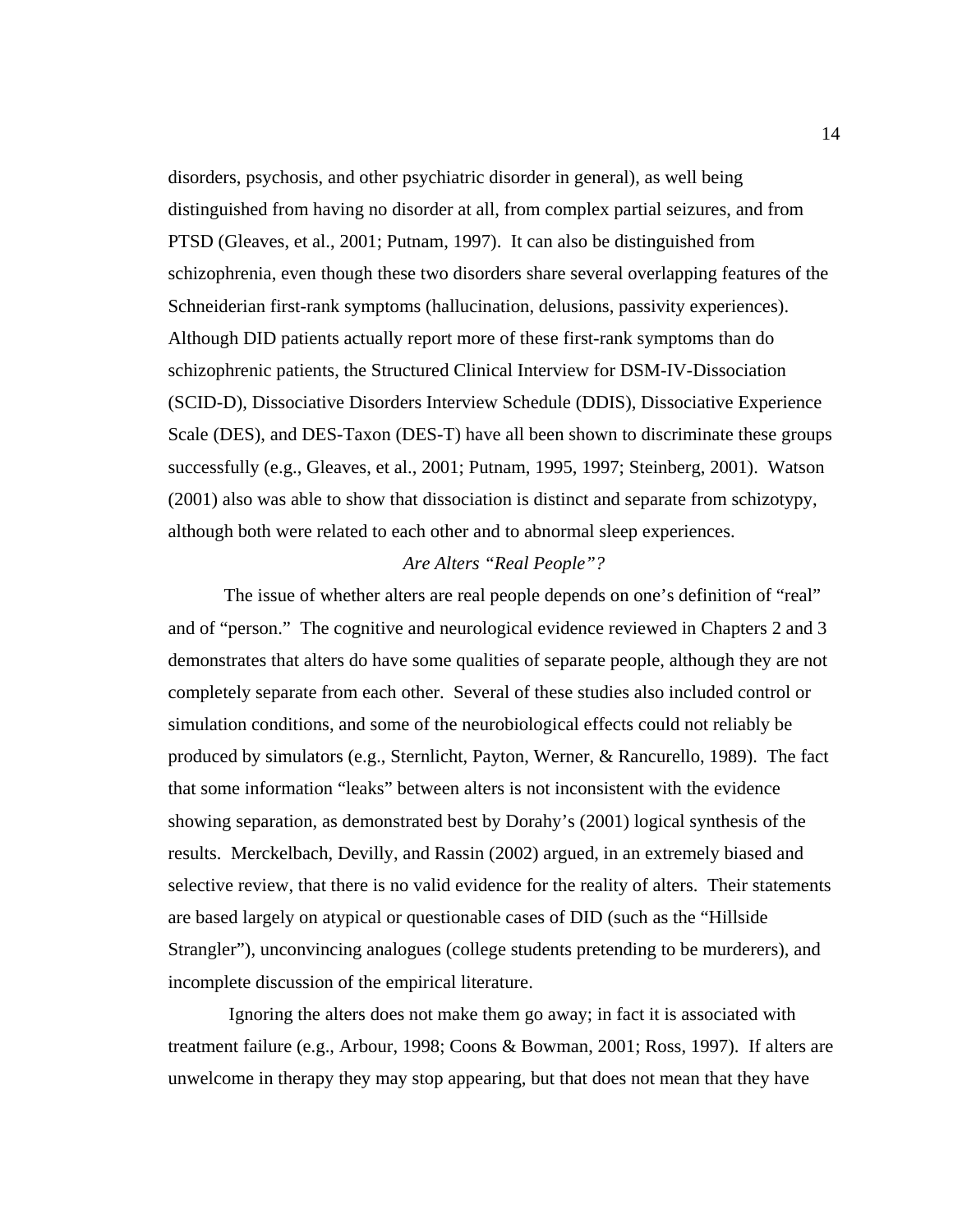disorders, psychosis, and other psychiatric disorder in general), as well being distinguished from having no disorder at all, from complex partial seizures, and from PTSD (Gleaves, et al., 2001; Putnam, 1997). It can also be distinguished from schizophrenia, even though these two disorders share several overlapping features of the Schneiderian first-rank symptoms (hallucination, delusions, passivity experiences). Although DID patients actually report more of these first-rank symptoms than do schizophrenic patients, the Structured Clinical Interview for DSM-IV-Dissociation (SCID-D), Dissociative Disorders Interview Schedule (DDIS), Dissociative Experience Scale (DES), and DES-Taxon (DES-T) have all been shown to discriminate these groups successfully (e.g., Gleaves, et al., 2001; Putnam, 1995, 1997; Steinberg, 2001). Watson (2001) also was able to show that dissociation is distinct and separate from schizotypy, although both were related to each other and to abnormal sleep experiences.

### *Are Alters "Real People"?*

The issue of whether alters are real people depends on one's definition of "real" and of "person." The cognitive and neurological evidence reviewed in Chapters 2 and 3 demonstrates that alters do have some qualities of separate people, although they are not completely separate from each other. Several of these studies also included control or simulation conditions, and some of the neurobiological effects could not reliably be produced by simulators (e.g., Sternlicht, Payton, Werner, & Rancurello, 1989). The fact that some information "leaks" between alters is not inconsistent with the evidence showing separation, as demonstrated best by Dorahy's (2001) logical synthesis of the results. Merckelbach, Devilly, and Rassin (2002) argued, in an extremely biased and selective review, that there is no valid evidence for the reality of alters. Their statements are based largely on atypical or questionable cases of DID (such as the "Hillside Strangler"), unconvincing analogues (college students pretending to be murderers), and incomplete discussion of the empirical literature.

Ignoring the alters does not make them go away; in fact it is associated with treatment failure (e.g., Arbour, 1998; Coons & Bowman, 2001; Ross, 1997). If alters are unwelcome in therapy they may stop appearing, but that does not mean that they have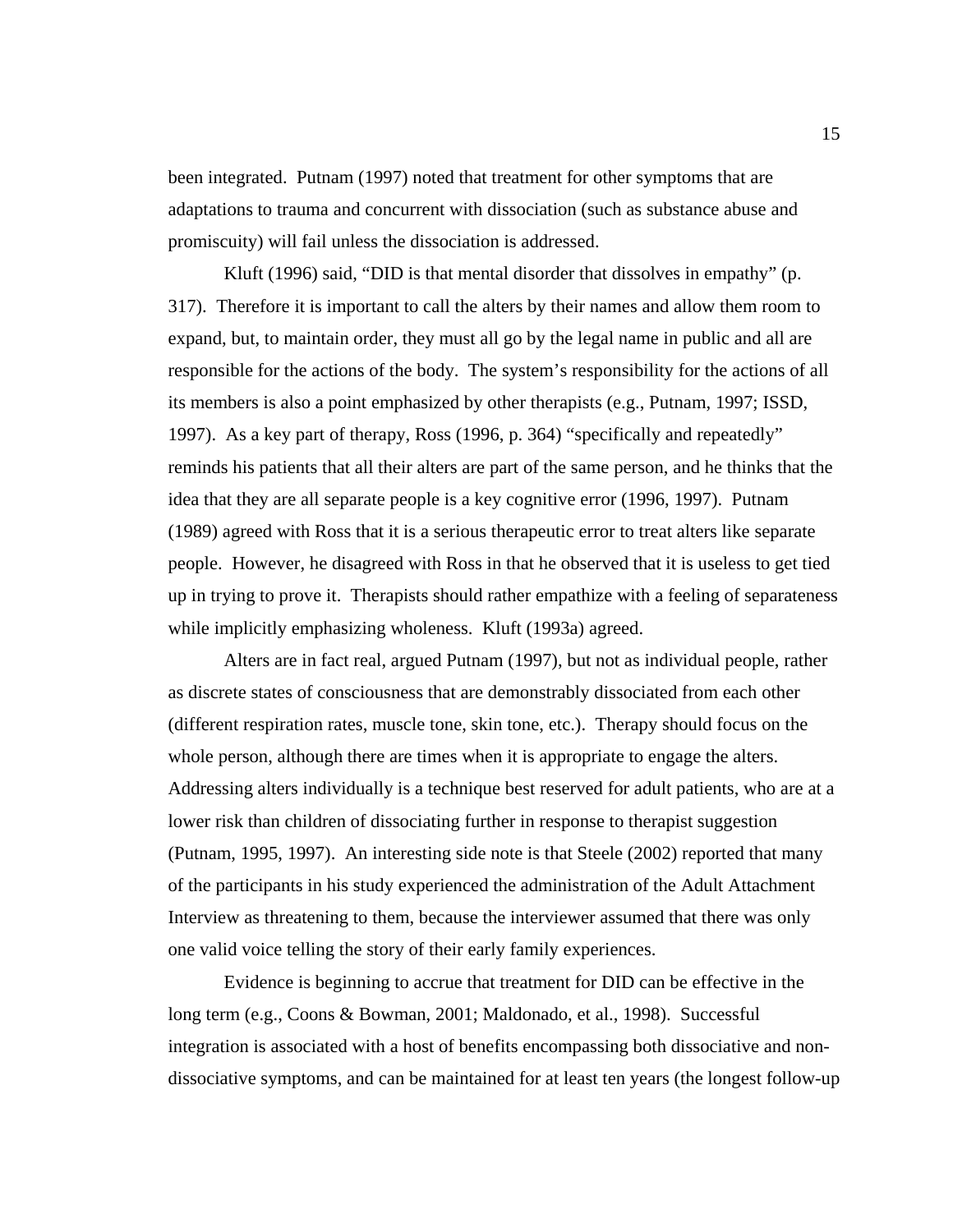been integrated. Putnam (1997) noted that treatment for other symptoms that are adaptations to trauma and concurrent with dissociation (such as substance abuse and promiscuity) will fail unless the dissociation is addressed.

Kluft (1996) said, "DID is that mental disorder that dissolves in empathy" (p. 317). Therefore it is important to call the alters by their names and allow them room to expand, but, to maintain order, they must all go by the legal name in public and all are responsible for the actions of the body. The system's responsibility for the actions of all its members is also a point emphasized by other therapists (e.g., Putnam, 1997; ISSD, 1997). As a key part of therapy, Ross (1996, p. 364) "specifically and repeatedly" reminds his patients that all their alters are part of the same person, and he thinks that the idea that they are all separate people is a key cognitive error (1996, 1997). Putnam (1989) agreed with Ross that it is a serious therapeutic error to treat alters like separate people. However, he disagreed with Ross in that he observed that it is useless to get tied up in trying to prove it. Therapists should rather empathize with a feeling of separateness while implicitly emphasizing wholeness. Kluft (1993a) agreed.

Alters are in fact real, argued Putnam (1997), but not as individual people, rather as discrete states of consciousness that are demonstrably dissociated from each other (different respiration rates, muscle tone, skin tone, etc.). Therapy should focus on the whole person, although there are times when it is appropriate to engage the alters. Addressing alters individually is a technique best reserved for adult patients, who are at a lower risk than children of dissociating further in response to therapist suggestion (Putnam, 1995, 1997). An interesting side note is that Steele (2002) reported that many of the participants in his study experienced the administration of the Adult Attachment Interview as threatening to them, because the interviewer assumed that there was only one valid voice telling the story of their early family experiences.

Evidence is beginning to accrue that treatment for DID can be effective in the long term (e.g., Coons & Bowman, 2001; Maldonado, et al., 1998). Successful integration is associated with a host of benefits encompassing both dissociative and non-dissociative symptoms, and can be maintained for at least ten years (the longest follow-up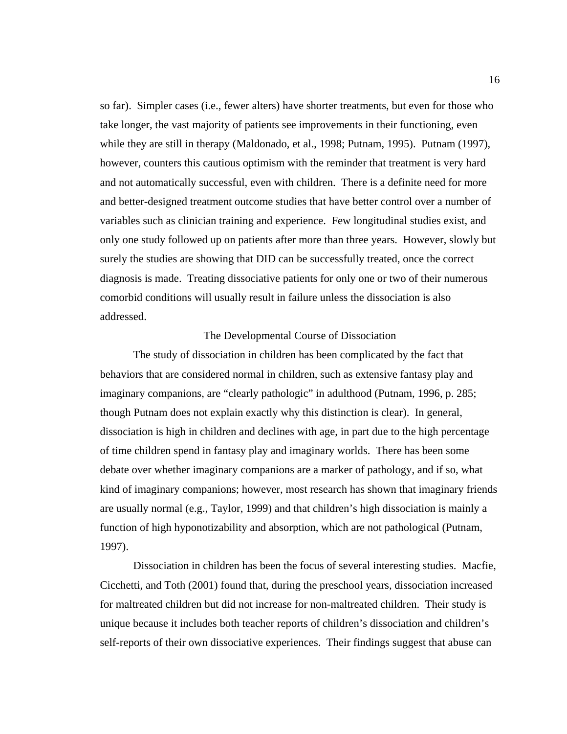so far). Simpler cases (i.e., fewer alters) have shorter treatments, but even for those who take longer, the vast majority of patients see improvements in their functioning, even while they are still in therapy (Maldonado, et al., 1998; Putnam, 1995). Putnam (1997), however, counters this cautious optimism with the reminder that treatment is very hard and not automatically successful, even with children. There is a definite need for more and better-designed treatment outcome studies that have better control over a number of variables such as clinician training and experience. Few longitudinal studies exist, and only one study followed up on patients after more than three years. However, slowly but surely the studies are showing that DID can be successfully treated, once the correct diagnosis is made. Treating dissociative patients for only one or two of their numerous comorbid conditions will usually result in failure unless the dissociation is also addressed.

## The Developmental Course of Dissociation

The study of dissociation in children has been complicated by the fact that behaviors that are considered normal in children, such as extensive fantasy play and imaginary companions, are "clearly pathologic" in adulthood (Putnam, 1996, p. 285; though Putnam does not explain exactly why this distinction is clear). In general, dissociation is high in children and declines with age, in part due to the high percentage of time children spend in fantasy play and imaginary worlds. There has been some debate over whether imaginary companions are a marker of pathology, and if so, what kind of imaginary companions; however, most research has shown that imaginary friends are usually normal (e.g., Taylor, 1999) and that children's high dissociation is mainly a function of high hyponotizability and absorption, which are not pathological (Putnam, 1997).

Dissociation in children has been the focus of several interesting studies. Macfie, Cicchetti, and Toth (2001) found that, during the preschool years, dissociation increased for maltreated children but did not increase for non-maltreated children. Their study is unique because it includes both teacher reports of children's dissociation and children's self-reports of their own dissociative experiences. Their findings suggest that abuse can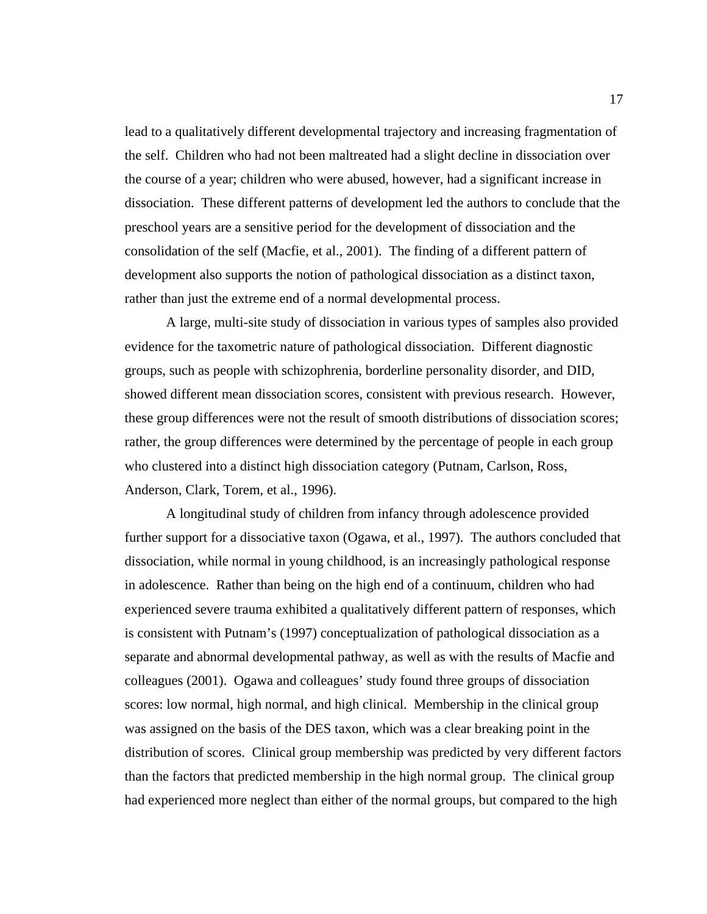lead to a qualitatively different developmental trajectory and increasing fragmentation of the self. Children who had not been maltreated had a slight decline in dissociation over the course of a year; children who were abused, however, had a significant increase in dissociation. These different patterns of development led the authors to conclude that the preschool years are a sensitive period for the development of dissociation and the consolidation of the self (Macfie, et al., 2001). The finding of a different pattern of development also supports the notion of pathological dissociation as a distinct taxon, rather than just the extreme end of a normal developmental process.

A large, multi-site study of dissociation in various types of samples also provided evidence for the taxometric nature of pathological dissociation. Different diagnostic groups, such as people with schizophrenia, borderline personality disorder, and DID, showed different mean dissociation scores, consistent with previous research. However, these group differences were not the result of smooth distributions of dissociation scores; rather, the group differences were determined by the percentage of people in each group who clustered into a distinct high dissociation category (Putnam, Carlson, Ross, Anderson, Clark, Torem, et al., 1996).

A longitudinal study of children from infancy through adolescence provided further support for a dissociative taxon (Ogawa, et al., 1997). The authors concluded that dissociation, while normal in young childhood, is an increasingly pathological response in adolescence. Rather than being on the high end of a continuum, children who had experienced severe trauma exhibited a qualitatively different pattern of responses, which is consistent with Putnam's (1997) conceptualization of pathological dissociation as a separate and abnormal developmental pathway, as well as with the results of Macfie and colleagues (2001). Ogawa and colleagues' study found three groups of dissociation scores: low normal, high normal, and high clinical. Membership in the clinical group was assigned on the basis of the DES taxon, which was a clear breaking point in the distribution of scores. Clinical group membership was predicted by very different factors than the factors that predicted membership in the high normal group. The clinical group had experienced more neglect than either of the normal groups, but compared to the high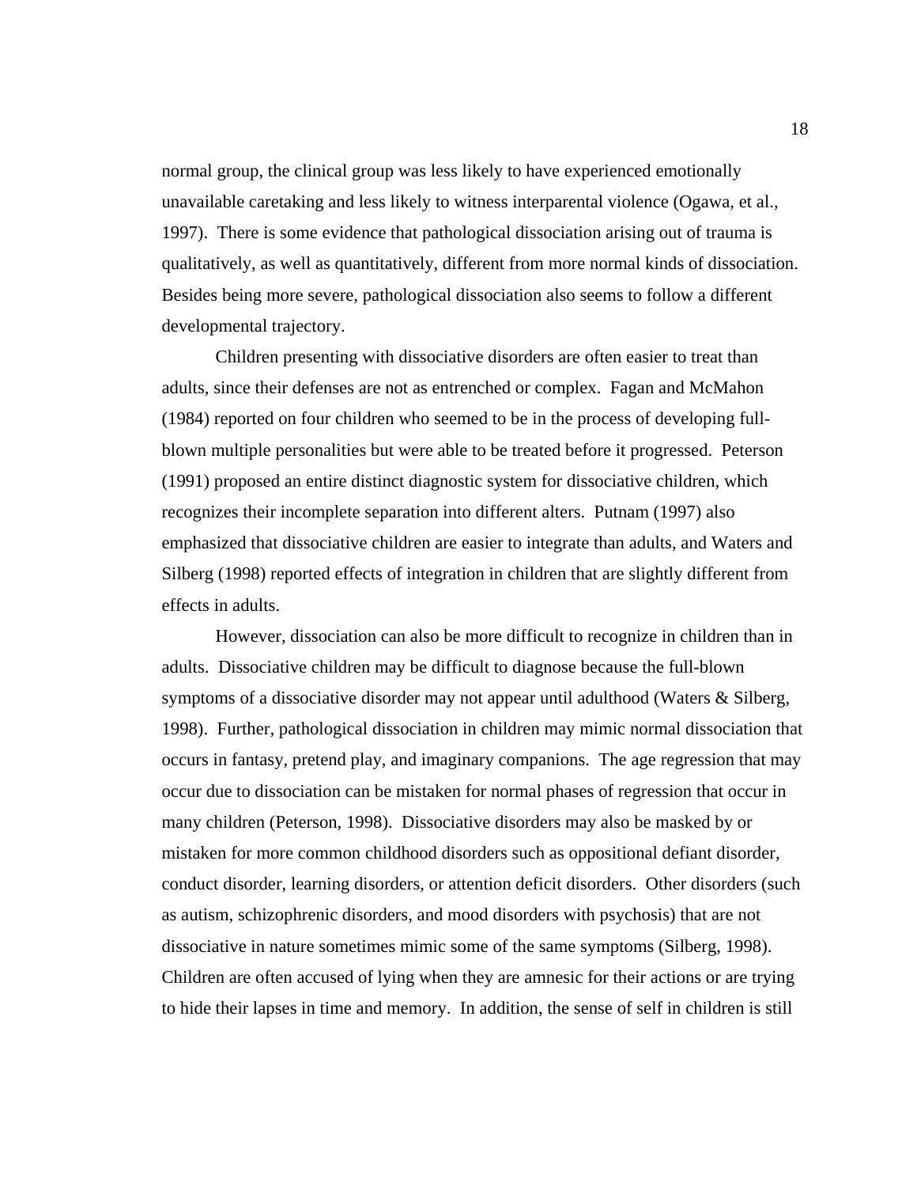normal group, the clinical group was less likely to have experienced emotionally unavailable caretaking and less likely to witness interparental violence (Ogawa, et al., 1997). There is some evidence that pathological dissociation arising out of trauma is qualitatively, as well as quantitatively, different from more normal kinds of dissociation. Besides being more severe, pathological dissociation also seems to follow a different developmental trajectory.

Children presenting with dissociative disorders are often easier to treat than adults, since their defenses are not as entrenched or complex. Fagan and McMahon (1984) reported on four children who seemed to be in the process of developing full-blown multiple personalities but were able to be treated before it progressed. Peterson (1991) proposed an entire distinct diagnostic system for dissociative children, which recognizes their incomplete separation into different alters. Putnam (1997) also emphasized that dissociative children are easier to integrate than adults, and Waters and Silberg (1998) reported effects of integration in children that are slightly different from effects in adults.

However, dissociation can also be more difficult to recognize in children than in adults. Dissociative children may be difficult to diagnose because the full-blown symptoms of a dissociative disorder may not appear until adulthood (Waters & Silberg, 1998). Further, pathological dissociation in children may mimic normal dissociation that occurs in fantasy, pretend play, and imaginary companions. The age regression that may occur due to dissociation can be mistaken for normal phases of regression that occur in many children (Peterson, 1998). Dissociative disorders may also be masked by or mistaken for more common childhood disorders such as oppositional defiant disorder, conduct disorder, learning disorders, or attention deficit disorders. Other disorders (such as autism, schizophrenic disorders, and mood disorders with psychosis) that are not dissociative in nature sometimes mimic some of the same symptoms (Silberg, 1998). Children are often accused of lying when they are amnesic for their actions or are trying to hide their lapses in time and memory. In addition, the sense of self in children is still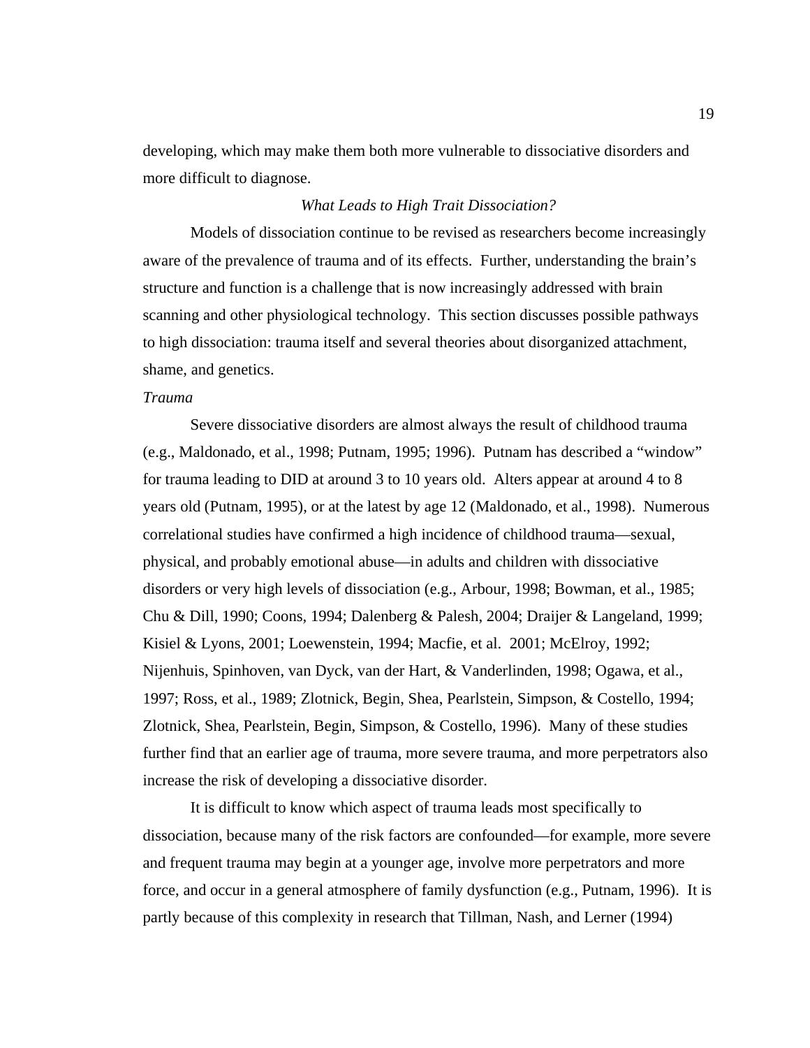developing, which may make them both more vulnerable to dissociative disorders and more difficult to diagnose.

### *What Leads to High Trait Dissociation?*

Models of dissociation continue to be revised as researchers become increasingly aware of the prevalence of trauma and of its effects. Further, understanding the brain's structure and function is a challenge that is now increasingly addressed with brain scanning and other physiological technology. This section discusses possible pathways to high dissociation: trauma itself and several theories about disorganized attachment, shame, and genetics.

#### *Trauma*

Severe dissociative disorders are almost always the result of childhood trauma (e.g., Maldonado, et al., 1998; Putnam, 1995; 1996). Putnam has described a "window" for trauma leading to DID at around 3 to 10 years old. Alters appear at around 4 to 8 years old (Putnam, 1995), or at the latest by age 12 (Maldonado, et al., 1998). Numerous correlational studies have confirmed a high incidence of childhood trauma—sexual, physical, and probably emotional abuse—in adults and children with dissociative disorders or very high levels of dissociation (e.g., Arbour, 1998; Bowman, et al., 1985; Chu & Dill, 1990; Coons, 1994; Dalenberg & Palesh, 2004; Draijer & Langeland, 1999; Kisiel & Lyons, 2001; Loewenstein, 1994; Macfie, et al. 2001; McElroy, 1992; Nijenhuis, Spinhoven, van Dyck, van der Hart, & Vanderlinden, 1998; Ogawa, et al., 1997; Ross, et al., 1989; Zlotnick, Begin, Shea, Pearlstein, Simpson, & Costello, 1994; Zlotnick, Shea, Pearlstein, Begin, Simpson, & Costello, 1996). Many of these studies further find that an earlier age of trauma, more severe trauma, and more perpetrators also increase the risk of developing a dissociative disorder.

It is difficult to know which aspect of trauma leads most specifically to dissociation, because many of the risk factors are confounded—for example, more severe and frequent trauma may begin at a younger age, involve more perpetrators and more force, and occur in a general atmosphere of family dysfunction (e.g., Putnam, 1996). It is partly because of this complexity in research that Tillman, Nash, and Lerner (1994)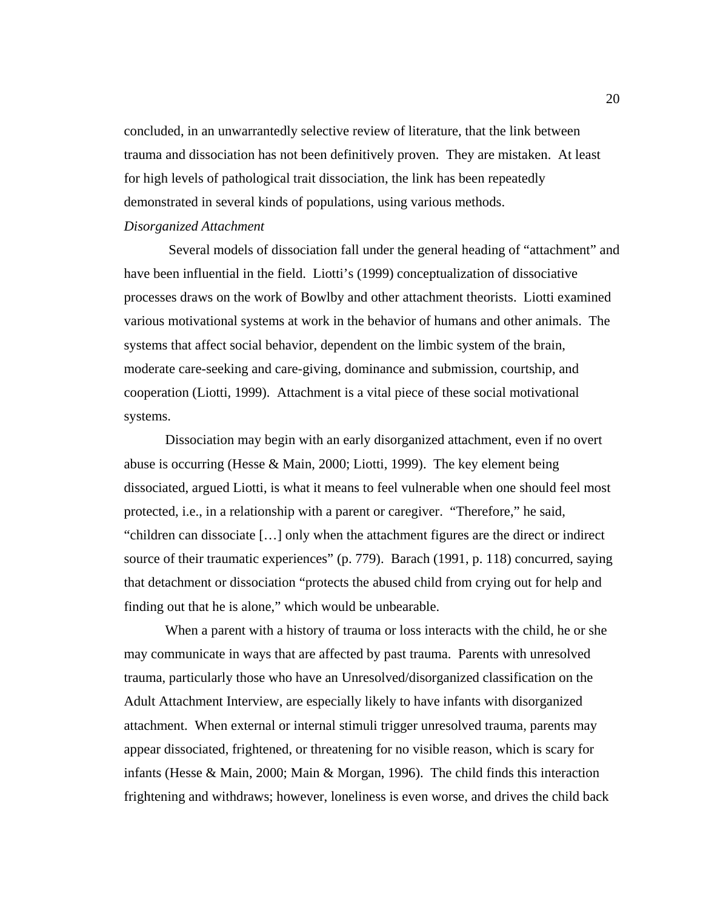concluded, in an unwarrantedly selective review of literature, that the link between trauma and dissociation has not been definitively proven. They are mistaken. At least for high levels of pathological trait dissociation, the link has been repeatedly demonstrated in several kinds of populations, using various methods.

*Disorganized Attachment*

Several models of dissociation fall under the general heading of "attachment" and have been influential in the field. Liotti's (1999) conceptualization of dissociative processes draws on the work of Bowlby and other attachment theorists. Liotti examined various motivational systems at work in the behavior of humans and other animals. The systems that affect social behavior, dependent on the limbic system of the brain, moderate care-seeking and care-giving, dominance and submission, courtship, and cooperation (Liotti, 1999). Attachment is a vital piece of these social motivational systems.

Dissociation may begin with an early disorganized attachment, even if no overt abuse is occurring (Hesse & Main, 2000; Liotti, 1999). The key element being dissociated, argued Liotti, is what it means to feel vulnerable when one should feel most protected, i.e., in a relationship with a parent or caregiver. "Therefore," he said, "children can dissociate […] only when the attachment figures are the direct or indirect source of their traumatic experiences" (p. 779). Barach (1991, p. 118) concurred, saying that detachment or dissociation "protects the abused child from crying out for help and finding out that he is alone," which would be unbearable.

When a parent with a history of trauma or loss interacts with the child, he or she may communicate in ways that are affected by past trauma. Parents with unresolved trauma, particularly those who have an Unresolved/disorganized classification on the Adult Attachment Interview, are especially likely to have infants with disorganized attachment. When external or internal stimuli trigger unresolved trauma, parents may appear dissociated, frightened, or threatening for no visible reason, which is scary for infants (Hesse & Main, 2000; Main & Morgan, 1996). The child finds this interaction frightening and withdraws; however, loneliness is even worse, and drives the child back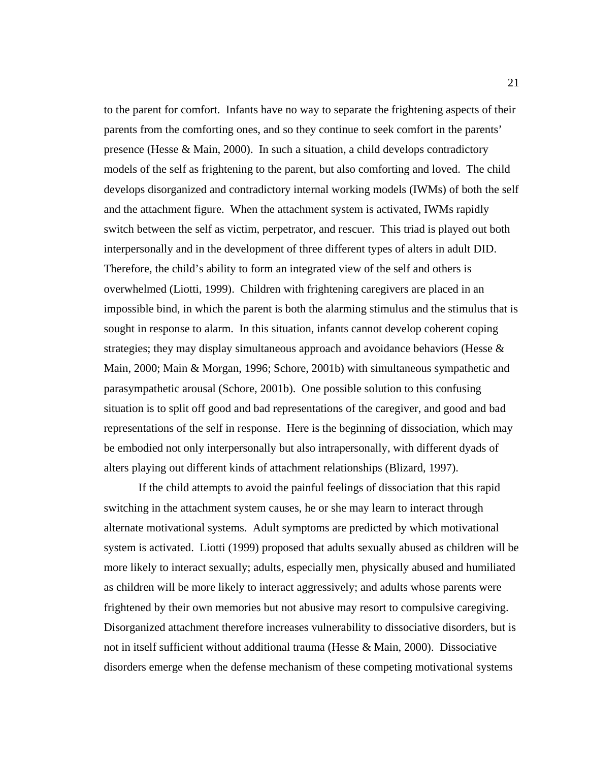to the parent for comfort. Infants have no way to separate the frightening aspects of their parents from the comforting ones, and so they continue to seek comfort in the parents' presence (Hesse & Main, 2000). In such a situation, a child develops contradictory models of the self as frightening to the parent, but also comforting and loved. The child develops disorganized and contradictory internal working models (IWMs) of both the self and the attachment figure. When the attachment system is activated, IWMs rapidly switch between the self as victim, perpetrator, and rescuer. This triad is played out both interpersonally and in the development of three different types of alters in adult DID. Therefore, the child's ability to form an integrated view of the self and others is overwhelmed (Liotti, 1999). Children with frightening caregivers are placed in an impossible bind, in which the parent is both the alarming stimulus and the stimulus that is sought in response to alarm. In this situation, infants cannot develop coherent coping strategies; they may display simultaneous approach and avoidance behaviors (Hesse & Main, 2000; Main & Morgan, 1996; Schore, 2001b) with simultaneous sympathetic and parasympathetic arousal (Schore, 2001b). One possible solution to this confusing situation is to split off good and bad representations of the caregiver, and good and bad representations of the self in response. Here is the beginning of dissociation, which may be embodied not only interpersonally but also intrapersonally, with different dyads of alters playing out different kinds of attachment relationships (Blizard, 1997).

If the child attempts to avoid the painful feelings of dissociation that this rapid switching in the attachment system causes, he or she may learn to interact through alternate motivational systems. Adult symptoms are predicted by which motivational system is activated. Liotti (1999) proposed that adults sexually abused as children will be more likely to interact sexually; adults, especially men, physically abused and humiliated as children will be more likely to interact aggressively; and adults whose parents were frightened by their own memories but not abusive may resort to compulsive caregiving. Disorganized attachment therefore increases vulnerability to dissociative disorders, but is not in itself sufficient without additional trauma (Hesse & Main, 2000). Dissociative disorders emerge when the defense mechanism of these competing motivational systems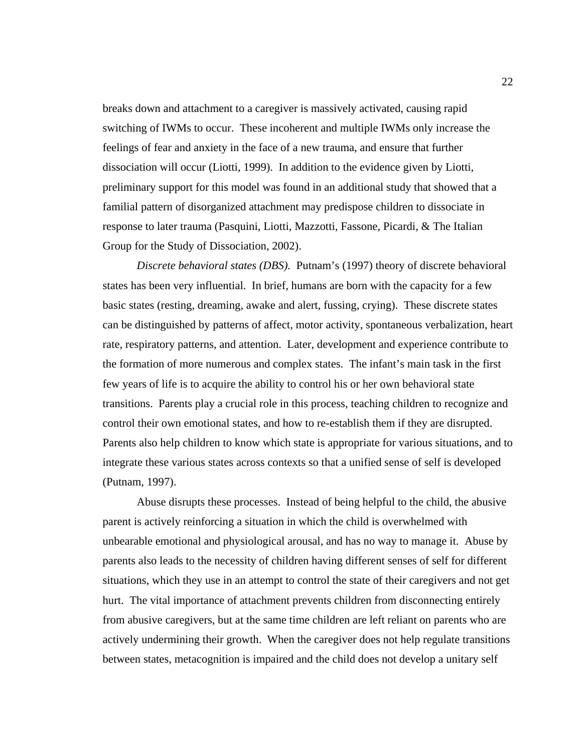breaks down and attachment to a caregiver is massively activated, causing rapid switching of IWMs to occur. These incoherent and multiple IWMs only increase the feelings of fear and anxiety in the face of a new trauma, and ensure that further dissociation will occur (Liotti, 1999). In addition to the evidence given by Liotti, preliminary support for this model was found in an additional study that showed that a familial pattern of disorganized attachment may predispose children to dissociate in response to later trauma (Pasquini, Liotti, Mazzotti, Fassone, Picardi, & The Italian Group for the Study of Dissociation, 2002).

*Discrete behavioral states (DBS).* Putnam's (1997) theory of discrete behavioral states has been very influential. In brief, humans are born with the capacity for a few basic states (resting, dreaming, awake and alert, fussing, crying). These discrete states can be distinguished by patterns of affect, motor activity, spontaneous verbalization, heart rate, respiratory patterns, and attention. Later, development and experience contribute to the formation of more numerous and complex states. The infant's main task in the first few years of life is to acquire the ability to control his or her own behavioral state transitions. Parents play a crucial role in this process, teaching children to recognize and control their own emotional states, and how to re-establish them if they are disrupted. Parents also help children to know which state is appropriate for various situations, and to integrate these various states across contexts so that a unified sense of self is developed (Putnam, 1997).

Abuse disrupts these processes. Instead of being helpful to the child, the abusive parent is actively reinforcing a situation in which the child is overwhelmed with unbearable emotional and physiological arousal, and has no way to manage it. Abuse by parents also leads to the necessity of children having different senses of self for different situations, which they use in an attempt to control the state of their caregivers and not get hurt. The vital importance of attachment prevents children from disconnecting entirely from abusive caregivers, but at the same time children are left reliant on parents who are actively undermining their growth. When the caregiver does not help regulate transitions between states, metacognition is impaired and the child does not develop a unitary self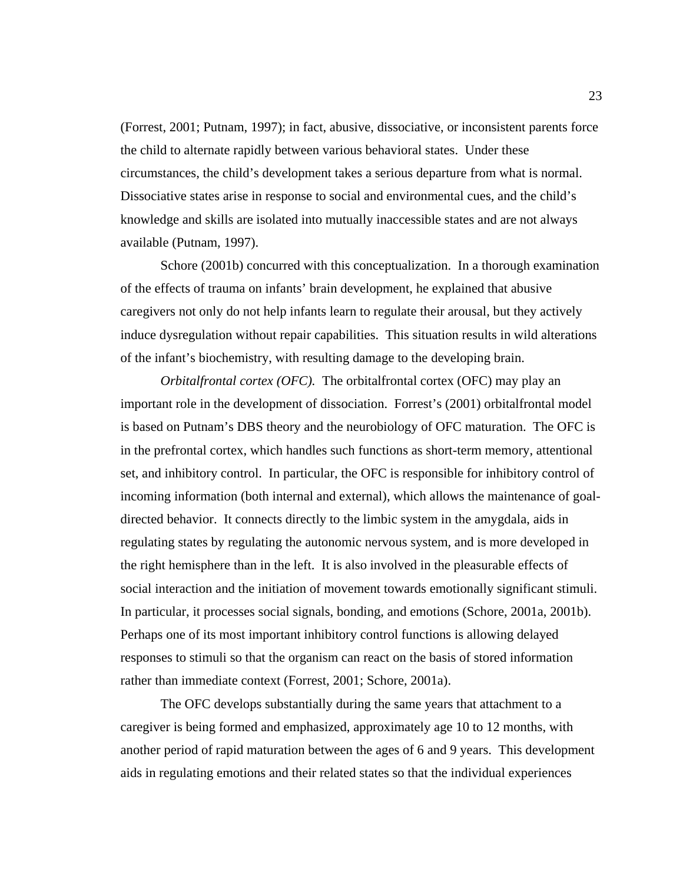(Forrest, 2001; Putnam, 1997); in fact, abusive, dissociative, or inconsistent parents force the child to alternate rapidly between various behavioral states. Under these circumstances, the child's development takes a serious departure from what is normal. Dissociative states arise in response to social and environmental cues, and the child's knowledge and skills are isolated into mutually inaccessible states and are not always available (Putnam, 1997).

Schore (2001b) concurred with this conceptualization. In a thorough examination of the effects of trauma on infants' brain development, he explained that abusive caregivers not only do not help infants learn to regulate their arousal, but they actively induce dysregulation without repair capabilities. This situation results in wild alterations of the infant's biochemistry, with resulting damage to the developing brain.

*Orbitalfrontal cortex (OFC).* The orbitalfrontal cortex (OFC) may play an important role in the development of dissociation. Forrest's (2001) orbitalfrontal model is based on Putnam's DBS theory and the neurobiology of OFC maturation. The OFC is in the prefrontal cortex, which handles such functions as short-term memory, attentional set, and inhibitory control. In particular, the OFC is responsible for inhibitory control of incoming information (both internal and external), which allows the maintenance of goal-directed behavior. It connects directly to the limbic system in the amygdala, aids in regulating states by regulating the autonomic nervous system, and is more developed in the right hemisphere than in the left. It is also involved in the pleasurable effects of social interaction and the initiation of movement towards emotionally significant stimuli. In particular, it processes social signals, bonding, and emotions (Schore, 2001a, 2001b). Perhaps one of its most important inhibitory control functions is allowing delayed responses to stimuli so that the organism can react on the basis of stored information rather than immediate context (Forrest, 2001; Schore, 2001a).

The OFC develops substantially during the same years that attachment to a caregiver is being formed and emphasized, approximately age 10 to 12 months, with another period of rapid maturation between the ages of 6 and 9 years. This development aids in regulating emotions and their related states so that the individual experiences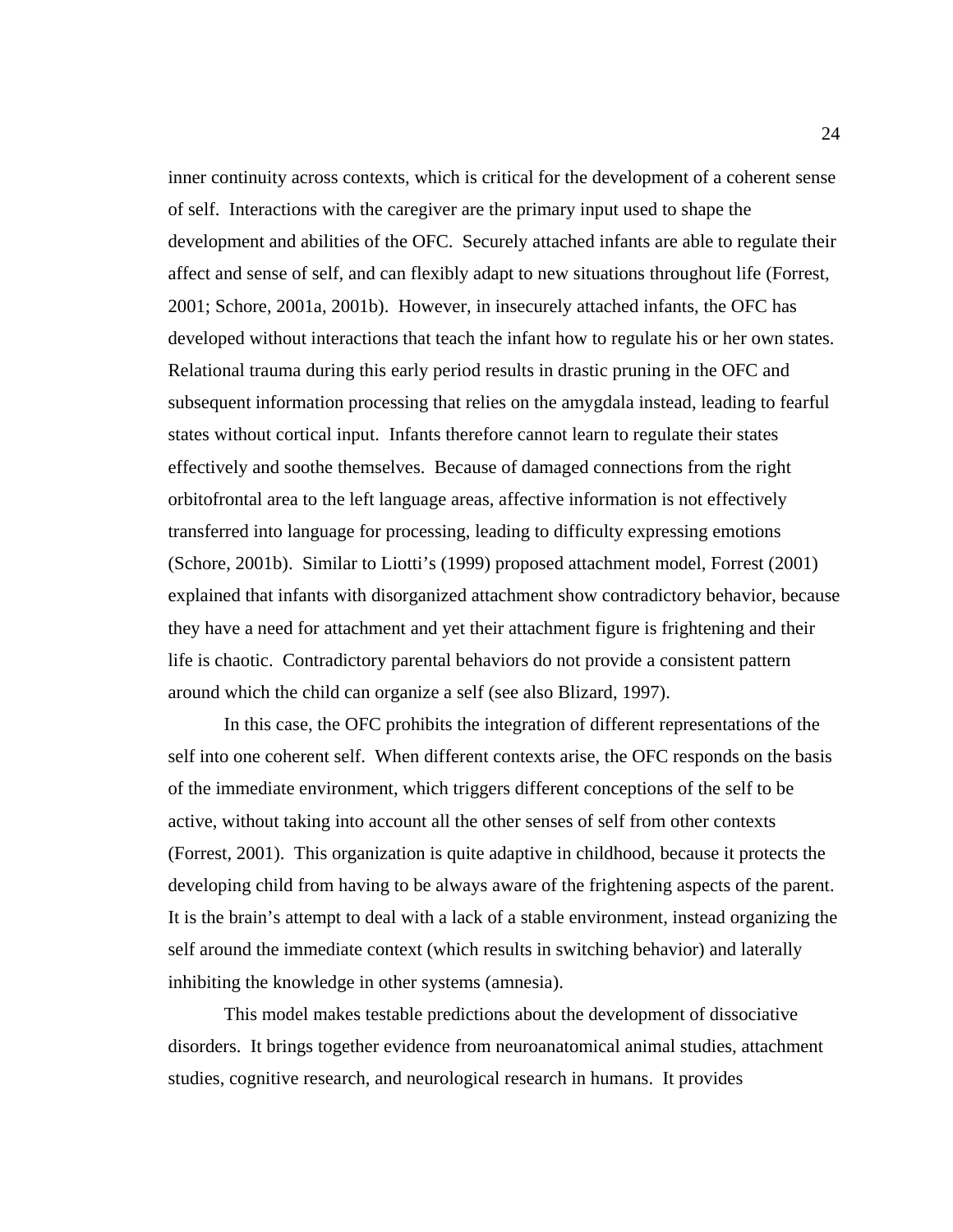inner continuity across contexts, which is critical for the development of a coherent sense of self. Interactions with the caregiver are the primary input used to shape the development and abilities of the OFC. Securely attached infants are able to regulate their affect and sense of self, and can flexibly adapt to new situations throughout life (Forrest, 2001; Schore, 2001a, 2001b). However, in insecurely attached infants, the OFC has developed without interactions that teach the infant how to regulate his or her own states. Relational trauma during this early period results in drastic pruning in the OFC and subsequent information processing that relies on the amygdala instead, leading to fearful states without cortical input. Infants therefore cannot learn to regulate their states effectively and soothe themselves. Because of damaged connections from the right orbitofrontal area to the left language areas, affective information is not effectively transferred into language for processing, leading to difficulty expressing emotions (Schore, 2001b). Similar to Liotti's (1999) proposed attachment model, Forrest (2001) explained that infants with disorganized attachment show contradictory behavior, because they have a need for attachment and yet their attachment figure is frightening and their life is chaotic. Contradictory parental behaviors do not provide a consistent pattern around which the child can organize a self (see also Blizard, 1997).

In this case, the OFC prohibits the integration of different representations of the self into one coherent self. When different contexts arise, the OFC responds on the basis of the immediate environment, which triggers different conceptions of the self to be active, without taking into account all the other senses of self from other contexts (Forrest, 2001). This organization is quite adaptive in childhood, because it protects the developing child from having to be always aware of the frightening aspects of the parent. It is the brain's attempt to deal with a lack of a stable environment, instead organizing the self around the immediate context (which results in switching behavior) and laterally inhibiting the knowledge in other systems (amnesia).

This model makes testable predictions about the development of dissociative disorders. It brings together evidence from neuroanatomical animal studies, attachment studies, cognitive research, and neurological research in humans. It provides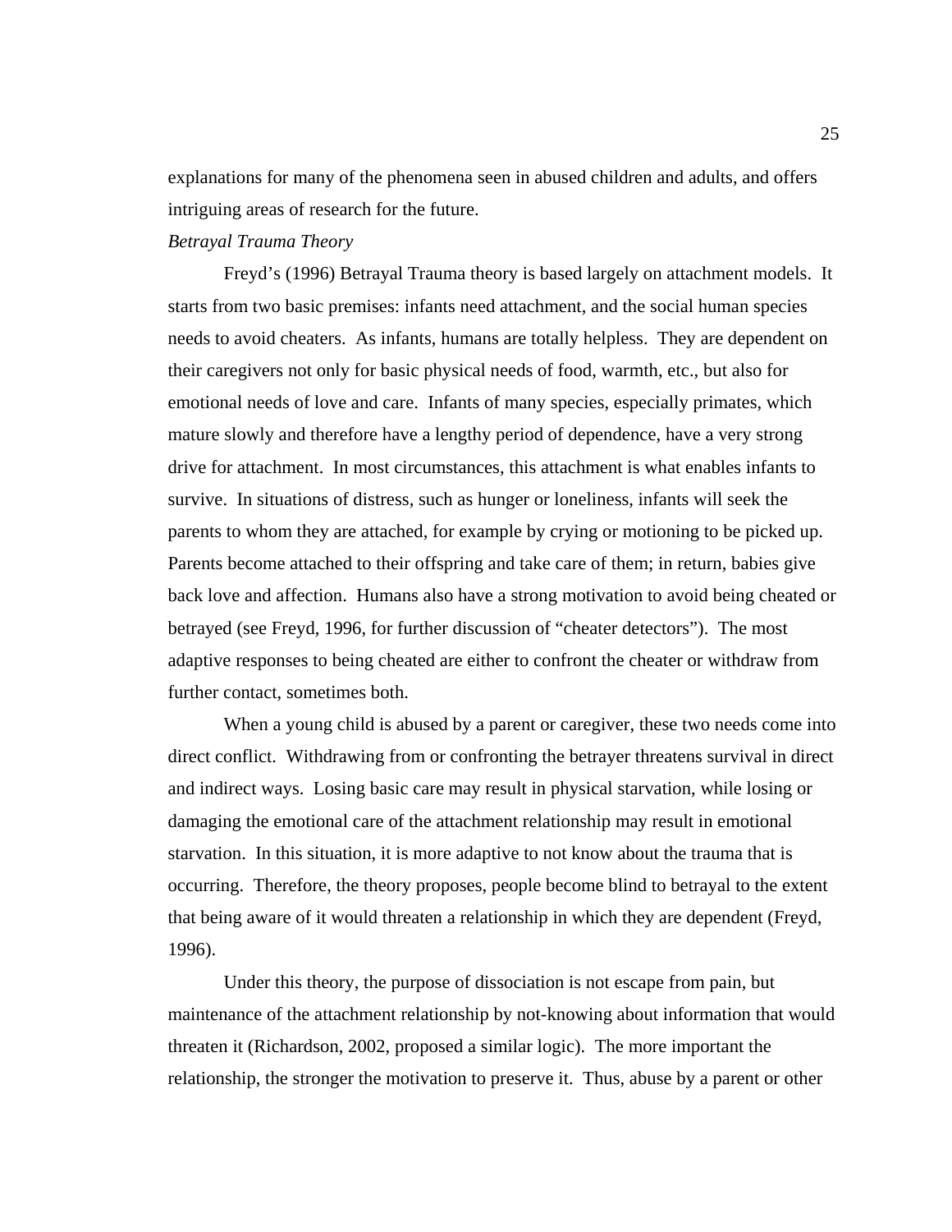explanations for many of the phenomena seen in abused children and adults, and offers intriguing areas of research for the future.

*Betrayal Trauma Theory*

Freyd's (1996) Betrayal Trauma theory is based largely on attachment models. It starts from two basic premises: infants need attachment, and the social human species needs to avoid cheaters. As infants, humans are totally helpless. They are dependent on their caregivers not only for basic physical needs of food, warmth, etc., but also for emotional needs of love and care. Infants of many species, especially primates, which mature slowly and therefore have a lengthy period of dependence, have a very strong drive for attachment. In most circumstances, this attachment is what enables infants to survive. In situations of distress, such as hunger or loneliness, infants will seek the parents to whom they are attached, for example by crying or motioning to be picked up. Parents become attached to their offspring and take care of them; in return, babies give back love and affection. Humans also have a strong motivation to avoid being cheated or betrayed (see Freyd, 1996, for further discussion of "cheater detectors"). The most adaptive responses to being cheated are either to confront the cheater or withdraw from further contact, sometimes both.

When a young child is abused by a parent or caregiver, these two needs come into direct conflict. Withdrawing from or confronting the betrayer threatens survival in direct and indirect ways. Losing basic care may result in physical starvation, while losing or damaging the emotional care of the attachment relationship may result in emotional starvation. In this situation, it is more adaptive to not know about the trauma that is occurring. Therefore, the theory proposes, people become blind to betrayal to the extent that being aware of it would threaten a relationship in which they are dependent (Freyd, 1996).

Under this theory, the purpose of dissociation is not escape from pain, but maintenance of the attachment relationship by not-knowing about information that would threaten it (Richardson, 2002, proposed a similar logic). The more important the relationship, the stronger the motivation to preserve it. Thus, abuse by a parent or other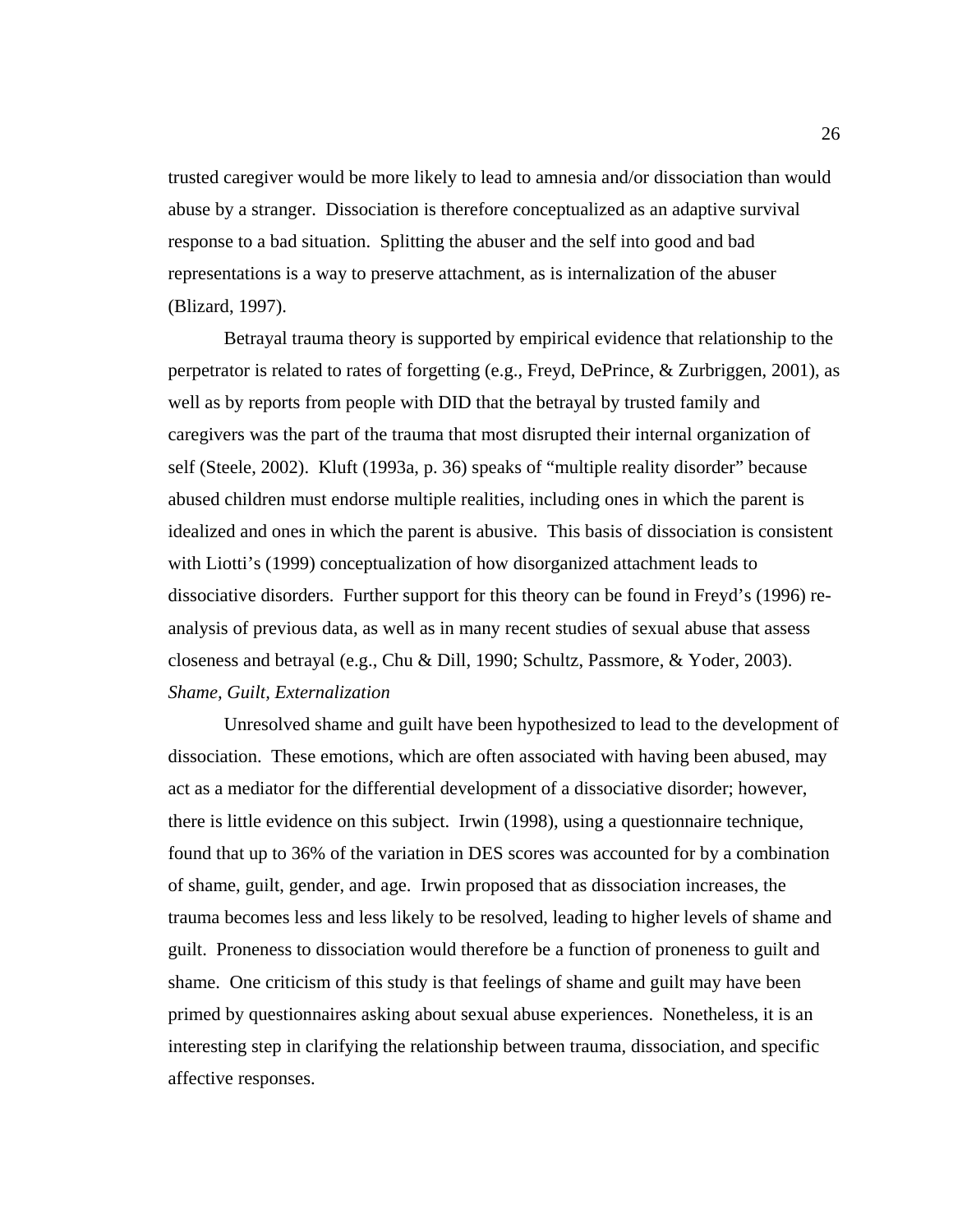trusted caregiver would be more likely to lead to amnesia and/or dissociation than would abuse by a stranger. Dissociation is therefore conceptualized as an adaptive survival response to a bad situation. Splitting the abuser and the self into good and bad representations is a way to preserve attachment, as is internalization of the abuser (Blizard, 1997).

Betrayal trauma theory is supported by empirical evidence that relationship to the perpetrator is related to rates of forgetting (e.g., Freyd, DePrince, & Zurbriggen, 2001), as well as by reports from people with DID that the betrayal by trusted family and caregivers was the part of the trauma that most disrupted their internal organization of self (Steele, 2002). Kluft (1993a, p. 36) speaks of "multiple reality disorder" because abused children must endorse multiple realities, including ones in which the parent is idealized and ones in which the parent is abusive. This basis of dissociation is consistent with Liotti's (1999) conceptualization of how disorganized attachment leads to dissociative disorders. Further support for this theory can be found in Freyd's (1996) re-analysis of previous data, as well as in many recent studies of sexual abuse that assess closeness and betrayal (e.g., Chu & Dill, 1990; Schultz, Passmore, & Yoder, 2003).

*Shame, Guilt, Externalization*

Unresolved shame and guilt have been hypothesized to lead to the development of dissociation. These emotions, which are often associated with having been abused, may act as a mediator for the differential development of a dissociative disorder; however, there is little evidence on this subject. Irwin (1998), using a questionnaire technique, found that up to 36% of the variation in DES scores was accounted for by a combination of shame, guilt, gender, and age. Irwin proposed that as dissociation increases, the trauma becomes less and less likely to be resolved, leading to higher levels of shame and guilt. Proneness to dissociation would therefore be a function of proneness to guilt and shame. One criticism of this study is that feelings of shame and guilt may have been primed by questionnaires asking about sexual abuse experiences. Nonetheless, it is an interesting step in clarifying the relationship between trauma, dissociation, and specific affective responses.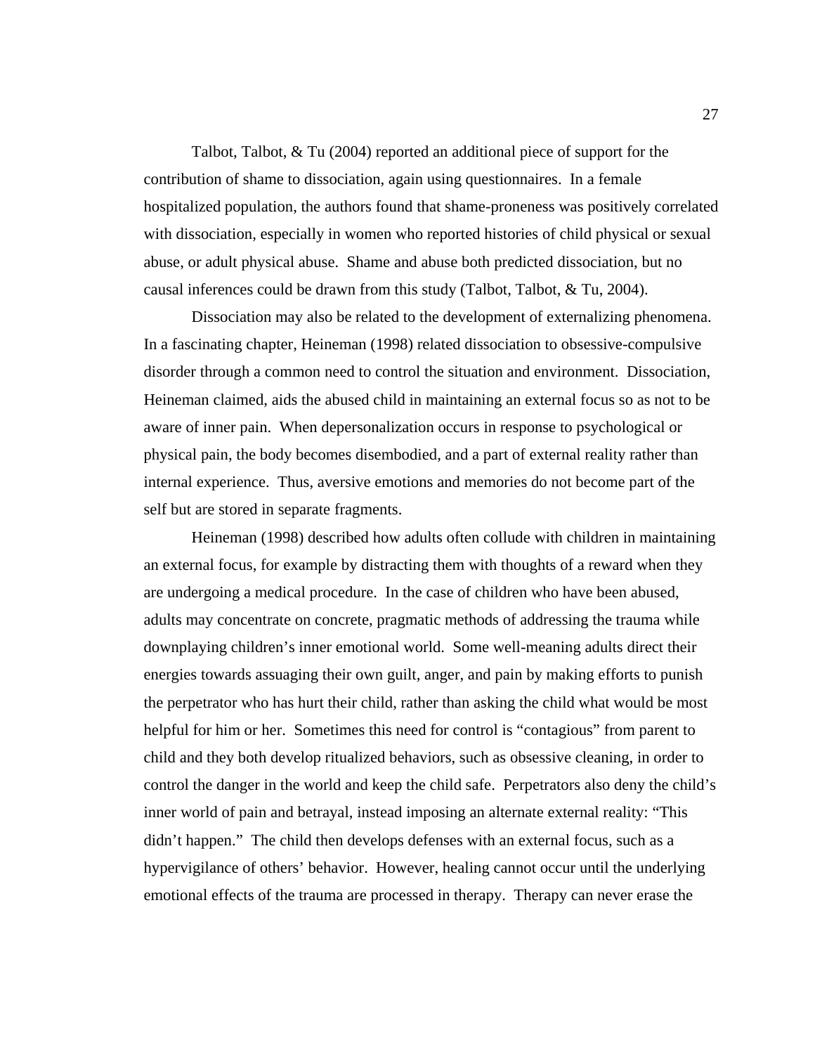Talbot, Talbot, & Tu (2004) reported an additional piece of support for the contribution of shame to dissociation, again using questionnaires. In a female hospitalized population, the authors found that shame-proneness was positively correlated with dissociation, especially in women who reported histories of child physical or sexual abuse, or adult physical abuse. Shame and abuse both predicted dissociation, but no causal inferences could be drawn from this study (Talbot, Talbot, & Tu, 2004).

Dissociation may also be related to the development of externalizing phenomena. In a fascinating chapter, Heineman (1998) related dissociation to obsessive-compulsive disorder through a common need to control the situation and environment. Dissociation, Heineman claimed, aids the abused child in maintaining an external focus so as not to be aware of inner pain. When depersonalization occurs in response to psychological or physical pain, the body becomes disembodied, and a part of external reality rather than internal experience. Thus, aversive emotions and memories do not become part of the self but are stored in separate fragments.

Heineman (1998) described how adults often collude with children in maintaining an external focus, for example by distracting them with thoughts of a reward when they are undergoing a medical procedure. In the case of children who have been abused, adults may concentrate on concrete, pragmatic methods of addressing the trauma while downplaying children's inner emotional world. Some well-meaning adults direct their energies towards assuaging their own guilt, anger, and pain by making efforts to punish the perpetrator who has hurt their child, rather than asking the child what would be most helpful for him or her. Sometimes this need for control is "contagious" from parent to child and they both develop ritualized behaviors, such as obsessive cleaning, in order to control the danger in the world and keep the child safe. Perpetrators also deny the child's inner world of pain and betrayal, instead imposing an alternate external reality: "This didn't happen." The child then develops defenses with an external focus, such as a hypervigilance of others' behavior. However, healing cannot occur until the underlying emotional effects of the trauma are processed in therapy. Therapy can never erase the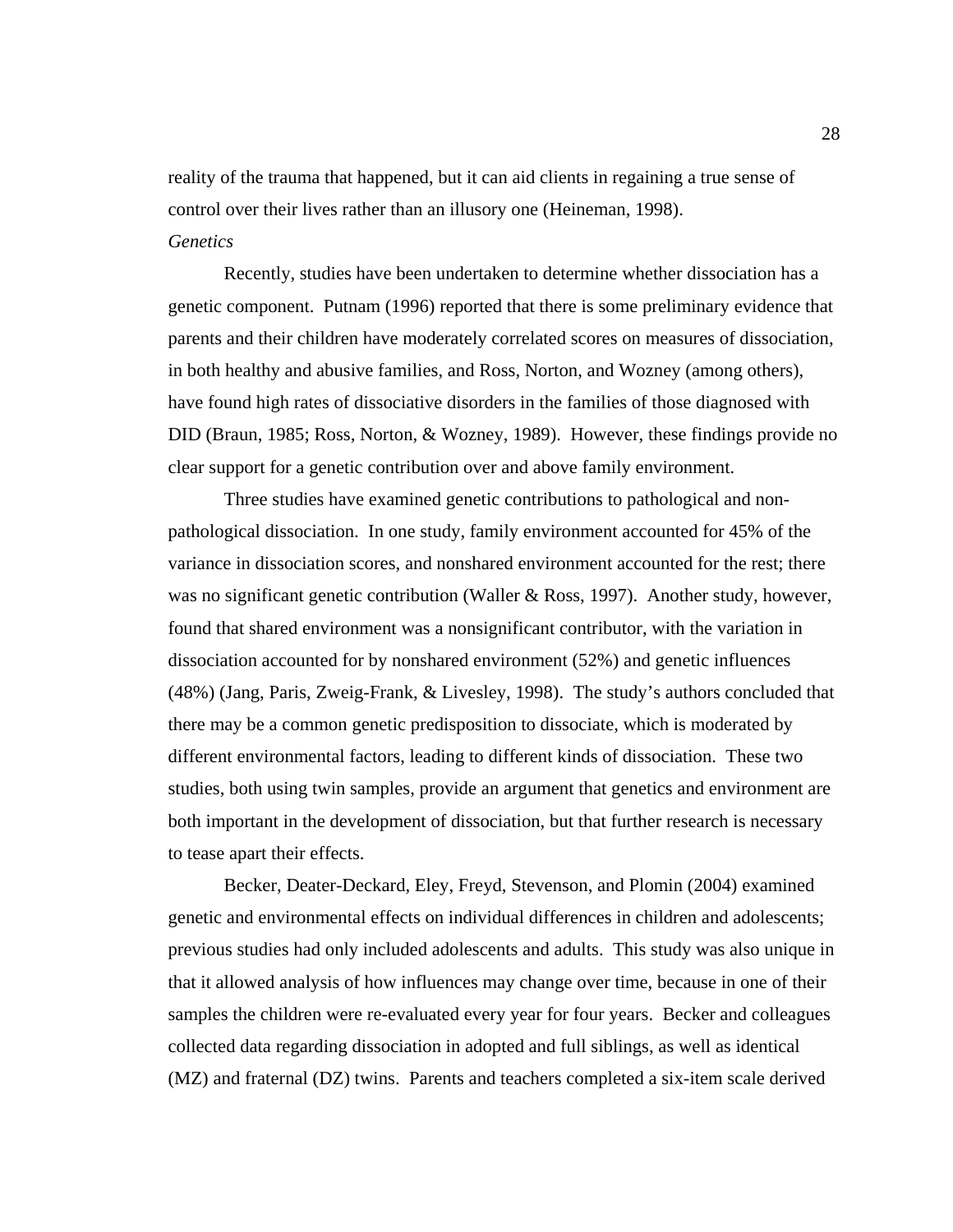reality of the trauma that happened, but it can aid clients in regaining a true sense of control over their lives rather than an illusory one (Heineman, 1998).

*Genetics*

Recently, studies have been undertaken to determine whether dissociation has a genetic component. Putnam (1996) reported that there is some preliminary evidence that parents and their children have moderately correlated scores on measures of dissociation, in both healthy and abusive families, and Ross, Norton, and Wozney (among others), have found high rates of dissociative disorders in the families of those diagnosed with DID (Braun, 1985; Ross, Norton, & Wozney, 1989). However, these findings provide no clear support for a genetic contribution over and above family environment.

Three studies have examined genetic contributions to pathological and non-pathological dissociation. In one study, family environment accounted for 45% of the variance in dissociation scores, and nonshared environment accounted for the rest; there was no significant genetic contribution (Waller & Ross, 1997). Another study, however, found that shared environment was a nonsignificant contributor, with the variation in dissociation accounted for by nonshared environment (52%) and genetic influences (48%) (Jang, Paris, Zweig-Frank, & Livesley, 1998). The study's authors concluded that there may be a common genetic predisposition to dissociate, which is moderated by different environmental factors, leading to different kinds of dissociation. These two studies, both using twin samples, provide an argument that genetics and environment are both important in the development of dissociation, but that further research is necessary to tease apart their effects.

Becker, Deater-Deckard, Eley, Freyd, Stevenson, and Plomin (2004) examined genetic and environmental effects on individual differences in children and adolescents; previous studies had only included adolescents and adults. This study was also unique in that it allowed analysis of how influences may change over time, because in one of their samples the children were re-evaluated every year for four years. Becker and colleagues collected data regarding dissociation in adopted and full siblings, as well as identical (MZ) and fraternal (DZ) twins. Parents and teachers completed a six-item scale derived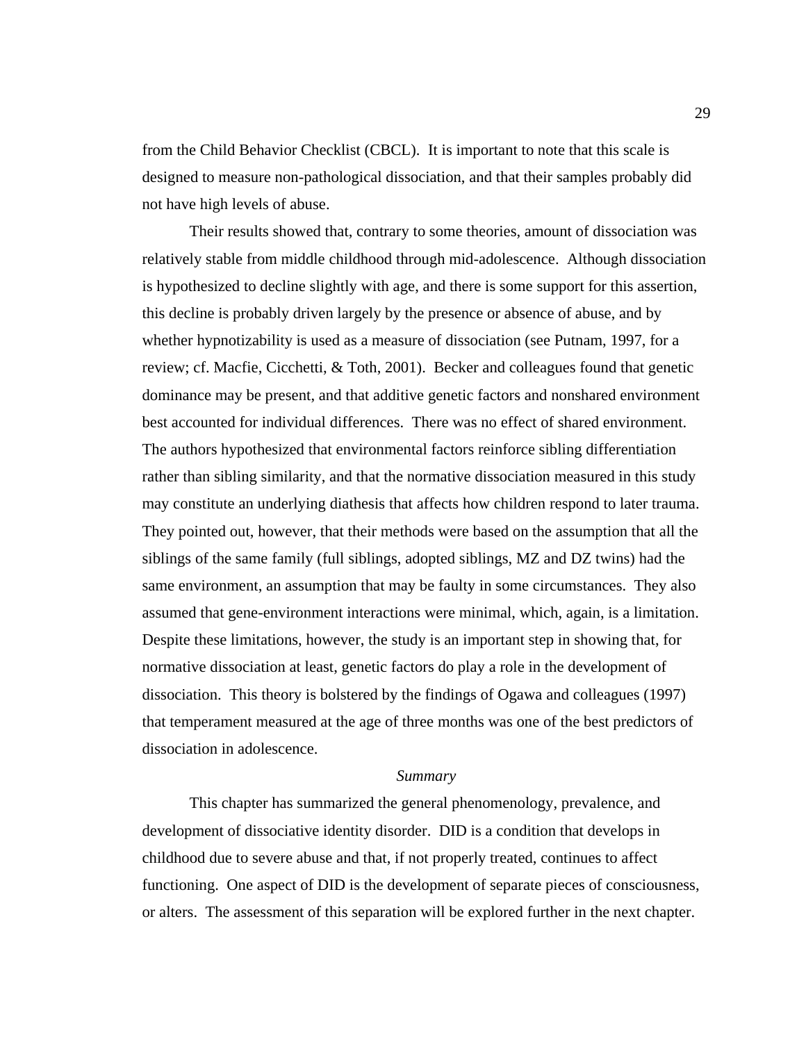from the Child Behavior Checklist (CBCL). It is important to note that this scale is designed to measure non-pathological dissociation, and that their samples probably did not have high levels of abuse.

Their results showed that, contrary to some theories, amount of dissociation was relatively stable from middle childhood through mid-adolescence. Although dissociation is hypothesized to decline slightly with age, and there is some support for this assertion, this decline is probably driven largely by the presence or absence of abuse, and by whether hypnotizability is used as a measure of dissociation (see Putnam, 1997, for a review; cf. Macfie, Cicchetti, & Toth, 2001). Becker and colleagues found that genetic dominance may be present, and that additive genetic factors and nonshared environment best accounted for individual differences. There was no effect of shared environment. The authors hypothesized that environmental factors reinforce sibling differentiation rather than sibling similarity, and that the normative dissociation measured in this study may constitute an underlying diathesis that affects how children respond to later trauma. They pointed out, however, that their methods were based on the assumption that all the siblings of the same family (full siblings, adopted siblings, MZ and DZ twins) had the same environment, an assumption that may be faulty in some circumstances. They also assumed that gene-environment interactions were minimal, which, again, is a limitation. Despite these limitations, however, the study is an important step in showing that, for normative dissociation at least, genetic factors do play a role in the development of dissociation. This theory is bolstered by the findings of Ogawa and colleagues (1997) that temperament measured at the age of three months was one of the best predictors of dissociation in adolescence.

### *Summary*

This chapter has summarized the general phenomenology, prevalence, and development of dissociative identity disorder. DID is a condition that develops in childhood due to severe abuse and that, if not properly treated, continues to affect functioning. One aspect of DID is the development of separate pieces of consciousness, or alters. The assessment of this separation will be explored further in the next chapter.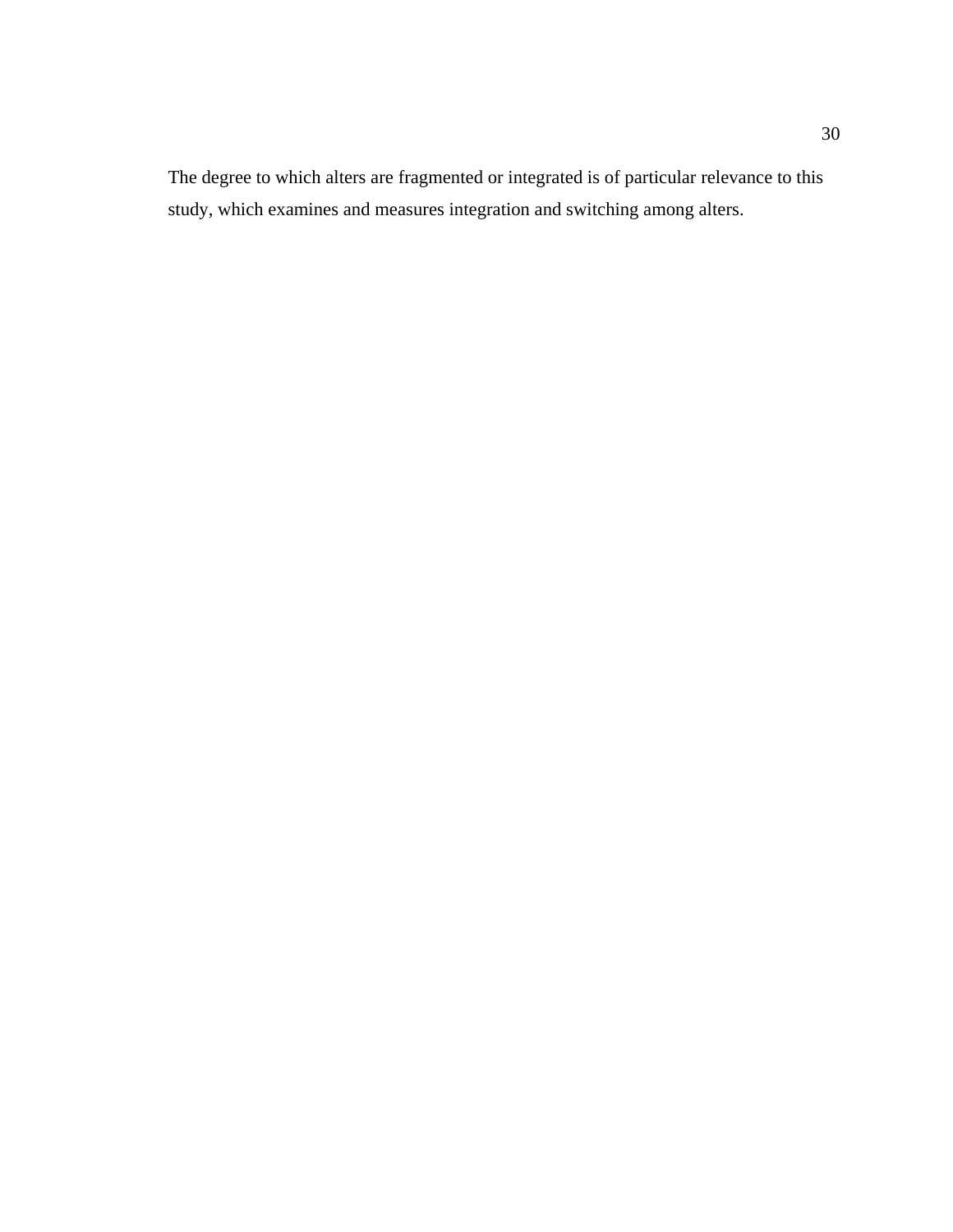The degree to which alters are fragmented or integrated is of particular relevance to this study, which examines and measures integration and switching among alters.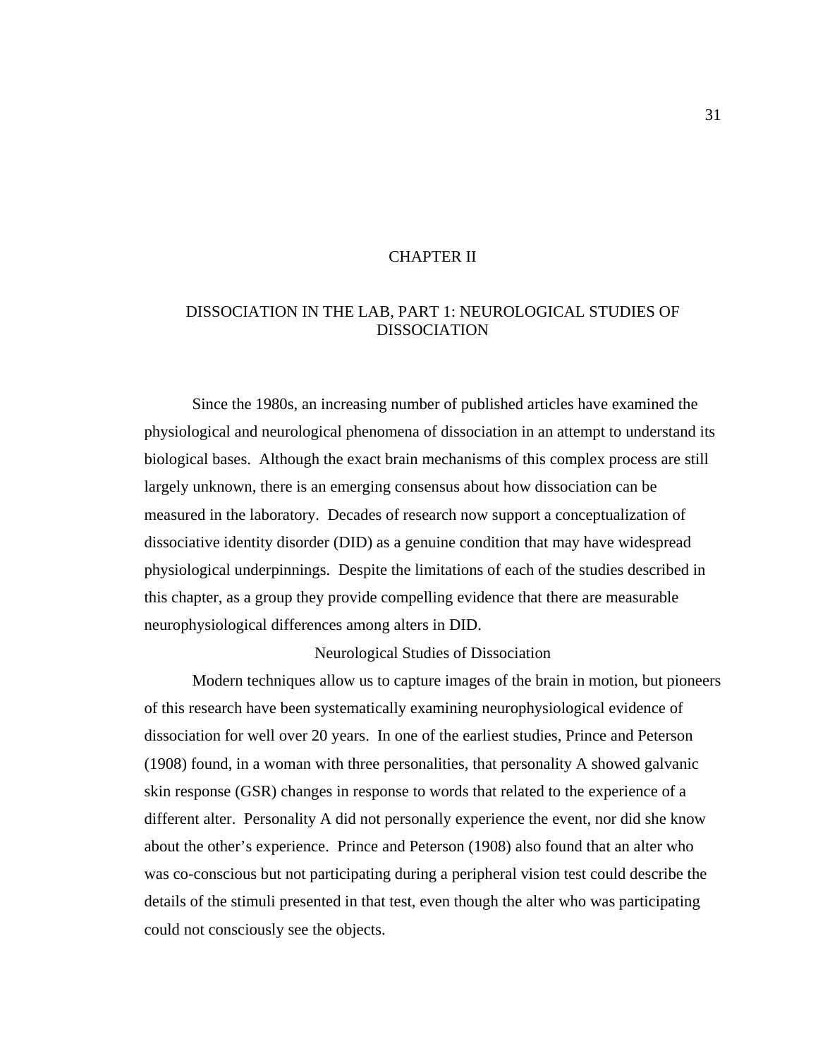# CHAPTER II

## DISSOCIATION IN THE LAB, PART 1: NEUROLOGICAL STUDIES OF DISSOCIATION

Since the 1980s, an increasing number of published articles have examined the physiological and neurological phenomena of dissociation in an attempt to understand its biological bases. Although the exact brain mechanisms of this complex process are still largely unknown, there is an emerging consensus about how dissociation can be measured in the laboratory. Decades of research now support a conceptualization of dissociative identity disorder (DID) as a genuine condition that may have widespread physiological underpinnings. Despite the limitations of each of the studies described in this chapter, as a group they provide compelling evidence that there are measurable neurophysiological differences among alters in DID.

### Neurological Studies of Dissociation

Modern techniques allow us to capture images of the brain in motion, but pioneers of this research have been systematically examining neurophysiological evidence of dissociation for well over 20 years. In one of the earliest studies, Prince and Peterson (1908) found, in a woman with three personalities, that personality A showed galvanic skin response (GSR) changes in response to words that related to the experience of a different alter. Personality A did not personally experience the event, nor did she know about the other's experience. Prince and Peterson (1908) also found that an alter who was co-conscious but not participating during a peripheral vision test could describe the details of the stimuli presented in that test, even though the alter who was participating could not consciously see the objects.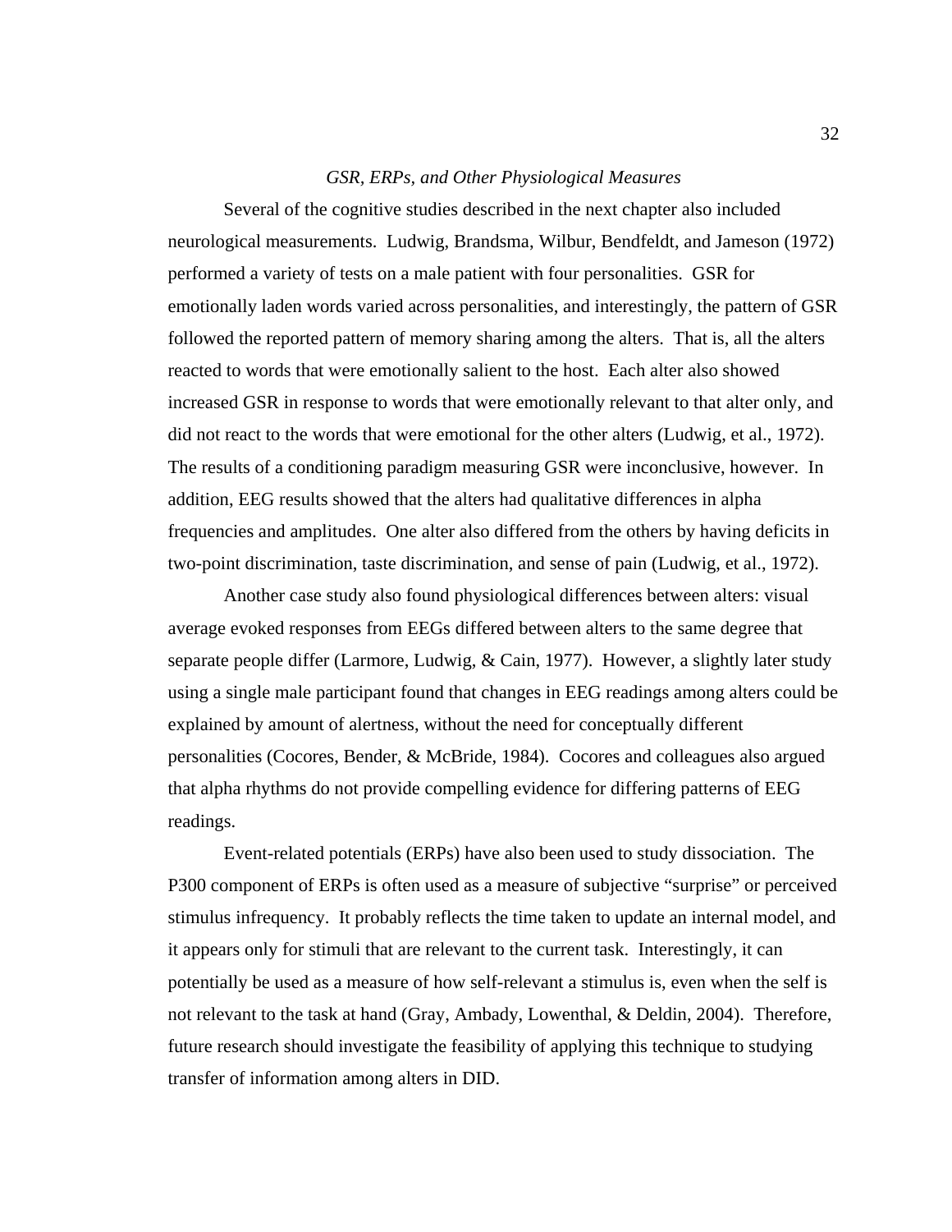### *GSR, ERPs, and Other Physiological Measures*

Several of the cognitive studies described in the next chapter also included neurological measurements. Ludwig, Brandsma, Wilbur, Bendfeldt, and Jameson (1972) performed a variety of tests on a male patient with four personalities. GSR for emotionally laden words varied across personalities, and interestingly, the pattern of GSR followed the reported pattern of memory sharing among the alters. That is, all the alters reacted to words that were emotionally salient to the host. Each alter also showed increased GSR in response to words that were emotionally relevant to that alter only, and did not react to the words that were emotional for the other alters (Ludwig, et al., 1972). The results of a conditioning paradigm measuring GSR were inconclusive, however. In addition, EEG results showed that the alters had qualitative differences in alpha frequencies and amplitudes. One alter also differed from the others by having deficits in two-point discrimination, taste discrimination, and sense of pain (Ludwig, et al., 1972).

Another case study also found physiological differences between alters: visual average evoked responses from EEGs differed between alters to the same degree that separate people differ (Larmore, Ludwig, & Cain, 1977). However, a slightly later study using a single male participant found that changes in EEG readings among alters could be explained by amount of alertness, without the need for conceptually different personalities (Cocores, Bender, & McBride, 1984). Cocores and colleagues also argued that alpha rhythms do not provide compelling evidence for differing patterns of EEG readings.

Event-related potentials (ERPs) have also been used to study dissociation. The P300 component of ERPs is often used as a measure of subjective "surprise" or perceived stimulus infrequency. It probably reflects the time taken to update an internal model, and it appears only for stimuli that are relevant to the current task. Interestingly, it can potentially be used as a measure of how self-relevant a stimulus is, even when the self is not relevant to the task at hand (Gray, Ambady, Lowenthal, & Deldin, 2004). Therefore, future research should investigate the feasibility of applying this technique to studying transfer of information among alters in DID.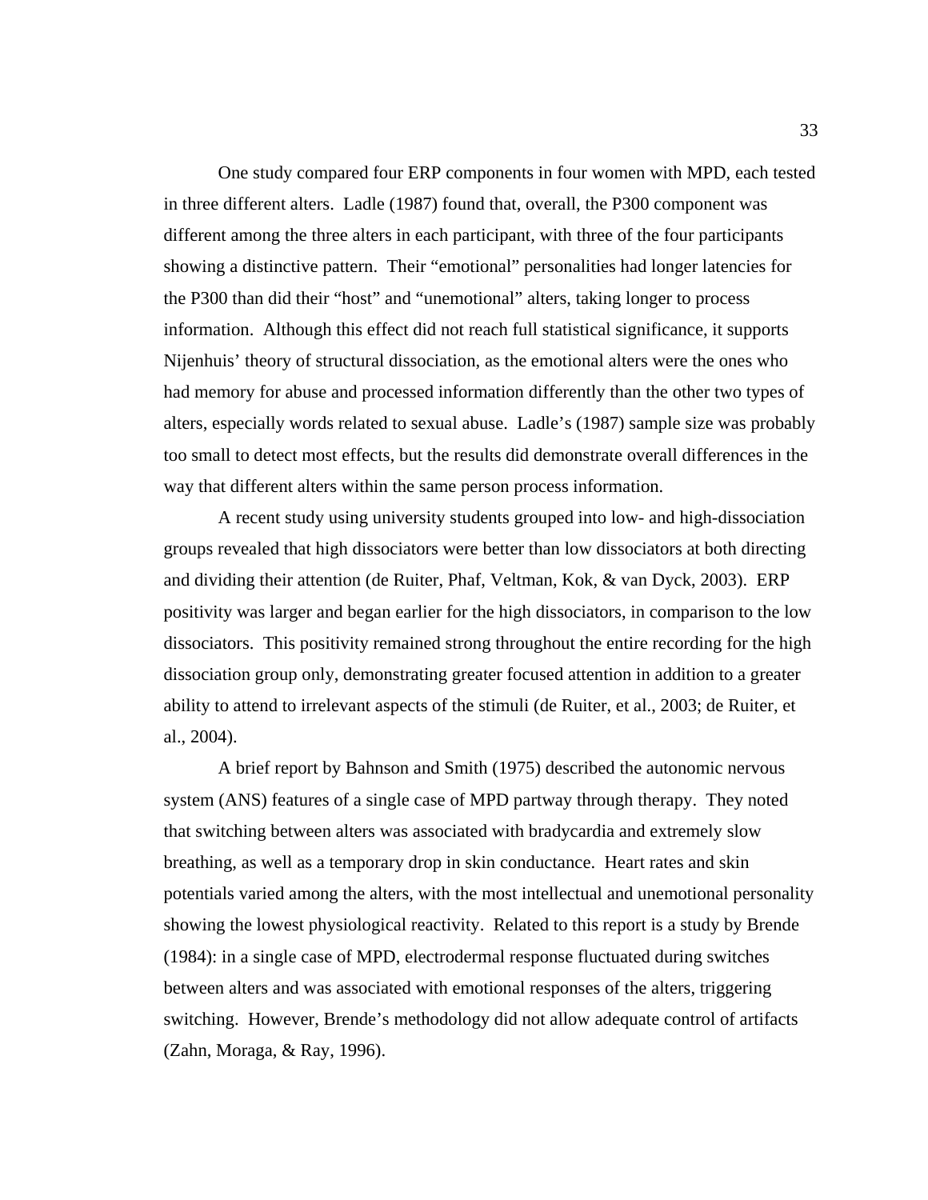One study compared four ERP components in four women with MPD, each tested in three different alters. Ladle (1987) found that, overall, the P300 component was different among the three alters in each participant, with three of the four participants showing a distinctive pattern. Their "emotional" personalities had longer latencies for the P300 than did their "host" and "unemotional" alters, taking longer to process information. Although this effect did not reach full statistical significance, it supports Nijenhuis' theory of structural dissociation, as the emotional alters were the ones who had memory for abuse and processed information differently than the other two types of alters, especially words related to sexual abuse. Ladle's (1987) sample size was probably too small to detect most effects, but the results did demonstrate overall differences in the way that different alters within the same person process information.

A recent study using university students grouped into low- and high-dissociation groups revealed that high dissociators were better than low dissociators at both directing and dividing their attention (de Ruiter, Phaf, Veltman, Kok, & van Dyck, 2003). ERP positivity was larger and began earlier for the high dissociators, in comparison to the low dissociators. This positivity remained strong throughout the entire recording for the high dissociation group only, demonstrating greater focused attention in addition to a greater ability to attend to irrelevant aspects of the stimuli (de Ruiter, et al., 2003; de Ruiter, et al., 2004).

A brief report by Bahnson and Smith (1975) described the autonomic nervous system (ANS) features of a single case of MPD partway through therapy. They noted that switching between alters was associated with bradycardia and extremely slow breathing, as well as a temporary drop in skin conductance. Heart rates and skin potentials varied among the alters, with the most intellectual and unemotional personality showing the lowest physiological reactivity. Related to this report is a study by Brende (1984): in a single case of MPD, electrodermal response fluctuated during switches between alters and was associated with emotional responses of the alters, triggering switching. However, Brende's methodology did not allow adequate control of artifacts (Zahn, Moraga, & Ray, 1996).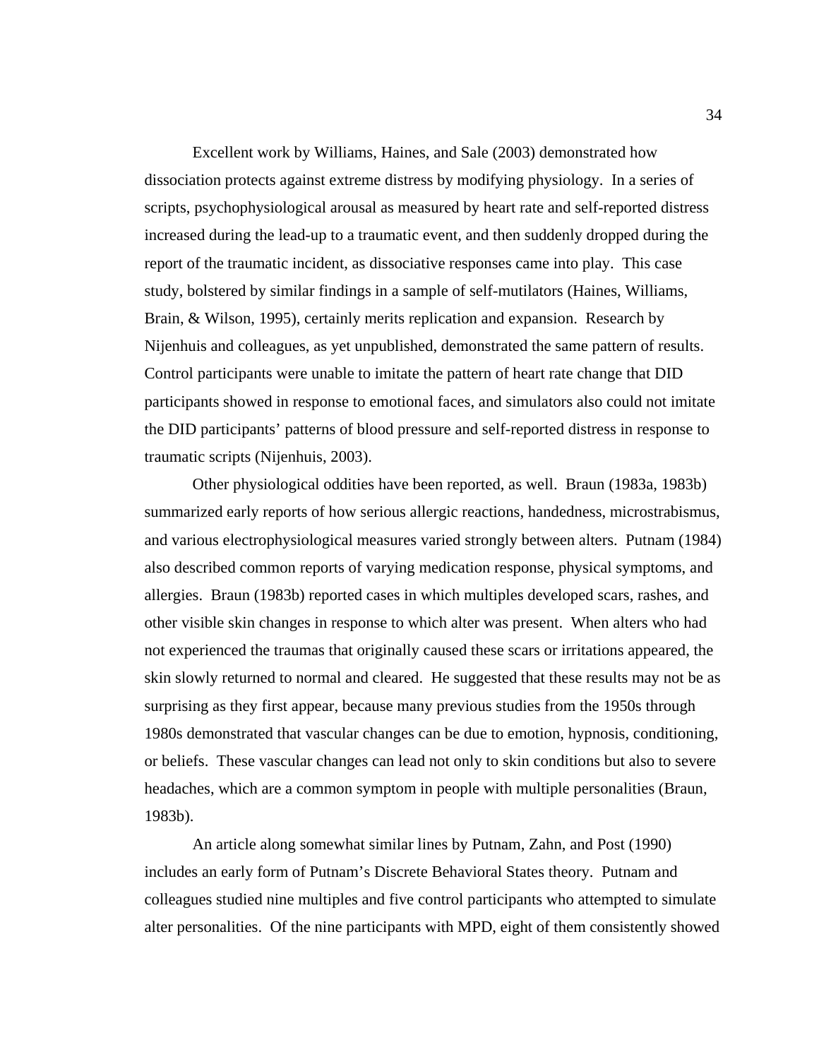Excellent work by Williams, Haines, and Sale (2003) demonstrated how dissociation protects against extreme distress by modifying physiology. In a series of scripts, psychophysiological arousal as measured by heart rate and self-reported distress increased during the lead-up to a traumatic event, and then suddenly dropped during the report of the traumatic incident, as dissociative responses came into play. This case study, bolstered by similar findings in a sample of self-mutilators (Haines, Williams, Brain, & Wilson, 1995), certainly merits replication and expansion. Research by Nijenhuis and colleagues, as yet unpublished, demonstrated the same pattern of results. Control participants were unable to imitate the pattern of heart rate change that DID participants showed in response to emotional faces, and simulators also could not imitate the DID participants' patterns of blood pressure and self-reported distress in response to traumatic scripts (Nijenhuis, 2003).

Other physiological oddities have been reported, as well. Braun (1983a, 1983b) summarized early reports of how serious allergic reactions, handedness, microstrabismus, and various electrophysiological measures varied strongly between alters. Putnam (1984) also described common reports of varying medication response, physical symptoms, and allergies. Braun (1983b) reported cases in which multiples developed scars, rashes, and other visible skin changes in response to which alter was present. When alters who had not experienced the traumas that originally caused these scars or irritations appeared, the skin slowly returned to normal and cleared. He suggested that these results may not be as surprising as they first appear, because many previous studies from the 1950s through 1980s demonstrated that vascular changes can be due to emotion, hypnosis, conditioning, or beliefs. These vascular changes can lead not only to skin conditions but also to severe headaches, which are a common symptom in people with multiple personalities (Braun, 1983b).

An article along somewhat similar lines by Putnam, Zahn, and Post (1990) includes an early form of Putnam's Discrete Behavioral States theory. Putnam and colleagues studied nine multiples and five control participants who attempted to simulate alter personalities. Of the nine participants with MPD, eight of them consistently showed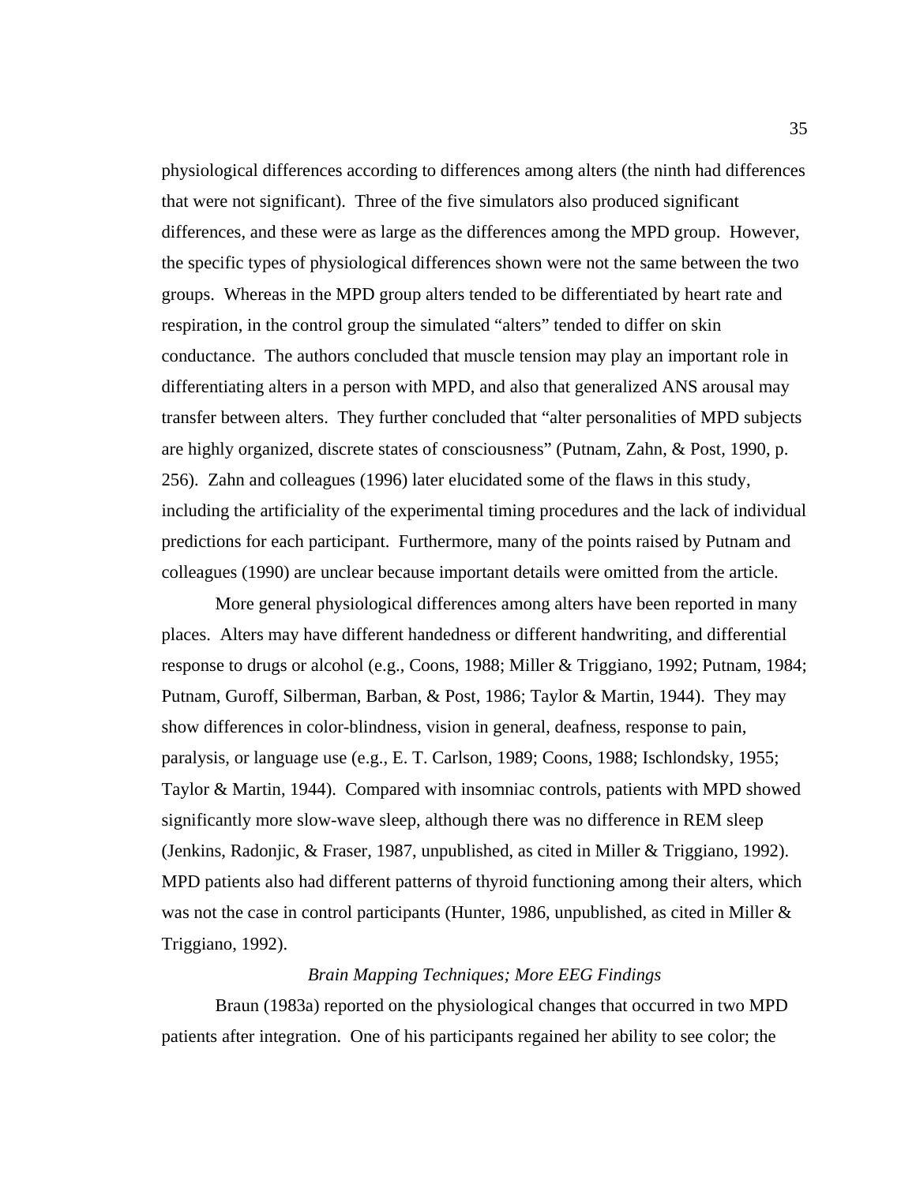physiological differences according to differences among alters (the ninth had differences that were not significant). Three of the five simulators also produced significant differences, and these were as large as the differences among the MPD group. However, the specific types of physiological differences shown were not the same between the two groups. Whereas in the MPD group alters tended to be differentiated by heart rate and respiration, in the control group the simulated "alters" tended to differ on skin conductance. The authors concluded that muscle tension may play an important role in differentiating alters in a person with MPD, and also that generalized ANS arousal may transfer between alters. They further concluded that "alter personalities of MPD subjects are highly organized, discrete states of consciousness" (Putnam, Zahn, & Post, 1990, p. 256). Zahn and colleagues (1996) later elucidated some of the flaws in this study, including the artificiality of the experimental timing procedures and the lack of individual predictions for each participant. Furthermore, many of the points raised by Putnam and colleagues (1990) are unclear because important details were omitted from the article.

More general physiological differences among alters have been reported in many places. Alters may have different handedness or different handwriting, and differential response to drugs or alcohol (e.g., Coons, 1988; Miller & Triggiano, 1992; Putnam, 1984; Putnam, Guroff, Silberman, Barban, & Post, 1986; Taylor & Martin, 1944). They may show differences in color-blindness, vision in general, deafness, response to pain, paralysis, or language use (e.g., E. T. Carlson, 1989; Coons, 1988; Ischlondsky, 1955; Taylor & Martin, 1944). Compared with insomniac controls, patients with MPD showed significantly more slow-wave sleep, although there was no difference in REM sleep (Jenkins, Radonjic, & Fraser, 1987, unpublished, as cited in Miller & Triggiano, 1992). MPD patients also had different patterns of thyroid functioning among their alters, which was not the case in control participants (Hunter, 1986, unpublished, as cited in Miller & Triggiano, 1992).

### *Brain Mapping Techniques; More EEG Findings*

Braun (1983a) reported on the physiological changes that occurred in two MPD patients after integration. One of his participants regained her ability to see color; the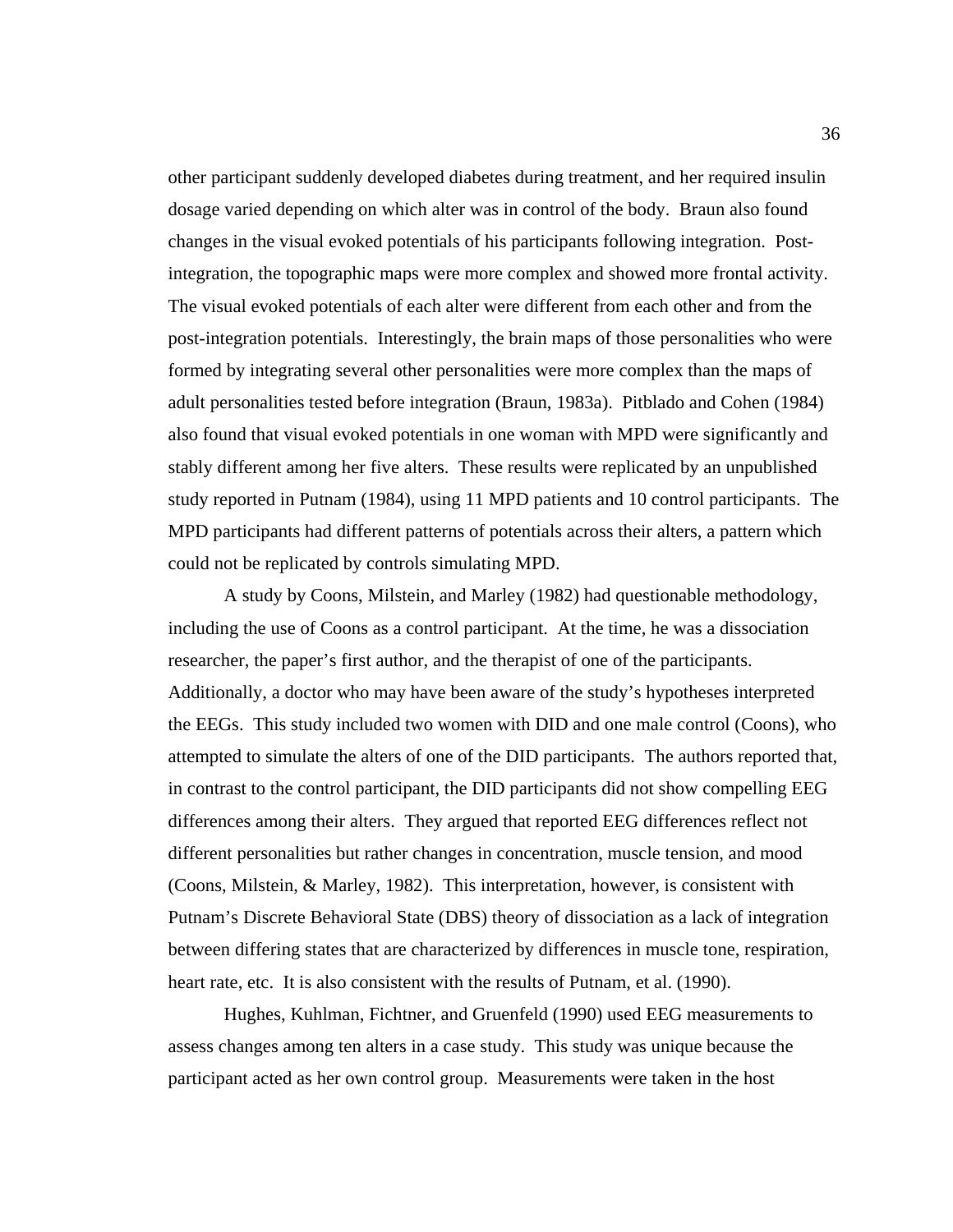other participant suddenly developed diabetes during treatment, and her required insulin dosage varied depending on which alter was in control of the body. Braun also found changes in the visual evoked potentials of his participants following integration. Post-integration, the topographic maps were more complex and showed more frontal activity. The visual evoked potentials of each alter were different from each other and from the post-integration potentials. Interestingly, the brain maps of those personalities who were formed by integrating several other personalities were more complex than the maps of adult personalities tested before integration (Braun, 1983a). Pitblado and Cohen (1984) also found that visual evoked potentials in one woman with MPD were significantly and stably different among her five alters. These results were replicated by an unpublished study reported in Putnam (1984), using 11 MPD patients and 10 control participants. The MPD participants had different patterns of potentials across their alters, a pattern which could not be replicated by controls simulating MPD.

A study by Coons, Milstein, and Marley (1982) had questionable methodology, including the use of Coons as a control participant. At the time, he was a dissociation researcher, the paper's first author, and the therapist of one of the participants. Additionally, a doctor who may have been aware of the study's hypotheses interpreted the EEGs. This study included two women with DID and one male control (Coons), who attempted to simulate the alters of one of the DID participants. The authors reported that, in contrast to the control participant, the DID participants did not show compelling EEG differences among their alters. They argued that reported EEG differences reflect not different personalities but rather changes in concentration, muscle tension, and mood (Coons, Milstein, & Marley, 1982). This interpretation, however, is consistent with Putnam's Discrete Behavioral State (DBS) theory of dissociation as a lack of integration between differing states that are characterized by differences in muscle tone, respiration, heart rate, etc. It is also consistent with the results of Putnam, et al. (1990).

Hughes, Kuhlman, Fichtner, and Gruenfeld (1990) used EEG measurements to assess changes among ten alters in a case study. This study was unique because the participant acted as her own control group. Measurements were taken in the host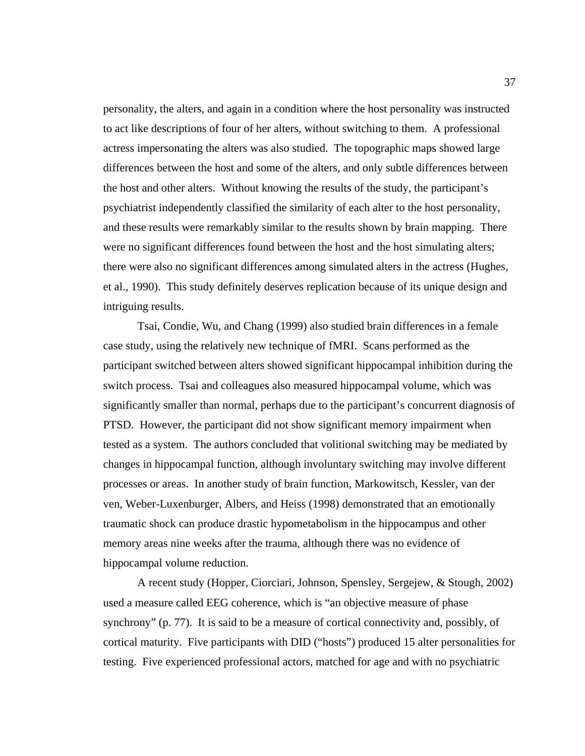personality, the alters, and again in a condition where the host personality was instructed to act like descriptions of four of her alters, without switching to them. A professional actress impersonating the alters was also studied. The topographic maps showed large differences between the host and some of the alters, and only subtle differences between the host and other alters. Without knowing the results of the study, the participant's psychiatrist independently classified the similarity of each alter to the host personality, and these results were remarkably similar to the results shown by brain mapping. There were no significant differences found between the host and the host simulating alters; there were also no significant differences among simulated alters in the actress (Hughes, et al., 1990). This study definitely deserves replication because of its unique design and intriguing results.

Tsai, Condie, Wu, and Chang (1999) also studied brain differences in a female case study, using the relatively new technique of fMRI. Scans performed as the participant switched between alters showed significant hippocampal inhibition during the switch process. Tsai and colleagues also measured hippocampal volume, which was significantly smaller than normal, perhaps due to the participant's concurrent diagnosis of PTSD. However, the participant did not show significant memory impairment when tested as a system. The authors concluded that volitional switching may be mediated by changes in hippocampal function, although involuntary switching may involve different processes or areas. In another study of brain function, Markowitsch, Kessler, van der ven, Weber-Luxenburger, Albers, and Heiss (1998) demonstrated that an emotionally traumatic shock can produce drastic hypometabolism in the hippocampus and other memory areas nine weeks after the trauma, although there was no evidence of hippocampal volume reduction.

A recent study (Hopper, Ciorciari, Johnson, Spensley, Sergejew, & Stough, 2002) used a measure called EEG coherence, which is "an objective measure of phase synchrony" (p. 77). It is said to be a measure of cortical connectivity and, possibly, of cortical maturity. Five participants with DID ("hosts") produced 15 alter personalities for testing. Five experienced professional actors, matched for age and with no psychiatric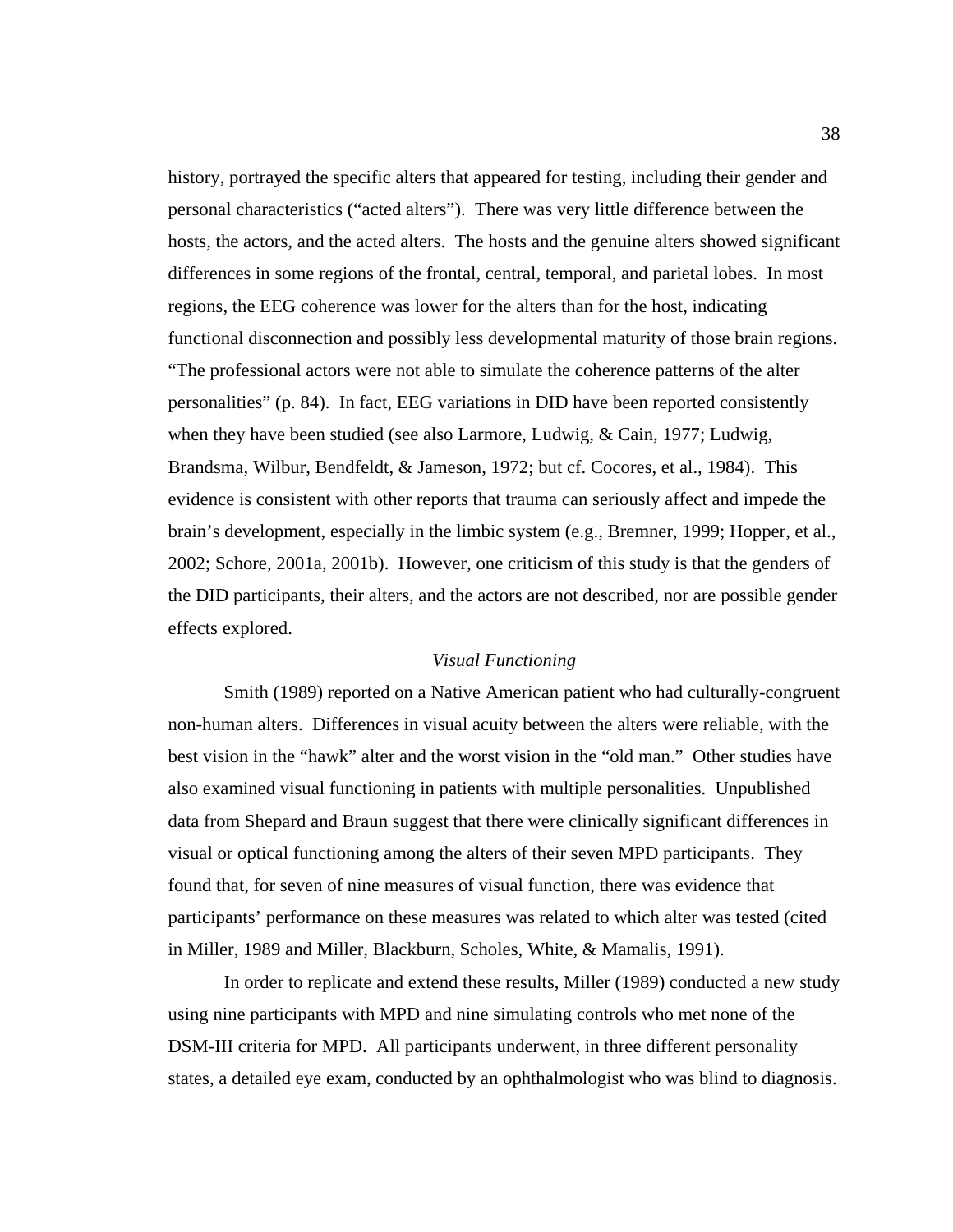history, portrayed the specific alters that appeared for testing, including their gender and personal characteristics ("acted alters"). There was very little difference between the hosts, the actors, and the acted alters. The hosts and the genuine alters showed significant differences in some regions of the frontal, central, temporal, and parietal lobes. In most regions, the EEG coherence was lower for the alters than for the host, indicating functional disconnection and possibly less developmental maturity of those brain regions. "The professional actors were not able to simulate the coherence patterns of the alter personalities" (p. 84). In fact, EEG variations in DID have been reported consistently when they have been studied (see also Larmore, Ludwig, & Cain, 1977; Ludwig, Brandsma, Wilbur, Bendfeldt, & Jameson, 1972; but cf. Cocores, et al., 1984). This evidence is consistent with other reports that trauma can seriously affect and impede the brain's development, especially in the limbic system (e.g., Bremner, 1999; Hopper, et al., 2002; Schore, 2001a, 2001b). However, one criticism of this study is that the genders of the DID participants, their alters, and the actors are not described, nor are possible gender effects explored.

*Visual Functioning*

Smith (1989) reported on a Native American patient who had culturally-congruent non-human alters. Differences in visual acuity between the alters were reliable, with the best vision in the "hawk" alter and the worst vision in the "old man." Other studies have also examined visual functioning in patients with multiple personalities. Unpublished data from Shepard and Braun suggest that there were clinically significant differences in visual or optical functioning among the alters of their seven MPD participants. They found that, for seven of nine measures of visual function, there was evidence that participants' performance on these measures was related to which alter was tested (cited in Miller, 1989 and Miller, Blackburn, Scholes, White, & Mamalis, 1991).

In order to replicate and extend these results, Miller (1989) conducted a new study using nine participants with MPD and nine simulating controls who met none of the DSM-III criteria for MPD. All participants underwent, in three different personality states, a detailed eye exam, conducted by an ophthalmologist who was blind to diagnosis.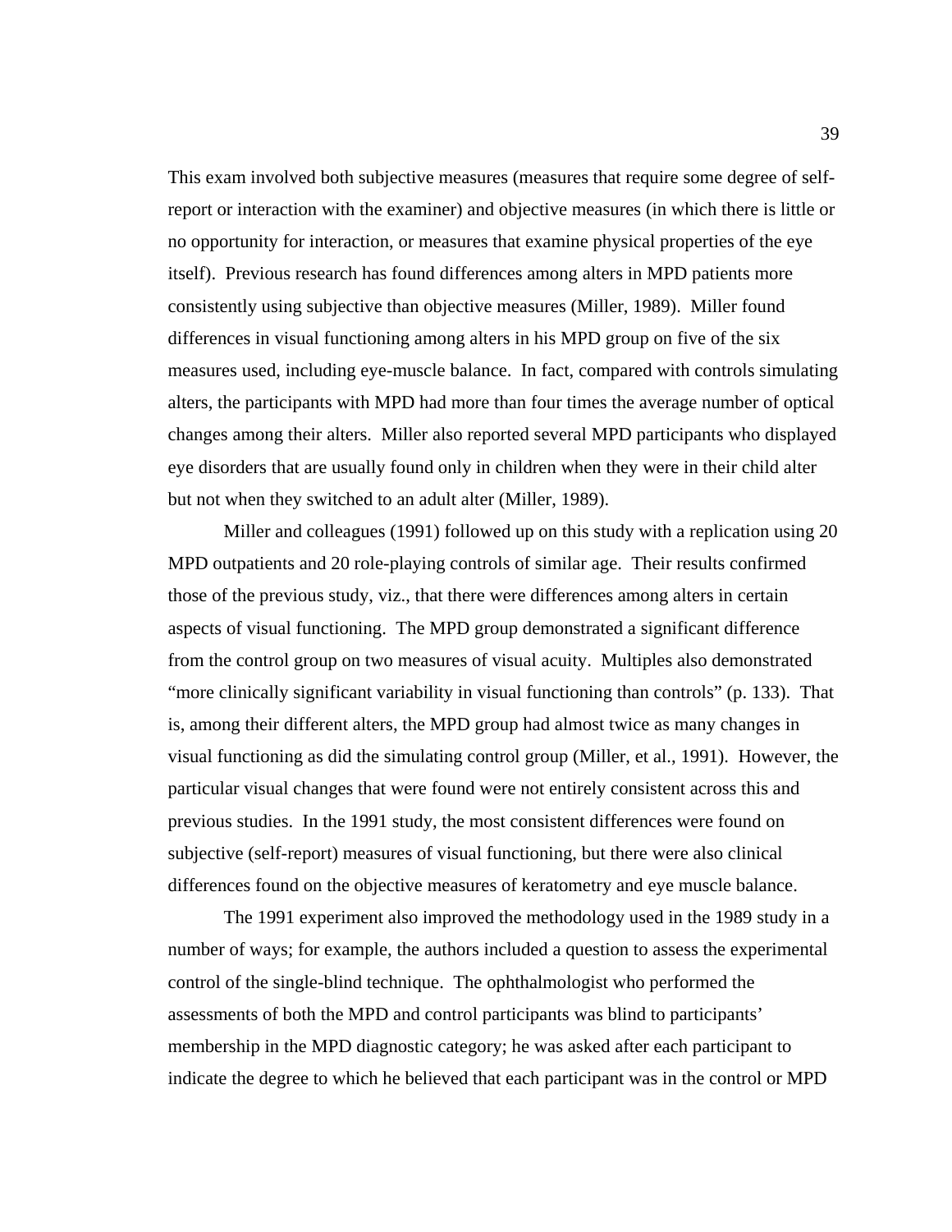This exam involved both subjective measures (measures that require some degree of self-report or interaction with the examiner) and objective measures (in which there is little or no opportunity for interaction, or measures that examine physical properties of the eye itself).  Previous research has found differences among alters in MPD patients more consistently using subjective than objective measures (Miller, 1989).  Miller found differences in visual functioning among alters in his MPD group on five of the six measures used, including eye-muscle balance.  In fact, compared with controls simulating alters, the participants with MPD had more than four times the average number of optical changes among their alters.  Miller also reported several MPD participants who displayed eye disorders that are usually found only in children when they were in their child alter but not when they switched to an adult alter (Miller, 1989).

Miller and colleagues (1991) followed up on this study with a replication using 20 MPD outpatients and 20 role-playing controls of similar age.  Their results confirmed those of the previous study, viz., that there were differences among alters in certain aspects of visual functioning.  The MPD group demonstrated a significant difference from the control group on two measures of visual acuity.  Multiples also demonstrated "more clinically significant variability in visual functioning than controls" (p. 133).  That is, among their different alters, the MPD group had almost twice as many changes in visual functioning as did the simulating control group (Miller, et al., 1991).  However, the particular visual changes that were found were not entirely consistent across this and previous studies.  In the 1991 study, the most consistent differences were found on subjective (self-report) measures of visual functioning, but there were also clinical differences found on the objective measures of keratometry and eye muscle balance.

The 1991 experiment also improved the methodology used in the 1989 study in a number of ways; for example, the authors included a question to assess the experimental control of the single-blind technique.  The ophthalmologist who performed the assessments of both the MPD and control participants was blind to participants' membership in the MPD diagnostic category; he was asked after each participant to indicate the degree to which he believed that each participant was in the control or MPD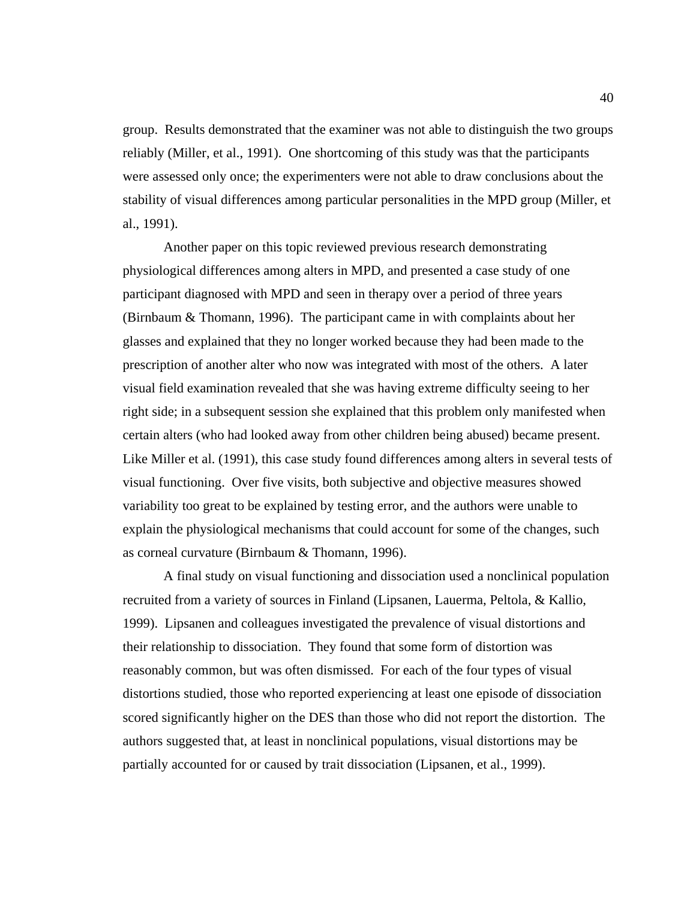group. Results demonstrated that the examiner was not able to distinguish the two groups reliably (Miller, et al., 1991). One shortcoming of this study was that the participants were assessed only once; the experimenters were not able to draw conclusions about the stability of visual differences among particular personalities in the MPD group (Miller, et al., 1991).

Another paper on this topic reviewed previous research demonstrating physiological differences among alters in MPD, and presented a case study of one participant diagnosed with MPD and seen in therapy over a period of three years (Birnbaum & Thomann, 1996). The participant came in with complaints about her glasses and explained that they no longer worked because they had been made to the prescription of another alter who now was integrated with most of the others. A later visual field examination revealed that she was having extreme difficulty seeing to her right side; in a subsequent session she explained that this problem only manifested when certain alters (who had looked away from other children being abused) became present. Like Miller et al. (1991), this case study found differences among alters in several tests of visual functioning. Over five visits, both subjective and objective measures showed variability too great to be explained by testing error, and the authors were unable to explain the physiological mechanisms that could account for some of the changes, such as corneal curvature (Birnbaum & Thomann, 1996).

A final study on visual functioning and dissociation used a nonclinical population recruited from a variety of sources in Finland (Lipsanen, Lauerma, Peltola, & Kallio, 1999). Lipsanen and colleagues investigated the prevalence of visual distortions and their relationship to dissociation. They found that some form of distortion was reasonably common, but was often dismissed. For each of the four types of visual distortions studied, those who reported experiencing at least one episode of dissociation scored significantly higher on the DES than those who did not report the distortion. The authors suggested that, at least in nonclinical populations, visual distortions may be partially accounted for or caused by trait dissociation (Lipsanen, et al., 1999).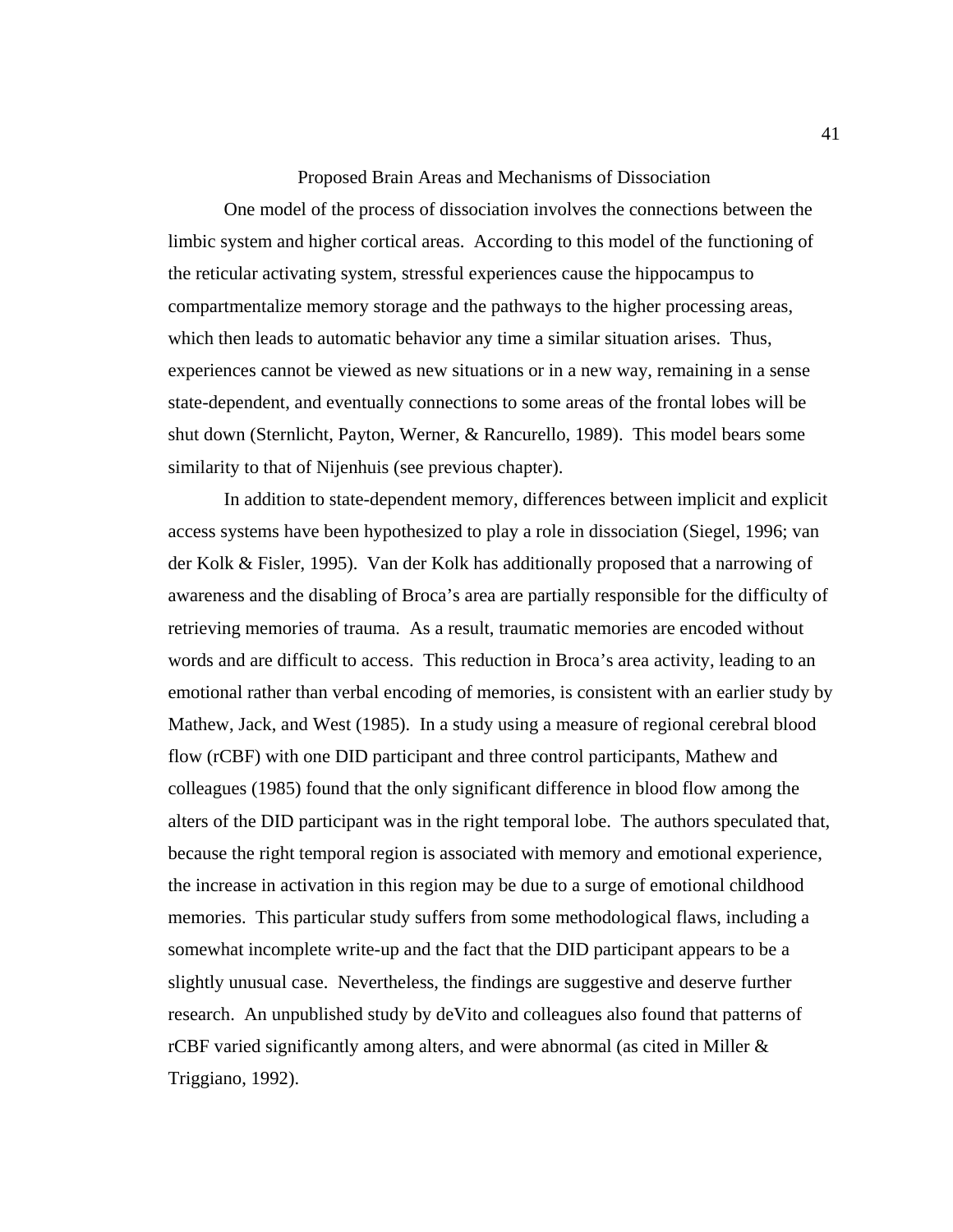## Proposed Brain Areas and Mechanisms of Dissociation

One model of the process of dissociation involves the connections between the limbic system and higher cortical areas. According to this model of the functioning of the reticular activating system, stressful experiences cause the hippocampus to compartmentalize memory storage and the pathways to the higher processing areas, which then leads to automatic behavior any time a similar situation arises. Thus, experiences cannot be viewed as new situations or in a new way, remaining in a sense state-dependent, and eventually connections to some areas of the frontal lobes will be shut down (Sternlicht, Payton, Werner, & Rancurello, 1989). This model bears some similarity to that of Nijenhuis (see previous chapter).

In addition to state-dependent memory, differences between implicit and explicit access systems have been hypothesized to play a role in dissociation (Siegel, 1996; van der Kolk & Fisler, 1995). Van der Kolk has additionally proposed that a narrowing of awareness and the disabling of Broca's area are partially responsible for the difficulty of retrieving memories of trauma. As a result, traumatic memories are encoded without words and are difficult to access. This reduction in Broca's area activity, leading to an emotional rather than verbal encoding of memories, is consistent with an earlier study by Mathew, Jack, and West (1985). In a study using a measure of regional cerebral blood flow (rCBF) with one DID participant and three control participants, Mathew and colleagues (1985) found that the only significant difference in blood flow among the alters of the DID participant was in the right temporal lobe. The authors speculated that, because the right temporal region is associated with memory and emotional experience, the increase in activation in this region may be due to a surge of emotional childhood memories. This particular study suffers from some methodological flaws, including a somewhat incomplete write-up and the fact that the DID participant appears to be a slightly unusual case. Nevertheless, the findings are suggestive and deserve further research. An unpublished study by deVito and colleagues also found that patterns of rCBF varied significantly among alters, and were abnormal (as cited in Miller & Triggiano, 1992).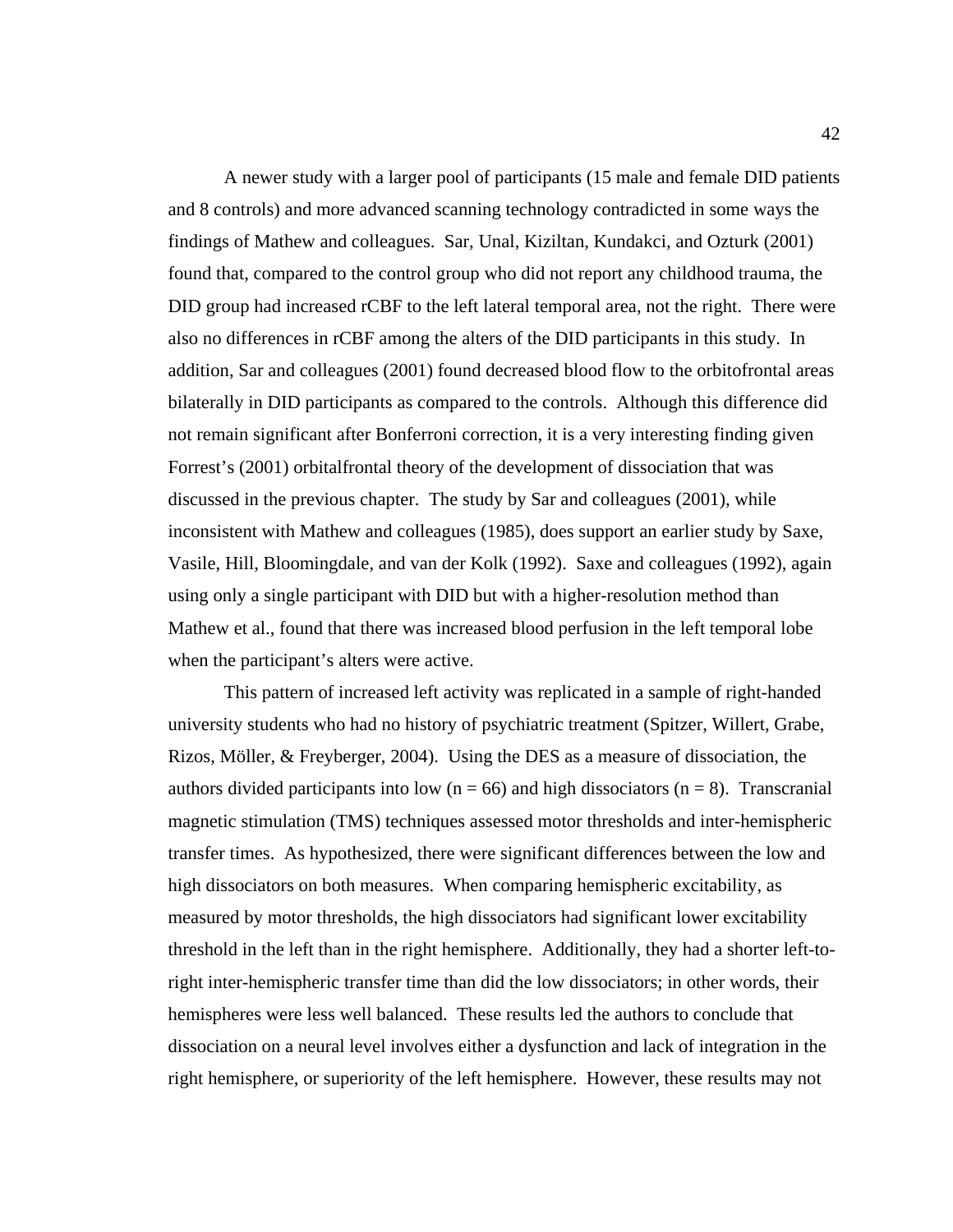A newer study with a larger pool of participants (15 male and female DID patients and 8 controls) and more advanced scanning technology contradicted in some ways the findings of Mathew and colleagues. Sar, Unal, Kiziltan, Kundakci, and Ozturk (2001) found that, compared to the control group who did not report any childhood trauma, the DID group had increased rCBF to the left lateral temporal area, not the right. There were also no differences in rCBF among the alters of the DID participants in this study. In addition, Sar and colleagues (2001) found decreased blood flow to the orbitofrontal areas bilaterally in DID participants as compared to the controls. Although this difference did not remain significant after Bonferroni correction, it is a very interesting finding given Forrest's (2001) orbitalfrontal theory of the development of dissociation that was discussed in the previous chapter. The study by Sar and colleagues (2001), while inconsistent with Mathew and colleagues (1985), does support an earlier study by Saxe, Vasile, Hill, Bloomingdale, and van der Kolk (1992). Saxe and colleagues (1992), again using only a single participant with DID but with a higher-resolution method than Mathew et al., found that there was increased blood perfusion in the left temporal lobe when the participant's alters were active.

This pattern of increased left activity was replicated in a sample of right-handed university students who had no history of psychiatric treatment (Spitzer, Willert, Grabe, Rizos, Möller, & Freyberger, 2004). Using the DES as a measure of dissociation, the authors divided participants into low ($n = 66$) and high dissociators ($n = 8$). Transcranial magnetic stimulation (TMS) techniques assessed motor thresholds and inter-hemispheric transfer times. As hypothesized, there were significant differences between the low and high dissociators on both measures. When comparing hemispheric excitability, as measured by motor thresholds, the high dissociators had significant lower excitability threshold in the left than in the right hemisphere. Additionally, they had a shorter left-to-right inter-hemispheric transfer time than did the low dissociators; in other words, their hemispheres were less well balanced. These results led the authors to conclude that dissociation on a neural level involves either a dysfunction and lack of integration in the right hemisphere, or superiority of the left hemisphere. However, these results may not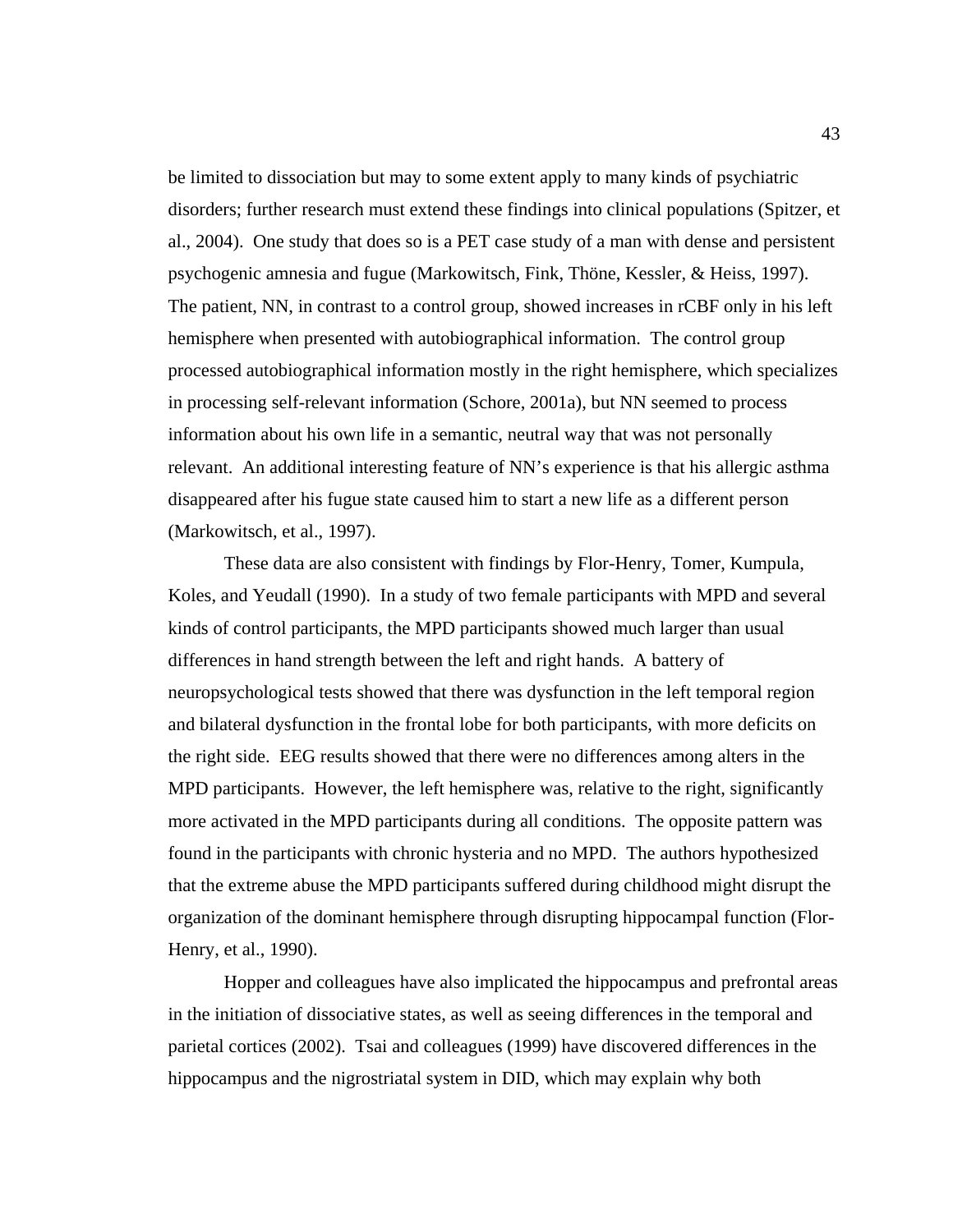be limited to dissociation but may to some extent apply to many kinds of psychiatric disorders; further research must extend these findings into clinical populations (Spitzer, et al., 2004). One study that does so is a PET case study of a man with dense and persistent psychogenic amnesia and fugue (Markowitsch, Fink, Thöne, Kessler, & Heiss, 1997). The patient, NN, in contrast to a control group, showed increases in rCBF only in his left hemisphere when presented with autobiographical information. The control group processed autobiographical information mostly in the right hemisphere, which specializes in processing self-relevant information (Schore, 2001a), but NN seemed to process information about his own life in a semantic, neutral way that was not personally relevant. An additional interesting feature of NN's experience is that his allergic asthma disappeared after his fugue state caused him to start a new life as a different person (Markowitsch, et al., 1997).

These data are also consistent with findings by Flor-Henry, Tomer, Kumpula, Koles, and Yeudall (1990). In a study of two female participants with MPD and several kinds of control participants, the MPD participants showed much larger than usual differences in hand strength between the left and right hands. A battery of neuropsychological tests showed that there was dysfunction in the left temporal region and bilateral dysfunction in the frontal lobe for both participants, with more deficits on the right side. EEG results showed that there were no differences among alters in the MPD participants. However, the left hemisphere was, relative to the right, significantly more activated in the MPD participants during all conditions. The opposite pattern was found in the participants with chronic hysteria and no MPD. The authors hypothesized that the extreme abuse the MPD participants suffered during childhood might disrupt the organization of the dominant hemisphere through disrupting hippocampal function (Flor-Henry, et al., 1990).

Hopper and colleagues have also implicated the hippocampus and prefrontal areas in the initiation of dissociative states, as well as seeing differences in the temporal and parietal cortices (2002). Tsai and colleagues (1999) have discovered differences in the hippocampus and the nigrostriatal system in DID, which may explain why both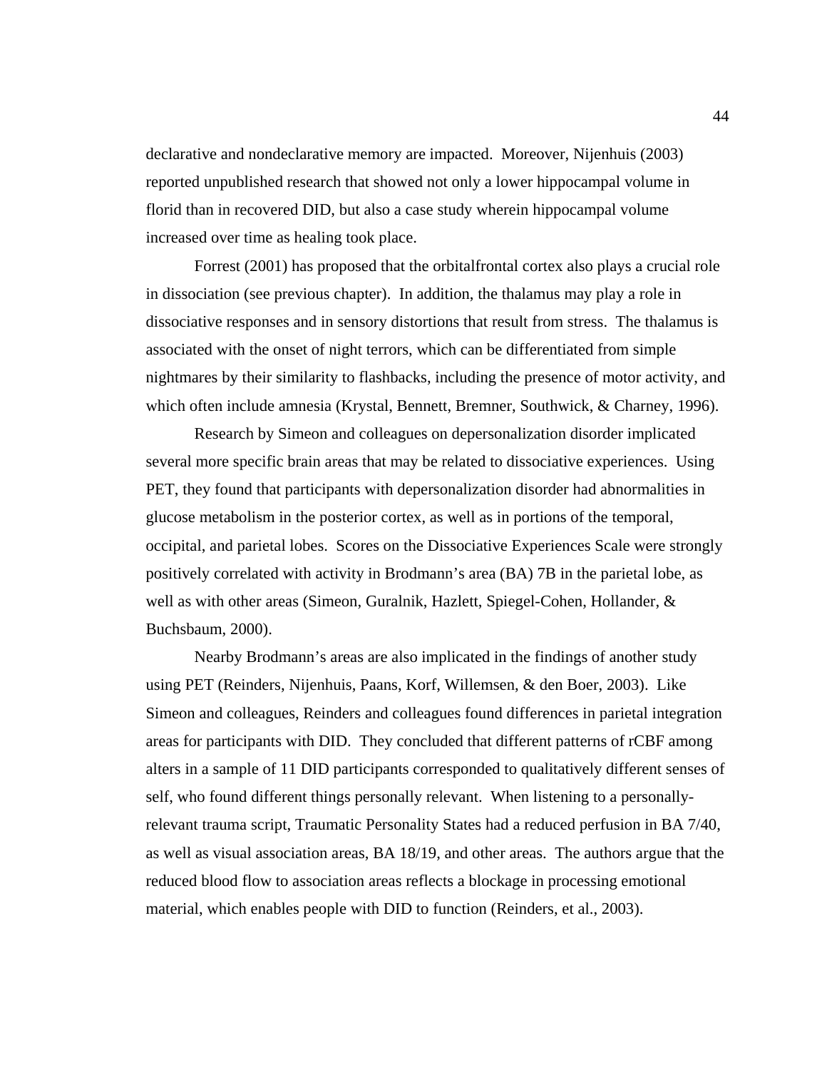declarative and nondeclarative memory are impacted. Moreover, Nijenhuis (2003) reported unpublished research that showed not only a lower hippocampal volume in florid than in recovered DID, but also a case study wherein hippocampal volume increased over time as healing took place.

Forrest (2001) has proposed that the orbitalfrontal cortex also plays a crucial role in dissociation (see previous chapter). In addition, the thalamus may play a role in dissociative responses and in sensory distortions that result from stress. The thalamus is associated with the onset of night terrors, which can be differentiated from simple nightmares by their similarity to flashbacks, including the presence of motor activity, and which often include amnesia (Krystal, Bennett, Bremner, Southwick, & Charney, 1996).

Research by Simeon and colleagues on depersonalization disorder implicated several more specific brain areas that may be related to dissociative experiences. Using PET, they found that participants with depersonalization disorder had abnormalities in glucose metabolism in the posterior cortex, as well as in portions of the temporal, occipital, and parietal lobes. Scores on the Dissociative Experiences Scale were strongly positively correlated with activity in Brodmann's area (BA) 7B in the parietal lobe, as well as with other areas (Simeon, Guralnik, Hazlett, Spiegel-Cohen, Hollander, & Buchsbaum, 2000).

Nearby Brodmann's areas are also implicated in the findings of another study using PET (Reinders, Nijenhuis, Paans, Korf, Willemsen, & den Boer, 2003). Like Simeon and colleagues, Reinders and colleagues found differences in parietal integration areas for participants with DID. They concluded that different patterns of rCBF among alters in a sample of 11 DID participants corresponded to qualitatively different senses of self, who found different things personally relevant. When listening to a personally-relevant trauma script, Traumatic Personality States had a reduced perfusion in BA 7/40, as well as visual association areas, BA 18/19, and other areas. The authors argue that the reduced blood flow to association areas reflects a blockage in processing emotional material, which enables people with DID to function (Reinders, et al., 2003).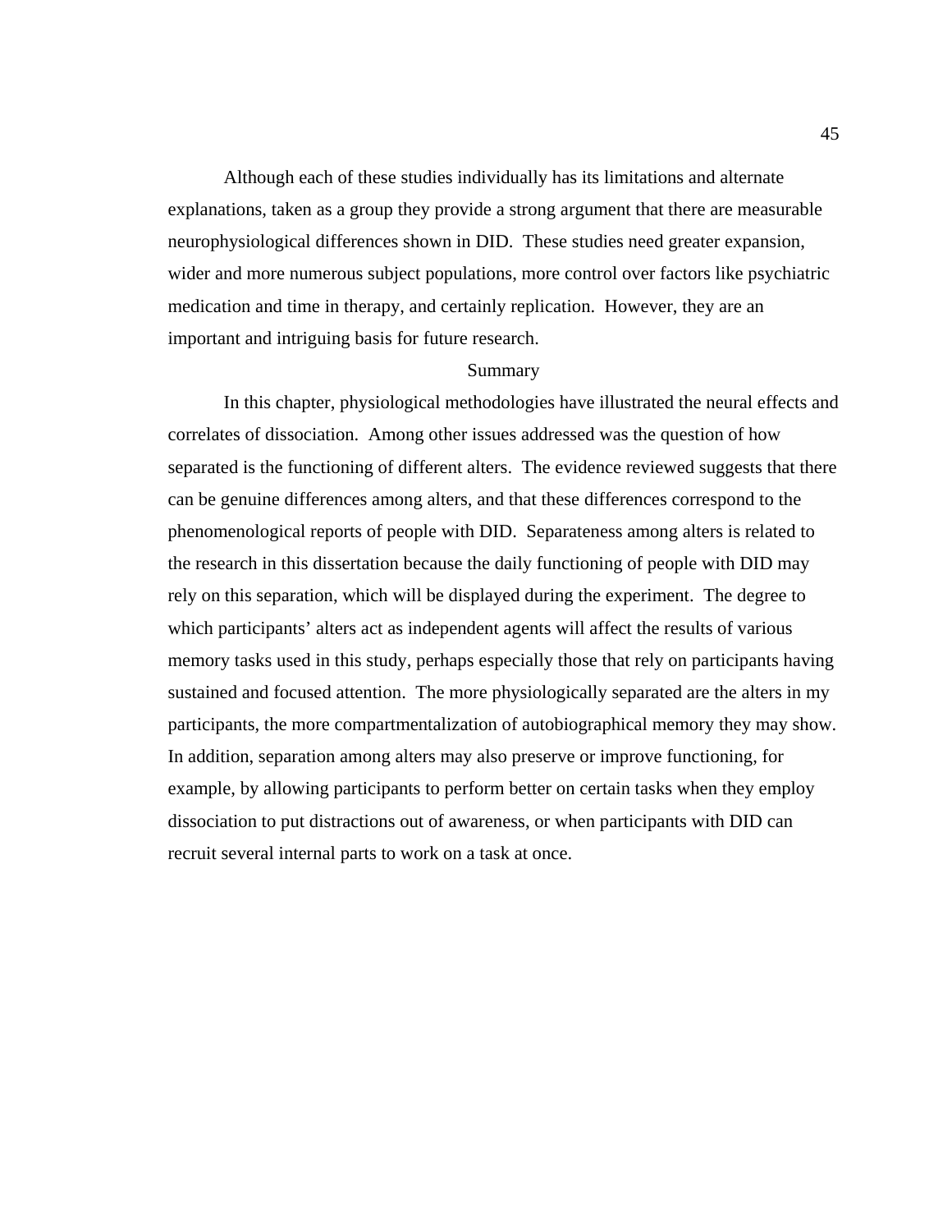Although each of these studies individually has its limitations and alternate explanations, taken as a group they provide a strong argument that there are measurable neurophysiological differences shown in DID. These studies need greater expansion, wider and more numerous subject populations, more control over factors like psychiatric medication and time in therapy, and certainly replication. However, they are an important and intriguing basis for future research.

## Summary

In this chapter, physiological methodologies have illustrated the neural effects and correlates of dissociation. Among other issues addressed was the question of how separated is the functioning of different alters. The evidence reviewed suggests that there can be genuine differences among alters, and that these differences correspond to the phenomenological reports of people with DID. Separateness among alters is related to the research in this dissertation because the daily functioning of people with DID may rely on this separation, which will be displayed during the experiment. The degree to which participants' alters act as independent agents will affect the results of various memory tasks used in this study, perhaps especially those that rely on participants having sustained and focused attention. The more physiologically separated are the alters in my participants, the more compartmentalization of autobiographical memory they may show. In addition, separation among alters may also preserve or improve functioning, for example, by allowing participants to perform better on certain tasks when they employ dissociation to put distractions out of awareness, or when participants with DID can recruit several internal parts to work on a task at once.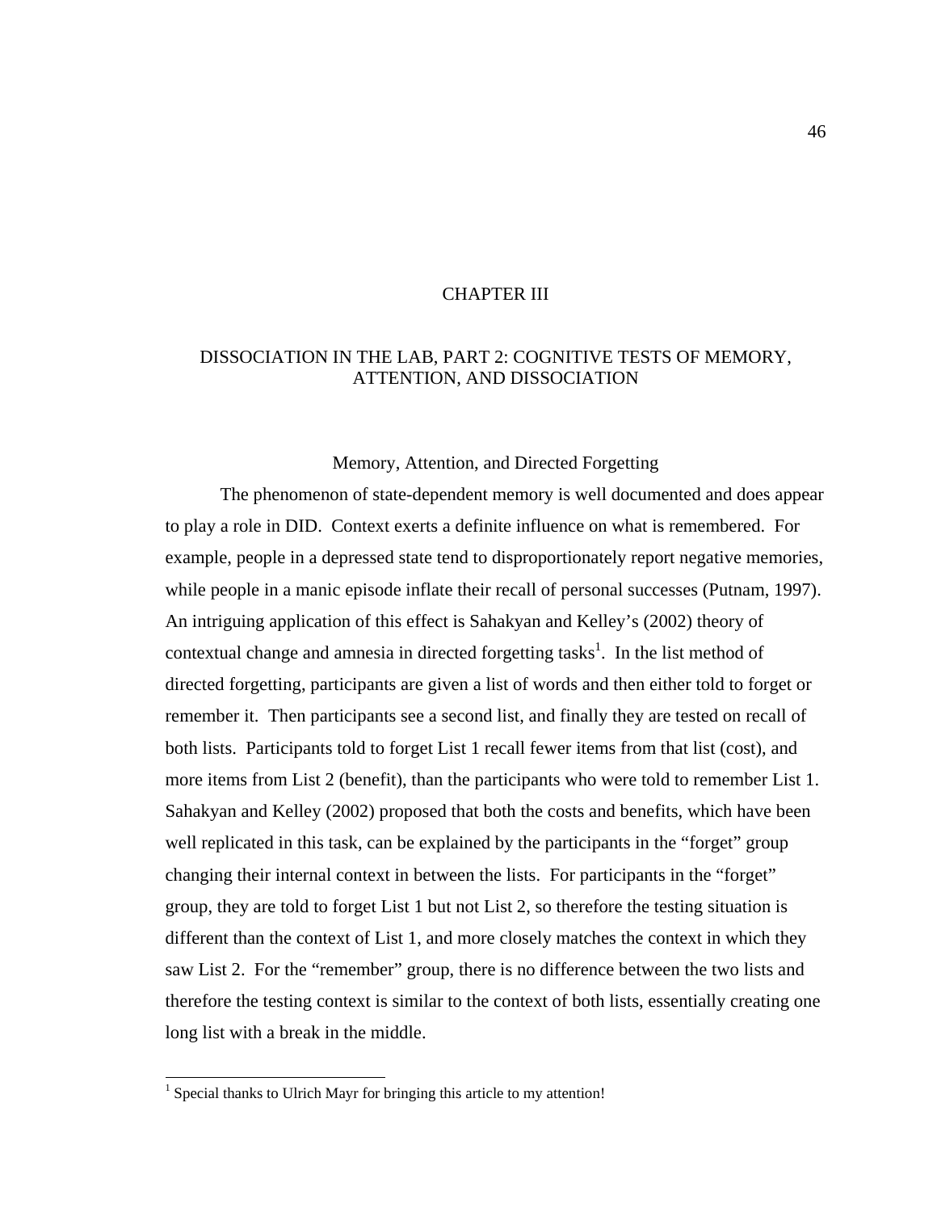# CHAPTER III

## DISSOCIATION IN THE LAB, PART 2: COGNITIVE TESTS OF MEMORY, ATTENTION, AND DISSOCIATION

### Memory, Attention, and Directed Forgetting

The phenomenon of state-dependent memory is well documented and does appear to play a role in DID. Context exerts a definite influence on what is remembered. For example, people in a depressed state tend to disproportionately report negative memories, while people in a manic episode inflate their recall of personal successes (Putnam, 1997). An intriguing application of this effect is Sahakyan and Kelley's (2002) theory of contextual change and amnesia in directed forgetting tasks[1]. In the list method of directed forgetting, participants are given a list of words and then either told to forget or remember it. Then participants see a second list, and finally they are tested on recall of both lists. Participants told to forget List 1 recall fewer items from that list (cost), and more items from List 2 (benefit), than the participants who were told to remember List 1. Sahakyan and Kelley (2002) proposed that both the costs and benefits, which have been well replicated in this task, can be explained by the participants in the "forget" group changing their internal context in between the lists. For participants in the "forget" group, they are told to forget List 1 but not List 2, so therefore the testing situation is different than the context of List 1, and more closely matches the context in which they saw List 2. For the "remember" group, there is no difference between the two lists and therefore the testing context is similar to the context of both lists, essentially creating one long list with a break in the middle.

[1] Special thanks to Ulrich Mayr for bringing this article to my attention!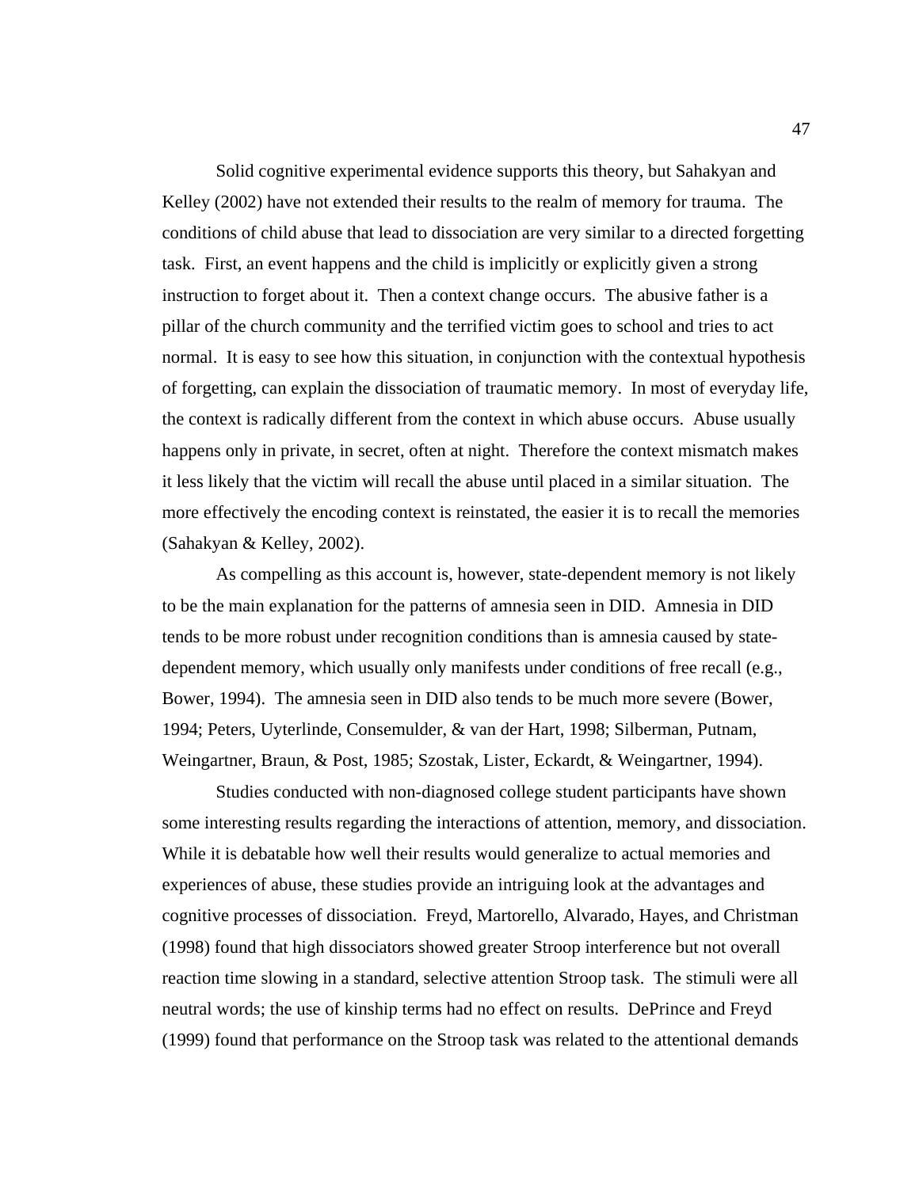Solid cognitive experimental evidence supports this theory, but Sahakyan and Kelley (2002) have not extended their results to the realm of memory for trauma. The conditions of child abuse that lead to dissociation are very similar to a directed forgetting task. First, an event happens and the child is implicitly or explicitly given a strong instruction to forget about it. Then a context change occurs. The abusive father is a pillar of the church community and the terrified victim goes to school and tries to act normal. It is easy to see how this situation, in conjunction with the contextual hypothesis of forgetting, can explain the dissociation of traumatic memory. In most of everyday life, the context is radically different from the context in which abuse occurs. Abuse usually happens only in private, in secret, often at night. Therefore the context mismatch makes it less likely that the victim will recall the abuse until placed in a similar situation. The more effectively the encoding context is reinstated, the easier it is to recall the memories (Sahakyan & Kelley, 2002).

As compelling as this account is, however, state-dependent memory is not likely to be the main explanation for the patterns of amnesia seen in DID. Amnesia in DID tends to be more robust under recognition conditions than is amnesia caused by state-dependent memory, which usually only manifests under conditions of free recall (e.g., Bower, 1994). The amnesia seen in DID also tends to be much more severe (Bower, 1994; Peters, Uyterlinde, Consemulder, & van der Hart, 1998; Silberman, Putnam, Weingartner, Braun, & Post, 1985; Szostak, Lister, Eckardt, & Weingartner, 1994).

Studies conducted with non-diagnosed college student participants have shown some interesting results regarding the interactions of attention, memory, and dissociation. While it is debatable how well their results would generalize to actual memories and experiences of abuse, these studies provide an intriguing look at the advantages and cognitive processes of dissociation. Freyd, Martorello, Alvarado, Hayes, and Christman (1998) found that high dissociators showed greater Stroop interference but not overall reaction time slowing in a standard, selective attention Stroop task. The stimuli were all neutral words; the use of kinship terms had no effect on results. DePrince and Freyd (1999) found that performance on the Stroop task was related to the attentional demands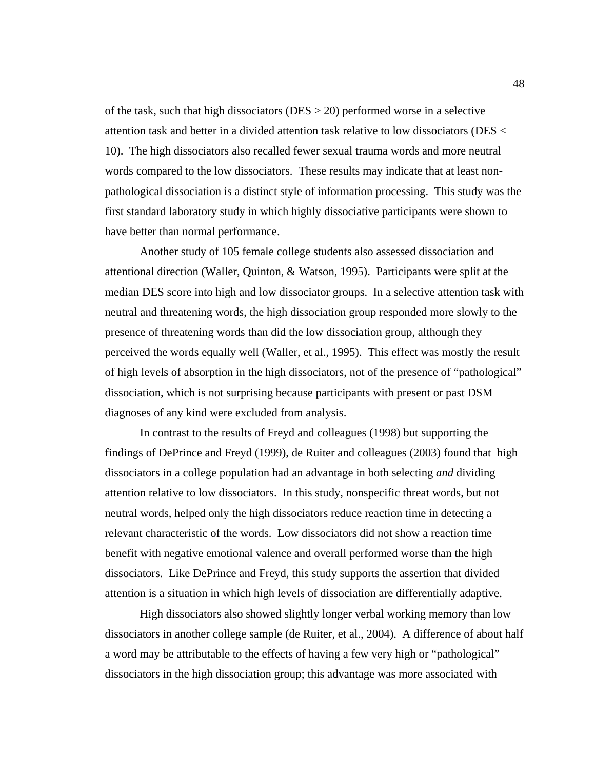of the task, such that high dissociators (DES > 20) performed worse in a selective attention task and better in a divided attention task relative to low dissociators (DES < 10). The high dissociators also recalled fewer sexual trauma words and more neutral words compared to the low dissociators. These results may indicate that at least non-pathological dissociation is a distinct style of information processing. This study was the first standard laboratory study in which highly dissociative participants were shown to have better than normal performance.

Another study of 105 female college students also assessed dissociation and attentional direction (Waller, Quinton, & Watson, 1995). Participants were split at the median DES score into high and low dissociator groups. In a selective attention task with neutral and threatening words, the high dissociation group responded more slowly to the presence of threatening words than did the low dissociation group, although they perceived the words equally well (Waller, et al., 1995). This effect was mostly the result of high levels of absorption in the high dissociators, not of the presence of "pathological" dissociation, which is not surprising because participants with present or past DSM diagnoses of any kind were excluded from analysis.

In contrast to the results of Freyd and colleagues (1998) but supporting the findings of DePrince and Freyd (1999), de Ruiter and colleagues (2003) found that high dissociators in a college population had an advantage in both selecting *and* dividing attention relative to low dissociators. In this study, nonspecific threat words, but not neutral words, helped only the high dissociators reduce reaction time in detecting a relevant characteristic of the words. Low dissociators did not show a reaction time benefit with negative emotional valence and overall performed worse than the high dissociators. Like DePrince and Freyd, this study supports the assertion that divided attention is a situation in which high levels of dissociation are differentially adaptive.

High dissociators also showed slightly longer verbal working memory than low dissociators in another college sample (de Ruiter, et al., 2004). A difference of about half a word may be attributable to the effects of having a few very high or "pathological" dissociators in the high dissociation group; this advantage was more associated with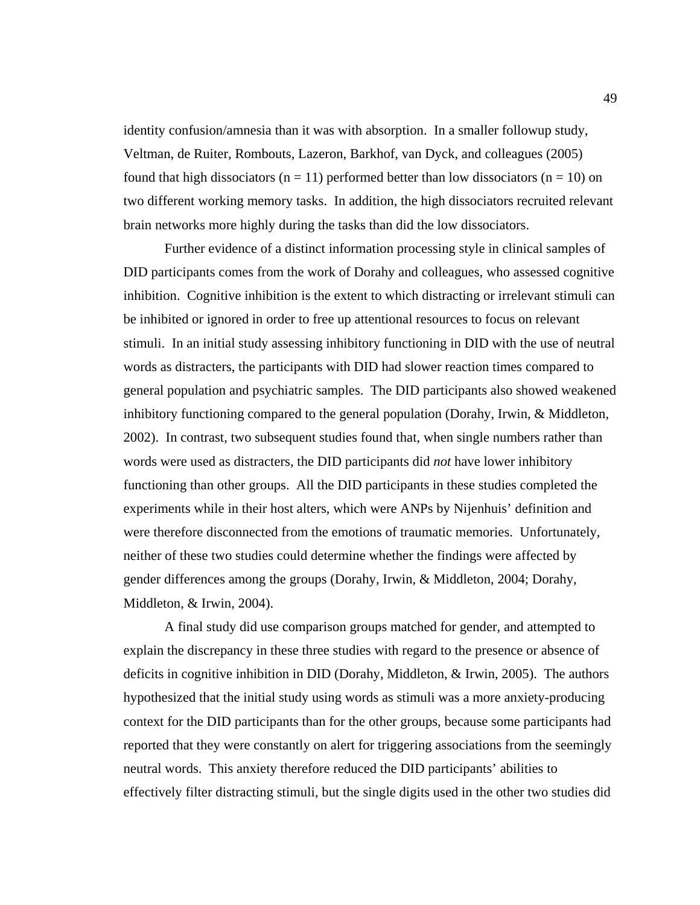identity confusion/amnesia than it was with absorption. In a smaller followup study, Veltman, de Ruiter, Rombouts, Lazeron, Barkhof, van Dyck, and colleagues (2005) found that high dissociators (n = 11) performed better than low dissociators (n = 10) on two different working memory tasks. In addition, the high dissociators recruited relevant brain networks more highly during the tasks than did the low dissociators.

Further evidence of a distinct information processing style in clinical samples of DID participants comes from the work of Dorahy and colleagues, who assessed cognitive inhibition. Cognitive inhibition is the extent to which distracting or irrelevant stimuli can be inhibited or ignored in order to free up attentional resources to focus on relevant stimuli. In an initial study assessing inhibitory functioning in DID with the use of neutral words as distracters, the participants with DID had slower reaction times compared to general population and psychiatric samples. The DID participants also showed weakened inhibitory functioning compared to the general population (Dorahy, Irwin, & Middleton, 2002). In contrast, two subsequent studies found that, when single numbers rather than words were used as distracters, the DID participants did *not* have lower inhibitory functioning than other groups. All the DID participants in these studies completed the experiments while in their host alters, which were ANPs by Nijenhuis' definition and were therefore disconnected from the emotions of traumatic memories. Unfortunately, neither of these two studies could determine whether the findings were affected by gender differences among the groups (Dorahy, Irwin, & Middleton, 2004; Dorahy, Middleton, & Irwin, 2004).

A final study did use comparison groups matched for gender, and attempted to explain the discrepancy in these three studies with regard to the presence or absence of deficits in cognitive inhibition in DID (Dorahy, Middleton, & Irwin, 2005). The authors hypothesized that the initial study using words as stimuli was a more anxiety-producing context for the DID participants than for the other groups, because some participants had reported that they were constantly on alert for triggering associations from the seemingly neutral words. This anxiety therefore reduced the DID participants' abilities to effectively filter distracting stimuli, but the single digits used in the other two studies did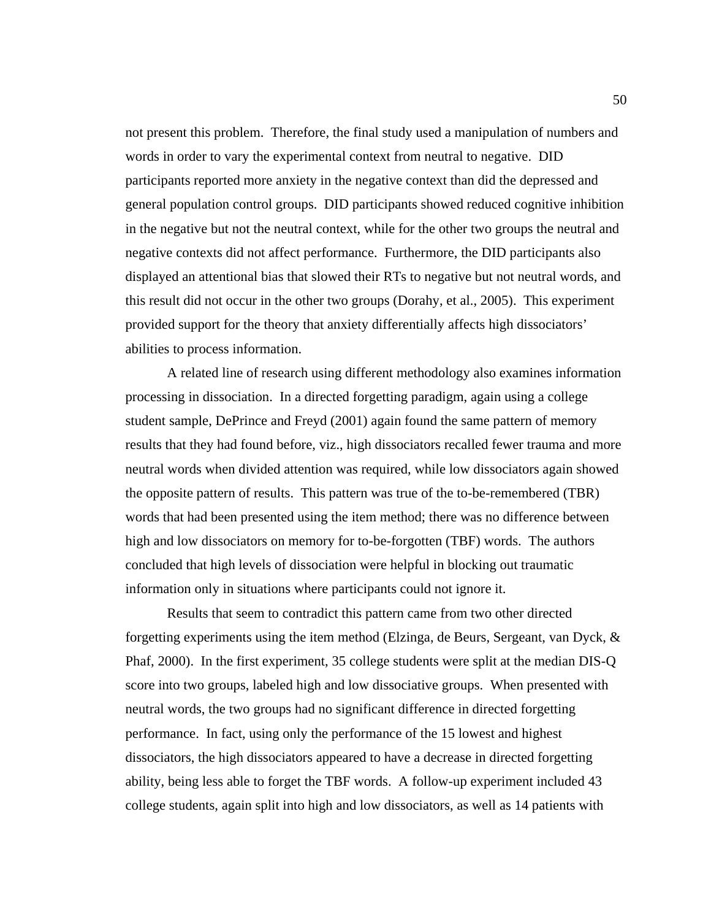not present this problem. Therefore, the final study used a manipulation of numbers and words in order to vary the experimental context from neutral to negative. DID participants reported more anxiety in the negative context than did the depressed and general population control groups. DID participants showed reduced cognitive inhibition in the negative but not the neutral context, while for the other two groups the neutral and negative contexts did not affect performance. Furthermore, the DID participants also displayed an attentional bias that slowed their RTs to negative but not neutral words, and this result did not occur in the other two groups (Dorahy, et al., 2005). This experiment provided support for the theory that anxiety differentially affects high dissociators' abilities to process information.

A related line of research using different methodology also examines information processing in dissociation. In a directed forgetting paradigm, again using a college student sample, DePrince and Freyd (2001) again found the same pattern of memory results that they had found before, viz., high dissociators recalled fewer trauma and more neutral words when divided attention was required, while low dissociators again showed the opposite pattern of results. This pattern was true of the to-be-remembered (TBR) words that had been presented using the item method; there was no difference between high and low dissociators on memory for to-be-forgotten (TBF) words. The authors concluded that high levels of dissociation were helpful in blocking out traumatic information only in situations where participants could not ignore it.

Results that seem to contradict this pattern came from two other directed forgetting experiments using the item method (Elzinga, de Beurs, Sergeant, van Dyck, & Phaf, 2000). In the first experiment, 35 college students were split at the median DIS-Q score into two groups, labeled high and low dissociative groups. When presented with neutral words, the two groups had no significant difference in directed forgetting performance. In fact, using only the performance of the 15 lowest and highest dissociators, the high dissociators appeared to have a decrease in directed forgetting ability, being less able to forget the TBF words. A follow-up experiment included 43 college students, again split into high and low dissociators, as well as 14 patients with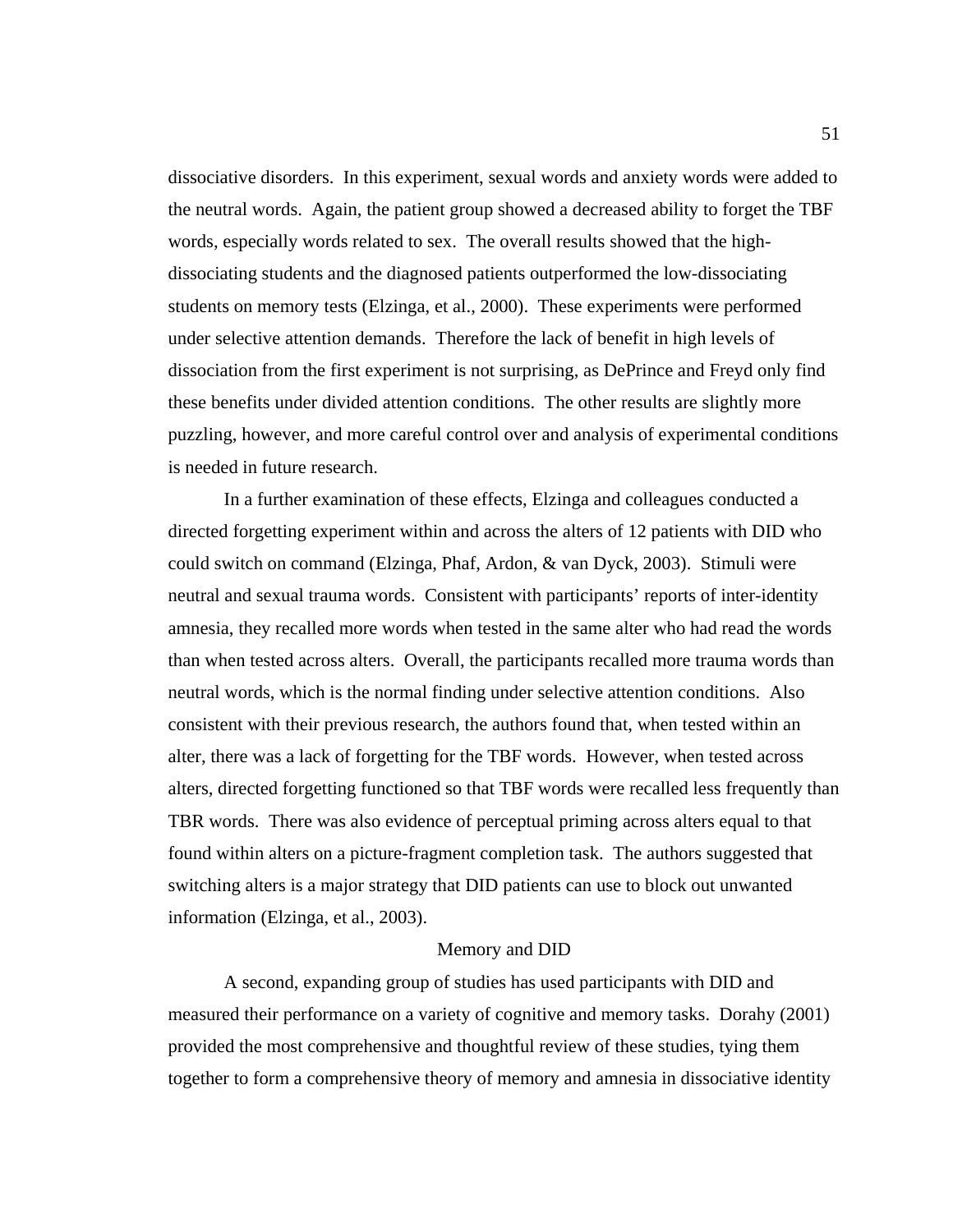dissociative disorders. In this experiment, sexual words and anxiety words were added to the neutral words. Again, the patient group showed a decreased ability to forget the TBF words, especially words related to sex. The overall results showed that the high-dissociating students and the diagnosed patients outperformed the low-dissociating students on memory tests (Elzinga, et al., 2000). These experiments were performed under selective attention demands. Therefore the lack of benefit in high levels of dissociation from the first experiment is not surprising, as DePrince and Freyd only find these benefits under divided attention conditions. The other results are slightly more puzzling, however, and more careful control over and analysis of experimental conditions is needed in future research.

In a further examination of these effects, Elzinga and colleagues conducted a directed forgetting experiment within and across the alters of 12 patients with DID who could switch on command (Elzinga, Phaf, Ardon, & van Dyck, 2003). Stimuli were neutral and sexual trauma words. Consistent with participants' reports of inter-identity amnesia, they recalled more words when tested in the same alter who had read the words than when tested across alters. Overall, the participants recalled more trauma words than neutral words, which is the normal finding under selective attention conditions. Also consistent with their previous research, the authors found that, when tested within an alter, there was a lack of forgetting for the TBF words. However, when tested across alters, directed forgetting functioned so that TBF words were recalled less frequently than TBR words. There was also evidence of perceptual priming across alters equal to that found within alters on a picture-fragment completion task. The authors suggested that switching alters is a major strategy that DID patients can use to block out unwanted information (Elzinga, et al., 2003).

## Memory and DID

A second, expanding group of studies has used participants with DID and measured their performance on a variety of cognitive and memory tasks. Dorahy (2001) provided the most comprehensive and thoughtful review of these studies, tying them together to form a comprehensive theory of memory and amnesia in dissociative identity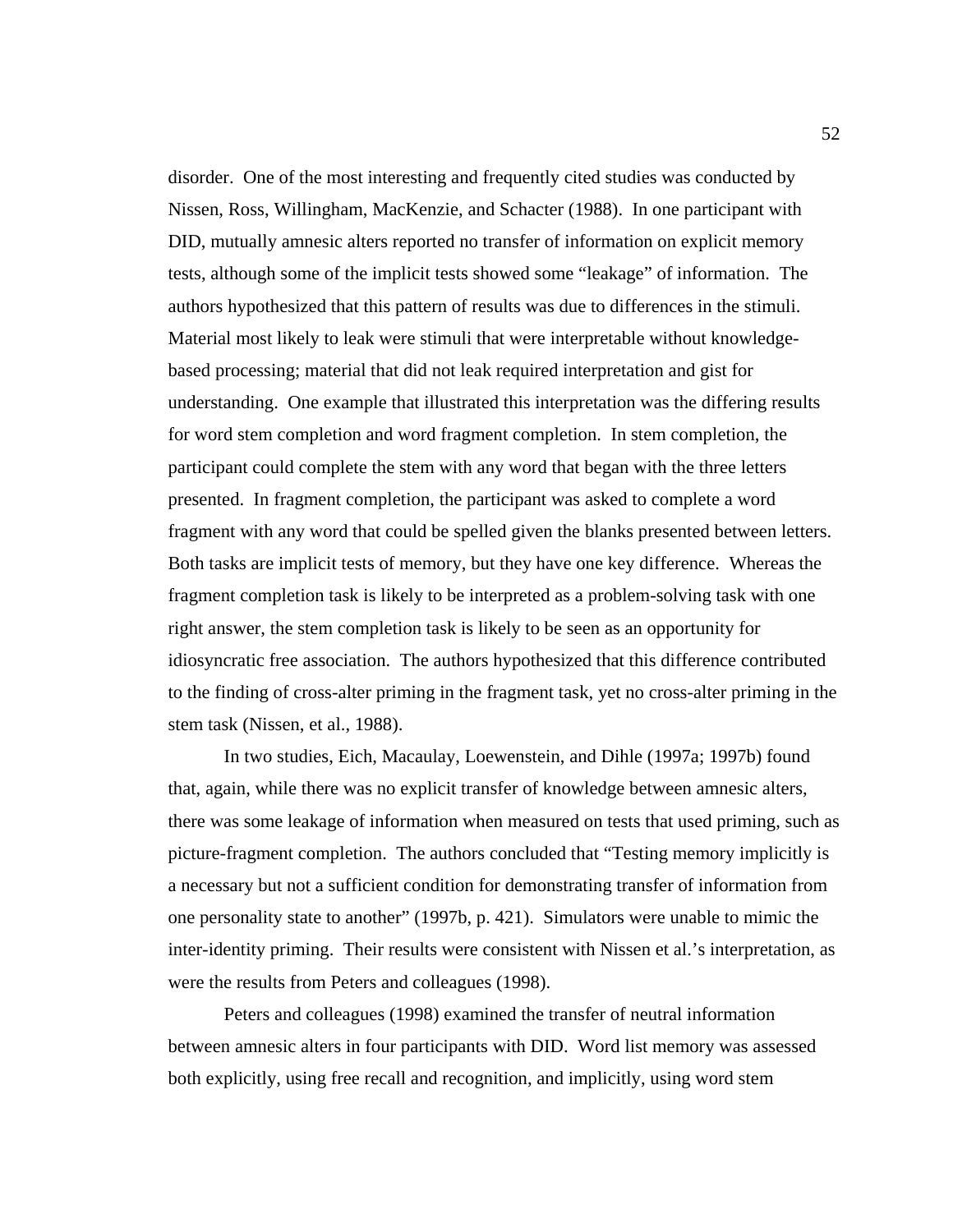disorder. One of the most interesting and frequently cited studies was conducted by Nissen, Ross, Willingham, MacKenzie, and Schacter (1988). In one participant with DID, mutually amnesic alters reported no transfer of information on explicit memory tests, although some of the implicit tests showed some "leakage" of information. The authors hypothesized that this pattern of results was due to differences in the stimuli. Material most likely to leak were stimuli that were interpretable without knowledge-based processing; material that did not leak required interpretation and gist for understanding. One example that illustrated this interpretation was the differing results for word stem completion and word fragment completion. In stem completion, the participant could complete the stem with any word that began with the three letters presented. In fragment completion, the participant was asked to complete a word fragment with any word that could be spelled given the blanks presented between letters. Both tasks are implicit tests of memory, but they have one key difference. Whereas the fragment completion task is likely to be interpreted as a problem-solving task with one right answer, the stem completion task is likely to be seen as an opportunity for idiosyncratic free association. The authors hypothesized that this difference contributed to the finding of cross-alter priming in the fragment task, yet no cross-alter priming in the stem task (Nissen, et al., 1988).

In two studies, Eich, Macaulay, Loewenstein, and Dihle (1997a; 1997b) found that, again, while there was no explicit transfer of knowledge between amnesic alters, there was some leakage of information when measured on tests that used priming, such as picture-fragment completion. The authors concluded that "Testing memory implicitly is a necessary but not a sufficient condition for demonstrating transfer of information from one personality state to another" (1997b, p. 421). Simulators were unable to mimic the inter-identity priming. Their results were consistent with Nissen et al.'s interpretation, as were the results from Peters and colleagues (1998).

Peters and colleagues (1998) examined the transfer of neutral information between amnesic alters in four participants with DID. Word list memory was assessed both explicitly, using free recall and recognition, and implicitly, using word stem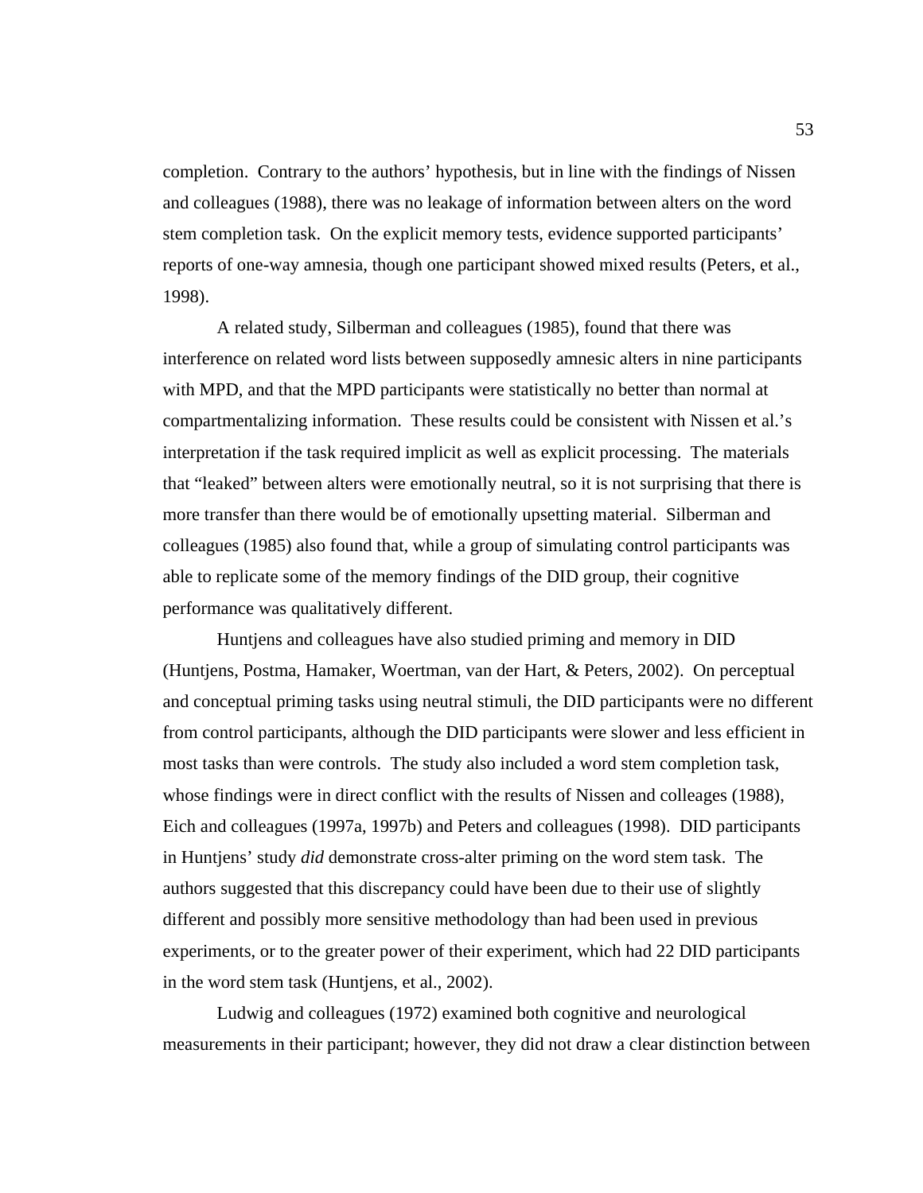completion. Contrary to the authors' hypothesis, but in line with the findings of Nissen and colleagues (1988), there was no leakage of information between alters on the word stem completion task. On the explicit memory tests, evidence supported participants' reports of one-way amnesia, though one participant showed mixed results (Peters, et al., 1998).

A related study, Silberman and colleagues (1985), found that there was interference on related word lists between supposedly amnesic alters in nine participants with MPD, and that the MPD participants were statistically no better than normal at compartmentalizing information. These results could be consistent with Nissen et al.'s interpretation if the task required implicit as well as explicit processing. The materials that "leaked" between alters were emotionally neutral, so it is not surprising that there is more transfer than there would be of emotionally upsetting material. Silberman and colleagues (1985) also found that, while a group of simulating control participants was able to replicate some of the memory findings of the DID group, their cognitive performance was qualitatively different.

Huntjens and colleagues have also studied priming and memory in DID (Huntjens, Postma, Hamaker, Woertman, van der Hart, & Peters, 2002). On perceptual and conceptual priming tasks using neutral stimuli, the DID participants were no different from control participants, although the DID participants were slower and less efficient in most tasks than were controls. The study also included a word stem completion task, whose findings were in direct conflict with the results of Nissen and colleages (1988), Eich and colleagues (1997a, 1997b) and Peters and colleagues (1998). DID participants in Huntjens' study *did* demonstrate cross-alter priming on the word stem task. The authors suggested that this discrepancy could have been due to their use of slightly different and possibly more sensitive methodology than had been used in previous experiments, or to the greater power of their experiment, which had 22 DID participants in the word stem task (Huntjens, et al., 2002).

Ludwig and colleagues (1972) examined both cognitive and neurological measurements in their participant; however, they did not draw a clear distinction between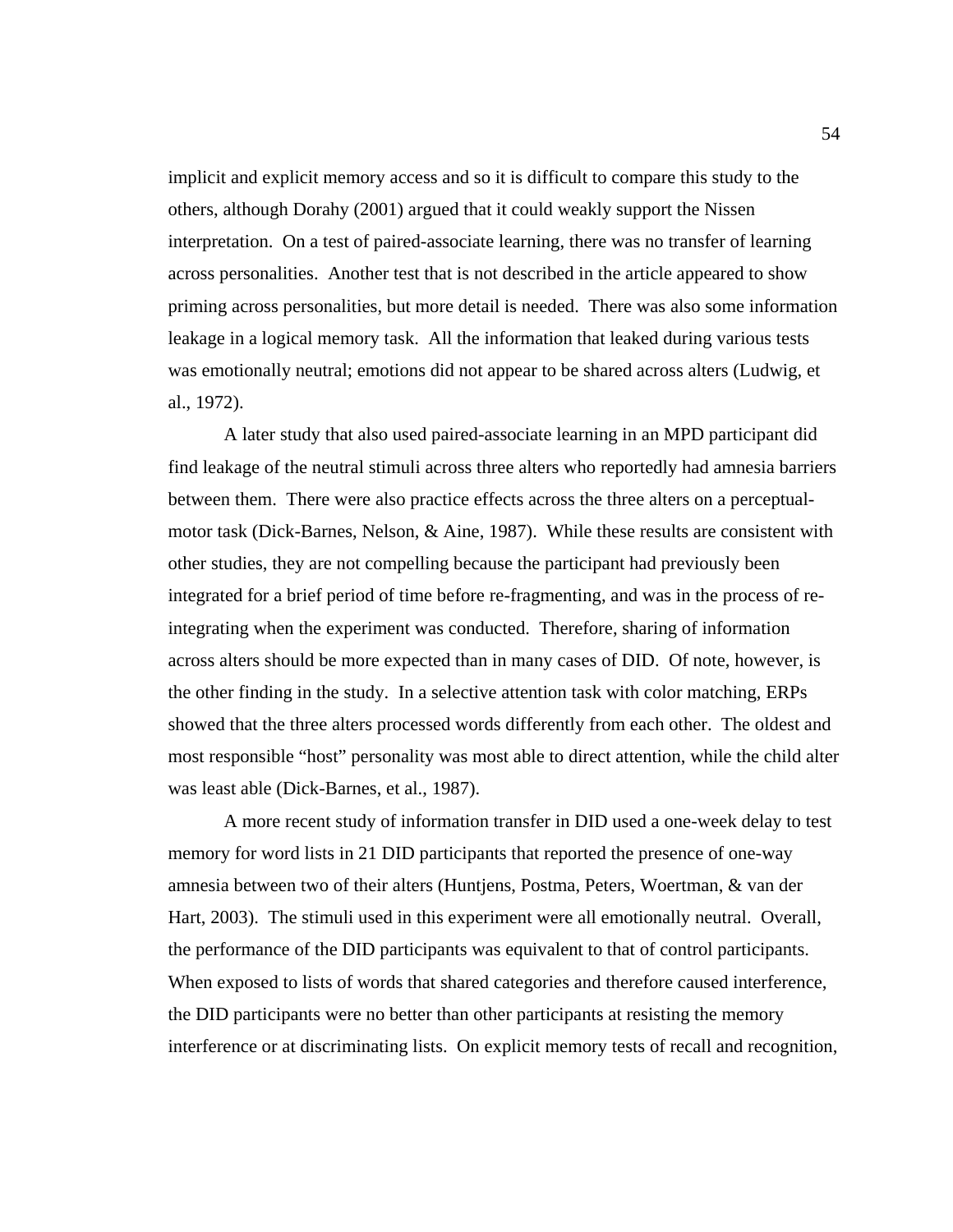implicit and explicit memory access and so it is difficult to compare this study to the others, although Dorahy (2001) argued that it could weakly support the Nissen interpretation. On a test of paired-associate learning, there was no transfer of learning across personalities. Another test that is not described in the article appeared to show priming across personalities, but more detail is needed. There was also some information leakage in a logical memory task. All the information that leaked during various tests was emotionally neutral; emotions did not appear to be shared across alters (Ludwig, et al., 1972).

A later study that also used paired-associate learning in an MPD participant did find leakage of the neutral stimuli across three alters who reportedly had amnesia barriers between them. There were also practice effects across the three alters on a perceptual-motor task (Dick-Barnes, Nelson, & Aine, 1987). While these results are consistent with other studies, they are not compelling because the participant had previously been integrated for a brief period of time before re-fragmenting, and was in the process of re-integrating when the experiment was conducted. Therefore, sharing of information across alters should be more expected than in many cases of DID. Of note, however, is the other finding in the study. In a selective attention task with color matching, ERPs showed that the three alters processed words differently from each other. The oldest and most responsible "host" personality was most able to direct attention, while the child alter was least able (Dick-Barnes, et al., 1987).

A more recent study of information transfer in DID used a one-week delay to test memory for word lists in 21 DID participants that reported the presence of one-way amnesia between two of their alters (Huntjens, Postma, Peters, Woertman, & van der Hart, 2003). The stimuli used in this experiment were all emotionally neutral. Overall, the performance of the DID participants was equivalent to that of control participants. When exposed to lists of words that shared categories and therefore caused interference, the DID participants were no better than other participants at resisting the memory interference or at discriminating lists. On explicit memory tests of recall and recognition,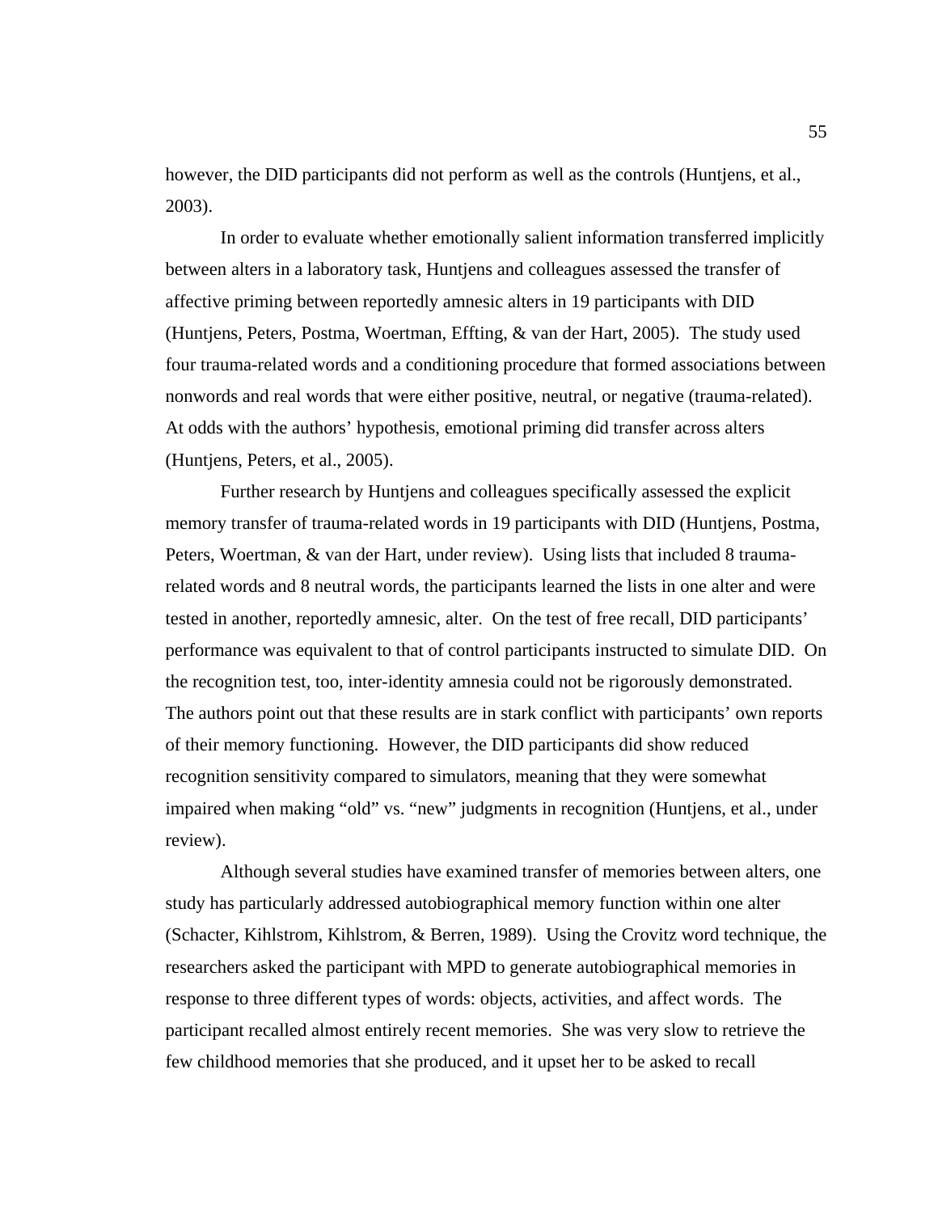however, the DID participants did not perform as well as the controls (Huntjens, et al., 2003).

In order to evaluate whether emotionally salient information transferred implicitly between alters in a laboratory task, Huntjens and colleagues assessed the transfer of affective priming between reportedly amnesic alters in 19 participants with DID (Huntjens, Peters, Postma, Woertman, Effting, & van der Hart, 2005). The study used four trauma-related words and a conditioning procedure that formed associations between nonwords and real words that were either positive, neutral, or negative (trauma-related). At odds with the authors' hypothesis, emotional priming did transfer across alters (Huntjens, Peters, et al., 2005).

Further research by Huntjens and colleagues specifically assessed the explicit memory transfer of trauma-related words in 19 participants with DID (Huntjens, Postma, Peters, Woertman, & van der Hart, under review). Using lists that included 8 trauma-related words and 8 neutral words, the participants learned the lists in one alter and were tested in another, reportedly amnesic, alter. On the test of free recall, DID participants' performance was equivalent to that of control participants instructed to simulate DID. On the recognition test, too, inter-identity amnesia could not be rigorously demonstrated. The authors point out that these results are in stark conflict with participants' own reports of their memory functioning. However, the DID participants did show reduced recognition sensitivity compared to simulators, meaning that they were somewhat impaired when making "old" vs. "new" judgments in recognition (Huntjens, et al., under review).

Although several studies have examined transfer of memories between alters, one study has particularly addressed autobiographical memory function within one alter (Schacter, Kihlstrom, Kihlstrom, & Berren, 1989). Using the Crovitz word technique, the researchers asked the participant with MPD to generate autobiographical memories in response to three different types of words: objects, activities, and affect words. The participant recalled almost entirely recent memories. She was very slow to retrieve the few childhood memories that she produced, and it upset her to be asked to recall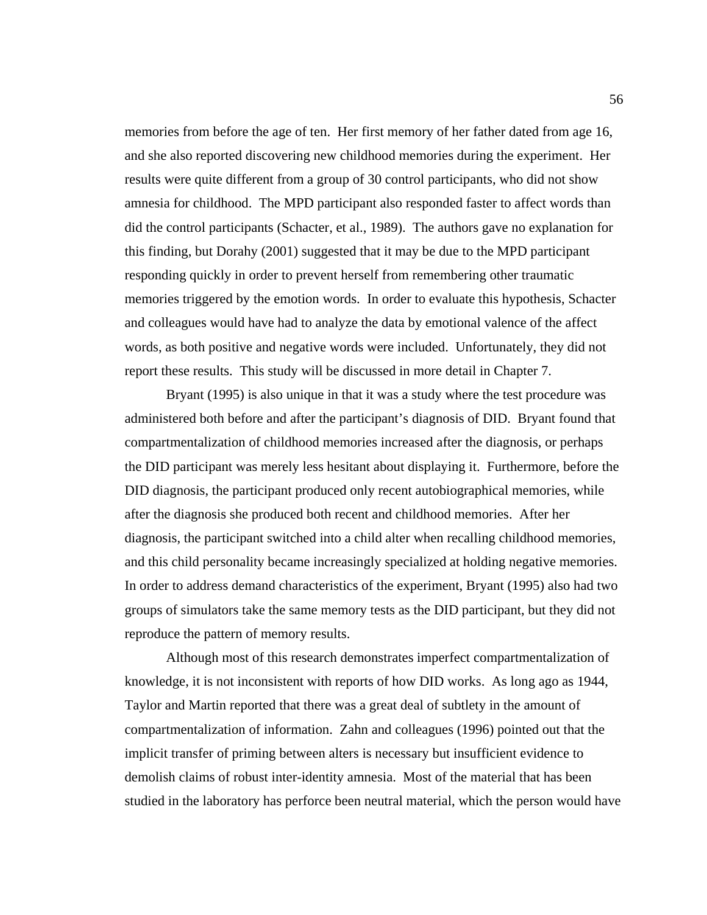memories from before the age of ten. Her first memory of her father dated from age 16, and she also reported discovering new childhood memories during the experiment. Her results were quite different from a group of 30 control participants, who did not show amnesia for childhood. The MPD participant also responded faster to affect words than did the control participants (Schacter, et al., 1989). The authors gave no explanation for this finding, but Dorahy (2001) suggested that it may be due to the MPD participant responding quickly in order to prevent herself from remembering other traumatic memories triggered by the emotion words. In order to evaluate this hypothesis, Schacter and colleagues would have had to analyze the data by emotional valence of the affect words, as both positive and negative words were included. Unfortunately, they did not report these results. This study will be discussed in more detail in Chapter 7.

Bryant (1995) is also unique in that it was a study where the test procedure was administered both before and after the participant's diagnosis of DID. Bryant found that compartmentalization of childhood memories increased after the diagnosis, or perhaps the DID participant was merely less hesitant about displaying it. Furthermore, before the DID diagnosis, the participant produced only recent autobiographical memories, while after the diagnosis she produced both recent and childhood memories. After her diagnosis, the participant switched into a child alter when recalling childhood memories, and this child personality became increasingly specialized at holding negative memories. In order to address demand characteristics of the experiment, Bryant (1995) also had two groups of simulators take the same memory tests as the DID participant, but they did not reproduce the pattern of memory results.

Although most of this research demonstrates imperfect compartmentalization of knowledge, it is not inconsistent with reports of how DID works. As long ago as 1944, Taylor and Martin reported that there was a great deal of subtlety in the amount of compartmentalization of information. Zahn and colleagues (1996) pointed out that the implicit transfer of priming between alters is necessary but insufficient evidence to demolish claims of robust inter-identity amnesia. Most of the material that has been studied in the laboratory has perforce been neutral material, which the person would have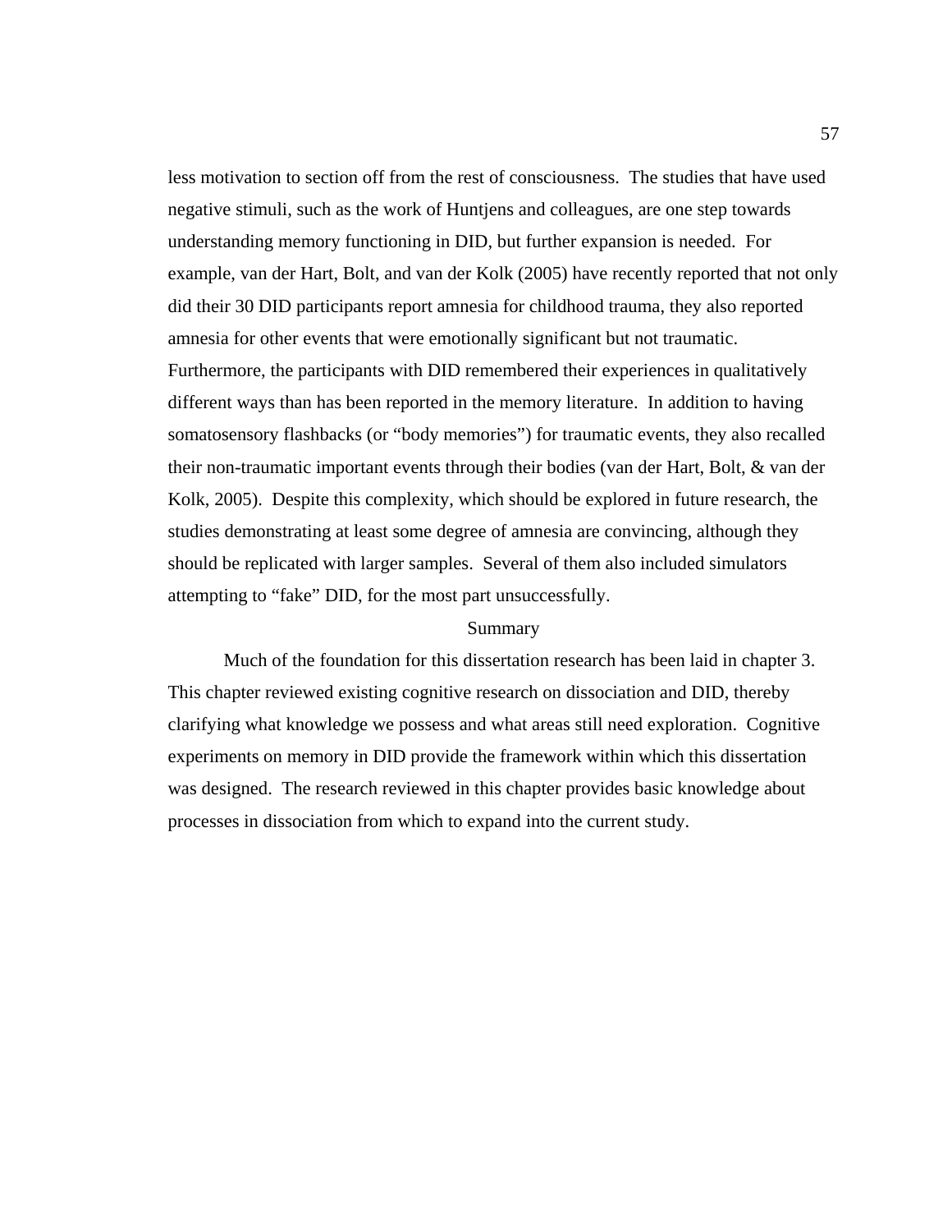less motivation to section off from the rest of consciousness. The studies that have used negative stimuli, such as the work of Huntjens and colleagues, are one step towards understanding memory functioning in DID, but further expansion is needed. For example, van der Hart, Bolt, and van der Kolk (2005) have recently reported that not only did their 30 DID participants report amnesia for childhood trauma, they also reported amnesia for other events that were emotionally significant but not traumatic. Furthermore, the participants with DID remembered their experiences in qualitatively different ways than has been reported in the memory literature. In addition to having somatosensory flashbacks (or "body memories") for traumatic events, they also recalled their non-traumatic important events through their bodies (van der Hart, Bolt, & van der Kolk, 2005). Despite this complexity, which should be explored in future research, the studies demonstrating at least some degree of amnesia are convincing, although they should be replicated with larger samples. Several of them also included simulators attempting to "fake" DID, for the most part unsuccessfully.

## Summary

Much of the foundation for this dissertation research has been laid in chapter 3. This chapter reviewed existing cognitive research on dissociation and DID, thereby clarifying what knowledge we possess and what areas still need exploration. Cognitive experiments on memory in DID provide the framework within which this dissertation was designed. The research reviewed in this chapter provides basic knowledge about processes in dissociation from which to expand into the current study.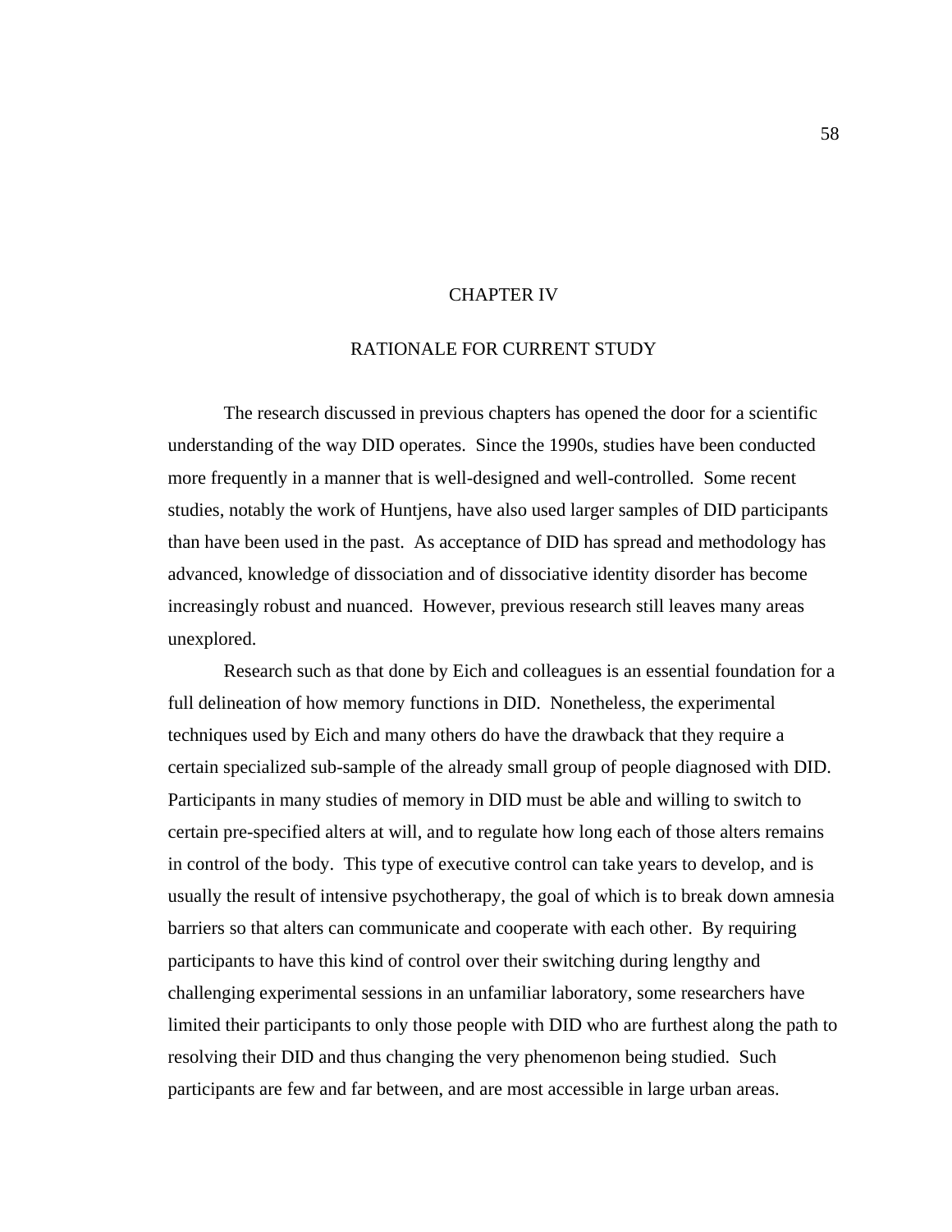# CHAPTER IV

## RATIONALE FOR CURRENT STUDY

The research discussed in previous chapters has opened the door for a scientific understanding of the way DID operates. Since the 1990s, studies have been conducted more frequently in a manner that is well-designed and well-controlled. Some recent studies, notably the work of Huntjens, have also used larger samples of DID participants than have been used in the past. As acceptance of DID has spread and methodology has advanced, knowledge of dissociation and of dissociative identity disorder has become increasingly robust and nuanced. However, previous research still leaves many areas unexplored.

Research such as that done by Eich and colleagues is an essential foundation for a full delineation of how memory functions in DID. Nonetheless, the experimental techniques used by Eich and many others do have the drawback that they require a certain specialized sub-sample of the already small group of people diagnosed with DID. Participants in many studies of memory in DID must be able and willing to switch to certain pre-specified alters at will, and to regulate how long each of those alters remains in control of the body. This type of executive control can take years to develop, and is usually the result of intensive psychotherapy, the goal of which is to break down amnesia barriers so that alters can communicate and cooperate with each other. By requiring participants to have this kind of control over their switching during lengthy and challenging experimental sessions in an unfamiliar laboratory, some researchers have limited their participants to only those people with DID who are furthest along the path to resolving their DID and thus changing the very phenomenon being studied. Such participants are few and far between, and are most accessible in large urban areas.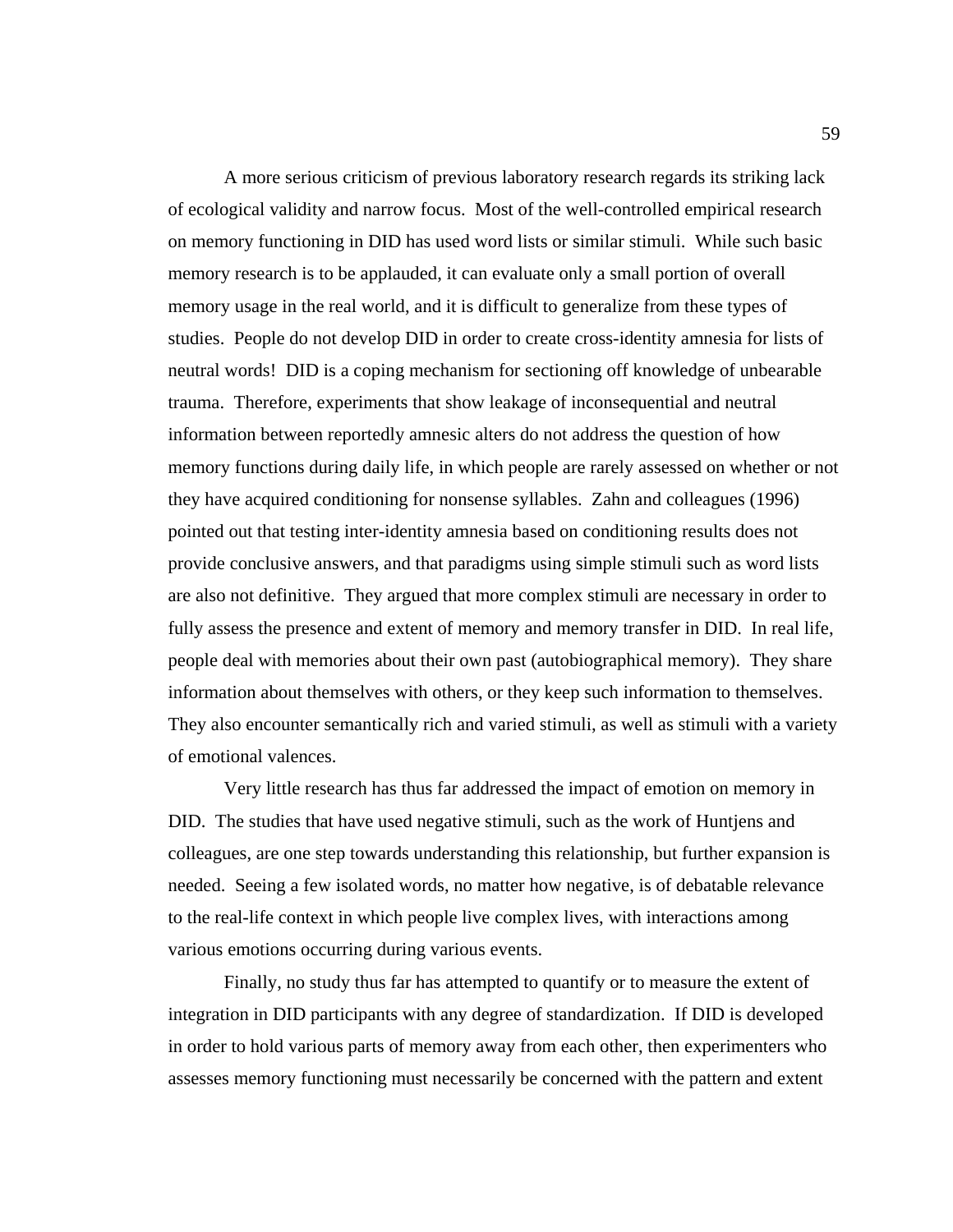A more serious criticism of previous laboratory research regards its striking lack of ecological validity and narrow focus. Most of the well-controlled empirical research on memory functioning in DID has used word lists or similar stimuli. While such basic memory research is to be applauded, it can evaluate only a small portion of overall memory usage in the real world, and it is difficult to generalize from these types of studies. People do not develop DID in order to create cross-identity amnesia for lists of neutral words! DID is a coping mechanism for sectioning off knowledge of unbearable trauma. Therefore, experiments that show leakage of inconsequential and neutral information between reportedly amnesic alters do not address the question of how memory functions during daily life, in which people are rarely assessed on whether or not they have acquired conditioning for nonsense syllables. Zahn and colleagues (1996) pointed out that testing inter-identity amnesia based on conditioning results does not provide conclusive answers, and that paradigms using simple stimuli such as word lists are also not definitive. They argued that more complex stimuli are necessary in order to fully assess the presence and extent of memory and memory transfer in DID. In real life, people deal with memories about their own past (autobiographical memory). They share information about themselves with others, or they keep such information to themselves. They also encounter semantically rich and varied stimuli, as well as stimuli with a variety of emotional valences.

Very little research has thus far addressed the impact of emotion on memory in DID. The studies that have used negative stimuli, such as the work of Huntjens and colleagues, are one step towards understanding this relationship, but further expansion is needed. Seeing a few isolated words, no matter how negative, is of debatable relevance to the real-life context in which people live complex lives, with interactions among various emotions occurring during various events.

Finally, no study thus far has attempted to quantify or to measure the extent of integration in DID participants with any degree of standardization. If DID is developed in order to hold various parts of memory away from each other, then experimenters who assesses memory functioning must necessarily be concerned with the pattern and extent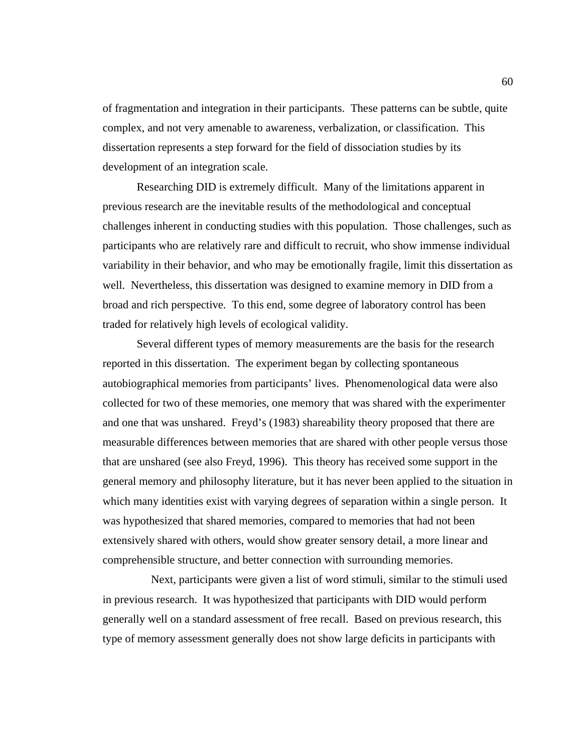of fragmentation and integration in their participants. These patterns can be subtle, quite complex, and not very amenable to awareness, verbalization, or classification. This dissertation represents a step forward for the field of dissociation studies by its development of an integration scale.

Researching DID is extremely difficult. Many of the limitations apparent in previous research are the inevitable results of the methodological and conceptual challenges inherent in conducting studies with this population. Those challenges, such as participants who are relatively rare and difficult to recruit, who show immense individual variability in their behavior, and who may be emotionally fragile, limit this dissertation as well. Nevertheless, this dissertation was designed to examine memory in DID from a broad and rich perspective. To this end, some degree of laboratory control has been traded for relatively high levels of ecological validity.

Several different types of memory measurements are the basis for the research reported in this dissertation. The experiment began by collecting spontaneous autobiographical memories from participants' lives. Phenomenological data were also collected for two of these memories, one memory that was shared with the experimenter and one that was unshared. Freyd's (1983) shareability theory proposed that there are measurable differences between memories that are shared with other people versus those that are unshared (see also Freyd, 1996). This theory has received some support in the general memory and philosophy literature, but it has never been applied to the situation in which many identities exist with varying degrees of separation within a single person. It was hypothesized that shared memories, compared to memories that had not been extensively shared with others, would show greater sensory detail, a more linear and comprehensible structure, and better connection with surrounding memories.

Next, participants were given a list of word stimuli, similar to the stimuli used in previous research. It was hypothesized that participants with DID would perform generally well on a standard assessment of free recall. Based on previous research, this type of memory assessment generally does not show large deficits in participants with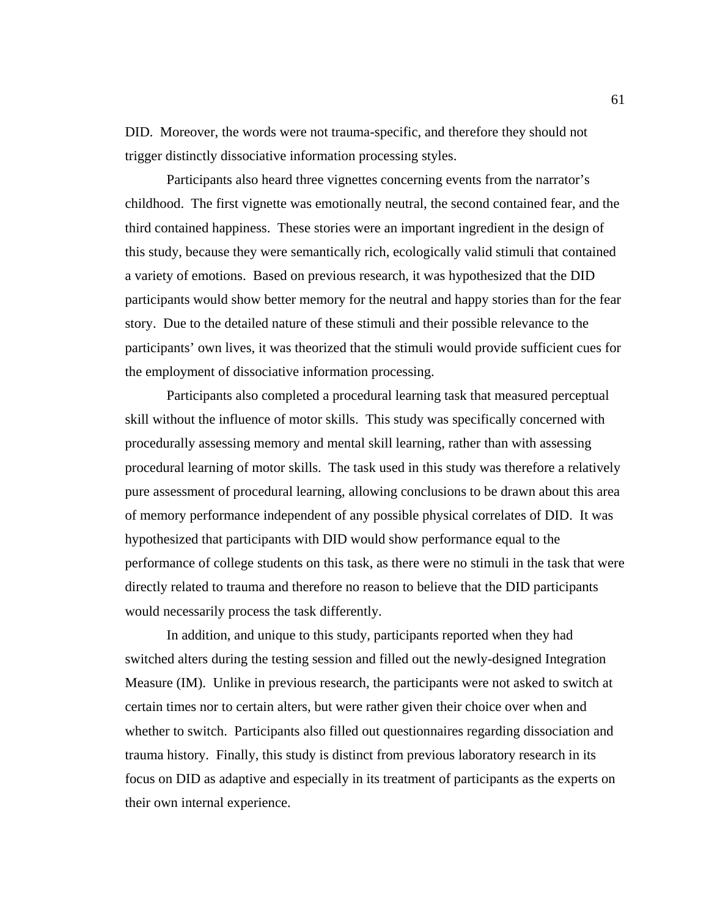DID. Moreover, the words were not trauma-specific, and therefore they should not trigger distinctly dissociative information processing styles.

Participants also heard three vignettes concerning events from the narrator's childhood. The first vignette was emotionally neutral, the second contained fear, and the third contained happiness. These stories were an important ingredient in the design of this study, because they were semantically rich, ecologically valid stimuli that contained a variety of emotions. Based on previous research, it was hypothesized that the DID participants would show better memory for the neutral and happy stories than for the fear story. Due to the detailed nature of these stimuli and their possible relevance to the participants' own lives, it was theorized that the stimuli would provide sufficient cues for the employment of dissociative information processing.

Participants also completed a procedural learning task that measured perceptual skill without the influence of motor skills. This study was specifically concerned with procedurally assessing memory and mental skill learning, rather than with assessing procedural learning of motor skills. The task used in this study was therefore a relatively pure assessment of procedural learning, allowing conclusions to be drawn about this area of memory performance independent of any possible physical correlates of DID. It was hypothesized that participants with DID would show performance equal to the performance of college students on this task, as there were no stimuli in the task that were directly related to trauma and therefore no reason to believe that the DID participants would necessarily process the task differently.

In addition, and unique to this study, participants reported when they had switched alters during the testing session and filled out the newly-designed Integration Measure (IM). Unlike in previous research, the participants were not asked to switch at certain times nor to certain alters, but were rather given their choice over when and whether to switch. Participants also filled out questionnaires regarding dissociation and trauma history. Finally, this study is distinct from previous laboratory research in its focus on DID as adaptive and especially in its treatment of participants as the experts on their own internal experience.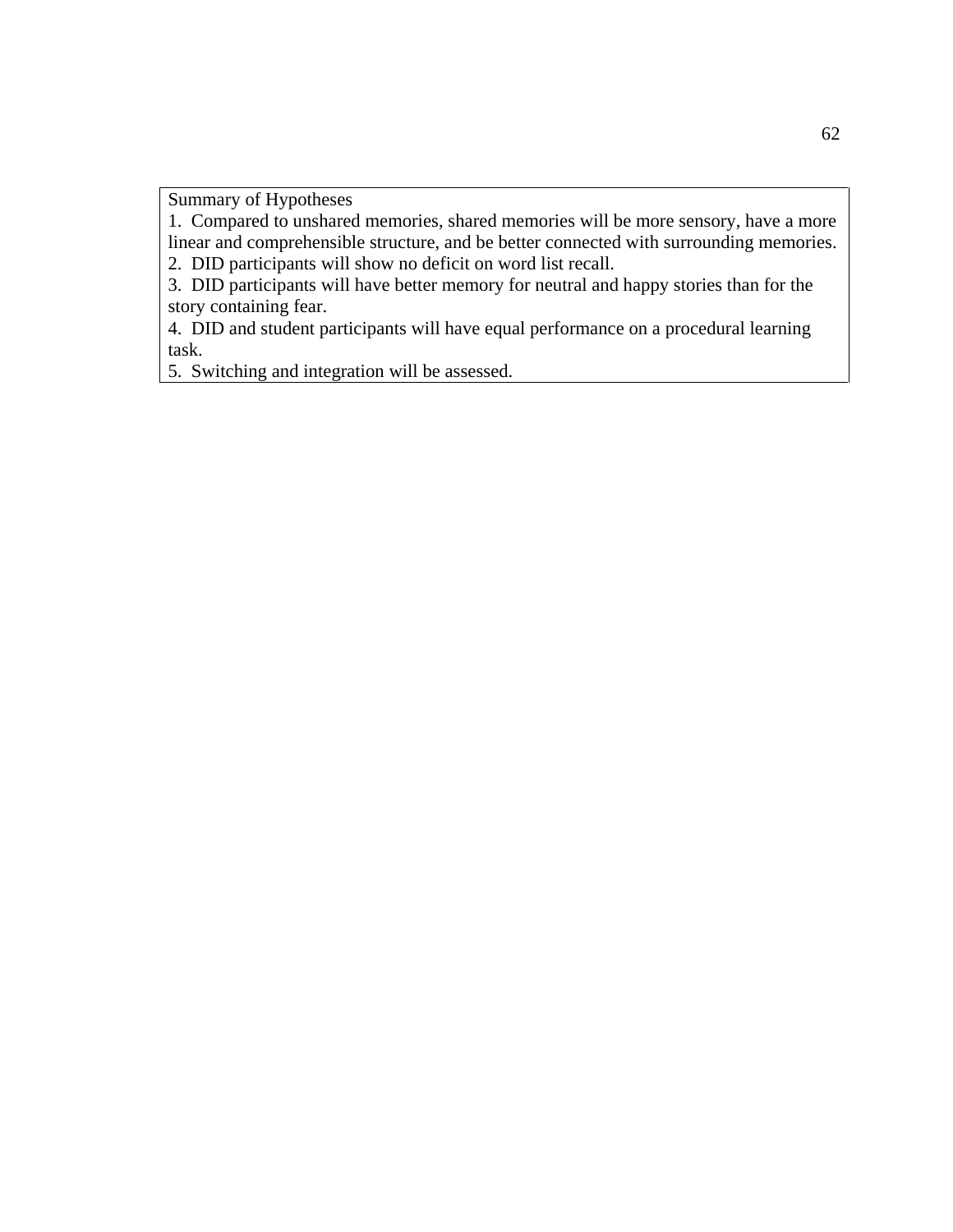Summary of Hypotheses

1. Compared to unshared memories, shared memories will be more sensory, have a more linear and comprehensible structure, and be better connected with surrounding memories.
2. DID participants will show no deficit on word list recall.
3. DID participants will have better memory for neutral and happy stories than for the story containing fear.
4. DID and student participants will have equal performance on a procedural learning task.
5. Switching and integration will be assessed.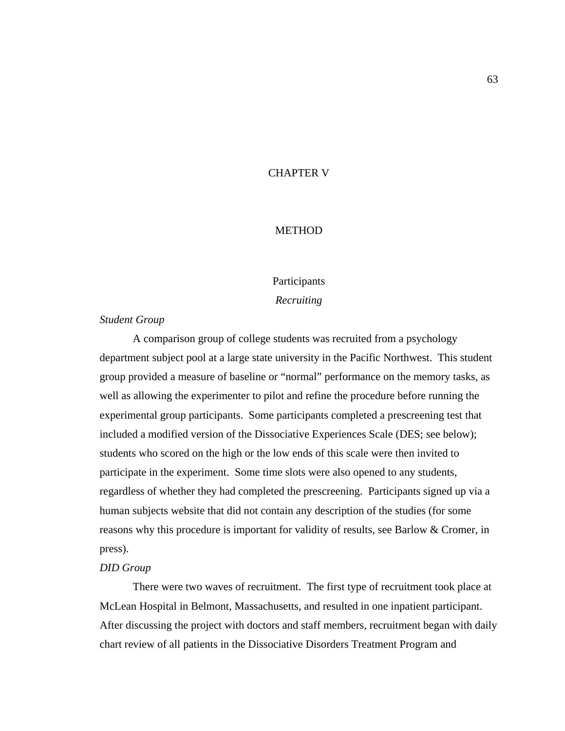# CHAPTER V

# METHOD

## Participants

### *Recruiting*

#### *Student Group*

A comparison group of college students was recruited from a psychology department subject pool at a large state university in the Pacific Northwest. This student group provided a measure of baseline or "normal" performance on the memory tasks, as well as allowing the experimenter to pilot and refine the procedure before running the experimental group participants. Some participants completed a prescreening test that included a modified version of the Dissociative Experiences Scale (DES; see below); students who scored on the high or the low ends of this scale were then invited to participate in the experiment. Some time slots were also opened to any students, regardless of whether they had completed the prescreening. Participants signed up via a human subjects website that did not contain any description of the studies (for some reasons why this procedure is important for validity of results, see Barlow & Cromer, in press).

#### *DID Group*

There were two waves of recruitment. The first type of recruitment took place at McLean Hospital in Belmont, Massachusetts, and resulted in one inpatient participant. After discussing the project with doctors and staff members, recruitment began with daily chart review of all patients in the Dissociative Disorders Treatment Program and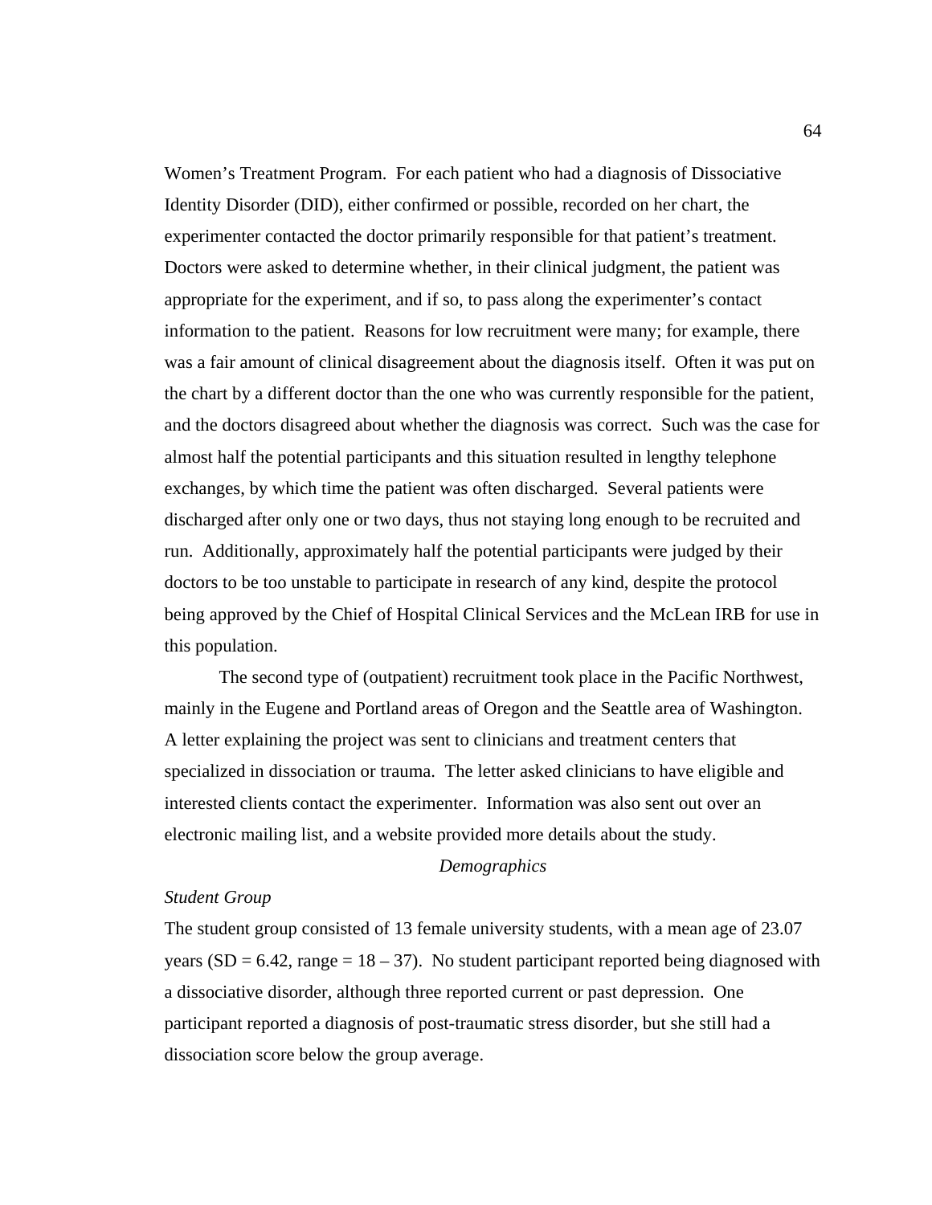Women's Treatment Program. For each patient who had a diagnosis of Dissociative Identity Disorder (DID), either confirmed or possible, recorded on her chart, the experimenter contacted the doctor primarily responsible for that patient's treatment. Doctors were asked to determine whether, in their clinical judgment, the patient was appropriate for the experiment, and if so, to pass along the experimenter's contact information to the patient. Reasons for low recruitment were many; for example, there was a fair amount of clinical disagreement about the diagnosis itself. Often it was put on the chart by a different doctor than the one who was currently responsible for the patient, and the doctors disagreed about whether the diagnosis was correct. Such was the case for almost half the potential participants and this situation resulted in lengthy telephone exchanges, by which time the patient was often discharged. Several patients were discharged after only one or two days, thus not staying long enough to be recruited and run. Additionally, approximately half the potential participants were judged by their doctors to be too unstable to participate in research of any kind, despite the protocol being approved by the Chief of Hospital Clinical Services and the McLean IRB for use in this population.

The second type of (outpatient) recruitment took place in the Pacific Northwest, mainly in the Eugene and Portland areas of Oregon and the Seattle area of Washington. A letter explaining the project was sent to clinicians and treatment centers that specialized in dissociation or trauma. The letter asked clinicians to have eligible and interested clients contact the experimenter. Information was also sent out over an electronic mailing list, and a website provided more details about the study.

## *Demographics*

### *Student Group*

The student group consisted of 13 female university students, with a mean age of 23.07 years (SD = 6.42, range = 18 – 37). No student participant reported being diagnosed with a dissociative disorder, although three reported current or past depression. One participant reported a diagnosis of post-traumatic stress disorder, but she still had a dissociation score below the group average.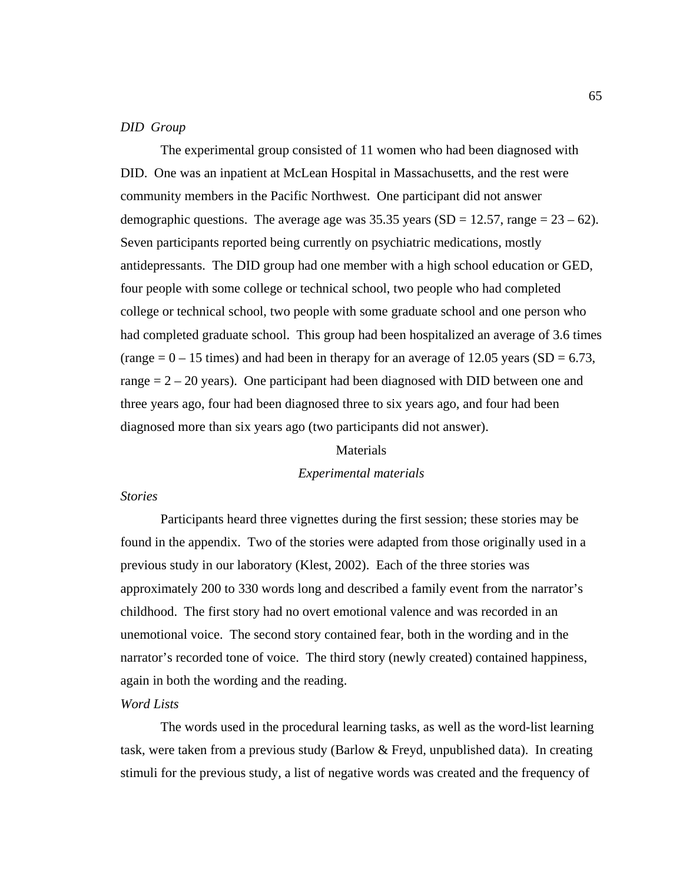*DID Group*

The experimental group consisted of 11 women who had been diagnosed with DID. One was an inpatient at McLean Hospital in Massachusetts, and the rest were community members in the Pacific Northwest. One participant did not answer demographic questions. The average age was 35.35 years (SD = 12.57, range = 23 – 62). Seven participants reported being currently on psychiatric medications, mostly antidepressants. The DID group had one member with a high school education or GED, four people with some college or technical school, two people who had completed college or technical school, two people with some graduate school and one person who had completed graduate school. This group had been hospitalized an average of 3.6 times (range = 0 – 15 times) and had been in therapy for an average of 12.05 years (SD = 6.73, range = 2 – 20 years). One participant had been diagnosed with DID between one and three years ago, four had been diagnosed three to six years ago, and four had been diagnosed more than six years ago (two participants did not answer).

## Materials

### *Experimental materials*

*Stories*

Participants heard three vignettes during the first session; these stories may be found in the appendix. Two of the stories were adapted from those originally used in a previous study in our laboratory (Klest, 2002). Each of the three stories was approximately 200 to 330 words long and described a family event from the narrator's childhood. The first story had no overt emotional valence and was recorded in an unemotional voice. The second story contained fear, both in the wording and in the narrator's recorded tone of voice. The third story (newly created) contained happiness, again in both the wording and the reading.

*Word Lists*

The words used in the procedural learning tasks, as well as the word-list learning task, were taken from a previous study (Barlow & Freyd, unpublished data). In creating stimuli for the previous study, a list of negative words was created and the frequency of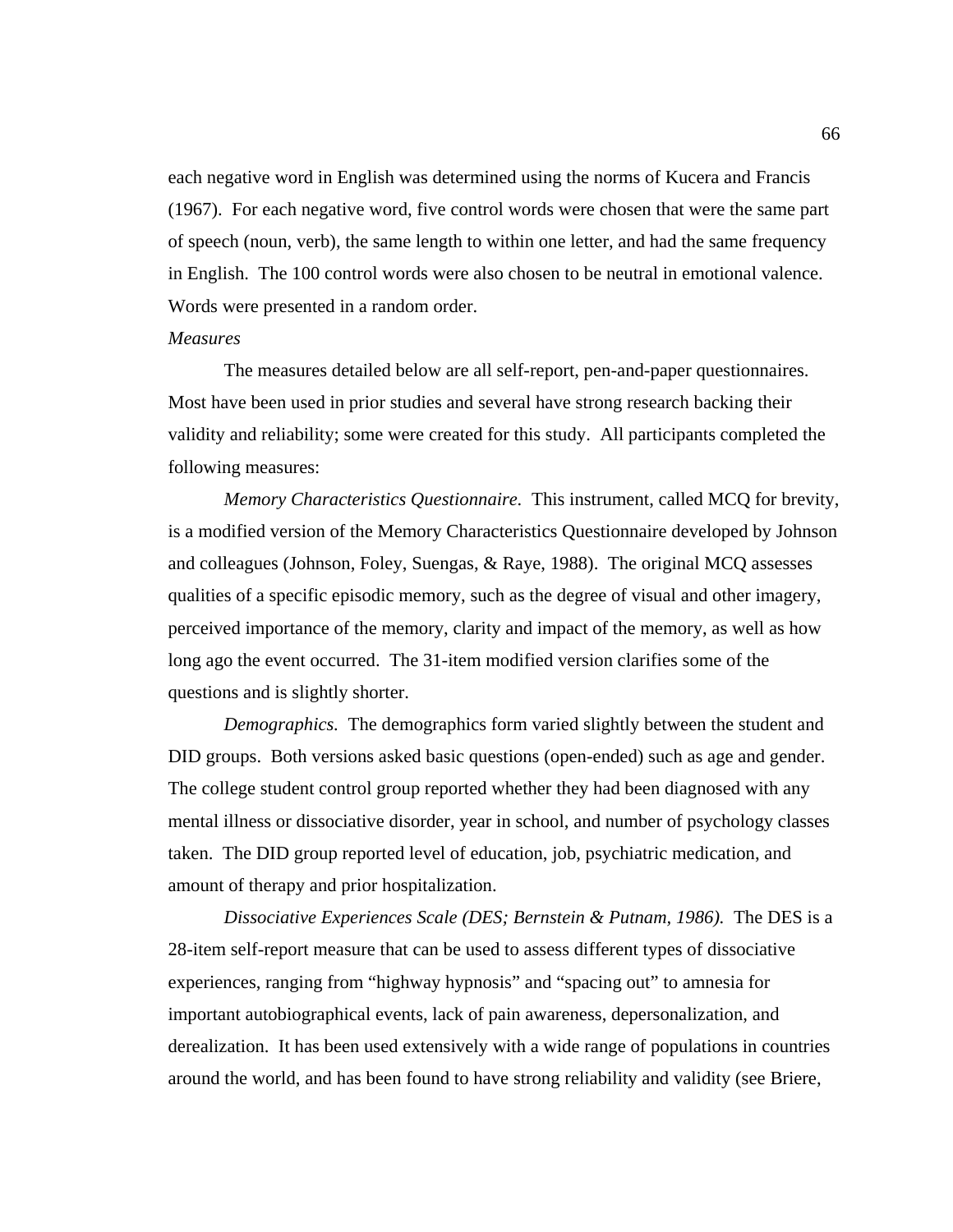each negative word in English was determined using the norms of Kucera and Francis (1967). For each negative word, five control words were chosen that were the same part of speech (noun, verb), the same length to within one letter, and had the same frequency in English. The 100 control words were also chosen to be neutral in emotional valence. Words were presented in a random order.

*Measures*

The measures detailed below are all self-report, pen-and-paper questionnaires. Most have been used in prior studies and several have strong research backing their validity and reliability; some were created for this study. All participants completed the following measures:

*Memory Characteristics Questionnaire.* This instrument, called MCQ for brevity, is a modified version of the Memory Characteristics Questionnaire developed by Johnson and colleagues (Johnson, Foley, Suengas, & Raye, 1988). The original MCQ assesses qualities of a specific episodic memory, such as the degree of visual and other imagery, perceived importance of the memory, clarity and impact of the memory, as well as how long ago the event occurred. The 31-item modified version clarifies some of the questions and is slightly shorter.

*Demographics.* The demographics form varied slightly between the student and DID groups. Both versions asked basic questions (open-ended) such as age and gender. The college student control group reported whether they had been diagnosed with any mental illness or dissociative disorder, year in school, and number of psychology classes taken. The DID group reported level of education, job, psychiatric medication, and amount of therapy and prior hospitalization.

*Dissociative Experiences Scale (DES; Bernstein & Putnam, 1986).* The DES is a 28-item self-report measure that can be used to assess different types of dissociative experiences, ranging from "highway hypnosis" and "spacing out" to amnesia for important autobiographical events, lack of pain awareness, depersonalization, and derealization. It has been used extensively with a wide range of populations in countries around the world, and has been found to have strong reliability and validity (see Briere,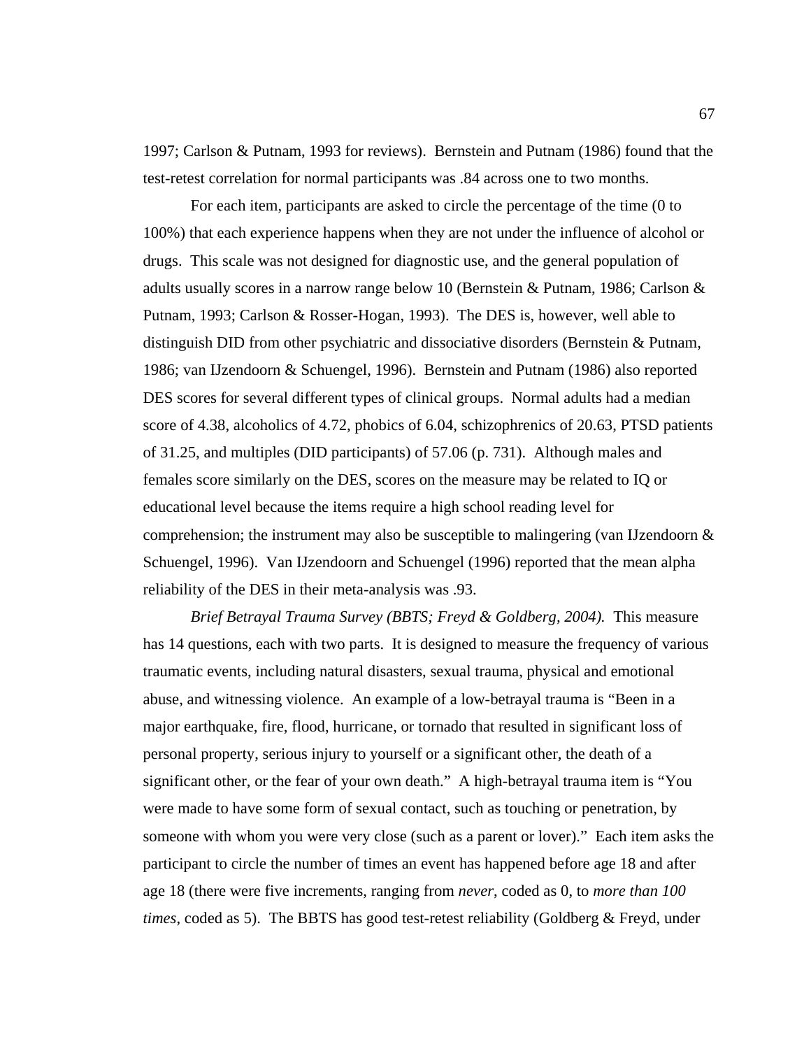1997; Carlson & Putnam, 1993 for reviews). Bernstein and Putnam (1986) found that the test-retest correlation for normal participants was .84 across one to two months.

For each item, participants are asked to circle the percentage of the time (0 to 100%) that each experience happens when they are not under the influence of alcohol or drugs. This scale was not designed for diagnostic use, and the general population of adults usually scores in a narrow range below 10 (Bernstein & Putnam, 1986; Carlson & Putnam, 1993; Carlson & Rosser-Hogan, 1993). The DES is, however, well able to distinguish DID from other psychiatric and dissociative disorders (Bernstein & Putnam, 1986; van IJzendoorn & Schuengel, 1996). Bernstein and Putnam (1986) also reported DES scores for several different types of clinical groups. Normal adults had a median score of 4.38, alcoholics of 4.72, phobics of 6.04, schizophrenics of 20.63, PTSD patients of 31.25, and multiples (DID participants) of 57.06 (p. 731). Although males and females score similarly on the DES, scores on the measure may be related to IQ or educational level because the items require a high school reading level for comprehension; the instrument may also be susceptible to malingering (van IJzendoorn & Schuengel, 1996). Van IJzendoorn and Schuengel (1996) reported that the mean alpha reliability of the DES in their meta-analysis was .93.

*Brief Betrayal Trauma Survey (BBTS; Freyd & Goldberg, 2004).* This measure has 14 questions, each with two parts. It is designed to measure the frequency of various traumatic events, including natural disasters, sexual trauma, physical and emotional abuse, and witnessing violence. An example of a low-betrayal trauma is "Been in a major earthquake, fire, flood, hurricane, or tornado that resulted in significant loss of personal property, serious injury to yourself or a significant other, the death of a significant other, or the fear of your own death." A high-betrayal trauma item is "You were made to have some form of sexual contact, such as touching or penetration, by someone with whom you were very close (such as a parent or lover)." Each item asks the participant to circle the number of times an event has happened before age 18 and after age 18 (there were five increments, ranging from *never*, coded as 0, to *more than 100 times*, coded as 5). The BBTS has good test-retest reliability (Goldberg & Freyd, under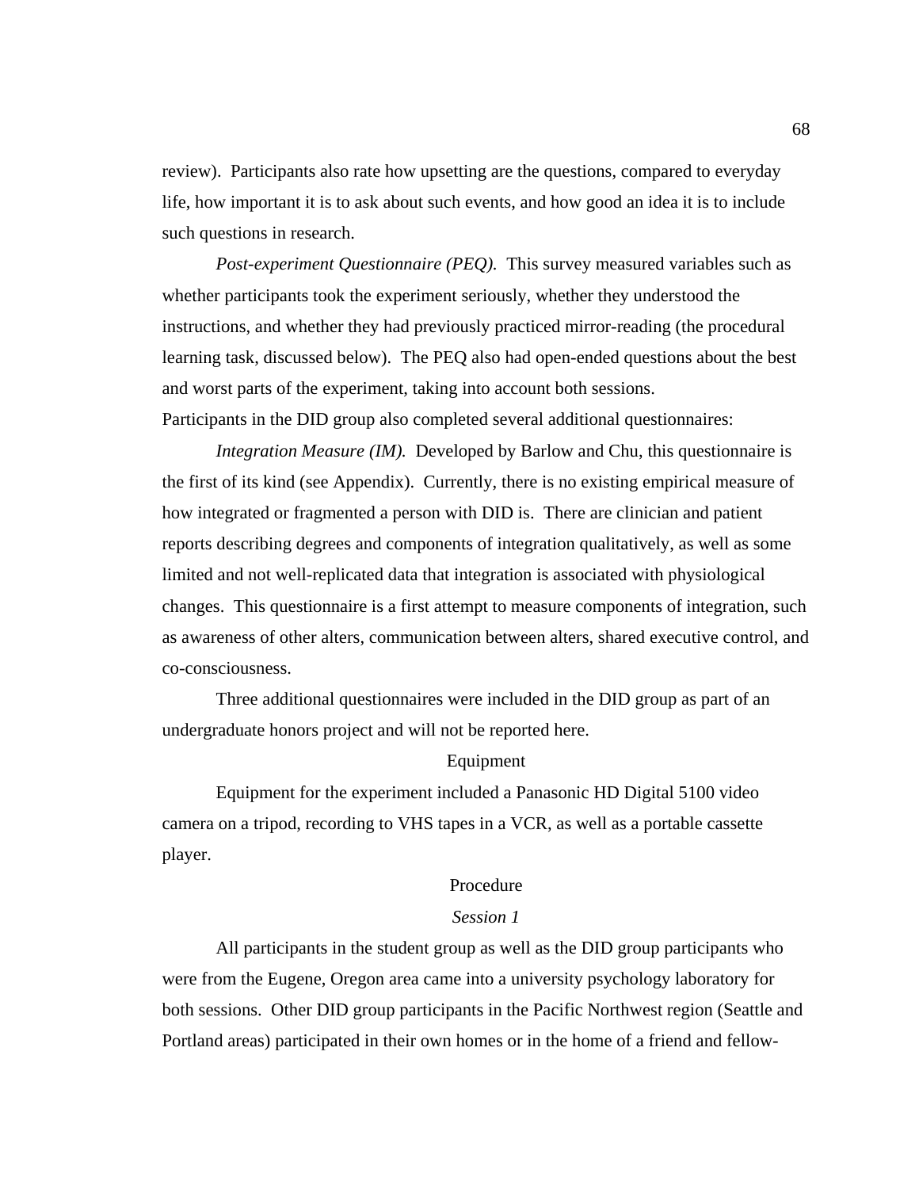review). Participants also rate how upsetting are the questions, compared to everyday life, how important it is to ask about such events, and how good an idea it is to include such questions in research.

*Post-experiment Questionnaire (PEQ).* This survey measured variables such as whether participants took the experiment seriously, whether they understood the instructions, and whether they had previously practiced mirror-reading (the procedural learning task, discussed below). The PEQ also had open-ended questions about the best and worst parts of the experiment, taking into account both sessions.

Participants in the DID group also completed several additional questionnaires:

*Integration Measure (IM).* Developed by Barlow and Chu, this questionnaire is the first of its kind (see Appendix). Currently, there is no existing empirical measure of how integrated or fragmented a person with DID is. There are clinician and patient reports describing degrees and components of integration qualitatively, as well as some limited and not well-replicated data that integration is associated with physiological changes. This questionnaire is a first attempt to measure components of integration, such as awareness of other alters, communication between alters, shared executive control, and co-consciousness.

Three additional questionnaires were included in the DID group as part of an undergraduate honors project and will not be reported here.

## Equipment

Equipment for the experiment included a Panasonic HD Digital 5100 video camera on a tripod, recording to VHS tapes in a VCR, as well as a portable cassette player.

## Procedure

### *Session 1*

All participants in the student group as well as the DID group participants who were from the Eugene, Oregon area came into a university psychology laboratory for both sessions. Other DID group participants in the Pacific Northwest region (Seattle and Portland areas) participated in their own homes or in the home of a friend and fellow-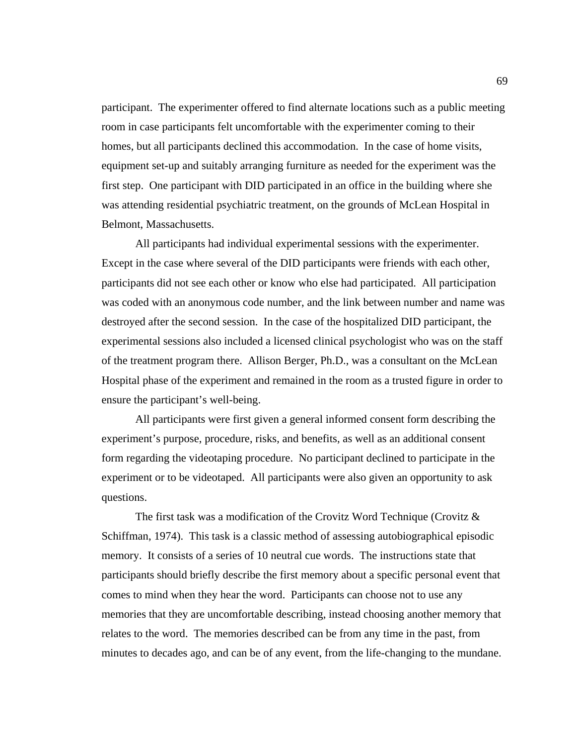participant. The experimenter offered to find alternate locations such as a public meeting room in case participants felt uncomfortable with the experimenter coming to their homes, but all participants declined this accommodation. In the case of home visits, equipment set-up and suitably arranging furniture as needed for the experiment was the first step. One participant with DID participated in an office in the building where she was attending residential psychiatric treatment, on the grounds of McLean Hospital in Belmont, Massachusetts.

All participants had individual experimental sessions with the experimenter. Except in the case where several of the DID participants were friends with each other, participants did not see each other or know who else had participated. All participation was coded with an anonymous code number, and the link between number and name was destroyed after the second session. In the case of the hospitalized DID participant, the experimental sessions also included a licensed clinical psychologist who was on the staff of the treatment program there. Allison Berger, Ph.D., was a consultant on the McLean Hospital phase of the experiment and remained in the room as a trusted figure in order to ensure the participant's well-being.

All participants were first given a general informed consent form describing the experiment's purpose, procedure, risks, and benefits, as well as an additional consent form regarding the videotaping procedure. No participant declined to participate in the experiment or to be videotaped. All participants were also given an opportunity to ask questions.

The first task was a modification of the Crovitz Word Technique (Crovitz & Schiffman, 1974). This task is a classic method of assessing autobiographical episodic memory. It consists of a series of 10 neutral cue words. The instructions state that participants should briefly describe the first memory about a specific personal event that comes to mind when they hear the word. Participants can choose not to use any memories that they are uncomfortable describing, instead choosing another memory that relates to the word. The memories described can be from any time in the past, from minutes to decades ago, and can be of any event, from the life-changing to the mundane.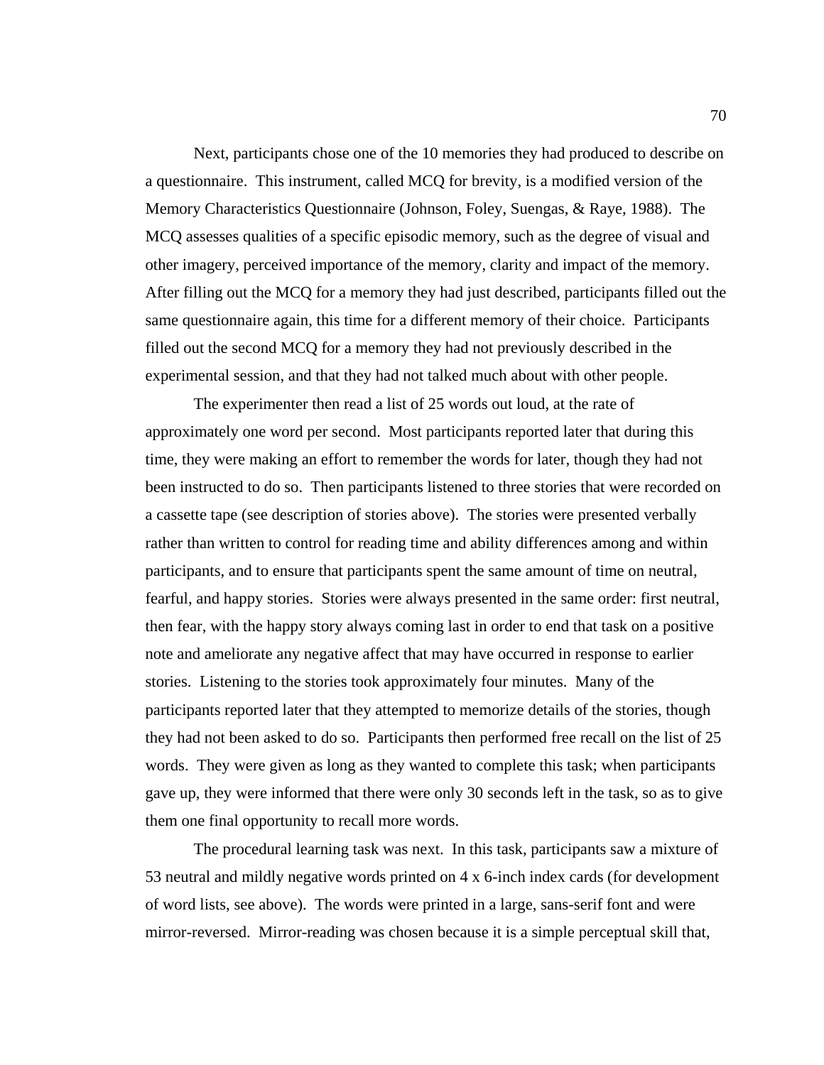Next, participants chose one of the 10 memories they had produced to describe on a questionnaire. This instrument, called MCQ for brevity, is a modified version of the Memory Characteristics Questionnaire (Johnson, Foley, Suengas, & Raye, 1988). The MCQ assesses qualities of a specific episodic memory, such as the degree of visual and other imagery, perceived importance of the memory, clarity and impact of the memory. After filling out the MCQ for a memory they had just described, participants filled out the same questionnaire again, this time for a different memory of their choice. Participants filled out the second MCQ for a memory they had not previously described in the experimental session, and that they had not talked much about with other people.

The experimenter then read a list of 25 words out loud, at the rate of approximately one word per second. Most participants reported later that during this time, they were making an effort to remember the words for later, though they had not been instructed to do so. Then participants listened to three stories that were recorded on a cassette tape (see description of stories above). The stories were presented verbally rather than written to control for reading time and ability differences among and within participants, and to ensure that participants spent the same amount of time on neutral, fearful, and happy stories. Stories were always presented in the same order: first neutral, then fear, with the happy story always coming last in order to end that task on a positive note and ameliorate any negative affect that may have occurred in response to earlier stories. Listening to the stories took approximately four minutes. Many of the participants reported later that they attempted to memorize details of the stories, though they had not been asked to do so. Participants then performed free recall on the list of 25 words. They were given as long as they wanted to complete this task; when participants gave up, they were informed that there were only 30 seconds left in the task, so as to give them one final opportunity to recall more words.

The procedural learning task was next. In this task, participants saw a mixture of 53 neutral and mildly negative words printed on 4 x 6-inch index cards (for development of word lists, see above). The words were printed in a large, sans-serif font and were mirror-reversed. Mirror-reading was chosen because it is a simple perceptual skill that,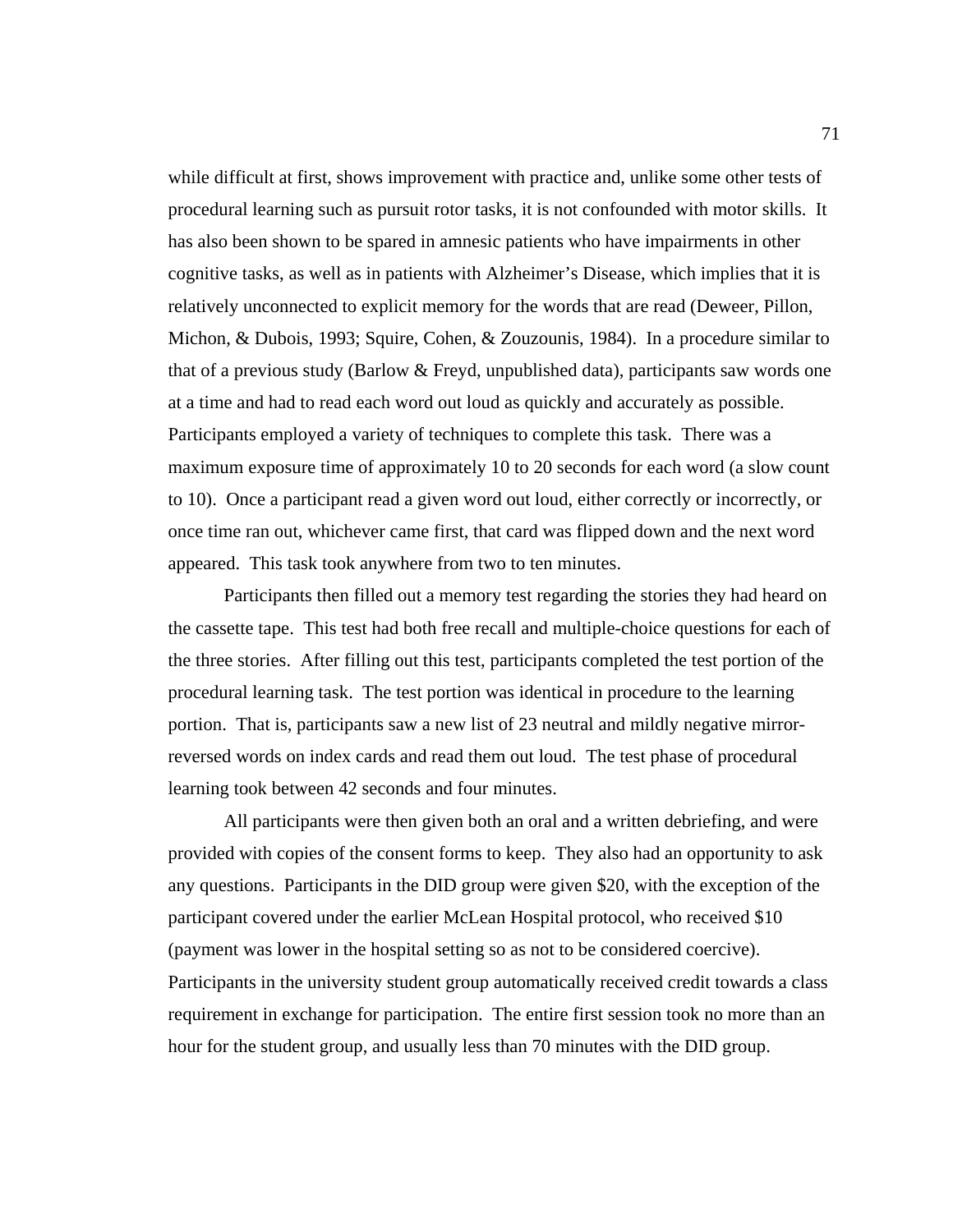while difficult at first, shows improvement with practice and, unlike some other tests of procedural learning such as pursuit rotor tasks, it is not confounded with motor skills. It has also been shown to be spared in amnesic patients who have impairments in other cognitive tasks, as well as in patients with Alzheimer's Disease, which implies that it is relatively unconnected to explicit memory for the words that are read (Deweer, Pillon, Michon, & Dubois, 1993; Squire, Cohen, & Zouzounis, 1984). In a procedure similar to that of a previous study (Barlow & Freyd, unpublished data), participants saw words one at a time and had to read each word out loud as quickly and accurately as possible. Participants employed a variety of techniques to complete this task. There was a maximum exposure time of approximately 10 to 20 seconds for each word (a slow count to 10). Once a participant read a given word out loud, either correctly or incorrectly, or once time ran out, whichever came first, that card was flipped down and the next word appeared. This task took anywhere from two to ten minutes.

Participants then filled out a memory test regarding the stories they had heard on the cassette tape. This test had both free recall and multiple-choice questions for each of the three stories. After filling out this test, participants completed the test portion of the procedural learning task. The test portion was identical in procedure to the learning portion. That is, participants saw a new list of 23 neutral and mildly negative mirror-reversed words on index cards and read them out loud. The test phase of procedural learning took between 42 seconds and four minutes.

All participants were then given both an oral and a written debriefing, and were provided with copies of the consent forms to keep. They also had an opportunity to ask any questions. Participants in the DID group were given $20, with the exception of the participant covered under the earlier McLean Hospital protocol, who received $10 (payment was lower in the hospital setting so as not to be considered coercive). Participants in the university student group automatically received credit towards a class requirement in exchange for participation. The entire first session took no more than an hour for the student group, and usually less than 70 minutes with the DID group.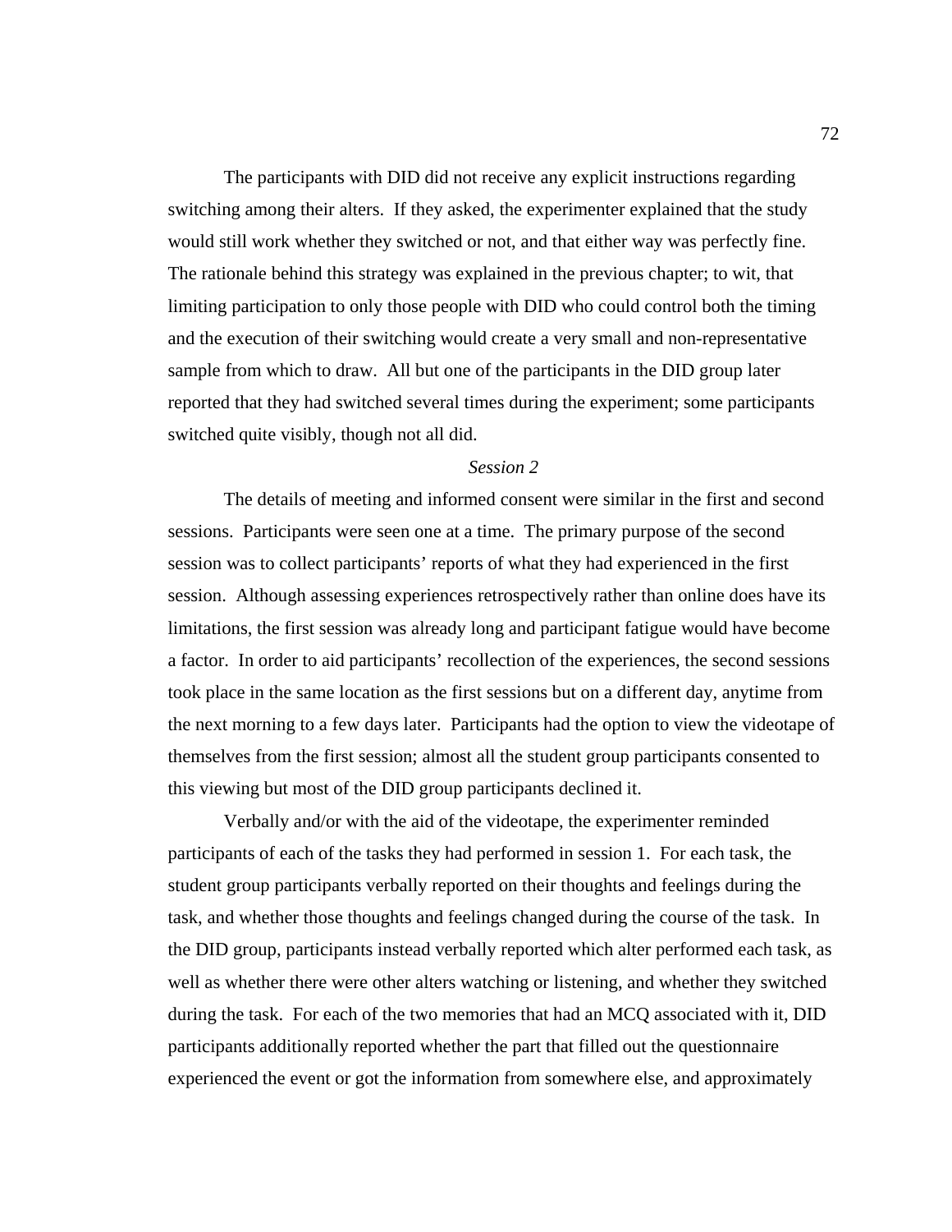The participants with DID did not receive any explicit instructions regarding switching among their alters. If they asked, the experimenter explained that the study would still work whether they switched or not, and that either way was perfectly fine. The rationale behind this strategy was explained in the previous chapter; to wit, that limiting participation to only those people with DID who could control both the timing and the execution of their switching would create a very small and non-representative sample from which to draw. All but one of the participants in the DID group later reported that they had switched several times during the experiment; some participants switched quite visibly, though not all did.

### *Session 2*

The details of meeting and informed consent were similar in the first and second sessions. Participants were seen one at a time. The primary purpose of the second session was to collect participants' reports of what they had experienced in the first session. Although assessing experiences retrospectively rather than online does have its limitations, the first session was already long and participant fatigue would have become a factor. In order to aid participants' recollection of the experiences, the second sessions took place in the same location as the first sessions but on a different day, anytime from the next morning to a few days later. Participants had the option to view the videotape of themselves from the first session; almost all the student group participants consented to this viewing but most of the DID group participants declined it.

Verbally and/or with the aid of the videotape, the experimenter reminded participants of each of the tasks they had performed in session 1. For each task, the student group participants verbally reported on their thoughts and feelings during the task, and whether those thoughts and feelings changed during the course of the task. In the DID group, participants instead verbally reported which alter performed each task, as well as whether there were other alters watching or listening, and whether they switched during the task. For each of the two memories that had an MCQ associated with it, DID participants additionally reported whether the part that filled out the questionnaire experienced the event or got the information from somewhere else, and approximately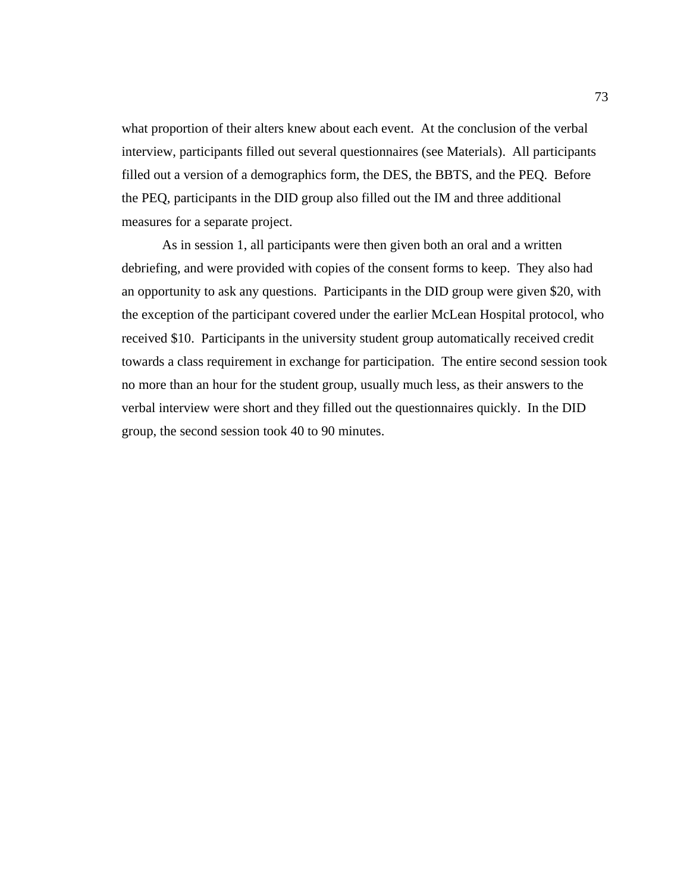what proportion of their alters knew about each event. At the conclusion of the verbal interview, participants filled out several questionnaires (see Materials). All participants filled out a version of a demographics form, the DES, the BBTS, and the PEQ. Before the PEQ, participants in the DID group also filled out the IM and three additional measures for a separate project.

As in session 1, all participants were then given both an oral and a written debriefing, and were provided with copies of the consent forms to keep. They also had an opportunity to ask any questions. Participants in the DID group were given $20, with the exception of the participant covered under the earlier McLean Hospital protocol, who received $10. Participants in the university student group automatically received credit towards a class requirement in exchange for participation. The entire second session took no more than an hour for the student group, usually much less, as their answers to the verbal interview were short and they filled out the questionnaires quickly. In the DID group, the second session took 40 to 90 minutes.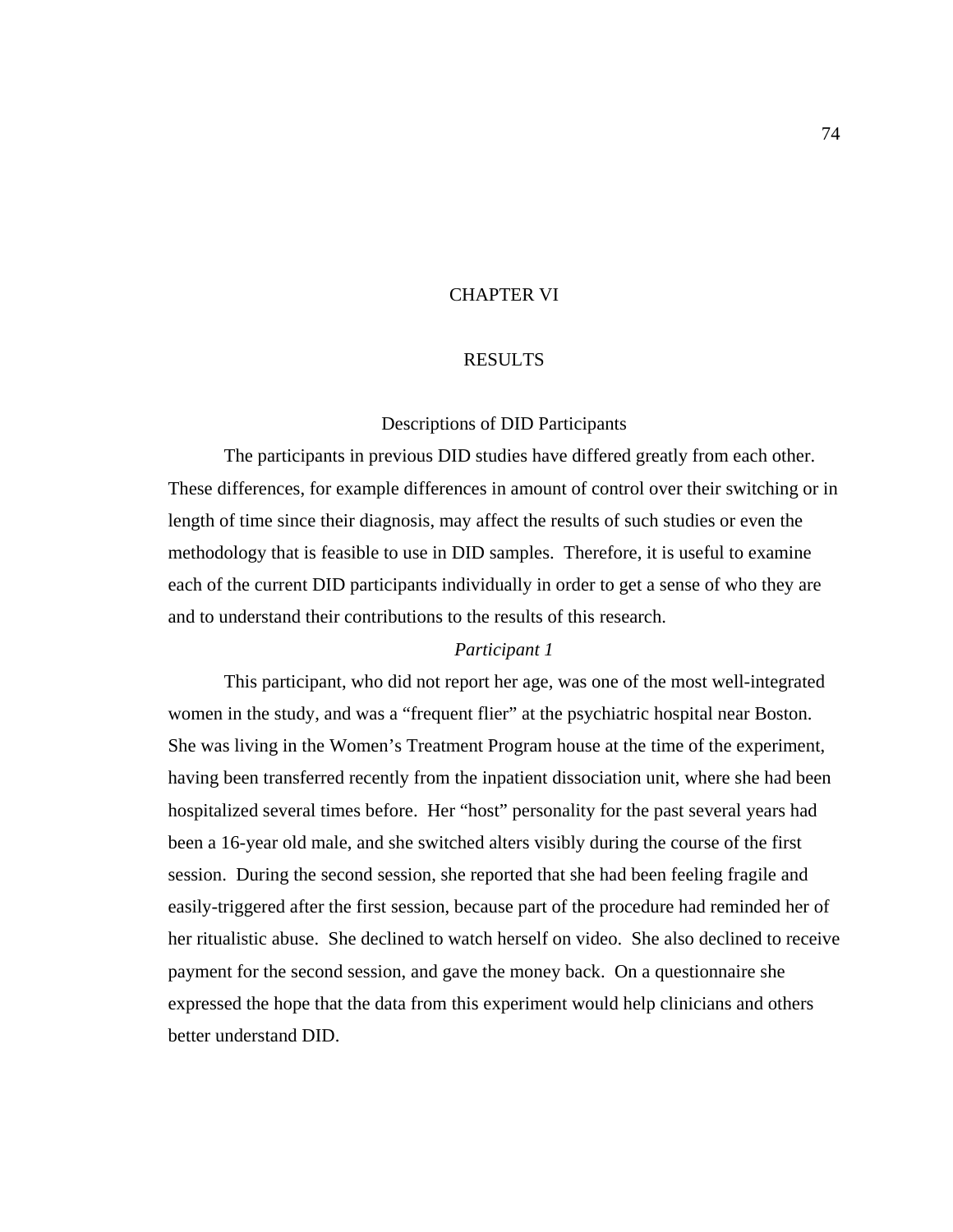# CHAPTER VI

# RESULTS

## Descriptions of DID Participants

The participants in previous DID studies have differed greatly from each other. These differences, for example differences in amount of control over their switching or in length of time since their diagnosis, may affect the results of such studies or even the methodology that is feasible to use in DID samples. Therefore, it is useful to examine each of the current DID participants individually in order to get a sense of who they are and to understand their contributions to the results of this research.

### *Participant 1*

This participant, who did not report her age, was one of the most well-integrated women in the study, and was a "frequent flier" at the psychiatric hospital near Boston. She was living in the Women's Treatment Program house at the time of the experiment, having been transferred recently from the inpatient dissociation unit, where she had been hospitalized several times before. Her "host" personality for the past several years had been a 16-year old male, and she switched alters visibly during the course of the first session. During the second session, she reported that she had been feeling fragile and easily-triggered after the first session, because part of the procedure had reminded her of her ritualistic abuse. She declined to watch herself on video. She also declined to receive payment for the second session, and gave the money back. On a questionnaire she expressed the hope that the data from this experiment would help clinicians and others better understand DID.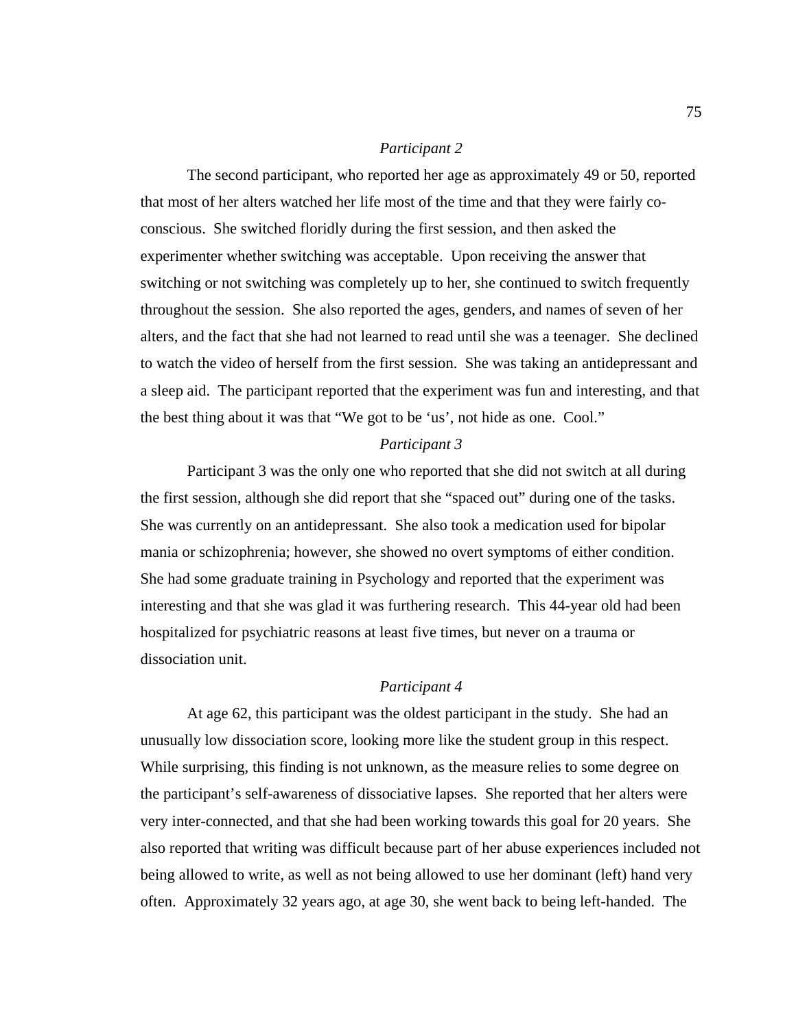*Participant 2*

The second participant, who reported her age as approximately 49 or 50, reported that most of her alters watched her life most of the time and that they were fairly co-conscious. She switched floridly during the first session, and then asked the experimenter whether switching was acceptable. Upon receiving the answer that switching or not switching was completely up to her, she continued to switch frequently throughout the session. She also reported the ages, genders, and names of seven of her alters, and the fact that she had not learned to read until she was a teenager. She declined to watch the video of herself from the first session. She was taking an antidepressant and a sleep aid. The participant reported that the experiment was fun and interesting, and that the best thing about it was that "We got to be 'us', not hide as one. Cool."

*Participant 3*

Participant 3 was the only one who reported that she did not switch at all during the first session, although she did report that she "spaced out" during one of the tasks. She was currently on an antidepressant. She also took a medication used for bipolar mania or schizophrenia; however, she showed no overt symptoms of either condition. She had some graduate training in Psychology and reported that the experiment was interesting and that she was glad it was furthering research. This 44-year old had been hospitalized for psychiatric reasons at least five times, but never on a trauma or dissociation unit.

*Participant 4*

At age 62, this participant was the oldest participant in the study. She had an unusually low dissociation score, looking more like the student group in this respect. While surprising, this finding is not unknown, as the measure relies to some degree on the participant's self-awareness of dissociative lapses. She reported that her alters were very inter-connected, and that she had been working towards this goal for 20 years. She also reported that writing was difficult because part of her abuse experiences included not being allowed to write, as well as not being allowed to use her dominant (left) hand very often. Approximately 32 years ago, at age 30, she went back to being left-handed. The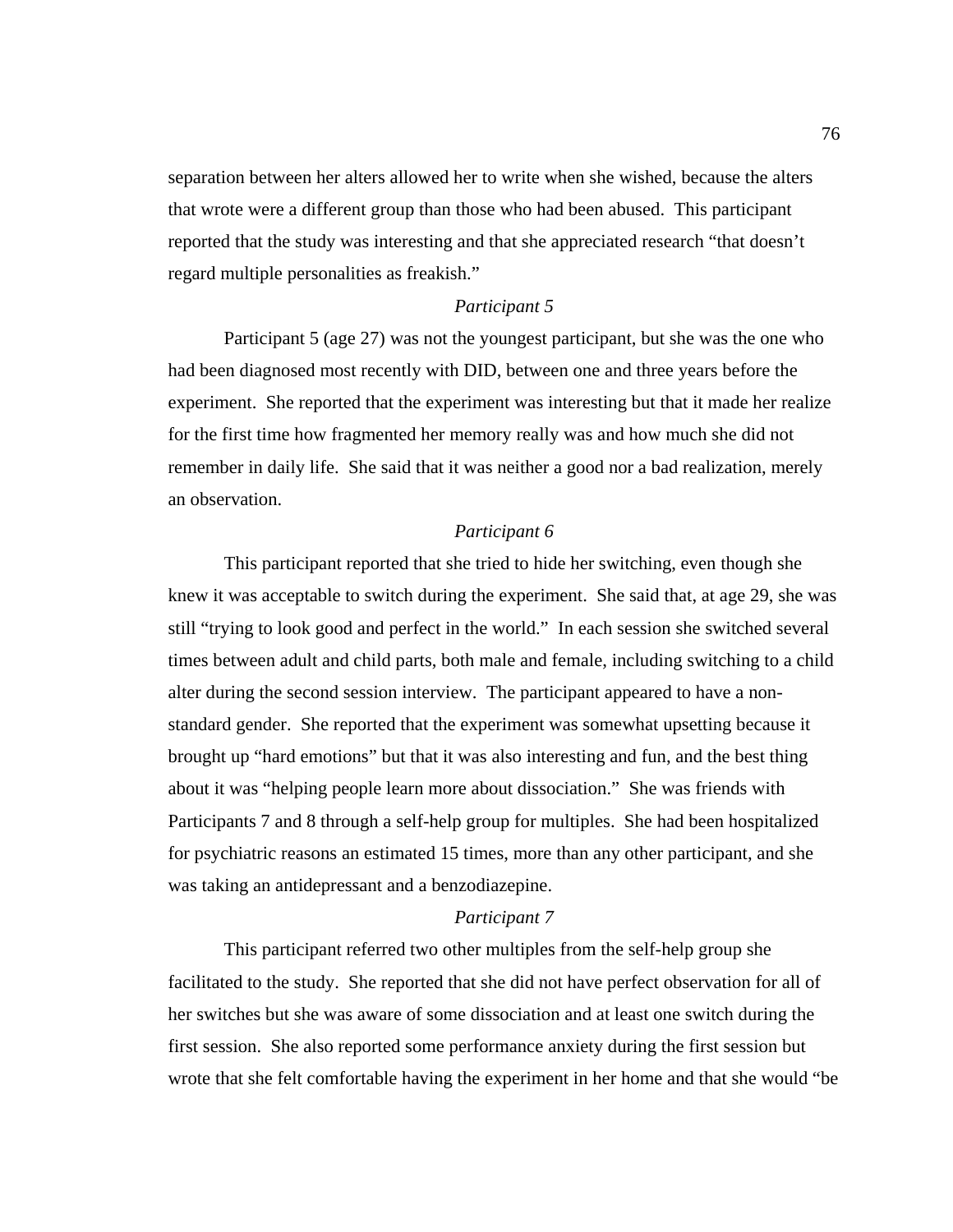separation between her alters allowed her to write when she wished, because the alters that wrote were a different group than those who had been abused. This participant reported that the study was interesting and that she appreciated research "that doesn't regard multiple personalities as freakish."

### *Participant 5*

Participant 5 (age 27) was not the youngest participant, but she was the one who had been diagnosed most recently with DID, between one and three years before the experiment. She reported that the experiment was interesting but that it made her realize for the first time how fragmented her memory really was and how much she did not remember in daily life. She said that it was neither a good nor a bad realization, merely an observation.

### *Participant 6*

This participant reported that she tried to hide her switching, even though she knew it was acceptable to switch during the experiment. She said that, at age 29, she was still "trying to look good and perfect in the world." In each session she switched several times between adult and child parts, both male and female, including switching to a child alter during the second session interview. The participant appeared to have a non-standard gender. She reported that the experiment was somewhat upsetting because it brought up "hard emotions" but that it was also interesting and fun, and the best thing about it was "helping people learn more about dissociation." She was friends with Participants 7 and 8 through a self-help group for multiples. She had been hospitalized for psychiatric reasons an estimated 15 times, more than any other participant, and she was taking an antidepressant and a benzodiazepine.

### *Participant 7*

This participant referred two other multiples from the self-help group she facilitated to the study. She reported that she did not have perfect observation for all of her switches but she was aware of some dissociation and at least one switch during the first session. She also reported some performance anxiety during the first session but wrote that she felt comfortable having the experiment in her home and that she would "be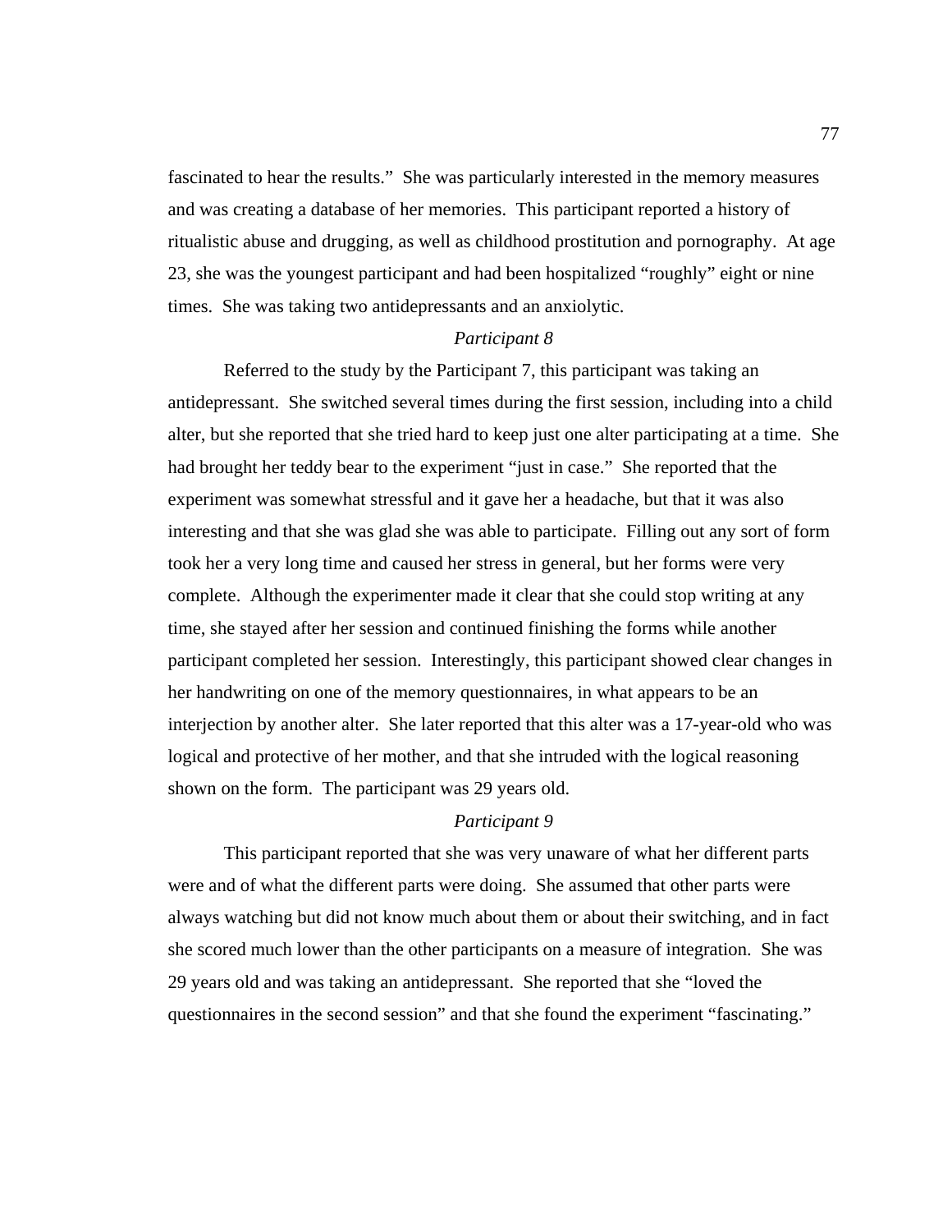fascinated to hear the results." She was particularly interested in the memory measures and was creating a database of her memories. This participant reported a history of ritualistic abuse and drugging, as well as childhood prostitution and pornography. At age 23, she was the youngest participant and had been hospitalized "roughly" eight or nine times. She was taking two antidepressants and an anxiolytic.

*Participant 8*

Referred to the study by the Participant 7, this participant was taking an antidepressant. She switched several times during the first session, including into a child alter, but she reported that she tried hard to keep just one alter participating at a time. She had brought her teddy bear to the experiment "just in case." She reported that the experiment was somewhat stressful and it gave her a headache, but that it was also interesting and that she was glad she was able to participate. Filling out any sort of form took her a very long time and caused her stress in general, but her forms were very complete. Although the experimenter made it clear that she could stop writing at any time, she stayed after her session and continued finishing the forms while another participant completed her session. Interestingly, this participant showed clear changes in her handwriting on one of the memory questionnaires, in what appears to be an interjection by another alter. She later reported that this alter was a 17-year-old who was logical and protective of her mother, and that she intruded with the logical reasoning shown on the form. The participant was 29 years old.

*Participant 9*

This participant reported that she was very unaware of what her different parts were and of what the different parts were doing. She assumed that other parts were always watching but did not know much about them or about their switching, and in fact she scored much lower than the other participants on a measure of integration. She was 29 years old and was taking an antidepressant. She reported that she "loved the questionnaires in the second session" and that she found the experiment "fascinating."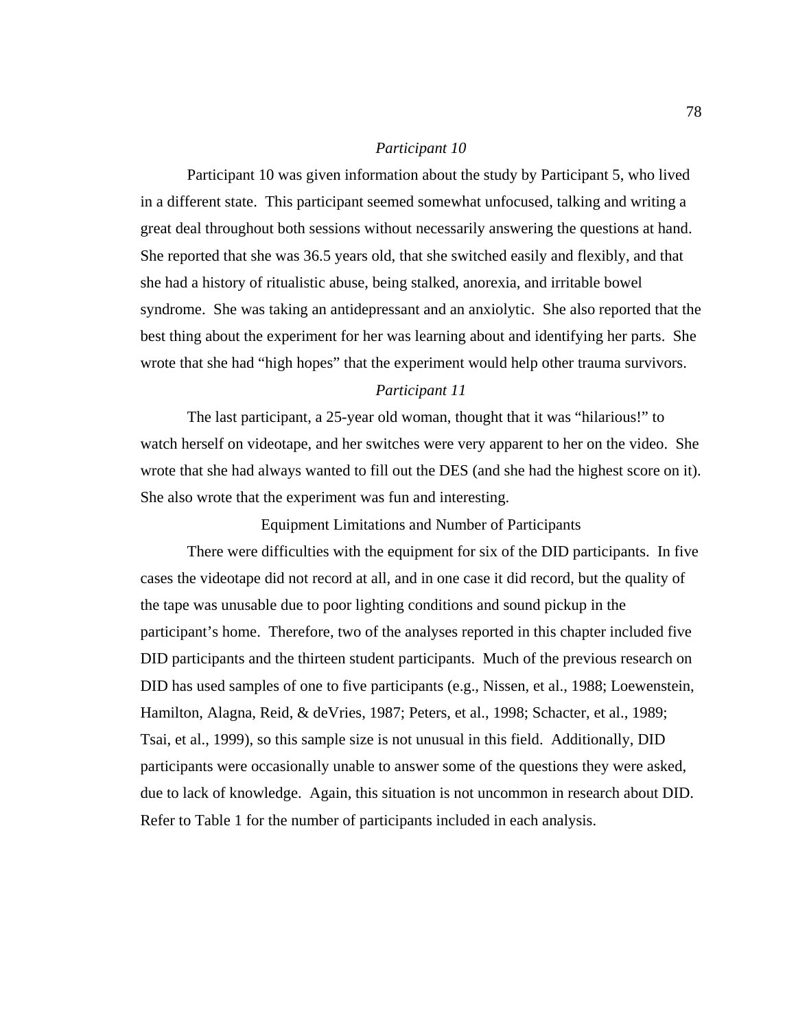### *Participant 10*

Participant 10 was given information about the study by Participant 5, who lived in a different state. This participant seemed somewhat unfocused, talking and writing a great deal throughout both sessions without necessarily answering the questions at hand. She reported that she was 36.5 years old, that she switched easily and flexibly, and that she had a history of ritualistic abuse, being stalked, anorexia, and irritable bowel syndrome. She was taking an antidepressant and an anxiolytic. She also reported that the best thing about the experiment for her was learning about and identifying her parts. She wrote that she had "high hopes" that the experiment would help other trauma survivors.

### *Participant 11*

The last participant, a 25-year old woman, thought that it was "hilarious!" to watch herself on videotape, and her switches were very apparent to her on the video. She wrote that she had always wanted to fill out the DES (and she had the highest score on it). She also wrote that the experiment was fun and interesting.

## Equipment Limitations and Number of Participants

There were difficulties with the equipment for six of the DID participants. In five cases the videotape did not record at all, and in one case it did record, but the quality of the tape was unusable due to poor lighting conditions and sound pickup in the participant's home. Therefore, two of the analyses reported in this chapter included five DID participants and the thirteen student participants. Much of the previous research on DID has used samples of one to five participants (e.g., Nissen, et al., 1988; Loewenstein, Hamilton, Alagna, Reid, & deVries, 1987; Peters, et al., 1998; Schacter, et al., 1989; Tsai, et al., 1999), so this sample size is not unusual in this field. Additionally, DID participants were occasionally unable to answer some of the questions they were asked, due to lack of knowledge. Again, this situation is not uncommon in research about DID. Refer to Table 1 for the number of participants included in each analysis.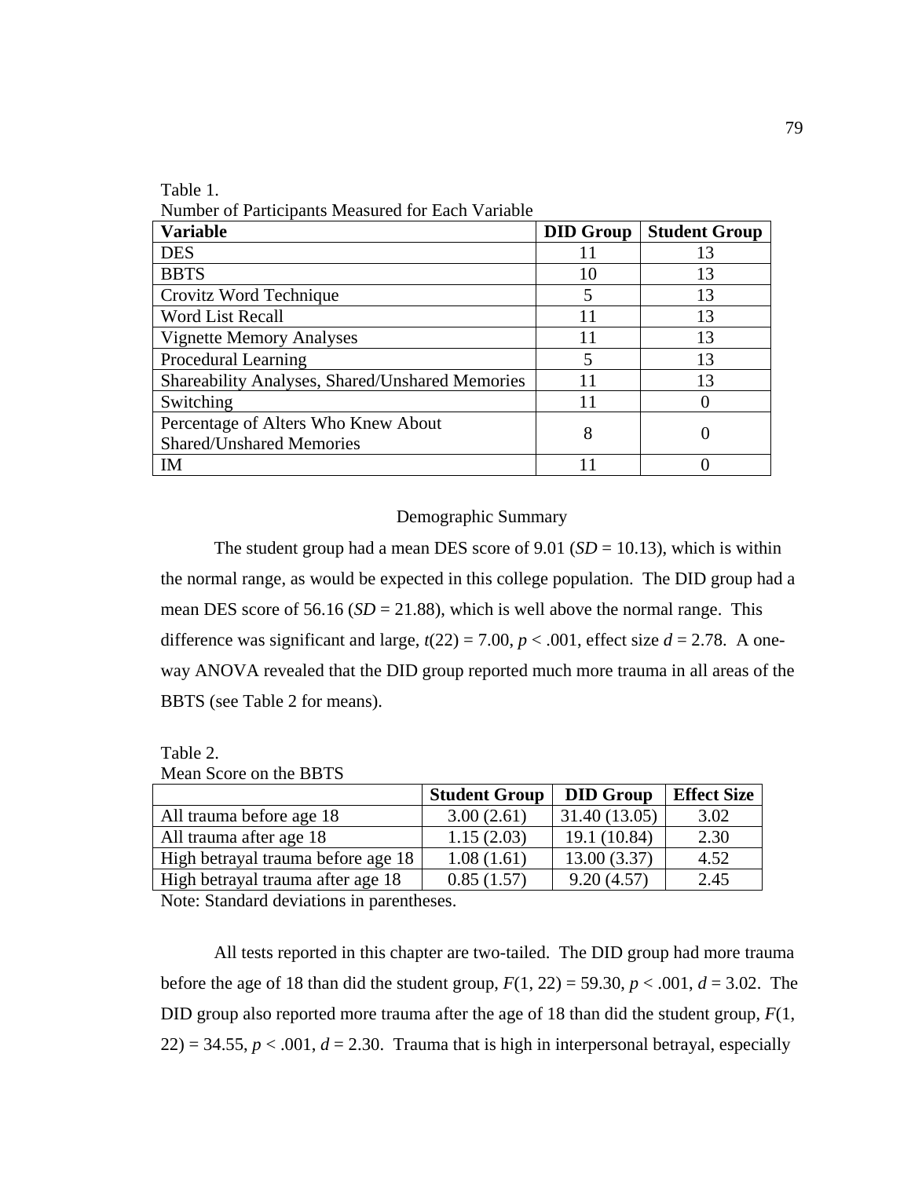Table 1.
Number of Participants Measured for Each Variable

| **Variable** | **DID Group** | **Student Group** |
|---|---|---|
| DES | 11 | 13 |
| BBTS | 10 | 13 |
| Crovitz Word Technique | 5 | 13 |
| Word List Recall | 11 | 13 |
| Vignette Memory Analyses | 11 | 13 |
| Procedural Learning | 5 | 13 |
| Shareability Analyses, Shared/Unshared Memories | 11 | 13 |
| Switching | 11 | 0 |
| Percentage of Alters Who Knew About Shared/Unshared Memories | 8 | 0 |
| IM | 11 | 0 |

## Demographic Summary

The student group had a mean DES score of 9.01 (*SD* = 10.13), which is within the normal range, as would be expected in this college population. The DID group had a mean DES score of 56.16 (*SD* = 21.88), which is well above the normal range. This difference was significant and large, $t(22) = 7.00$, $p < .001$, effect size $d = 2.78$. A one-way ANOVA revealed that the DID group reported much more trauma in all areas of the BBTS (see Table 2 for means).

Table 2.
Mean Score on the BBTS

| | **Student Group** | **DID Group** | **Effect Size** |
|---|---|---|---|
| All trauma before age 18 | 3.00 (2.61) | 31.40 (13.05) | 3.02 |
| All trauma after age 18 | 1.15 (2.03) | 19.1 (10.84) | 2.30 |
| High betrayal trauma before age 18 | 1.08 (1.61) | 13.00 (3.37) | 4.52 |
| High betrayal trauma after age 18 | 0.85 (1.57) | 9.20 (4.57) | 2.45 |

Note: Standard deviations in parentheses.

All tests reported in this chapter are two-tailed. The DID group had more trauma before the age of 18 than did the student group, $F(1, 22) = 59.30$, $p < .001$, $d = 3.02$. The DID group also reported more trauma after the age of 18 than did the student group, $F(1, 22) = 34.55$, $p < .001$, $d = 2.30$. Trauma that is high in interpersonal betrayal, especially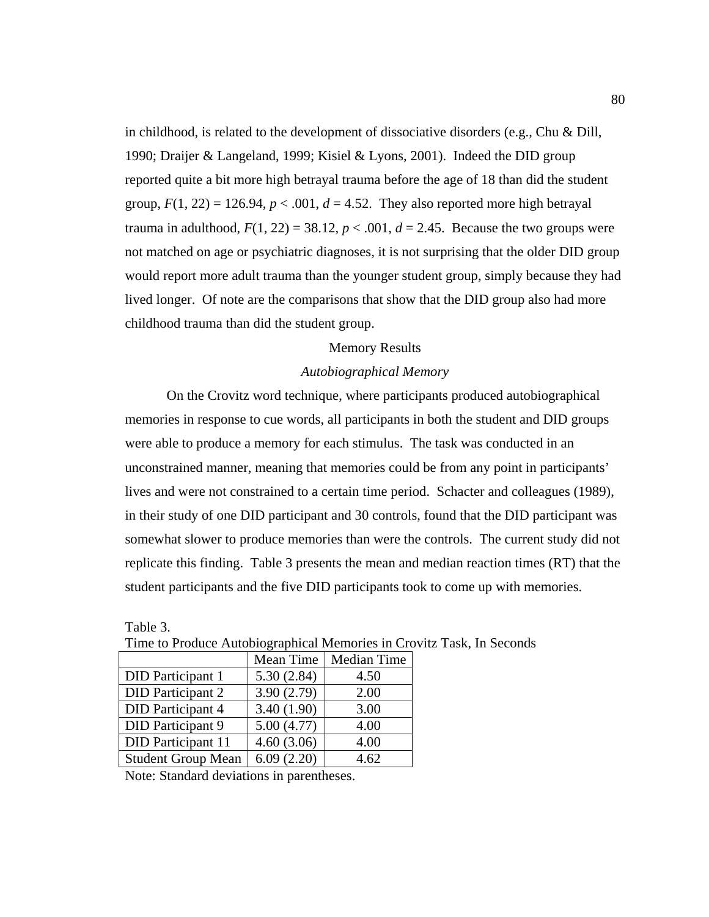in childhood, is related to the development of dissociative disorders (e.g., Chu & Dill, 1990; Draijer & Langeland, 1999; Kisiel & Lyons, 2001). Indeed the DID group reported quite a bit more high betrayal trauma before the age of 18 than did the student group, $F(1, 22) = 126.94$, $p < .001$, $d = 4.52$. They also reported more high betrayal trauma in adulthood, $F(1, 22) = 38.12$, $p < .001$, $d = 2.45$. Because the two groups were not matched on age or psychiatric diagnoses, it is not surprising that the older DID group would report more adult trauma than the younger student group, simply because they had lived longer. Of note are the comparisons that show that the DID group also had more childhood trauma than did the student group.

## Memory Results

### *Autobiographical Memory*

On the Crovitz word technique, where participants produced autobiographical memories in response to cue words, all participants in both the student and DID groups were able to produce a memory for each stimulus. The task was conducted in an unconstrained manner, meaning that memories could be from any point in participants' lives and were not constrained to a certain time period. Schacter and colleagues (1989), in their study of one DID participant and 30 controls, found that the DID participant was somewhat slower to produce memories than were the controls. The current study did not replicate this finding. Table 3 presents the mean and median reaction times (RT) that the student participants and the five DID participants took to come up with memories.

Table 3.
Time to Produce Autobiographical Memories in Crovitz Task, In Seconds

| | Mean Time | Median Time |
|---|---|---|
| DID Participant 1 | 5.30 (2.84) | 4.50 |
| DID Participant 2 | 3.90 (2.79) | 2.00 |
| DID Participant 4 | 3.40 (1.90) | 3.00 |
| DID Participant 9 | 5.00 (4.77) | 4.00 |
| DID Participant 11 | 4.60 (3.06) | 4.00 |
| Student Group Mean | 6.09 (2.20) | 4.62 |

Note: Standard deviations in parentheses.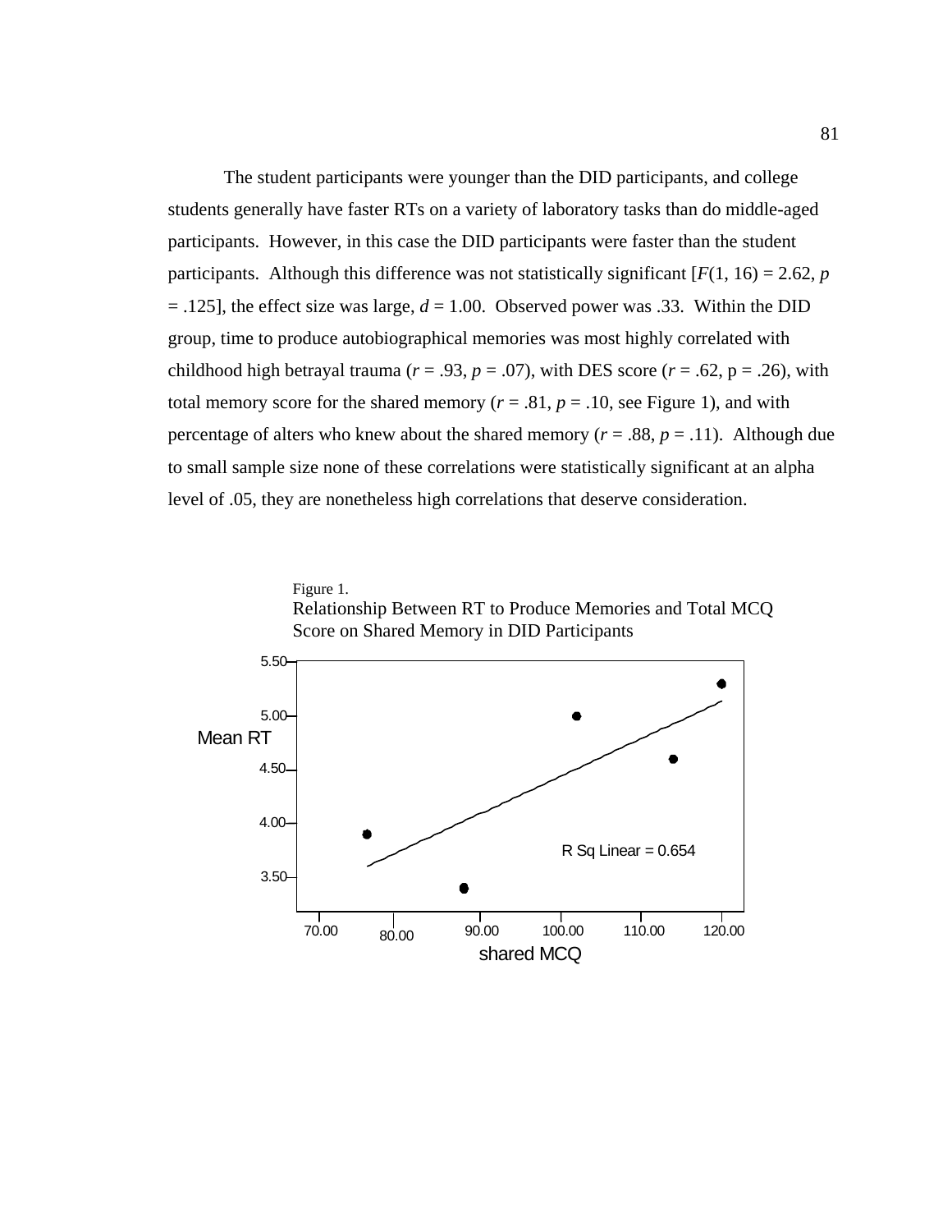The student participants were younger than the DID participants, and college students generally have faster RTs on a variety of laboratory tasks than do middle-aged participants. However, in this case the DID participants were faster than the student participants. Although this difference was not statistically significant [$F(1, 16) = 2.62$, $p = .125$], the effect size was large, $d = 1.00$. Observed power was .33. Within the DID group, time to produce autobiographical memories was most highly correlated with childhood high betrayal trauma ($r = .93$, $p = .07$), with DES score ($r = .62$, p = .26), with total memory score for the shared memory ($r = .81$, $p = .10$, see Figure 1), and with percentage of alters who knew about the shared memory ($r = .88$, $p = .11$). Although due to small sample size none of these correlations were statistically significant at an alpha level of .05, they are nonetheless high correlations that deserve consideration.

Figure 1.
Relationship Between RT to Produce Memories and Total MCQ Score on Shared Memory in DID Participants

Mean RT

5.50
5.00
4.50
4.00
3.50

R Sq Linear = 0.654

70.00 80.00 90.00 100.00 110.00 120.00

shared MCQ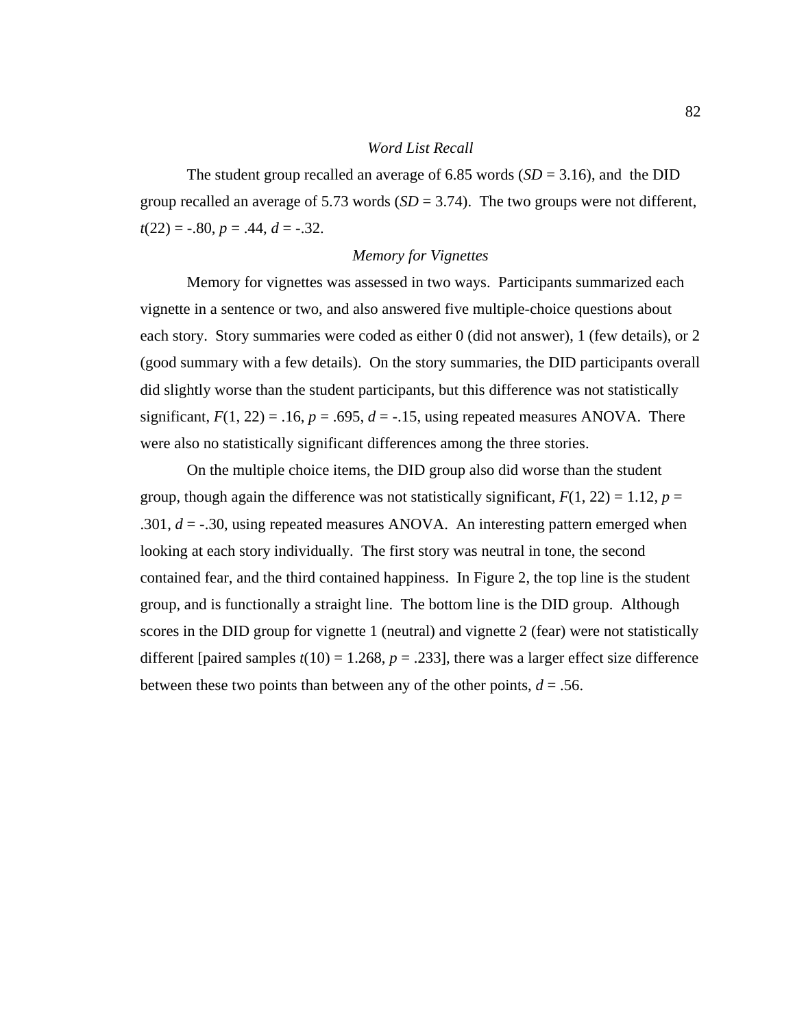### *Word List Recall*

The student group recalled an average of 6.85 words ($SD = 3.16$), and the DID group recalled an average of 5.73 words ($SD = 3.74$). The two groups were not different, $t(22) = -.80$, $p = .44$, $d = -.32$.

### *Memory for Vignettes*

Memory for vignettes was assessed in two ways. Participants summarized each vignette in a sentence or two, and also answered five multiple-choice questions about each story. Story summaries were coded as either 0 (did not answer), 1 (few details), or 2 (good summary with a few details). On the story summaries, the DID participants overall did slightly worse than the student participants, but this difference was not statistically significant, $F(1, 22) = .16$, $p = .695$, $d = -.15$, using repeated measures ANOVA. There were also no statistically significant differences among the three stories.

On the multiple choice items, the DID group also did worse than the student group, though again the difference was not statistically significant, $F(1, 22) = 1.12$, $p = .301$, $d = -.30$, using repeated measures ANOVA. An interesting pattern emerged when looking at each story individually. The first story was neutral in tone, the second contained fear, and the third contained happiness. In Figure 2, the top line is the student group, and is functionally a straight line. The bottom line is the DID group. Although scores in the DID group for vignette 1 (neutral) and vignette 2 (fear) were not statistically different [paired samples $t(10) = 1.268$, $p = .233$], there was a larger effect size difference between these two points than between any of the other points, $d = .56$.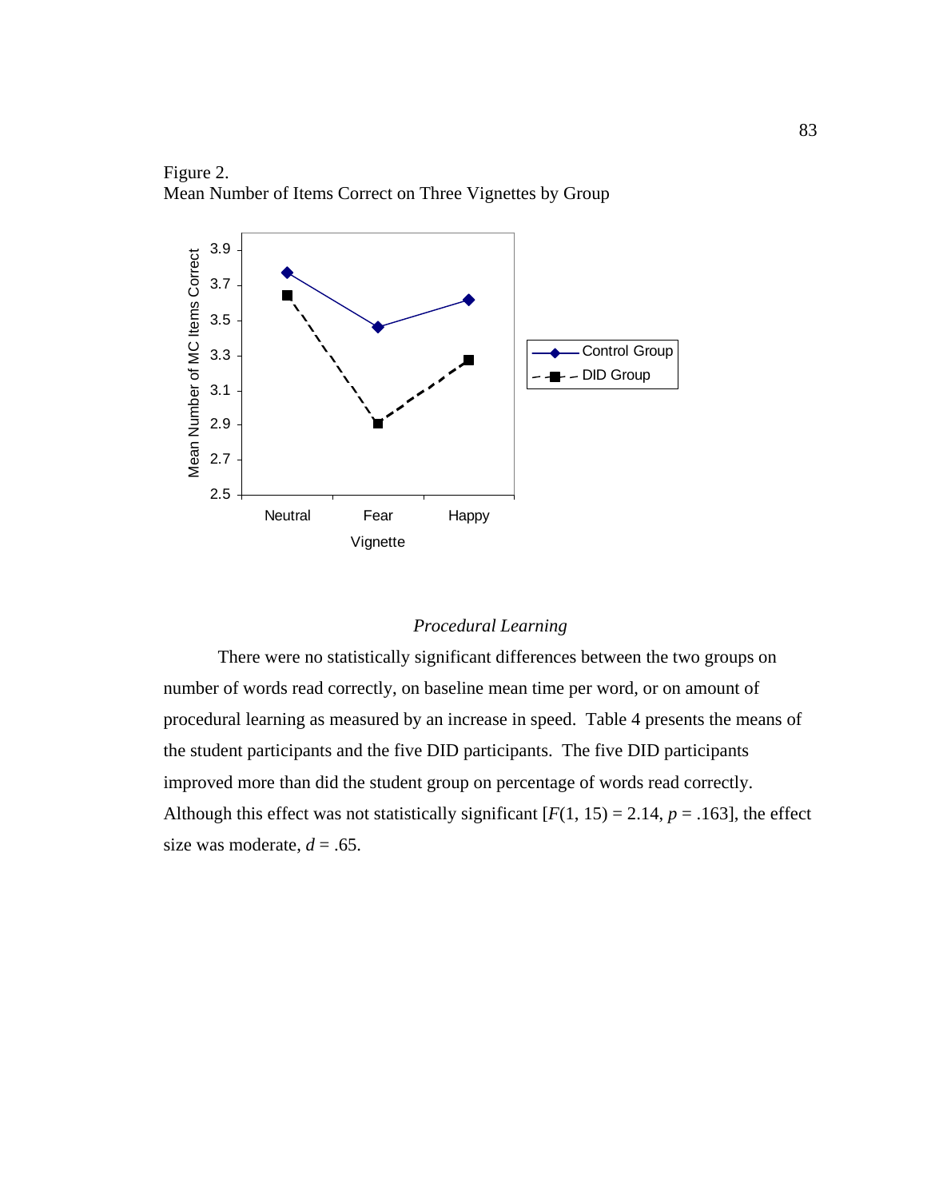Figure 2.
Mean Number of Items Correct on Three Vignettes by Group

### *Procedural Learning*

There were no statistically significant differences between the two groups on number of words read correctly, on baseline mean time per word, or on amount of procedural learning as measured by an increase in speed. Table 4 presents the means of the student participants and the five DID participants. The five DID participants improved more than did the student group on percentage of words read correctly. Although this effect was not statistically significant [$F(1, 15) = 2.14$, $p = .163$], the effect size was moderate, $d = .65$.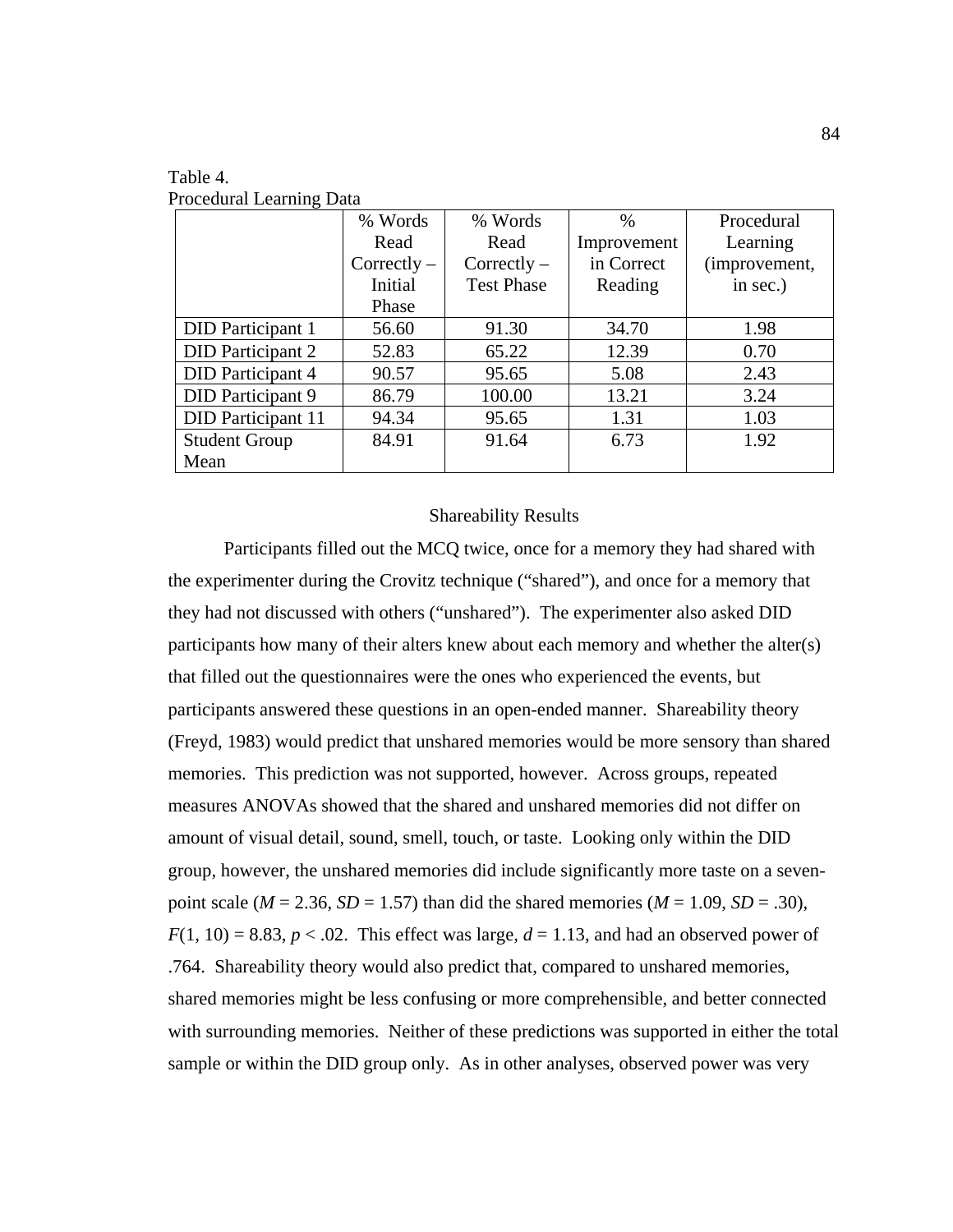Table 4.
Procedural Learning Data

| | % Words Read Correctly – Initial Phase | % Words Read Correctly – Test Phase | % Improvement in Correct Reading | Procedural Learning (improvement, in sec.) |
|---|---|---|---|---|
| DID Participant 1 | 56.60 | 91.30 | 34.70 | 1.98 |
| DID Participant 2 | 52.83 | 65.22 | 12.39 | 0.70 |
| DID Participant 4 | 90.57 | 95.65 | 5.08 | 2.43 |
| DID Participant 9 | 86.79 | 100.00 | 13.21 | 3.24 |
| DID Participant 11 | 94.34 | 95.65 | 1.31 | 1.03 |
| Student Group Mean | 84.91 | 91.64 | 6.73 | 1.92 |

## Shareability Results

Participants filled out the MCQ twice, once for a memory they had shared with the experimenter during the Crovitz technique ("shared"), and once for a memory that they had not discussed with others ("unshared"). The experimenter also asked DID participants how many of their alters knew about each memory and whether the alter(s) that filled out the questionnaires were the ones who experienced the events, but participants answered these questions in an open-ended manner. Shareability theory (Freyd, 1983) would predict that unshared memories would be more sensory than shared memories. This prediction was not supported, however. Across groups, repeated measures ANOVAs showed that the shared and unshared memories did not differ on amount of visual detail, sound, smell, touch, or taste. Looking only within the DID group, however, the unshared memories did include significantly more taste on a seven-point scale ($M$ = 2.36, $SD$ = 1.57) than did the shared memories ($M$ = 1.09, $SD$ = .30), $F(1, 10) = 8.83$, $p < .02$. This effect was large, $d$ = 1.13, and had an observed power of .764. Shareability theory would also predict that, compared to unshared memories, shared memories might be less confusing or more comprehensible, and better connected with surrounding memories. Neither of these predictions was supported in either the total sample or within the DID group only. As in other analyses, observed power was very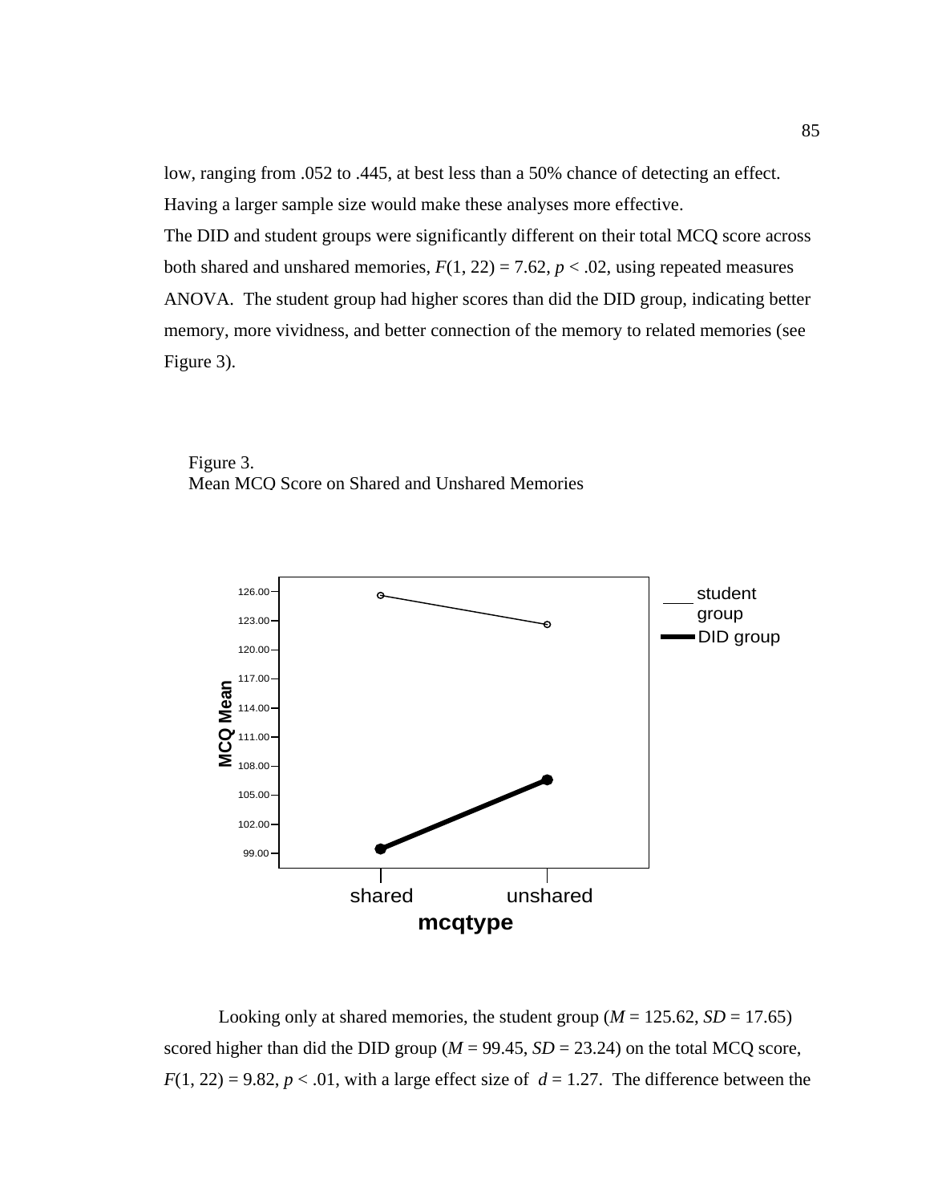low, ranging from .052 to .445, at best less than a 50% chance of detecting an effect. Having a larger sample size would make these analyses more effective.

The DID and student groups were significantly different on their total MCQ score across both shared and unshared memories, $F(1, 22) = 7.62$, $p < .02$, using repeated measures ANOVA. The student group had higher scores than did the DID group, indicating better memory, more vividness, and better connection of the memory to related memories (see Figure 3).

Figure 3.
Mean MCQ Score on Shared and Unshared Memories

Looking only at shared memories, the student group ($M = 125.62$, $SD = 17.65$) scored higher than did the DID group ($M = 99.45$, $SD = 23.24$) on the total MCQ score, $F(1, 22) = 9.82$, $p < .01$, with a large effect size of $d = 1.27$. The difference between the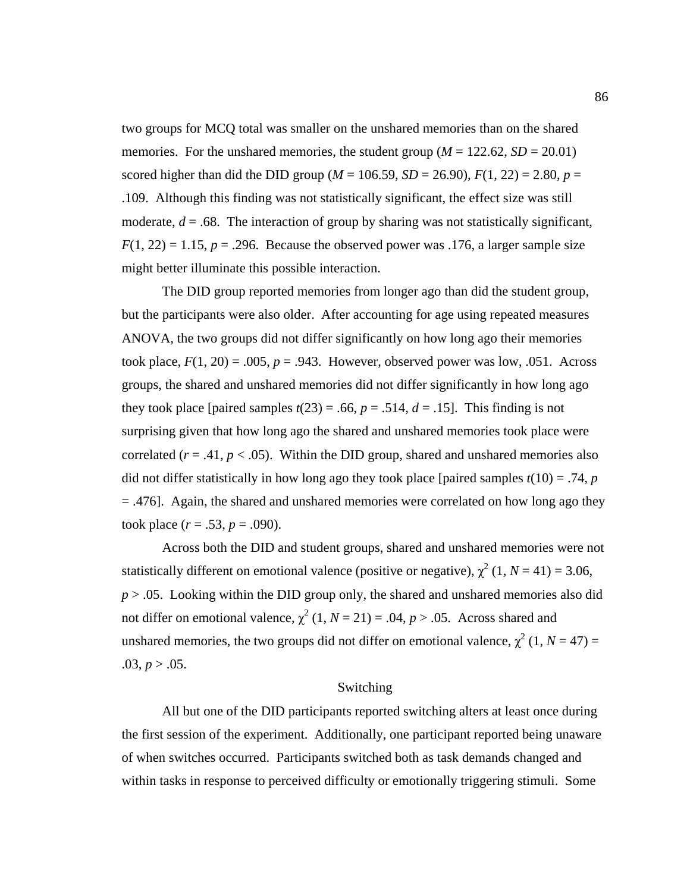two groups for MCQ total was smaller on the unshared memories than on the shared memories. For the unshared memories, the student group ($M$ = 122.62, $SD$ = 20.01) scored higher than did the DID group ($M$ = 106.59, $SD$ = 26.90), $F(1, 22) = 2.80$, $p$ = .109. Although this finding was not statistically significant, the effect size was still moderate, $d$ = .68. The interaction of group by sharing was not statistically significant, $F(1, 22) = 1.15$, $p$ = .296. Because the observed power was .176, a larger sample size might better illuminate this possible interaction.

The DID group reported memories from longer ago than did the student group, but the participants were also older. After accounting for age using repeated measures ANOVA, the two groups did not differ significantly on how long ago their memories took place, $F(1, 20) = .005$, $p$ = .943. However, observed power was low, .051. Across groups, the shared and unshared memories did not differ significantly in how long ago they took place [paired samples $t(23) = .66$, $p$ = .514, $d$ = .15]. This finding is not surprising given that how long ago the shared and unshared memories took place were correlated ($r$ = .41, $p < .05$). Within the DID group, shared and unshared memories also did not differ statistically in how long ago they took place [paired samples $t(10) = .74$, $p$ = .476]. Again, the shared and unshared memories were correlated on how long ago they took place ($r$ = .53, $p$ = .090).

Across both the DID and student groups, shared and unshared memories were not statistically different on emotional valence (positive or negative), $\chi^2$ (1, $N$ = 41) = 3.06, $p > .05$. Looking within the DID group only, the shared and unshared memories also did not differ on emotional valence, $\chi^2$ (1, $N$ = 21) = .04, $p > .05$. Across shared and unshared memories, the two groups did not differ on emotional valence, $\chi^2$ (1, $N$ = 47) = .03, $p > .05$.

## Switching

All but one of the DID participants reported switching alters at least once during the first session of the experiment. Additionally, one participant reported being unaware of when switches occurred. Participants switched both as task demands changed and within tasks in response to perceived difficulty or emotionally triggering stimuli. Some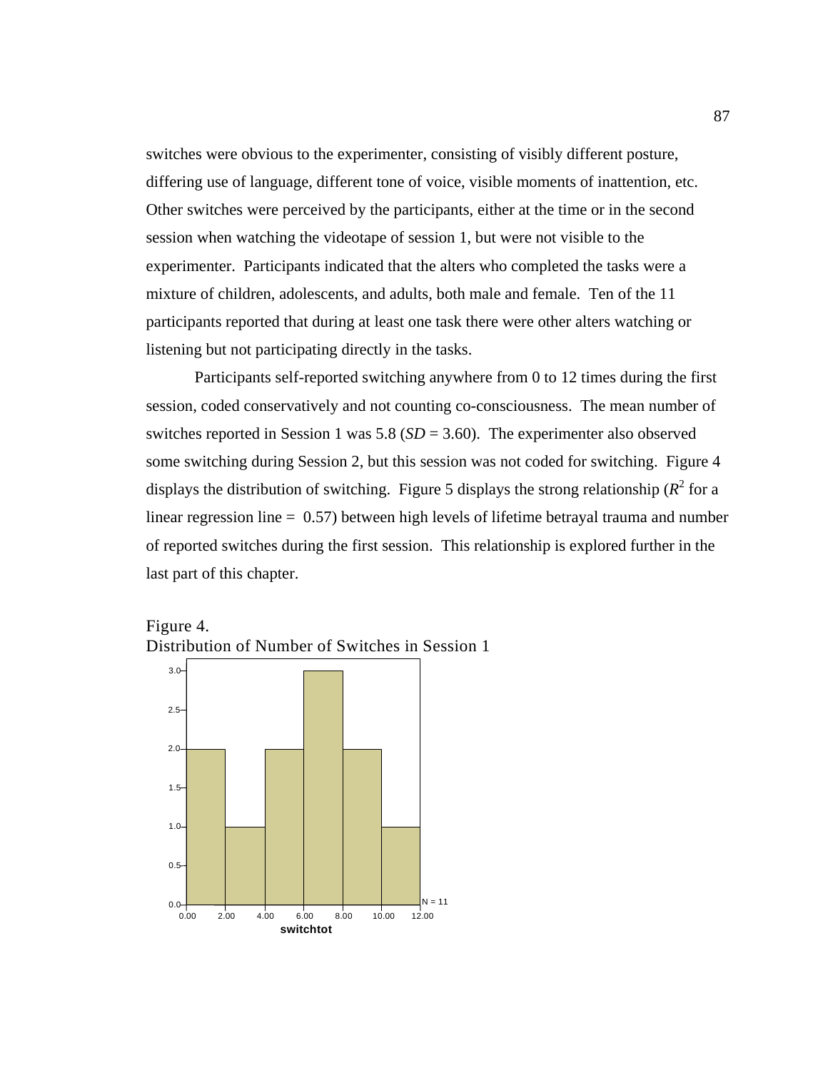switches were obvious to the experimenter, consisting of visibly different posture, differing use of language, different tone of voice, visible moments of inattention, etc. Other switches were perceived by the participants, either at the time or in the second session when watching the videotape of session 1, but were not visible to the experimenter. Participants indicated that the alters who completed the tasks were a mixture of children, adolescents, and adults, both male and female. Ten of the 11 participants reported that during at least one task there were other alters watching or listening but not participating directly in the tasks.

Participants self-reported switching anywhere from 0 to 12 times during the first session, coded conservatively and not counting co-consciousness. The mean number of switches reported in Session 1 was 5.8 (*SD* = 3.60). The experimenter also observed some switching during Session 2, but this session was not coded for switching. Figure 4 displays the distribution of switching. Figure 5 displays the strong relationship ($R^2$ for a linear regression line = 0.57) between high levels of lifetime betrayal trauma and number of reported switches during the first session. This relationship is explored further in the last part of this chapter.

Figure 4.
Distribution of Number of Switches in Session 1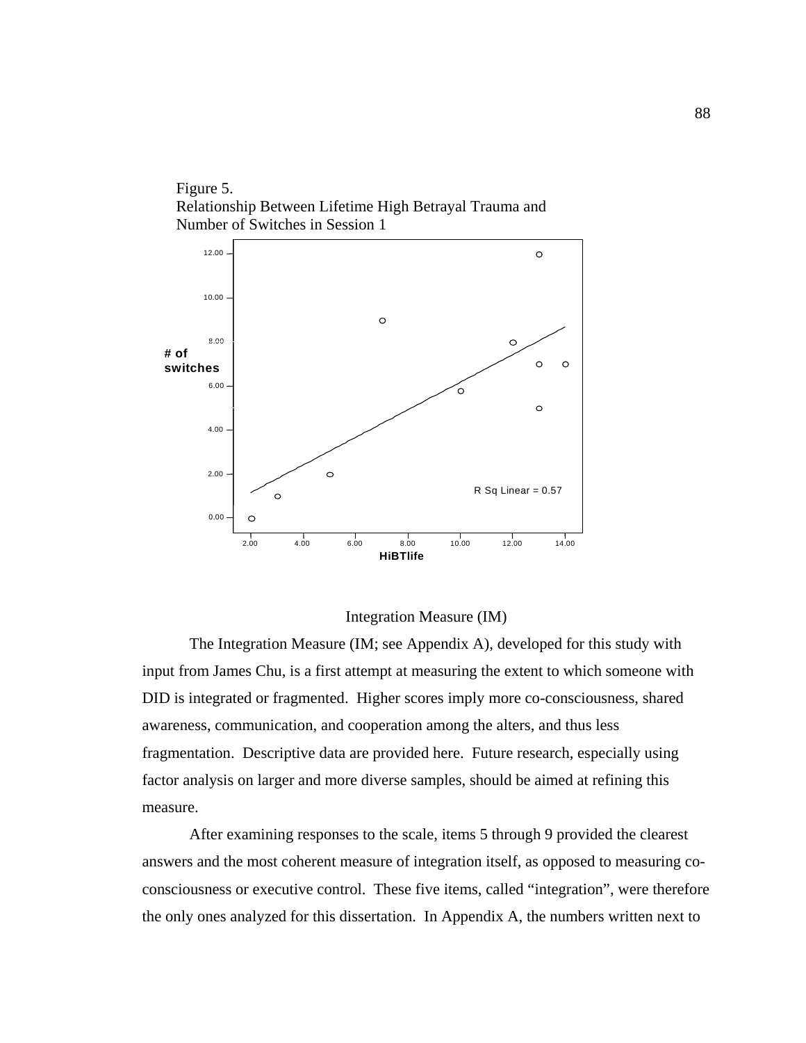Figure 5.
Relationship Between Lifetime High Betrayal Trauma and Number of Switches in Session 1

## Integration Measure (IM)

The Integration Measure (IM; see Appendix A), developed for this study with input from James Chu, is a first attempt at measuring the extent to which someone with DID is integrated or fragmented. Higher scores imply more co-consciousness, shared awareness, communication, and cooperation among the alters, and thus less fragmentation. Descriptive data are provided here. Future research, especially using factor analysis on larger and more diverse samples, should be aimed at refining this measure.

After examining responses to the scale, items 5 through 9 provided the clearest answers and the most coherent measure of integration itself, as opposed to measuring co-consciousness or executive control. These five items, called "integration", were therefore the only ones analyzed for this dissertation. In Appendix A, the numbers written next to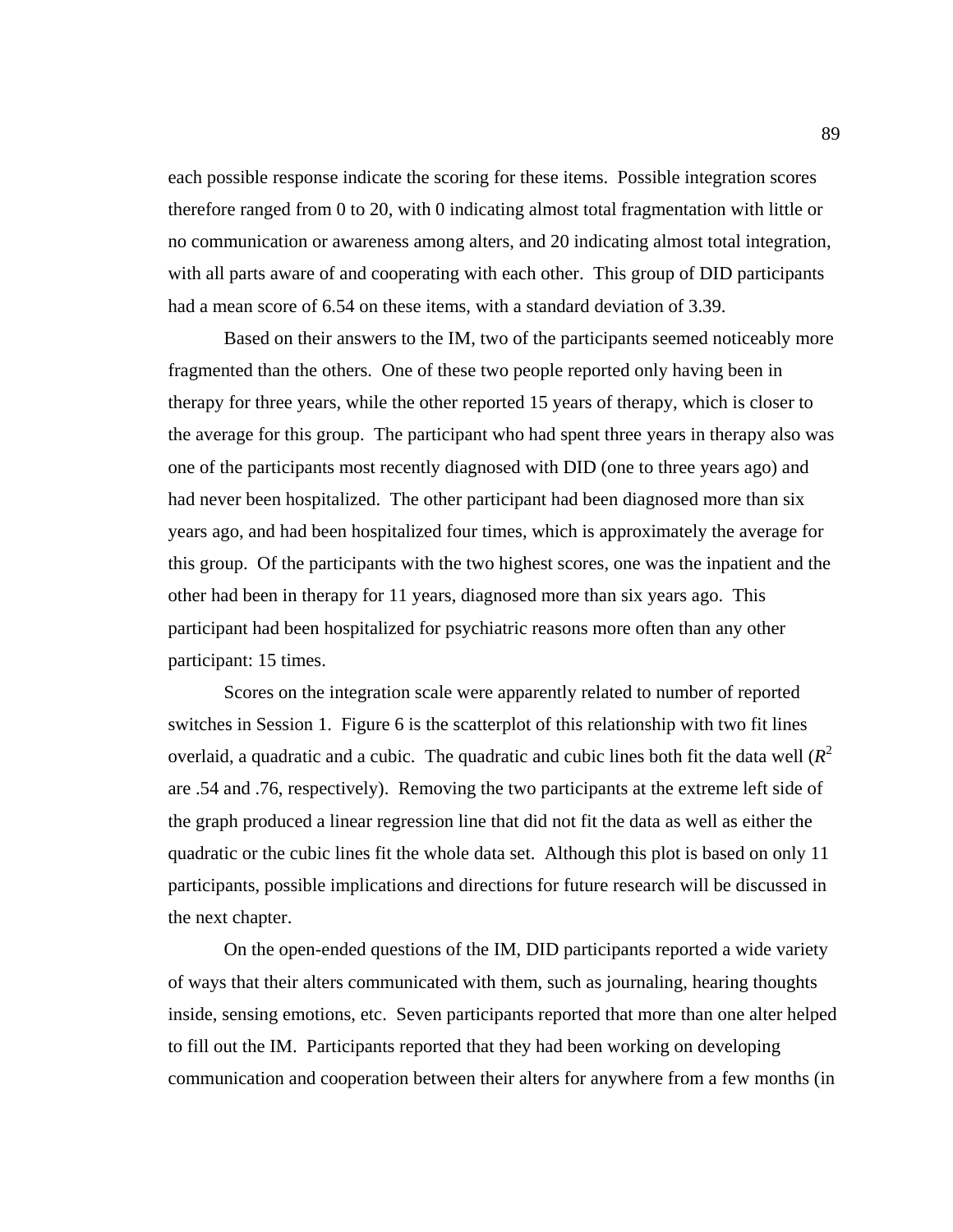each possible response indicate the scoring for these items. Possible integration scores therefore ranged from 0 to 20, with 0 indicating almost total fragmentation with little or no communication or awareness among alters, and 20 indicating almost total integration, with all parts aware of and cooperating with each other. This group of DID participants had a mean score of 6.54 on these items, with a standard deviation of 3.39.

Based on their answers to the IM, two of the participants seemed noticeably more fragmented than the others. One of these two people reported only having been in therapy for three years, while the other reported 15 years of therapy, which is closer to the average for this group. The participant who had spent three years in therapy also was one of the participants most recently diagnosed with DID (one to three years ago) and had never been hospitalized. The other participant had been diagnosed more than six years ago, and had been hospitalized four times, which is approximately the average for this group. Of the participants with the two highest scores, one was the inpatient and the other had been in therapy for 11 years, diagnosed more than six years ago. This participant had been hospitalized for psychiatric reasons more often than any other participant: 15 times.

Scores on the integration scale were apparently related to number of reported switches in Session 1. Figure 6 is the scatterplot of this relationship with two fit lines overlaid, a quadratic and a cubic. The quadratic and cubic lines both fit the data well ($R^2$ are .54 and .76, respectively). Removing the two participants at the extreme left side of the graph produced a linear regression line that did not fit the data as well as either the quadratic or the cubic lines fit the whole data set. Although this plot is based on only 11 participants, possible implications and directions for future research will be discussed in the next chapter.

On the open-ended questions of the IM, DID participants reported a wide variety of ways that their alters communicated with them, such as journaling, hearing thoughts inside, sensing emotions, etc. Seven participants reported that more than one alter helped to fill out the IM. Participants reported that they had been working on developing communication and cooperation between their alters for anywhere from a few months (in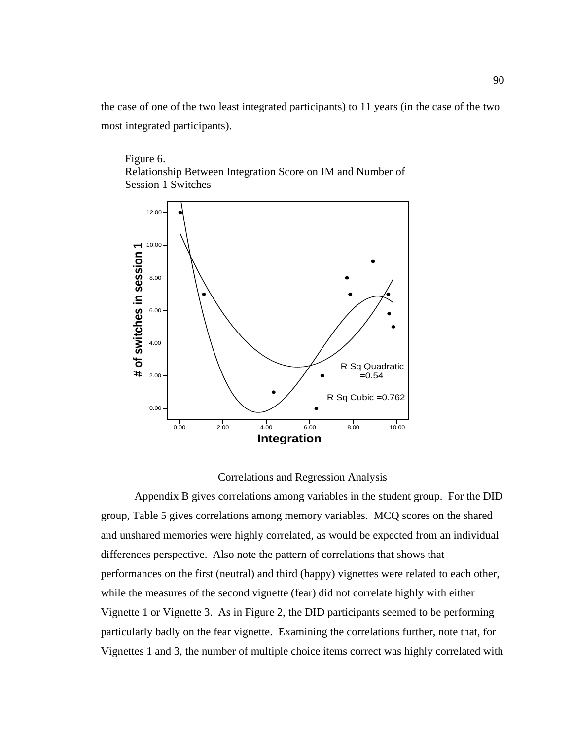the case of one of the two least integrated participants) to 11 years (in the case of the two most integrated participants).

Figure 6.
Relationship Between Integration Score on IM and Number of Session 1 Switches

## Correlations and Regression Analysis

Appendix B gives correlations among variables in the student group. For the DID group, Table 5 gives correlations among memory variables. MCQ scores on the shared and unshared memories were highly correlated, as would be expected from an individual differences perspective. Also note the pattern of correlations that shows that performances on the first (neutral) and third (happy) vignettes were related to each other, while the measures of the second vignette (fear) did not correlate highly with either Vignette 1 or Vignette 3. As in Figure 2, the DID participants seemed to be performing particularly badly on the fear vignette. Examining the correlations further, note that, for Vignettes 1 and 3, the number of multiple choice items correct was highly correlated with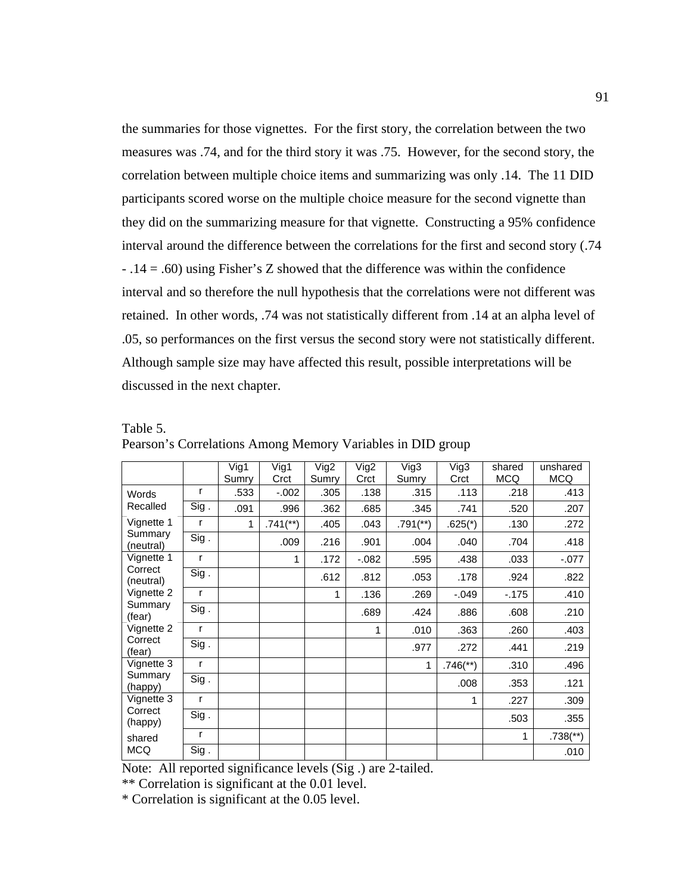the summaries for those vignettes. For the first story, the correlation between the two measures was .74, and for the third story it was .75. However, for the second story, the correlation between multiple choice items and summarizing was only .14. The 11 DID participants scored worse on the multiple choice measure for the second vignette than they did on the summarizing measure for that vignette. Constructing a 95% confidence interval around the difference between the correlations for the first and second story (.74 - .14 = .60) using Fisher's Z showed that the difference was within the confidence interval and so therefore the null hypothesis that the correlations were not different was retained. In other words, .74 was not statistically different from .14 at an alpha level of .05, so performances on the first versus the second story were not statistically different. Although sample size may have affected this result, possible interpretations will be discussed in the next chapter.

Table 5.
Pearson's Correlations Among Memory Variables in DID group

| | | Vig1 Sumry | Vig1 Crct | Vig2 Sumry | Vig2 Crct | Vig3 Sumry | Vig3 Crct | shared MCQ | unshared MCQ |
|---|---|---|---|---|---|---|---|---|---|
| Words Recalled | r | .533 | -.002 | .305 | .138 | .315 | .113 | .218 | .413 |
| | Sig . | .091 | .996 | .362 | .685 | .345 | .741 | .520 | .207 |
| Vignette 1 Summary (neutral) | r | 1 | .741(**) | .405 | .043 | .791(**) | .625(*) | .130 | .272 |
| | Sig . | | .009 | .216 | .901 | .004 | .040 | .704 | .418 |
| Vignette 1 Correct (neutral) | r | | 1 | .172 | -.082 | .595 | .438 | .033 | -.077 |
| | Sig . | | | .612 | .812 | .053 | .178 | .924 | .822 |
| Vignette 2 Summary (fear) | r | | | 1 | .136 | .269 | -.049 | -.175 | .410 |
| | Sig . | | | | .689 | .424 | .886 | .608 | .210 |
| Vignette 2 Correct (fear) | r | | | | 1 | .010 | .363 | .260 | .403 |
| | Sig . | | | | | .977 | .272 | .441 | .219 |
| Vignette 3 Summary (happy) | r | | | | | 1 | .746(**) | .310 | .496 |
| | Sig . | | | | | | .008 | .353 | .121 |
| Vignette 3 Correct (happy) | r | | | | | | 1 | .227 | .309 |
| | Sig . | | | | | | | .503 | .355 |
| shared MCQ | r | | | | | | | 1 | .738(**) |
| | Sig . | | | | | | | | .010 |

Note: All reported significance levels (Sig .) are 2-tailed.
** Correlation is significant at the 0.01 level.
* Correlation is significant at the 0.05 level.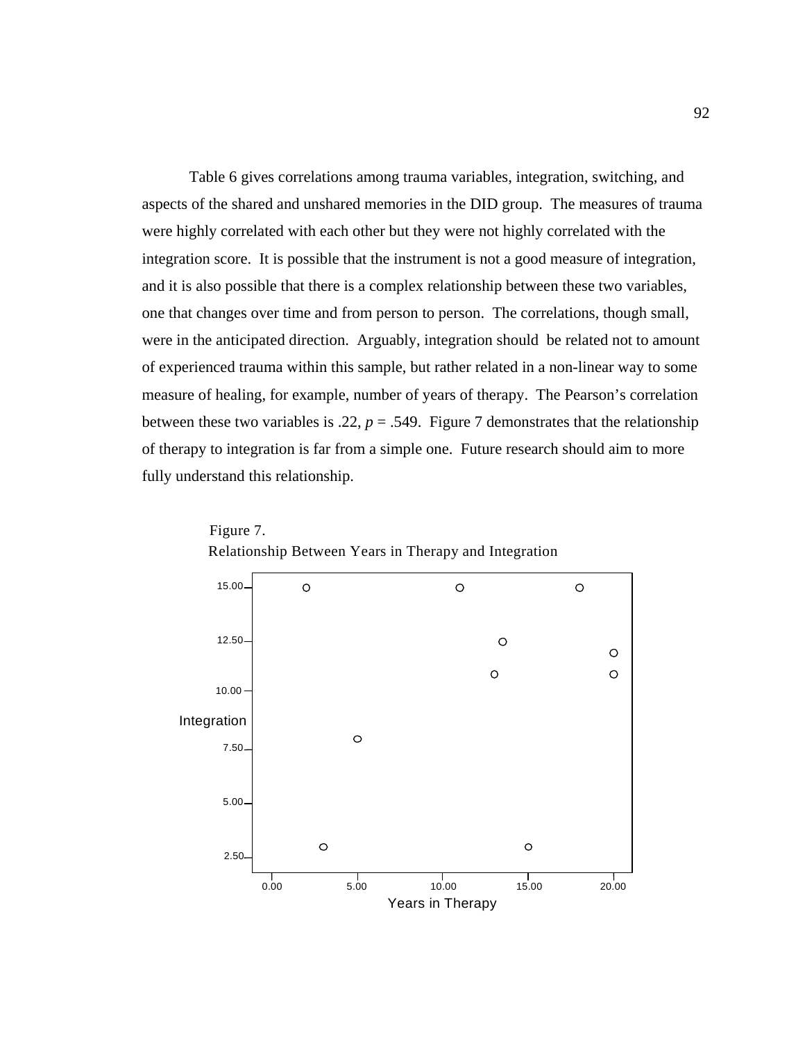Table 6 gives correlations among trauma variables, integration, switching, and aspects of the shared and unshared memories in the DID group. The measures of trauma were highly correlated with each other but they were not highly correlated with the integration score. It is possible that the instrument is not a good measure of integration, and it is also possible that there is a complex relationship between these two variables, one that changes over time and from person to person. The correlations, though small, were in the anticipated direction. Arguably, integration should be related not to amount of experienced trauma within this sample, but rather related in a non-linear way to some measure of healing, for example, number of years of therapy. The Pearson's correlation between these two variables is .22, $p = .549$. Figure 7 demonstrates that the relationship of therapy to integration is far from a simple one. Future research should aim to more fully understand this relationship.

Figure 7.
Relationship Between Years in Therapy and Integration

| Years in Therapy (approx.) | Integration (approx.) |
|---|---|
| 2 | 15.00 |
| 3 | 3.00 |
| 5 | 8.00 |
| 11 | 15.00 |
| 13 | 11.00 |
| 13.5 | 12.50 |
| 15 | 3.00 |
| 18 | 15.00 |
| 20 | 12.00 |
| 20 | 11.00 |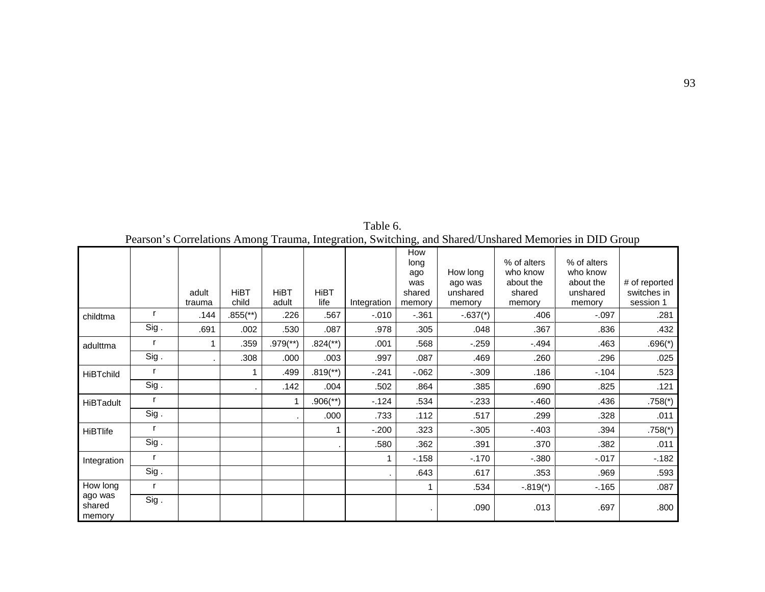Table 6.
Pearson's Correlations Among Trauma, Integration, Switching, and Shared/Unshared Memories in DID Group

| | | adult trauma | HiBT child | HiBT adult | HiBT life | Integration | How long ago was shared memory | How long ago was unshared memory | % of alters who know about the shared memory | % of alters who know about the unshared memory | # of reported switches in session 1 |
|---|---|---|---|---|---|---|---|---|---|---|---|
| childtma | r | .144 | .855(**) | .226 | .567 | -.010 | -.361 | -.637(*) | .406 | -.097 | .281 |
| | Sig . | .691 | .002 | .530 | .087 | .978 | .305 | .048 | .367 | .836 | .432 |
| adulttma | r | 1 | .359 | .979(**) | .824(**) | .001 | .568 | -.259 | -.494 | .463 | .696(*) |
| | Sig . | . | .308 | .000 | .003 | .997 | .087 | .469 | .260 | .296 | .025 |
| HiBTchild | r | | 1 | .499 | .819(**) | -.241 | -.062 | -.309 | .186 | -.104 | .523 |
| | Sig . | | . | .142 | .004 | .502 | .864 | .385 | .690 | .825 | .121 |
| HiBTadult | r | | | 1 | .906(**) | -.124 | .534 | -.233 | -.460 | .436 | .758(*) |
| | Sig . | | | . | .000 | .733 | .112 | .517 | .299 | .328 | .011 |
| HiBTlife | r | | | | 1 | -.200 | .323 | -.305 | -.403 | .394 | .758(*) |
| | Sig . | | | | . | .580 | .362 | .391 | .370 | .382 | .011 |
| Integration | r | | | | | 1 | -.158 | -.170 | -.380 | -.017 | -.182 |
| | Sig . | | | | | . | .643 | .617 | .353 | .969 | .593 |
| How long ago was shared memory | r | | | | | | 1 | .534 | -.819(*) | -.165 | .087 |
| | Sig . | | | | | | . | .090 | .013 | .697 | .800 |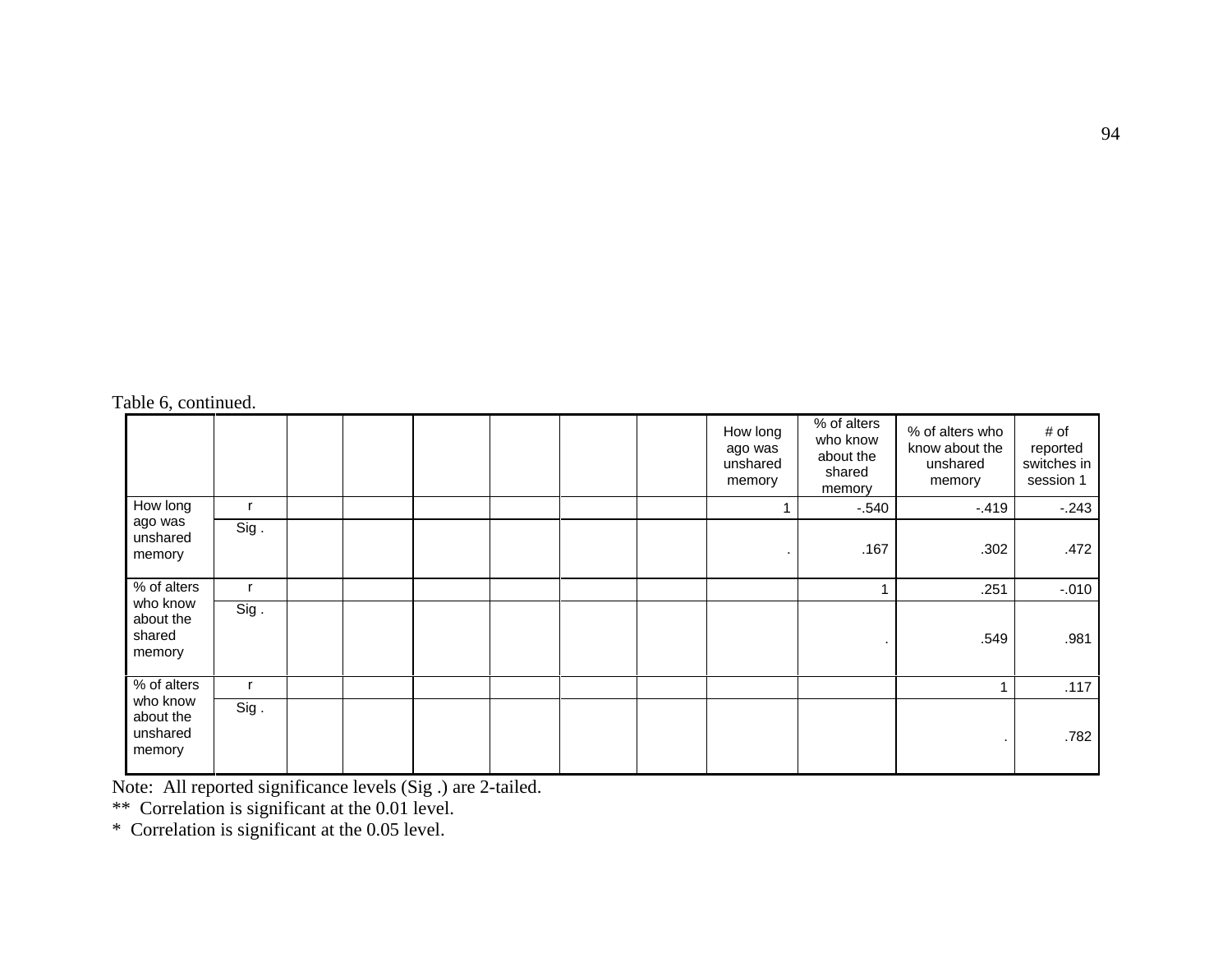Table 6, continued.

| | | | | | | | | How long ago was unshared memory | % of alters who know about the shared memory | % of alters who know about the unshared memory | # of reported switches in session 1 |
|---|---|---|---|---|---|---|---|---|---|---|---|
| How long ago was unshared memory | r | | | | | | | 1 | -.540 | -.419 | -.243 |
| | Sig . | | | | | | | . | .167 | .302 | .472 |
| % of alters who know about the shared memory | r | | | | | | | | 1 | .251 | -.010 |
| | Sig . | | | | | | | | . | .549 | .981 |
| % of alters who know about the unshared memory | r | | | | | | | | | 1 | .117 |
| | Sig . | | | | | | | | | . | .782 |

Note: All reported significance levels (Sig .) are 2-tailed.

** Correlation is significant at the 0.01 level.

* Correlation is significant at the 0.05 level.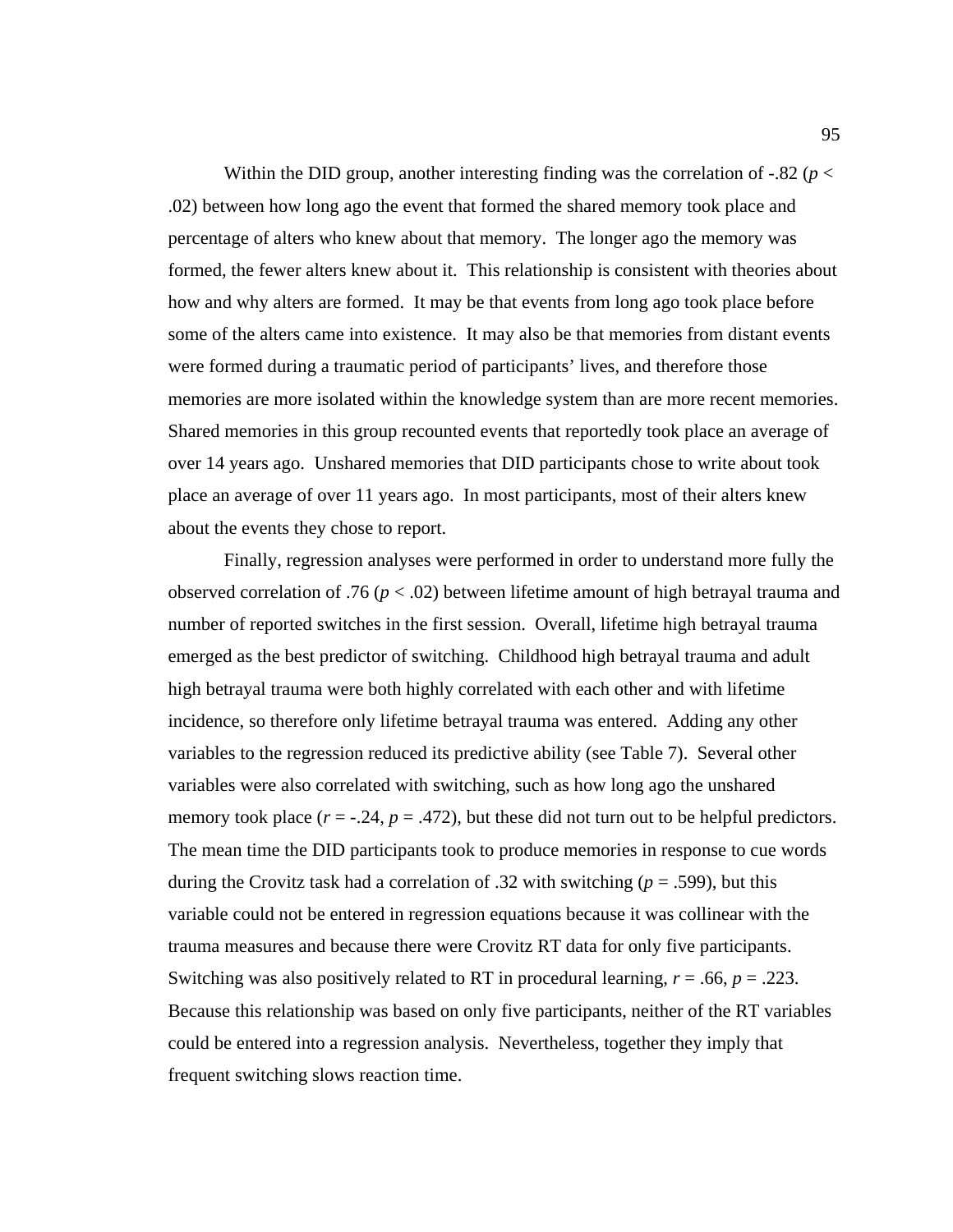Within the DID group, another interesting finding was the correlation of -.82 ($p < .02$) between how long ago the event that formed the shared memory took place and percentage of alters who knew about that memory. The longer ago the memory was formed, the fewer alters knew about it. This relationship is consistent with theories about how and why alters are formed. It may be that events from long ago took place before some of the alters came into existence. It may also be that memories from distant events were formed during a traumatic period of participants' lives, and therefore those memories are more isolated within the knowledge system than are more recent memories. Shared memories in this group recounted events that reportedly took place an average of over 14 years ago. Unshared memories that DID participants chose to write about took place an average of over 11 years ago. In most participants, most of their alters knew about the events they chose to report.

Finally, regression analyses were performed in order to understand more fully the observed correlation of .76 ($p < .02$) between lifetime amount of high betrayal trauma and number of reported switches in the first session. Overall, lifetime high betrayal trauma emerged as the best predictor of switching. Childhood high betrayal trauma and adult high betrayal trauma were both highly correlated with each other and with lifetime incidence, so therefore only lifetime betrayal trauma was entered. Adding any other variables to the regression reduced its predictive ability (see Table 7). Several other variables were also correlated with switching, such as how long ago the unshared memory took place ($r = -.24$, $p = .472$), but these did not turn out to be helpful predictors. The mean time the DID participants took to produce memories in response to cue words during the Crovitz task had a correlation of .32 with switching ($p = .599$), but this variable could not be entered in regression equations because it was collinear with the trauma measures and because there were Crovitz RT data for only five participants. Switching was also positively related to RT in procedural learning, $r = .66$, $p = .223$. Because this relationship was based on only five participants, neither of the RT variables could be entered into a regression analysis. Nevertheless, together they imply that frequent switching slows reaction time.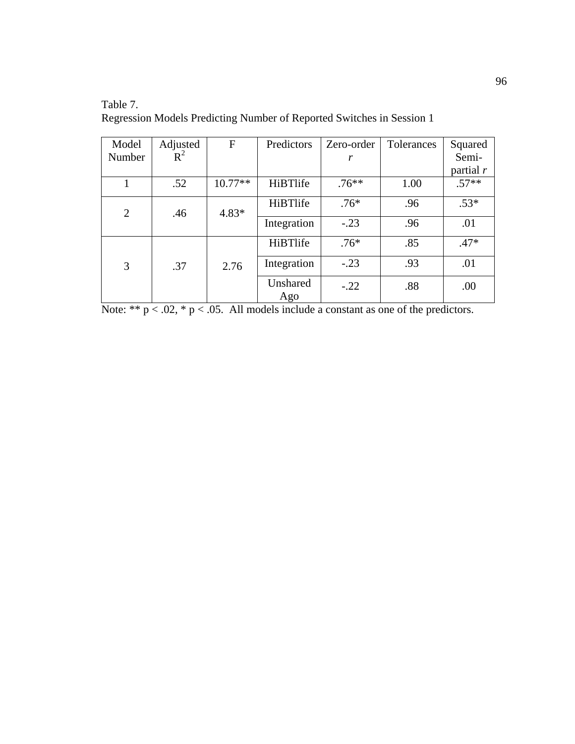Table 7.
Regression Models Predicting Number of Reported Switches in Session 1

| Model Number | Adjusted $R^2$ | F | Predictors | Zero-order *r* | Tolerances | Squared Semi-partial *r* |
|---|---|---|---|---|---|---|
| 1 | .52 | 10.77** | HiBTlife | .76** | 1.00 | .57** |
| 2 | .46 | 4.83* | HiBTlife | .76* | .96 | .53* |
| | | | Integration | -.23 | .96 | .01 |
| 3 | .37 | 2.76 | HiBTlife | .76* | .85 | .47* |
| | | | Integration | -.23 | .93 | .01 |
| | | | Unshared Ago | -.22 | .88 | .00 |

Note: ** $p < .02$, * $p < .05$. All models include a constant as one of the predictors.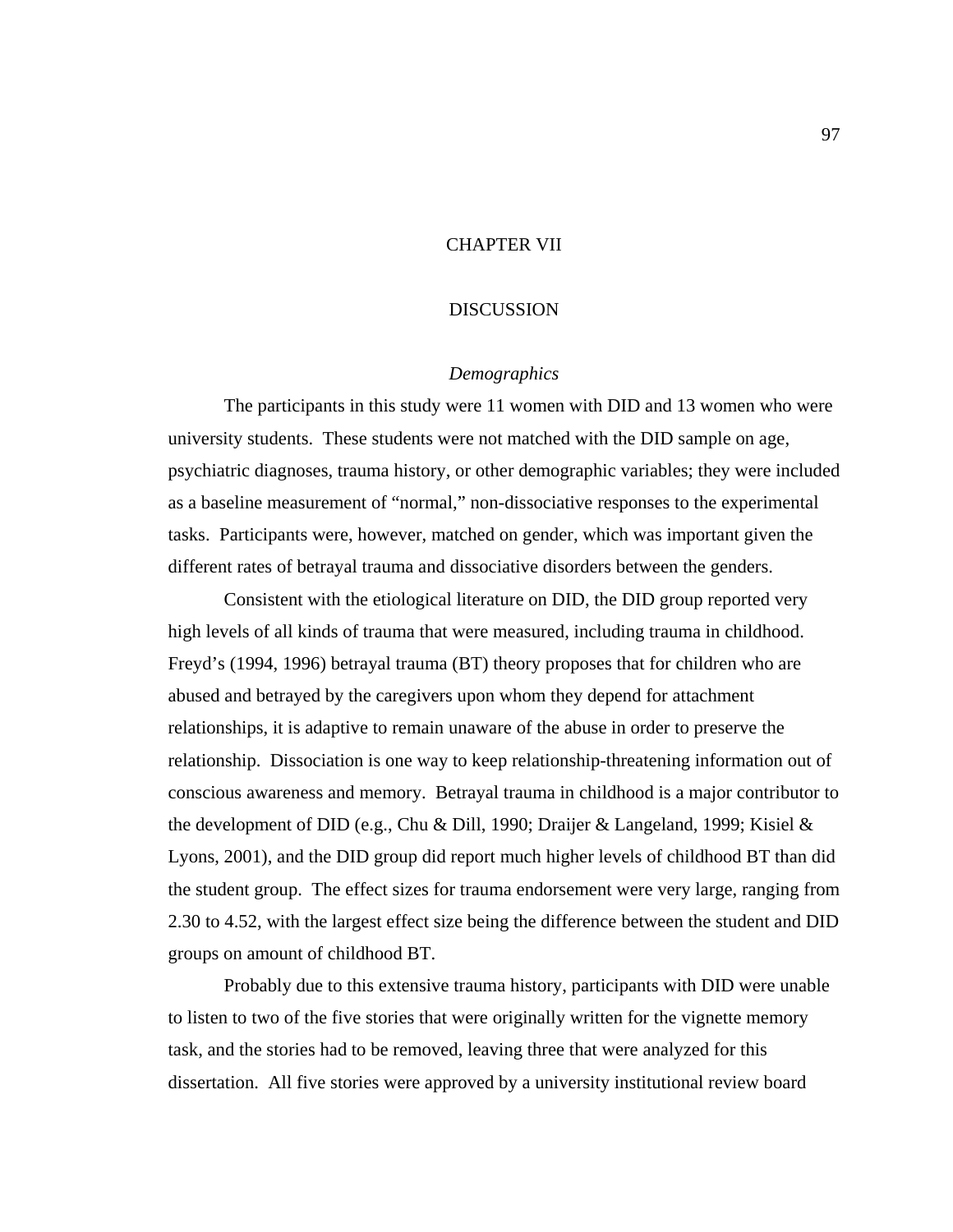# CHAPTER VII

# DISCUSSION

## *Demographics*

The participants in this study were 11 women with DID and 13 women who were university students. These students were not matched with the DID sample on age, psychiatric diagnoses, trauma history, or other demographic variables; they were included as a baseline measurement of "normal," non-dissociative responses to the experimental tasks. Participants were, however, matched on gender, which was important given the different rates of betrayal trauma and dissociative disorders between the genders.

Consistent with the etiological literature on DID, the DID group reported very high levels of all kinds of trauma that were measured, including trauma in childhood. Freyd's (1994, 1996) betrayal trauma (BT) theory proposes that for children who are abused and betrayed by the caregivers upon whom they depend for attachment relationships, it is adaptive to remain unaware of the abuse in order to preserve the relationship. Dissociation is one way to keep relationship-threatening information out of conscious awareness and memory. Betrayal trauma in childhood is a major contributor to the development of DID (e.g., Chu & Dill, 1990; Draijer & Langeland, 1999; Kisiel & Lyons, 2001), and the DID group did report much higher levels of childhood BT than did the student group. The effect sizes for trauma endorsement were very large, ranging from 2.30 to 4.52, with the largest effect size being the difference between the student and DID groups on amount of childhood BT.

Probably due to this extensive trauma history, participants with DID were unable to listen to two of the five stories that were originally written for the vignette memory task, and the stories had to be removed, leaving three that were analyzed for this dissertation. All five stories were approved by a university institutional review board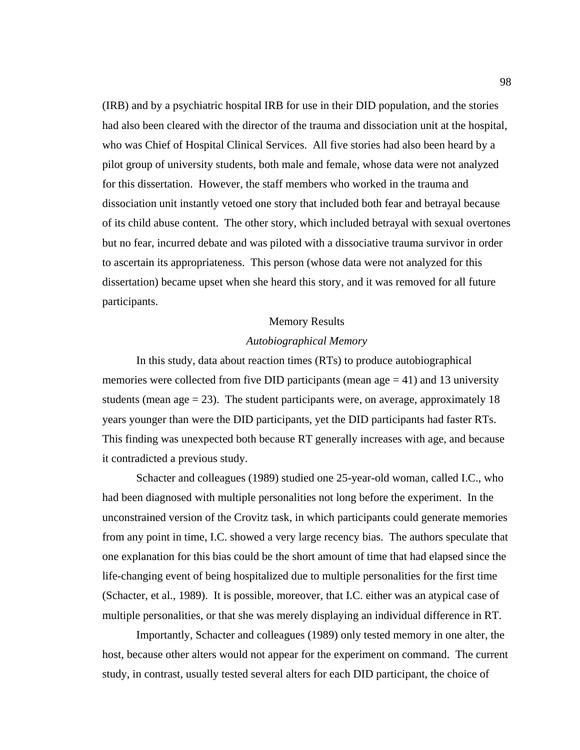(IRB) and by a psychiatric hospital IRB for use in their DID population, and the stories had also been cleared with the director of the trauma and dissociation unit at the hospital, who was Chief of Hospital Clinical Services. All five stories had also been heard by a pilot group of university students, both male and female, whose data were not analyzed for this dissertation. However, the staff members who worked in the trauma and dissociation unit instantly vetoed one story that included both fear and betrayal because of its child abuse content. The other story, which included betrayal with sexual overtones but no fear, incurred debate and was piloted with a dissociative trauma survivor in order to ascertain its appropriateness. This person (whose data were not analyzed for this dissertation) became upset when she heard this story, and it was removed for all future participants.

## Memory Results

### *Autobiographical Memory*

In this study, data about reaction times (RTs) to produce autobiographical memories were collected from five DID participants (mean age = 41) and 13 university students (mean age = 23). The student participants were, on average, approximately 18 years younger than were the DID participants, yet the DID participants had faster RTs. This finding was unexpected both because RT generally increases with age, and because it contradicted a previous study.

Schacter and colleagues (1989) studied one 25-year-old woman, called I.C., who had been diagnosed with multiple personalities not long before the experiment. In the unconstrained version of the Crovitz task, in which participants could generate memories from any point in time, I.C. showed a very large recency bias. The authors speculate that one explanation for this bias could be the short amount of time that had elapsed since the life-changing event of being hospitalized due to multiple personalities for the first time (Schacter, et al., 1989). It is possible, moreover, that I.C. either was an atypical case of multiple personalities, or that she was merely displaying an individual difference in RT.

Importantly, Schacter and colleagues (1989) only tested memory in one alter, the host, because other alters would not appear for the experiment on command. The current study, in contrast, usually tested several alters for each DID participant, the choice of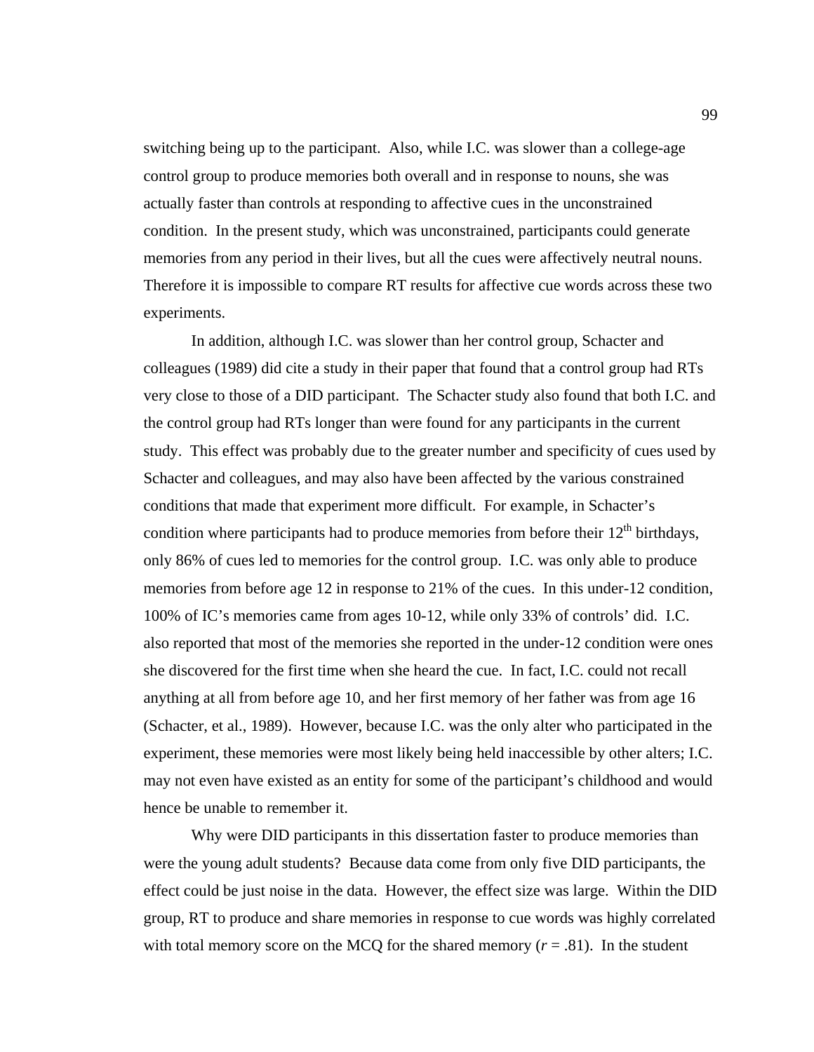switching being up to the participant. Also, while I.C. was slower than a college-age control group to produce memories both overall and in response to nouns, she was actually faster than controls at responding to affective cues in the unconstrained condition. In the present study, which was unconstrained, participants could generate memories from any period in their lives, but all the cues were affectively neutral nouns. Therefore it is impossible to compare RT results for affective cue words across these two experiments.

In addition, although I.C. was slower than her control group, Schacter and colleagues (1989) did cite a study in their paper that found that a control group had RTs very close to those of a DID participant. The Schacter study also found that both I.C. and the control group had RTs longer than were found for any participants in the current study. This effect was probably due to the greater number and specificity of cues used by Schacter and colleagues, and may also have been affected by the various constrained conditions that made that experiment more difficult. For example, in Schacter's condition where participants had to produce memories from before their 12th birthdays, only 86% of cues led to memories for the control group. I.C. was only able to produce memories from before age 12 in response to 21% of the cues. In this under-12 condition, 100% of IC's memories came from ages 10-12, while only 33% of controls' did. I.C. also reported that most of the memories she reported in the under-12 condition were ones she discovered for the first time when she heard the cue. In fact, I.C. could not recall anything at all from before age 10, and her first memory of her father was from age 16 (Schacter, et al., 1989). However, because I.C. was the only alter who participated in the experiment, these memories were most likely being held inaccessible by other alters; I.C. may not even have existed as an entity for some of the participant's childhood and would hence be unable to remember it.

Why were DID participants in this dissertation faster to produce memories than were the young adult students? Because data come from only five DID participants, the effect could be just noise in the data. However, the effect size was large. Within the DID group, RT to produce and share memories in response to cue words was highly correlated with total memory score on the MCQ for the shared memory ($r = .81$). In the student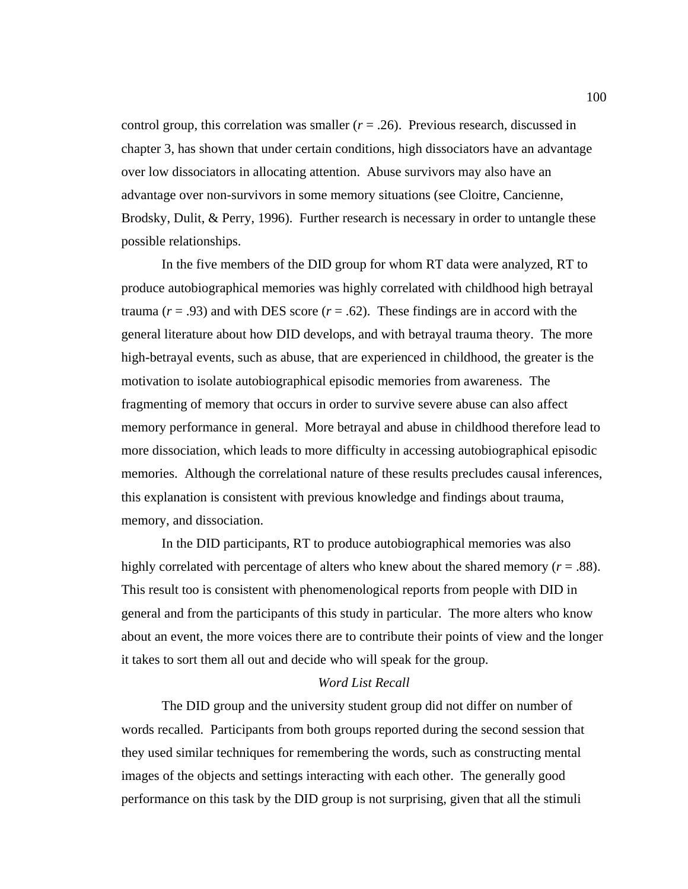control group, this correlation was smaller ($r$ = .26). Previous research, discussed in chapter 3, has shown that under certain conditions, high dissociators have an advantage over low dissociators in allocating attention. Abuse survivors may also have an advantage over non-survivors in some memory situations (see Cloitre, Cancienne, Brodsky, Dulit, & Perry, 1996). Further research is necessary in order to untangle these possible relationships.

In the five members of the DID group for whom RT data were analyzed, RT to produce autobiographical memories was highly correlated with childhood high betrayal trauma ($r$ = .93) and with DES score ($r$ = .62). These findings are in accord with the general literature about how DID develops, and with betrayal trauma theory. The more high-betrayal events, such as abuse, that are experienced in childhood, the greater is the motivation to isolate autobiographical episodic memories from awareness. The fragmenting of memory that occurs in order to survive severe abuse can also affect memory performance in general. More betrayal and abuse in childhood therefore lead to more dissociation, which leads to more difficulty in accessing autobiographical episodic memories. Although the correlational nature of these results precludes causal inferences, this explanation is consistent with previous knowledge and findings about trauma, memory, and dissociation.

In the DID participants, RT to produce autobiographical memories was also highly correlated with percentage of alters who knew about the shared memory ($r$ = .88). This result too is consistent with phenomenological reports from people with DID in general and from the participants of this study in particular. The more alters who know about an event, the more voices there are to contribute their points of view and the longer it takes to sort them all out and decide who will speak for the group.

### *Word List Recall*

The DID group and the university student group did not differ on number of words recalled. Participants from both groups reported during the second session that they used similar techniques for remembering the words, such as constructing mental images of the objects and settings interacting with each other. The generally good performance on this task by the DID group is not surprising, given that all the stimuli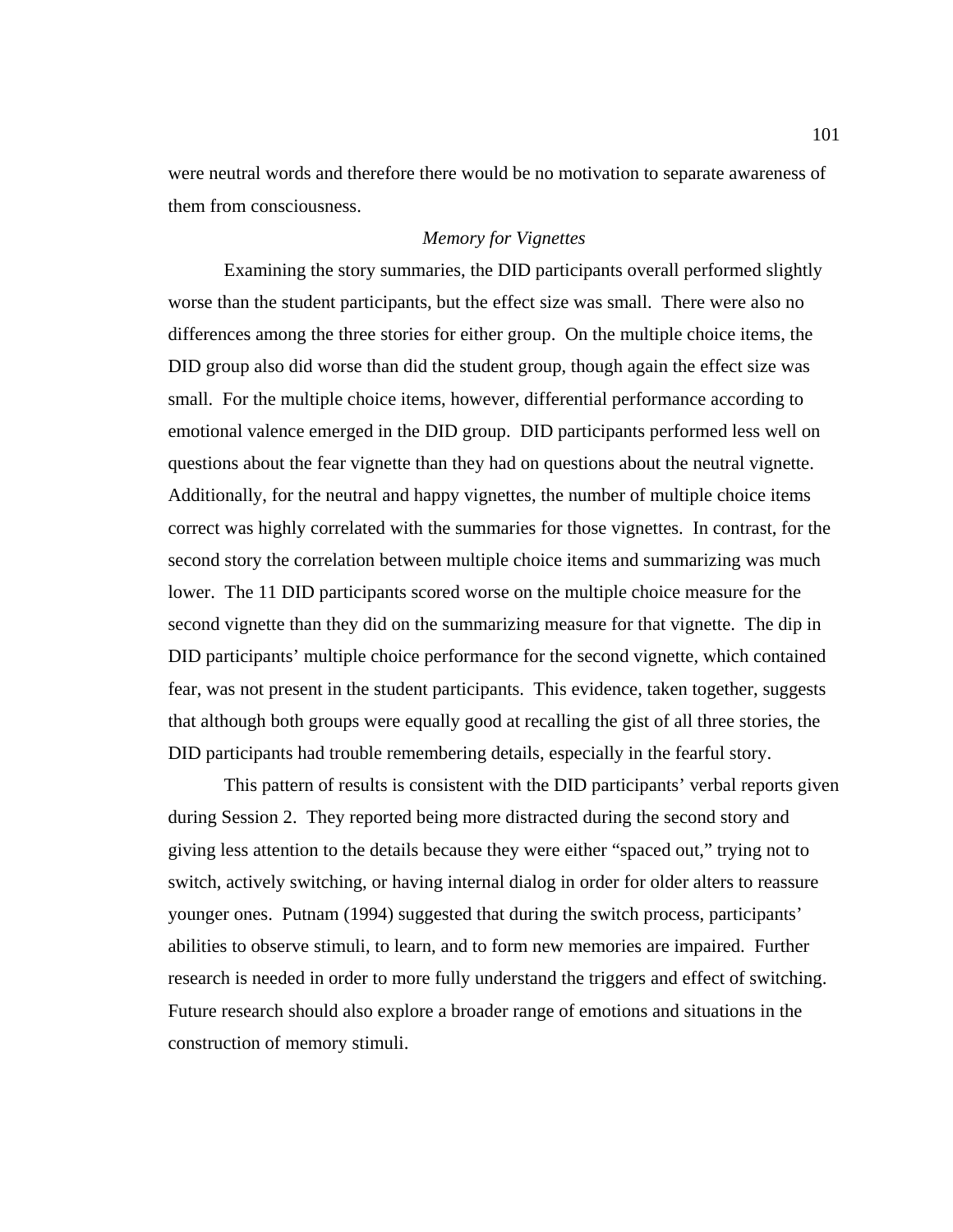were neutral words and therefore there would be no motivation to separate awareness of them from consciousness.

### *Memory for Vignettes*

Examining the story summaries, the DID participants overall performed slightly worse than the student participants, but the effect size was small. There were also no differences among the three stories for either group. On the multiple choice items, the DID group also did worse than did the student group, though again the effect size was small. For the multiple choice items, however, differential performance according to emotional valence emerged in the DID group. DID participants performed less well on questions about the fear vignette than they had on questions about the neutral vignette. Additionally, for the neutral and happy vignettes, the number of multiple choice items correct was highly correlated with the summaries for those vignettes. In contrast, for the second story the correlation between multiple choice items and summarizing was much lower. The 11 DID participants scored worse on the multiple choice measure for the second vignette than they did on the summarizing measure for that vignette. The dip in DID participants' multiple choice performance for the second vignette, which contained fear, was not present in the student participants. This evidence, taken together, suggests that although both groups were equally good at recalling the gist of all three stories, the DID participants had trouble remembering details, especially in the fearful story.

This pattern of results is consistent with the DID participants' verbal reports given during Session 2. They reported being more distracted during the second story and giving less attention to the details because they were either "spaced out," trying not to switch, actively switching, or having internal dialog in order for older alters to reassure younger ones. Putnam (1994) suggested that during the switch process, participants' abilities to observe stimuli, to learn, and to form new memories are impaired. Further research is needed in order to more fully understand the triggers and effect of switching. Future research should also explore a broader range of emotions and situations in the construction of memory stimuli.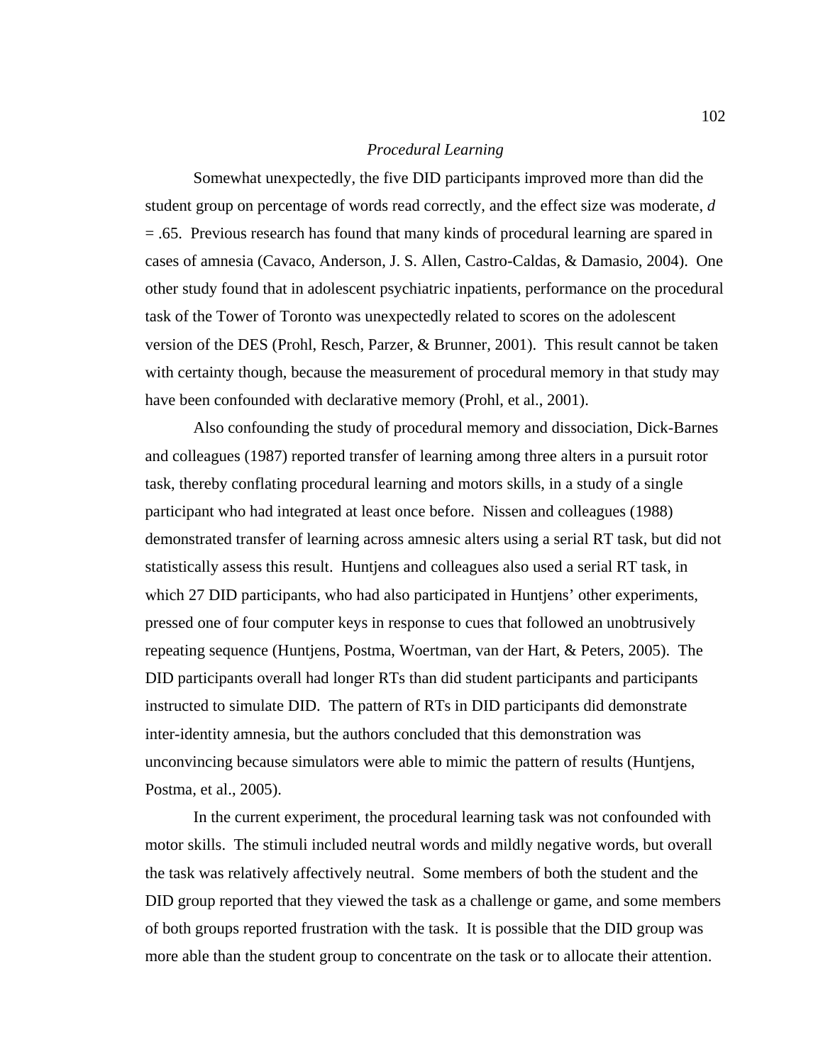### *Procedural Learning*

Somewhat unexpectedly, the five DID participants improved more than did the student group on percentage of words read correctly, and the effect size was moderate, $d = .65$. Previous research has found that many kinds of procedural learning are spared in cases of amnesia (Cavaco, Anderson, J. S. Allen, Castro-Caldas, & Damasio, 2004). One other study found that in adolescent psychiatric inpatients, performance on the procedural task of the Tower of Toronto was unexpectedly related to scores on the adolescent version of the DES (Prohl, Resch, Parzer, & Brunner, 2001). This result cannot be taken with certainty though, because the measurement of procedural memory in that study may have been confounded with declarative memory (Prohl, et al., 2001).

Also confounding the study of procedural memory and dissociation, Dick-Barnes and colleagues (1987) reported transfer of learning among three alters in a pursuit rotor task, thereby conflating procedural learning and motors skills, in a study of a single participant who had integrated at least once before. Nissen and colleagues (1988) demonstrated transfer of learning across amnesic alters using a serial RT task, but did not statistically assess this result. Huntjens and colleagues also used a serial RT task, in which 27 DID participants, who had also participated in Huntjens' other experiments, pressed one of four computer keys in response to cues that followed an unobtrusively repeating sequence (Huntjens, Postma, Woertman, van der Hart, & Peters, 2005). The DID participants overall had longer RTs than did student participants and participants instructed to simulate DID. The pattern of RTs in DID participants did demonstrate inter-identity amnesia, but the authors concluded that this demonstration was unconvincing because simulators were able to mimic the pattern of results (Huntjens, Postma, et al., 2005).

In the current experiment, the procedural learning task was not confounded with motor skills. The stimuli included neutral words and mildly negative words, but overall the task was relatively affectively neutral. Some members of both the student and the DID group reported that they viewed the task as a challenge or game, and some members of both groups reported frustration with the task. It is possible that the DID group was more able than the student group to concentrate on the task or to allocate their attention.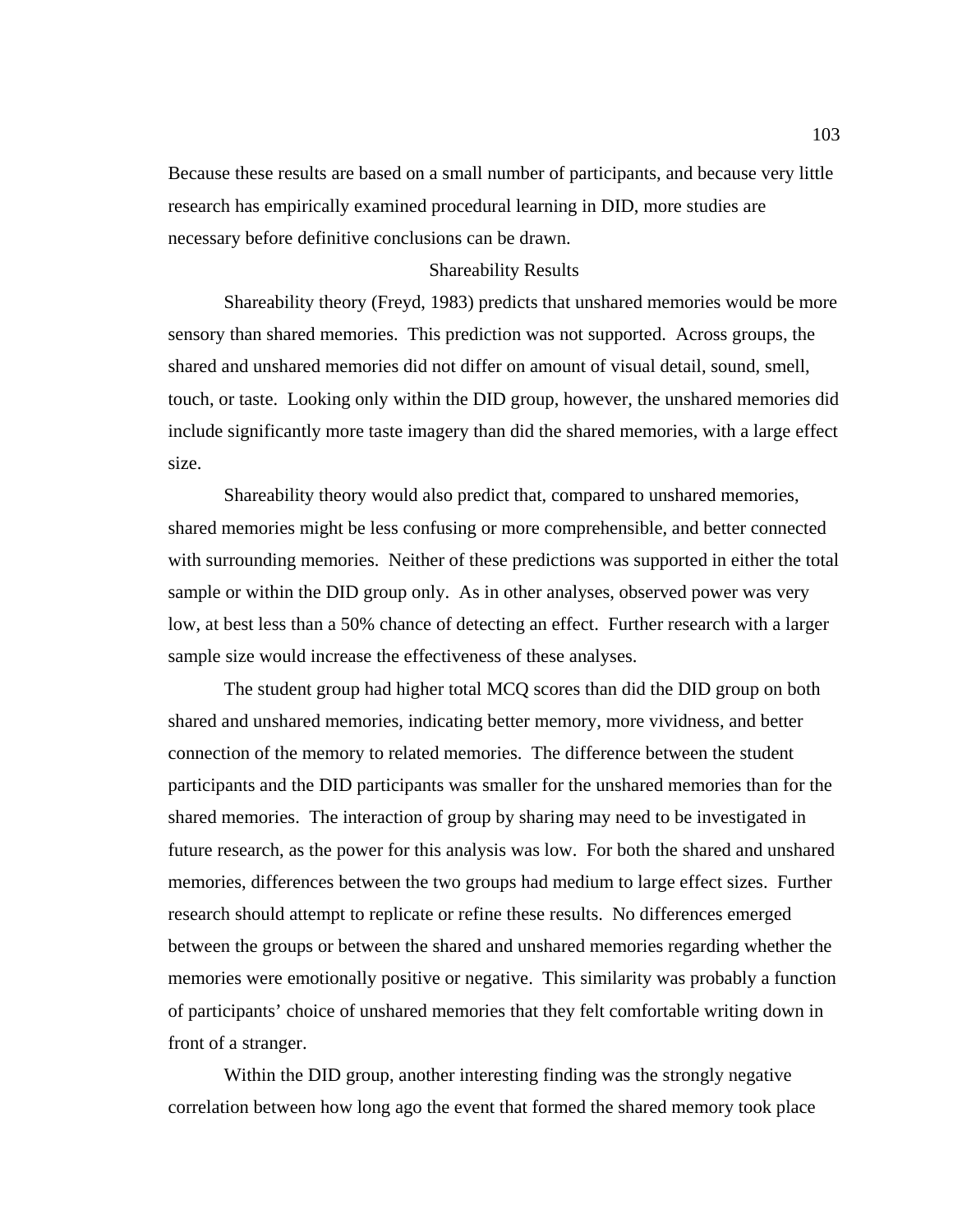Because these results are based on a small number of participants, and because very little research has empirically examined procedural learning in DID, more studies are necessary before definitive conclusions can be drawn.

## Shareability Results

Shareability theory (Freyd, 1983) predicts that unshared memories would be more sensory than shared memories. This prediction was not supported. Across groups, the shared and unshared memories did not differ on amount of visual detail, sound, smell, touch, or taste. Looking only within the DID group, however, the unshared memories did include significantly more taste imagery than did the shared memories, with a large effect size.

Shareability theory would also predict that, compared to unshared memories, shared memories might be less confusing or more comprehensible, and better connected with surrounding memories. Neither of these predictions was supported in either the total sample or within the DID group only. As in other analyses, observed power was very low, at best less than a 50% chance of detecting an effect. Further research with a larger sample size would increase the effectiveness of these analyses.

The student group had higher total MCQ scores than did the DID group on both shared and unshared memories, indicating better memory, more vividness, and better connection of the memory to related memories. The difference between the student participants and the DID participants was smaller for the unshared memories than for the shared memories. The interaction of group by sharing may need to be investigated in future research, as the power for this analysis was low. For both the shared and unshared memories, differences between the two groups had medium to large effect sizes. Further research should attempt to replicate or refine these results. No differences emerged between the groups or between the shared and unshared memories regarding whether the memories were emotionally positive or negative. This similarity was probably a function of participants' choice of unshared memories that they felt comfortable writing down in front of a stranger.

Within the DID group, another interesting finding was the strongly negative correlation between how long ago the event that formed the shared memory took place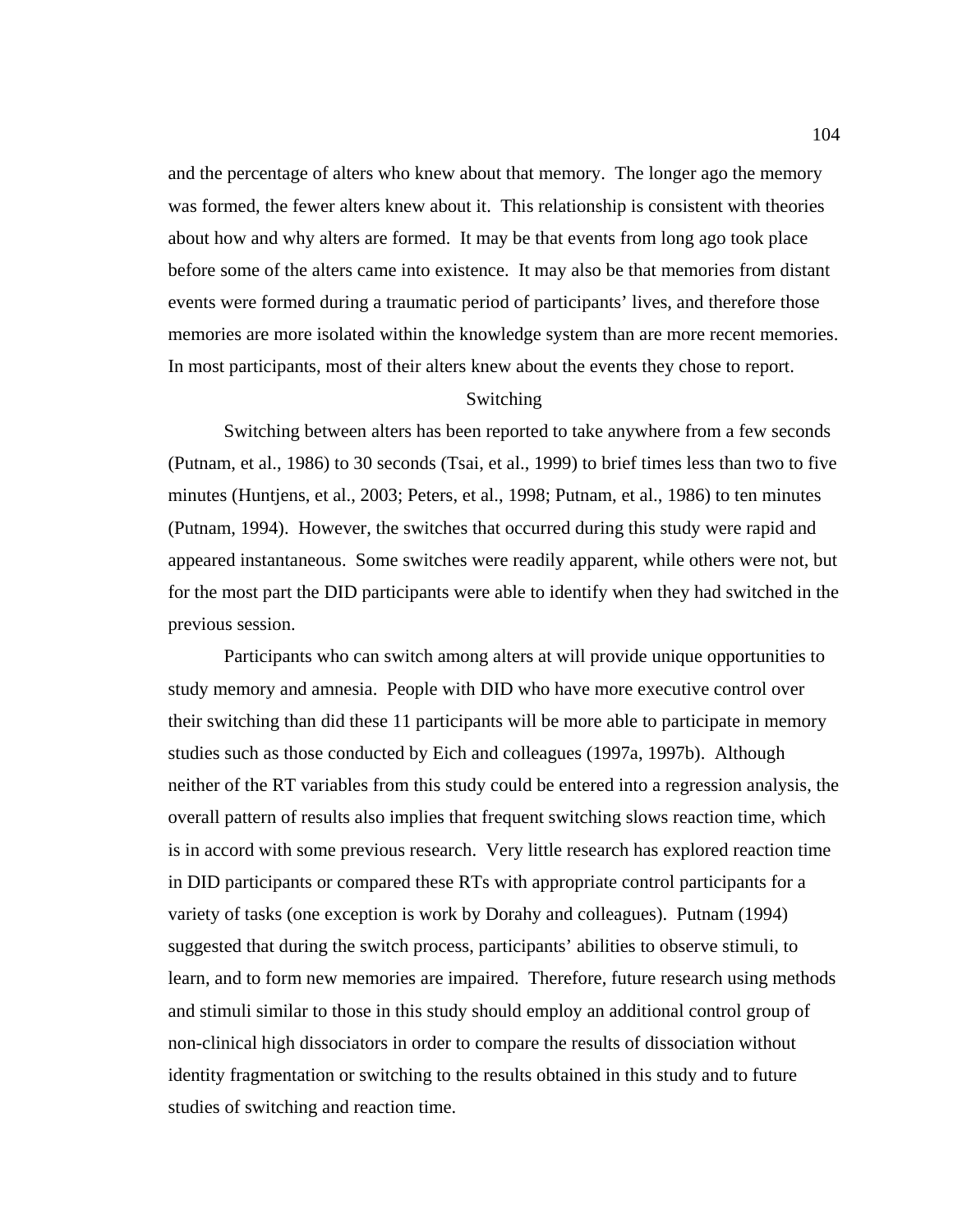and the percentage of alters who knew about that memory. The longer ago the memory was formed, the fewer alters knew about it. This relationship is consistent with theories about how and why alters are formed. It may be that events from long ago took place before some of the alters came into existence. It may also be that memories from distant events were formed during a traumatic period of participants' lives, and therefore those memories are more isolated within the knowledge system than are more recent memories. In most participants, most of their alters knew about the events they chose to report.

## Switching

Switching between alters has been reported to take anywhere from a few seconds (Putnam, et al., 1986) to 30 seconds (Tsai, et al., 1999) to brief times less than two to five minutes (Huntjens, et al., 2003; Peters, et al., 1998; Putnam, et al., 1986) to ten minutes (Putnam, 1994). However, the switches that occurred during this study were rapid and appeared instantaneous. Some switches were readily apparent, while others were not, but for the most part the DID participants were able to identify when they had switched in the previous session.

Participants who can switch among alters at will provide unique opportunities to study memory and amnesia. People with DID who have more executive control over their switching than did these 11 participants will be more able to participate in memory studies such as those conducted by Eich and colleagues (1997a, 1997b). Although neither of the RT variables from this study could be entered into a regression analysis, the overall pattern of results also implies that frequent switching slows reaction time, which is in accord with some previous research. Very little research has explored reaction time in DID participants or compared these RTs with appropriate control participants for a variety of tasks (one exception is work by Dorahy and colleagues). Putnam (1994) suggested that during the switch process, participants' abilities to observe stimuli, to learn, and to form new memories are impaired. Therefore, future research using methods and stimuli similar to those in this study should employ an additional control group of non-clinical high dissociators in order to compare the results of dissociation without identity fragmentation or switching to the results obtained in this study and to future studies of switching and reaction time.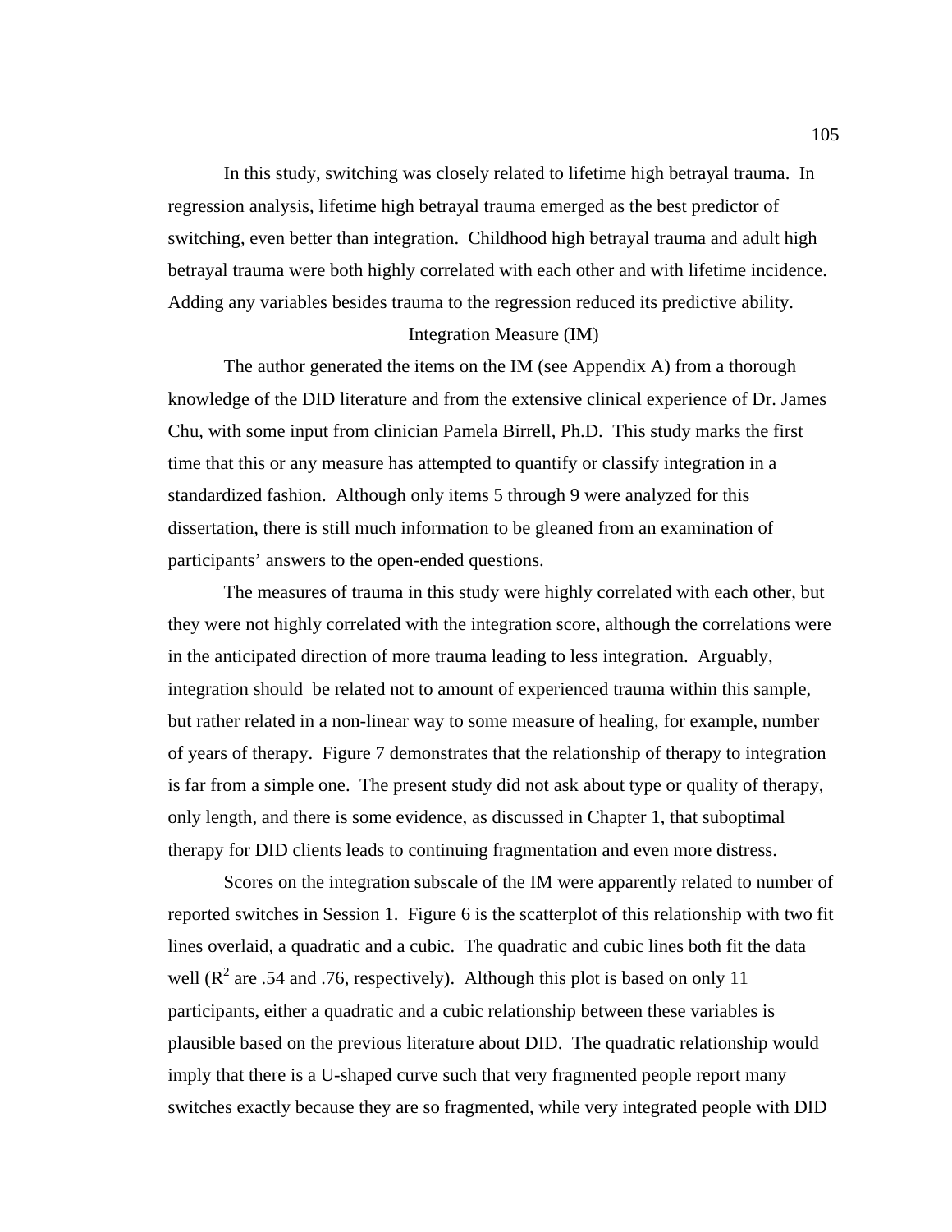In this study, switching was closely related to lifetime high betrayal trauma. In regression analysis, lifetime high betrayal trauma emerged as the best predictor of switching, even better than integration. Childhood high betrayal trauma and adult high betrayal trauma were both highly correlated with each other and with lifetime incidence. Adding any variables besides trauma to the regression reduced its predictive ability.

## Integration Measure (IM)

The author generated the items on the IM (see Appendix A) from a thorough knowledge of the DID literature and from the extensive clinical experience of Dr. James Chu, with some input from clinician Pamela Birrell, Ph.D. This study marks the first time that this or any measure has attempted to quantify or classify integration in a standardized fashion. Although only items 5 through 9 were analyzed for this dissertation, there is still much information to be gleaned from an examination of participants' answers to the open-ended questions.

The measures of trauma in this study were highly correlated with each other, but they were not highly correlated with the integration score, although the correlations were in the anticipated direction of more trauma leading to less integration. Arguably, integration should be related not to amount of experienced trauma within this sample, but rather related in a non-linear way to some measure of healing, for example, number of years of therapy. Figure 7 demonstrates that the relationship of therapy to integration is far from a simple one. The present study did not ask about type or quality of therapy, only length, and there is some evidence, as discussed in Chapter 1, that suboptimal therapy for DID clients leads to continuing fragmentation and even more distress.

Scores on the integration subscale of the IM were apparently related to number of reported switches in Session 1. Figure 6 is the scatterplot of this relationship with two fit lines overlaid, a quadratic and a cubic. The quadratic and cubic lines both fit the data well ($R^2$ are .54 and .76, respectively). Although this plot is based on only 11 participants, either a quadratic and a cubic relationship between these variables is plausible based on the previous literature about DID. The quadratic relationship would imply that there is a U-shaped curve such that very fragmented people report many switches exactly because they are so fragmented, while very integrated people with DID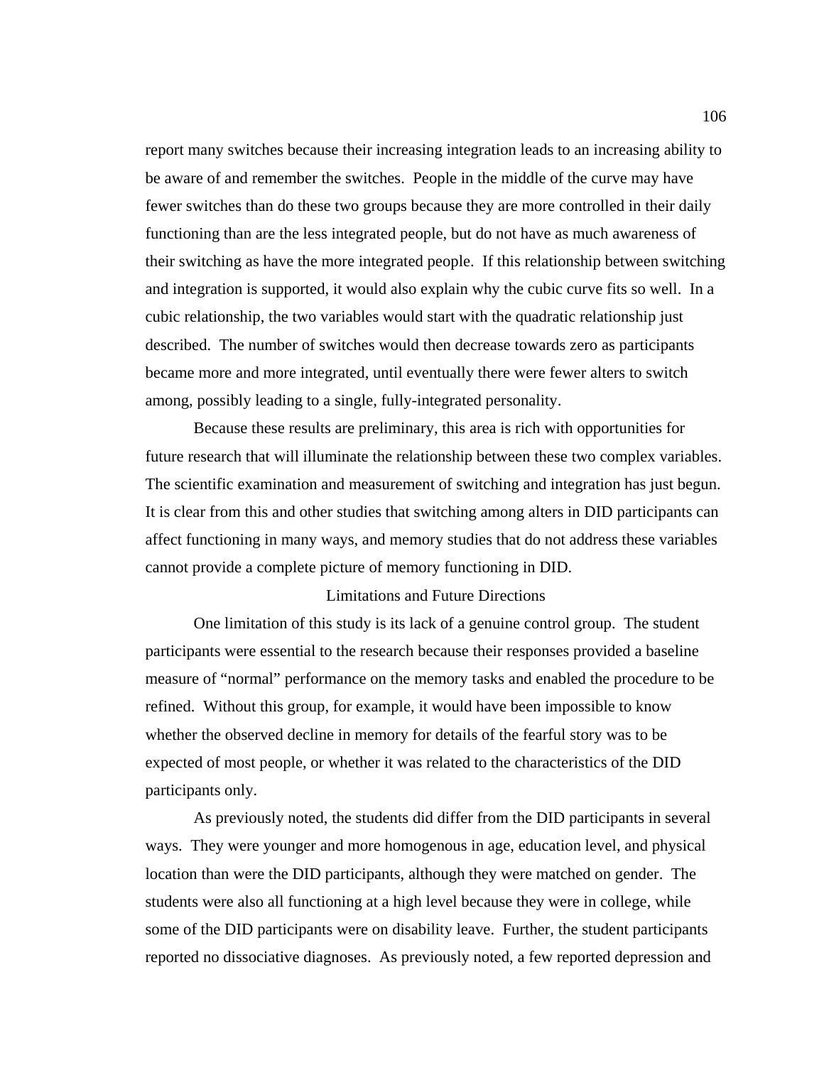report many switches because their increasing integration leads to an increasing ability to be aware of and remember the switches. People in the middle of the curve may have fewer switches than do these two groups because they are more controlled in their daily functioning than are the less integrated people, but do not have as much awareness of their switching as have the more integrated people. If this relationship between switching and integration is supported, it would also explain why the cubic curve fits so well. In a cubic relationship, the two variables would start with the quadratic relationship just described. The number of switches would then decrease towards zero as participants became more and more integrated, until eventually there were fewer alters to switch among, possibly leading to a single, fully-integrated personality.

Because these results are preliminary, this area is rich with opportunities for future research that will illuminate the relationship between these two complex variables. The scientific examination and measurement of switching and integration has just begun. It is clear from this and other studies that switching among alters in DID participants can affect functioning in many ways, and memory studies that do not address these variables cannot provide a complete picture of memory functioning in DID.

## Limitations and Future Directions

One limitation of this study is its lack of a genuine control group. The student participants were essential to the research because their responses provided a baseline measure of "normal" performance on the memory tasks and enabled the procedure to be refined. Without this group, for example, it would have been impossible to know whether the observed decline in memory for details of the fearful story was to be expected of most people, or whether it was related to the characteristics of the DID participants only.

As previously noted, the students did differ from the DID participants in several ways. They were younger and more homogenous in age, education level, and physical location than were the DID participants, although they were matched on gender. The students were also all functioning at a high level because they were in college, while some of the DID participants were on disability leave. Further, the student participants reported no dissociative diagnoses. As previously noted, a few reported depression and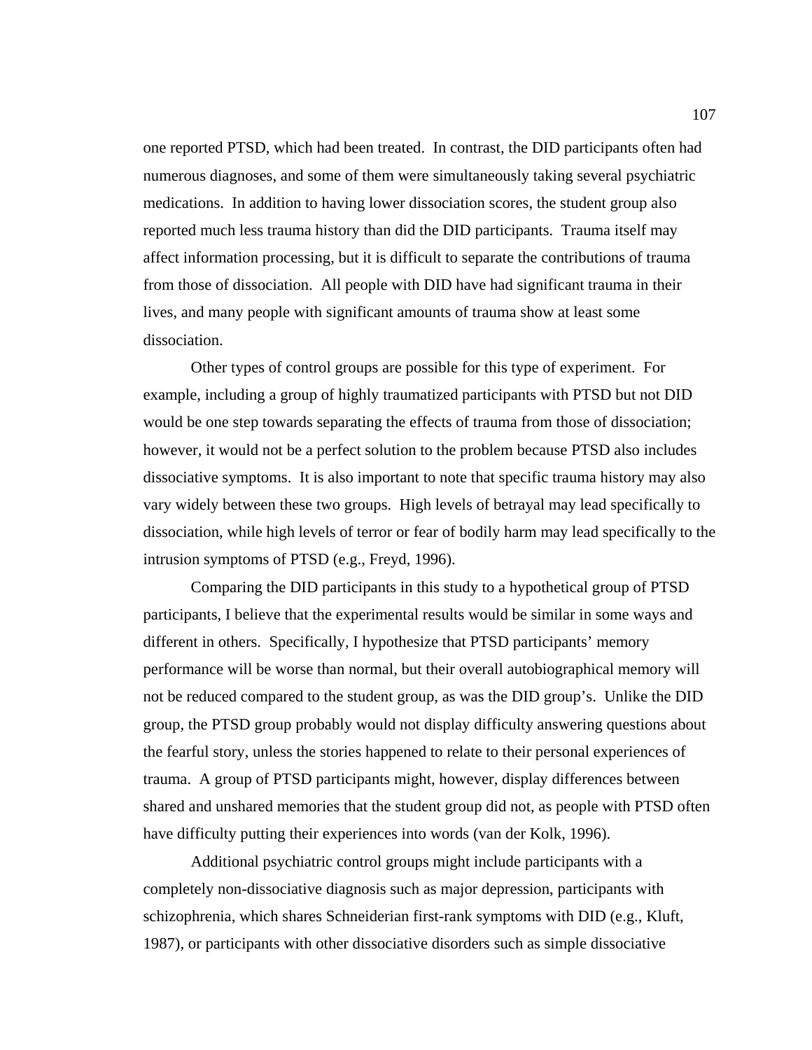one reported PTSD, which had been treated. In contrast, the DID participants often had numerous diagnoses, and some of them were simultaneously taking several psychiatric medications. In addition to having lower dissociation scores, the student group also reported much less trauma history than did the DID participants. Trauma itself may affect information processing, but it is difficult to separate the contributions of trauma from those of dissociation. All people with DID have had significant trauma in their lives, and many people with significant amounts of trauma show at least some dissociation.

Other types of control groups are possible for this type of experiment. For example, including a group of highly traumatized participants with PTSD but not DID would be one step towards separating the effects of trauma from those of dissociation; however, it would not be a perfect solution to the problem because PTSD also includes dissociative symptoms. It is also important to note that specific trauma history may also vary widely between these two groups. High levels of betrayal may lead specifically to dissociation, while high levels of terror or fear of bodily harm may lead specifically to the intrusion symptoms of PTSD (e.g., Freyd, 1996).

Comparing the DID participants in this study to a hypothetical group of PTSD participants, I believe that the experimental results would be similar in some ways and different in others. Specifically, I hypothesize that PTSD participants' memory performance will be worse than normal, but their overall autobiographical memory will not be reduced compared to the student group, as was the DID group's. Unlike the DID group, the PTSD group probably would not display difficulty answering questions about the fearful story, unless the stories happened to relate to their personal experiences of trauma. A group of PTSD participants might, however, display differences between shared and unshared memories that the student group did not, as people with PTSD often have difficulty putting their experiences into words (van der Kolk, 1996).

Additional psychiatric control groups might include participants with a completely non-dissociative diagnosis such as major depression, participants with schizophrenia, which shares Schneiderian first-rank symptoms with DID (e.g., Kluft, 1987), or participants with other dissociative disorders such as simple dissociative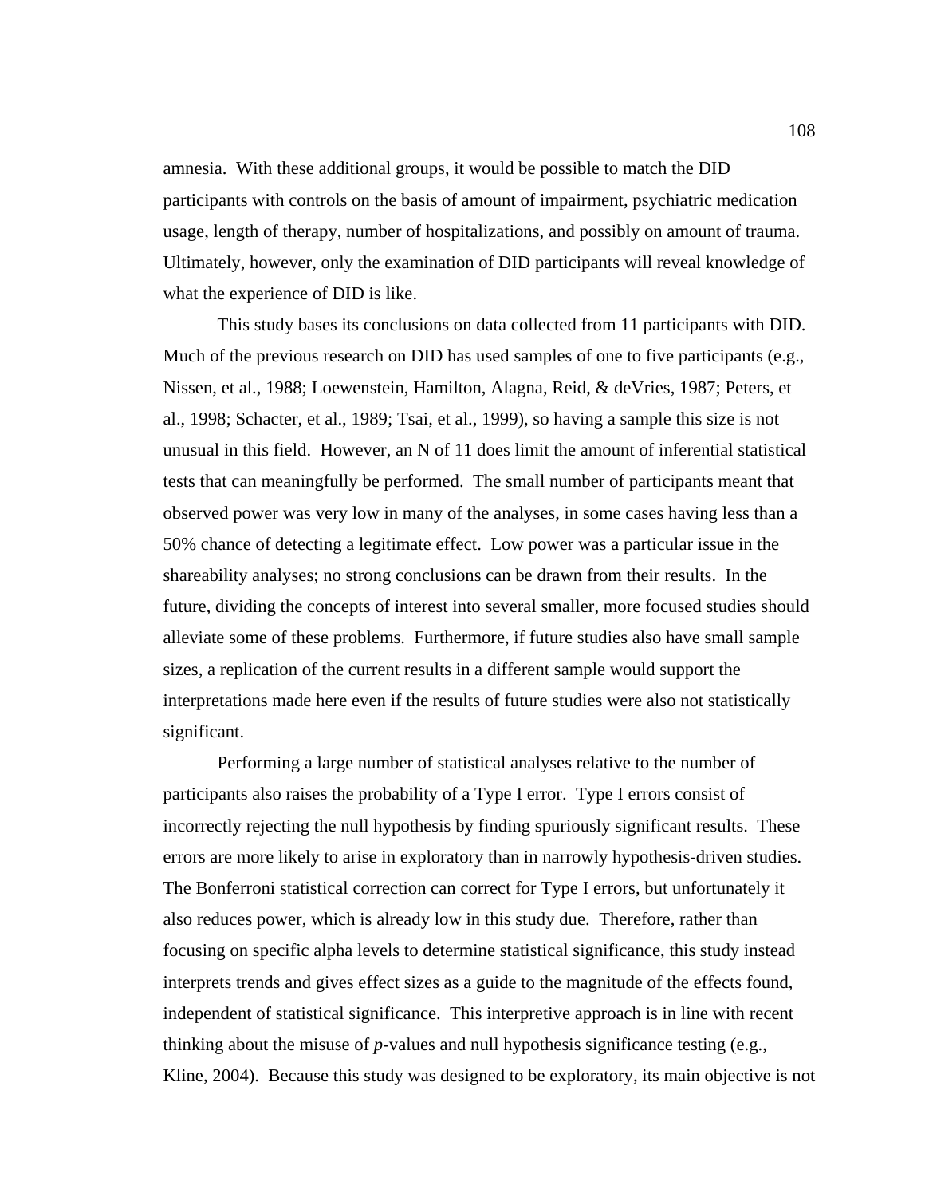amnesia. With these additional groups, it would be possible to match the DID participants with controls on the basis of amount of impairment, psychiatric medication usage, length of therapy, number of hospitalizations, and possibly on amount of trauma. Ultimately, however, only the examination of DID participants will reveal knowledge of what the experience of DID is like.

This study bases its conclusions on data collected from 11 participants with DID. Much of the previous research on DID has used samples of one to five participants (e.g., Nissen, et al., 1988; Loewenstein, Hamilton, Alagna, Reid, & deVries, 1987; Peters, et al., 1998; Schacter, et al., 1989; Tsai, et al., 1999), so having a sample this size is not unusual in this field. However, an N of 11 does limit the amount of inferential statistical tests that can meaningfully be performed. The small number of participants meant that observed power was very low in many of the analyses, in some cases having less than a 50% chance of detecting a legitimate effect. Low power was a particular issue in the shareability analyses; no strong conclusions can be drawn from their results. In the future, dividing the concepts of interest into several smaller, more focused studies should alleviate some of these problems. Furthermore, if future studies also have small sample sizes, a replication of the current results in a different sample would support the interpretations made here even if the results of future studies were also not statistically significant.

Performing a large number of statistical analyses relative to the number of participants also raises the probability of a Type I error. Type I errors consist of incorrectly rejecting the null hypothesis by finding spuriously significant results. These errors are more likely to arise in exploratory than in narrowly hypothesis-driven studies. The Bonferroni statistical correction can correct for Type I errors, but unfortunately it also reduces power, which is already low in this study due. Therefore, rather than focusing on specific alpha levels to determine statistical significance, this study instead interprets trends and gives effect sizes as a guide to the magnitude of the effects found, independent of statistical significance. This interpretive approach is in line with recent thinking about the misuse of *p*-values and null hypothesis significance testing (e.g., Kline, 2004). Because this study was designed to be exploratory, its main objective is not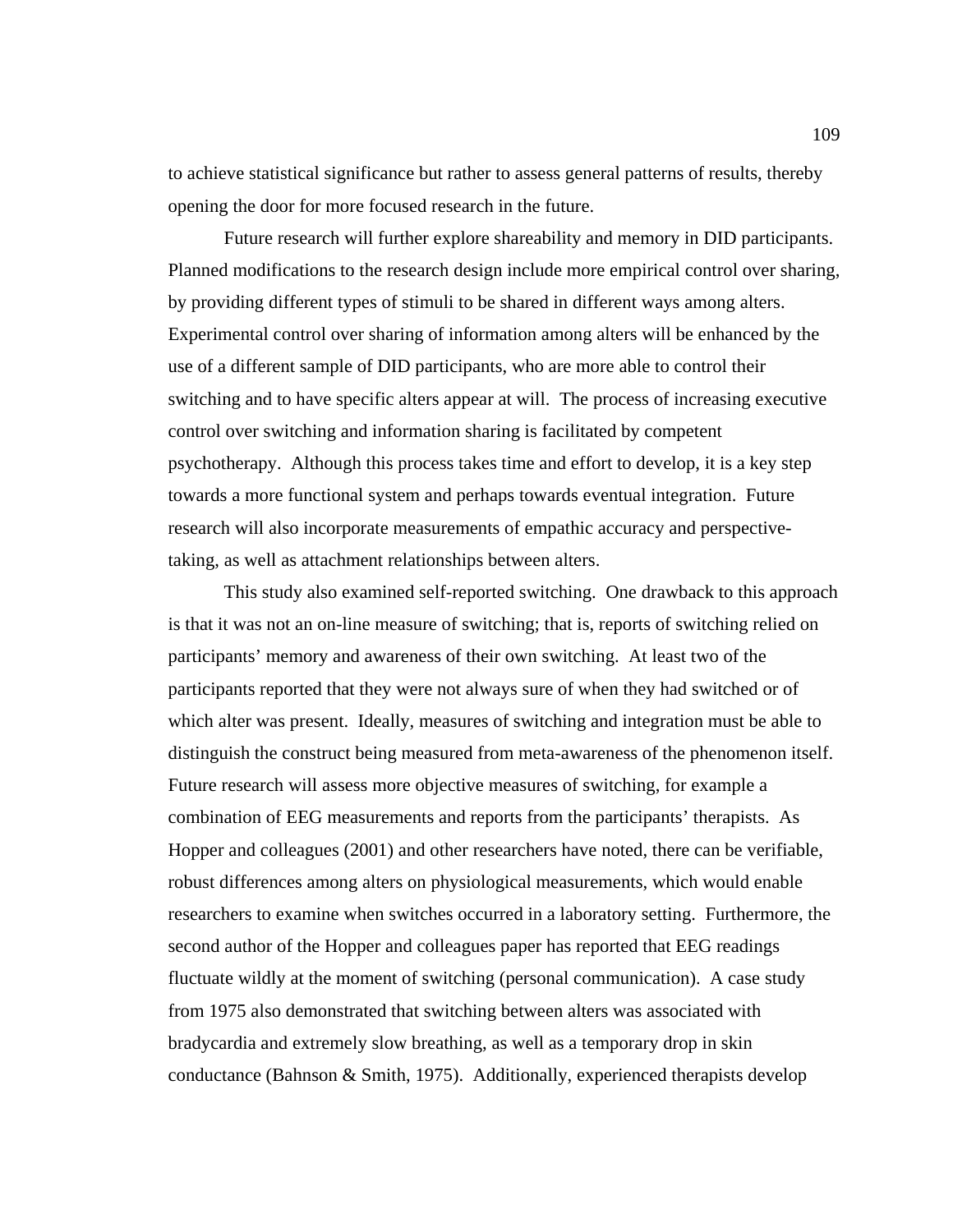to achieve statistical significance but rather to assess general patterns of results, thereby opening the door for more focused research in the future.

Future research will further explore shareability and memory in DID participants. Planned modifications to the research design include more empirical control over sharing, by providing different types of stimuli to be shared in different ways among alters. Experimental control over sharing of information among alters will be enhanced by the use of a different sample of DID participants, who are more able to control their switching and to have specific alters appear at will. The process of increasing executive control over switching and information sharing is facilitated by competent psychotherapy. Although this process takes time and effort to develop, it is a key step towards a more functional system and perhaps towards eventual integration. Future research will also incorporate measurements of empathic accuracy and perspective-taking, as well as attachment relationships between alters.

This study also examined self-reported switching. One drawback to this approach is that it was not an on-line measure of switching; that is, reports of switching relied on participants' memory and awareness of their own switching. At least two of the participants reported that they were not always sure of when they had switched or of which alter was present. Ideally, measures of switching and integration must be able to distinguish the construct being measured from meta-awareness of the phenomenon itself. Future research will assess more objective measures of switching, for example a combination of EEG measurements and reports from the participants' therapists. As Hopper and colleagues (2001) and other researchers have noted, there can be verifiable, robust differences among alters on physiological measurements, which would enable researchers to examine when switches occurred in a laboratory setting. Furthermore, the second author of the Hopper and colleagues paper has reported that EEG readings fluctuate wildly at the moment of switching (personal communication). A case study from 1975 also demonstrated that switching between alters was associated with bradycardia and extremely slow breathing, as well as a temporary drop in skin conductance (Bahnson & Smith, 1975). Additionally, experienced therapists develop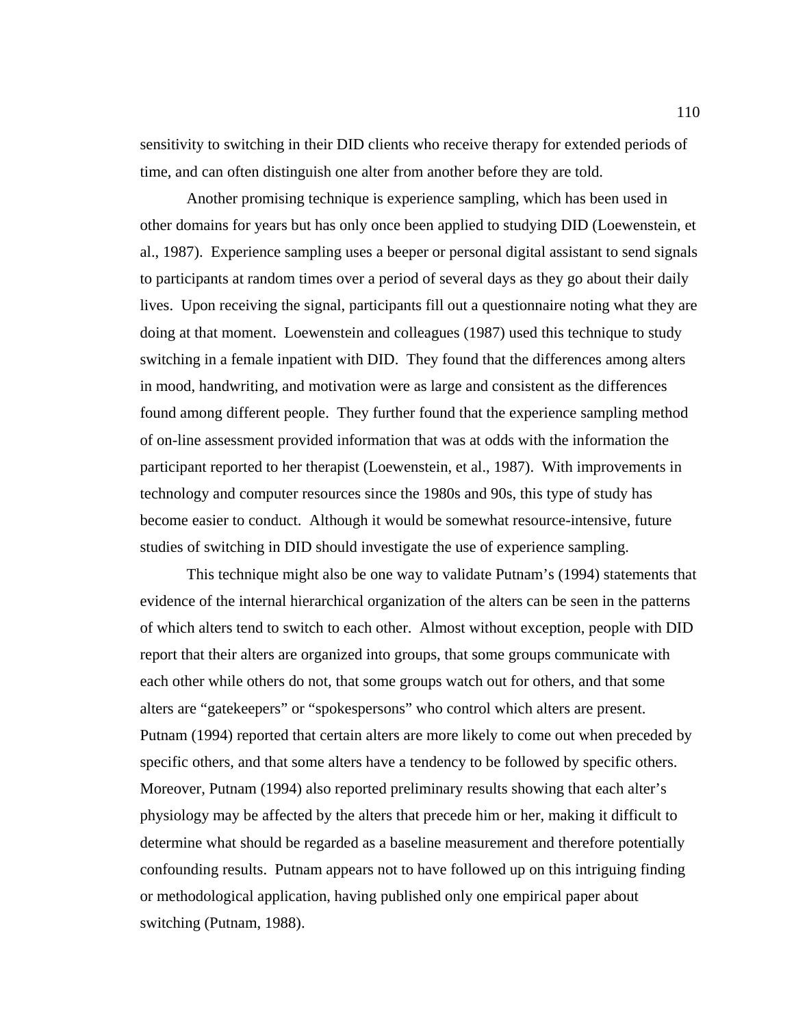sensitivity to switching in their DID clients who receive therapy for extended periods of time, and can often distinguish one alter from another before they are told.

Another promising technique is experience sampling, which has been used in other domains for years but has only once been applied to studying DID (Loewenstein, et al., 1987). Experience sampling uses a beeper or personal digital assistant to send signals to participants at random times over a period of several days as they go about their daily lives. Upon receiving the signal, participants fill out a questionnaire noting what they are doing at that moment. Loewenstein and colleagues (1987) used this technique to study switching in a female inpatient with DID. They found that the differences among alters in mood, handwriting, and motivation were as large and consistent as the differences found among different people. They further found that the experience sampling method of on-line assessment provided information that was at odds with the information the participant reported to her therapist (Loewenstein, et al., 1987). With improvements in technology and computer resources since the 1980s and 90s, this type of study has become easier to conduct. Although it would be somewhat resource-intensive, future studies of switching in DID should investigate the use of experience sampling.

This technique might also be one way to validate Putnam's (1994) statements that evidence of the internal hierarchical organization of the alters can be seen in the patterns of which alters tend to switch to each other. Almost without exception, people with DID report that their alters are organized into groups, that some groups communicate with each other while others do not, that some groups watch out for others, and that some alters are "gatekeepers" or "spokespersons" who control which alters are present. Putnam (1994) reported that certain alters are more likely to come out when preceded by specific others, and that some alters have a tendency to be followed by specific others. Moreover, Putnam (1994) also reported preliminary results showing that each alter's physiology may be affected by the alters that precede him or her, making it difficult to determine what should be regarded as a baseline measurement and therefore potentially confounding results. Putnam appears not to have followed up on this intriguing finding or methodological application, having published only one empirical paper about switching (Putnam, 1988).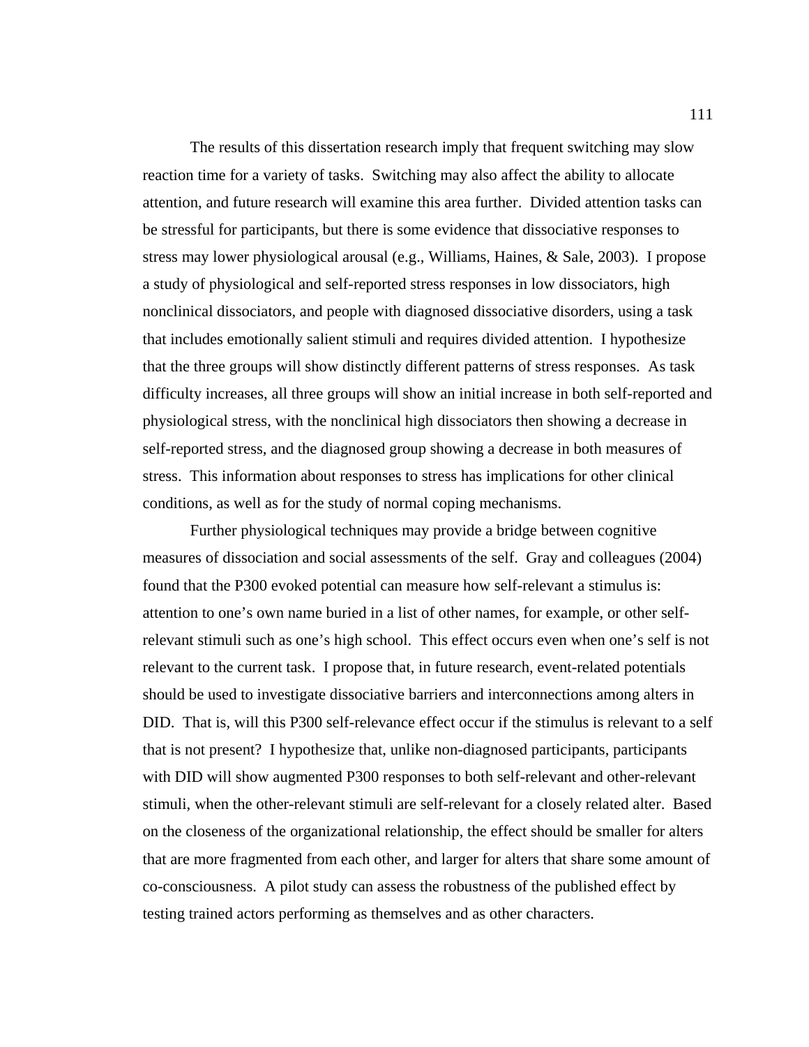The results of this dissertation research imply that frequent switching may slow reaction time for a variety of tasks. Switching may also affect the ability to allocate attention, and future research will examine this area further. Divided attention tasks can be stressful for participants, but there is some evidence that dissociative responses to stress may lower physiological arousal (e.g., Williams, Haines, & Sale, 2003). I propose a study of physiological and self-reported stress responses in low dissociators, high nonclinical dissociators, and people with diagnosed dissociative disorders, using a task that includes emotionally salient stimuli and requires divided attention. I hypothesize that the three groups will show distinctly different patterns of stress responses. As task difficulty increases, all three groups will show an initial increase in both self-reported and physiological stress, with the nonclinical high dissociators then showing a decrease in self-reported stress, and the diagnosed group showing a decrease in both measures of stress. This information about responses to stress has implications for other clinical conditions, as well as for the study of normal coping mechanisms.

Further physiological techniques may provide a bridge between cognitive measures of dissociation and social assessments of the self. Gray and colleagues (2004) found that the P300 evoked potential can measure how self-relevant a stimulus is: attention to one's own name buried in a list of other names, for example, or other self-relevant stimuli such as one's high school. This effect occurs even when one's self is not relevant to the current task. I propose that, in future research, event-related potentials should be used to investigate dissociative barriers and interconnections among alters in DID. That is, will this P300 self-relevance effect occur if the stimulus is relevant to a self that is not present? I hypothesize that, unlike non-diagnosed participants, participants with DID will show augmented P300 responses to both self-relevant and other-relevant stimuli, when the other-relevant stimuli are self-relevant for a closely related alter. Based on the closeness of the organizational relationship, the effect should be smaller for alters that are more fragmented from each other, and larger for alters that share some amount of co-consciousness. A pilot study can assess the robustness of the published effect by testing trained actors performing as themselves and as other characters.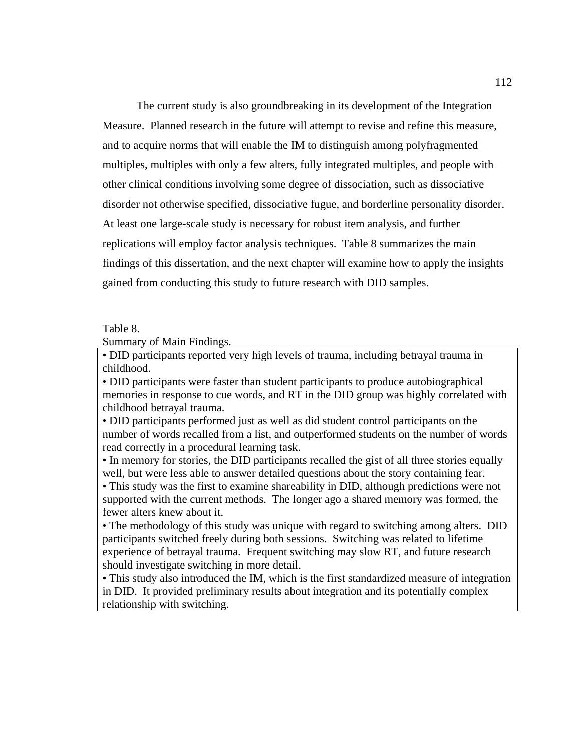The current study is also groundbreaking in its development of the Integration Measure. Planned research in the future will attempt to revise and refine this measure, and to acquire norms that will enable the IM to distinguish among polyfragmented multiples, multiples with only a few alters, fully integrated multiples, and people with other clinical conditions involving some degree of dissociation, such as dissociative disorder not otherwise specified, dissociative fugue, and borderline personality disorder. At least one large-scale study is necessary for robust item analysis, and further replications will employ factor analysis techniques. Table 8 summarizes the main findings of this dissertation, and the next chapter will examine how to apply the insights gained from conducting this study to future research with DID samples.

Table 8.
Summary of Main Findings.

| |
|---|
| • DID participants reported very high levels of trauma, including betrayal trauma in childhood.<br>• DID participants were faster than student participants to produce autobiographical memories in response to cue words, and RT in the DID group was highly correlated with childhood betrayal trauma.<br>• DID participants performed just as well as did student control participants on the number of words recalled from a list, and outperformed students on the number of words read correctly in a procedural learning task.<br>• In memory for stories, the DID participants recalled the gist of all three stories equally well, but were less able to answer detailed questions about the story containing fear.<br>• This study was the first to examine shareability in DID, although predictions were not supported with the current methods. The longer ago a shared memory was formed, the fewer alters knew about it.<br>• The methodology of this study was unique with regard to switching among alters. DID participants switched freely during both sessions. Switching was related to lifetime experience of betrayal trauma. Frequent switching may slow RT, and future research should investigate switching in more detail.<br>• This study also introduced the IM, which is the first standardized measure of integration in DID. It provided preliminary results about integration and its potentially complex relationship with switching. |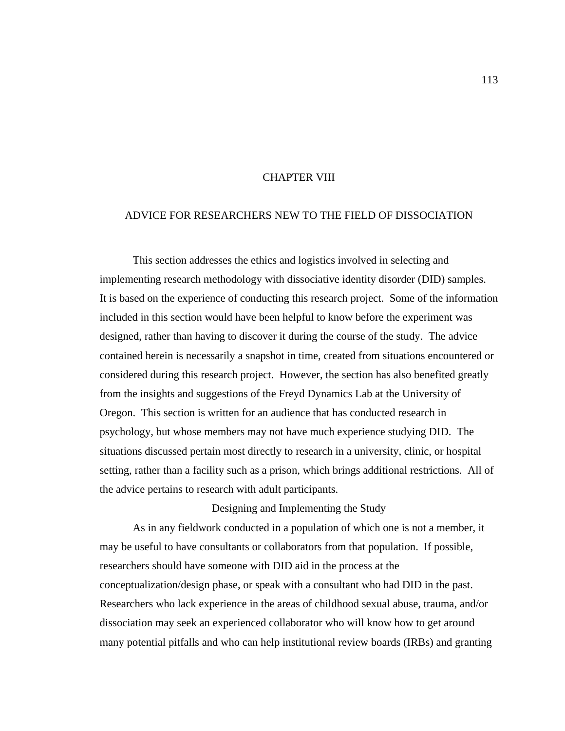# CHAPTER VIII

## ADVICE FOR RESEARCHERS NEW TO THE FIELD OF DISSOCIATION

This section addresses the ethics and logistics involved in selecting and implementing research methodology with dissociative identity disorder (DID) samples. It is based on the experience of conducting this research project. Some of the information included in this section would have been helpful to know before the experiment was designed, rather than having to discover it during the course of the study. The advice contained herein is necessarily a snapshot in time, created from situations encountered or considered during this research project. However, the section has also benefited greatly from the insights and suggestions of the Freyd Dynamics Lab at the University of Oregon. This section is written for an audience that has conducted research in psychology, but whose members may not have much experience studying DID. The situations discussed pertain most directly to research in a university, clinic, or hospital setting, rather than a facility such as a prison, which brings additional restrictions. All of the advice pertains to research with adult participants.

### Designing and Implementing the Study

As in any fieldwork conducted in a population of which one is not a member, it may be useful to have consultants or collaborators from that population. If possible, researchers should have someone with DID aid in the process at the conceptualization/design phase, or speak with a consultant who had DID in the past. Researchers who lack experience in the areas of childhood sexual abuse, trauma, and/or dissociation may seek an experienced collaborator who will know how to get around many potential pitfalls and who can help institutional review boards (IRBs) and granting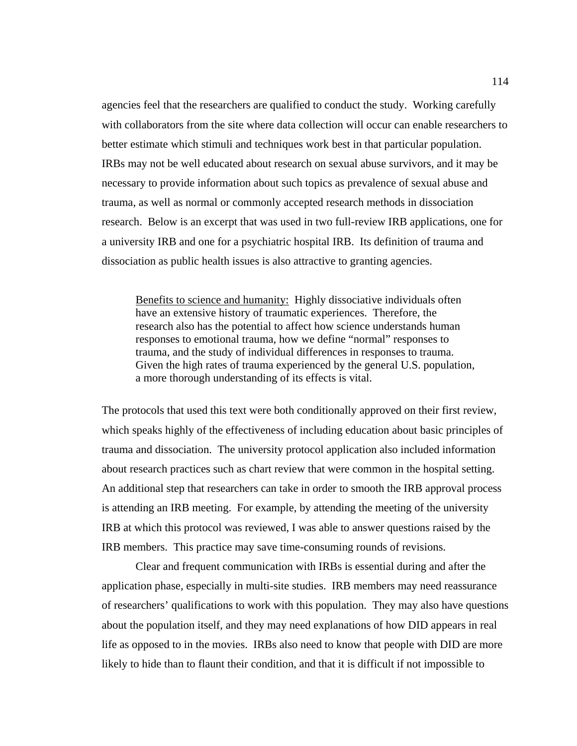agencies feel that the researchers are qualified to conduct the study. Working carefully with collaborators from the site where data collection will occur can enable researchers to better estimate which stimuli and techniques work best in that particular population. IRBs may not be well educated about research on sexual abuse survivors, and it may be necessary to provide information about such topics as prevalence of sexual abuse and trauma, as well as normal or commonly accepted research methods in dissociation research. Below is an excerpt that was used in two full-review IRB applications, one for a university IRB and one for a psychiatric hospital IRB. Its definition of trauma and dissociation as public health issues is also attractive to granting agencies.

> <u>Benefits to science and humanity:</u> Highly dissociative individuals often have an extensive history of traumatic experiences. Therefore, the research also has the potential to affect how science understands human responses to emotional trauma, how we define "normal" responses to trauma, and the study of individual differences in responses to trauma. Given the high rates of trauma experienced by the general U.S. population, a more thorough understanding of its effects is vital.

The protocols that used this text were both conditionally approved on their first review, which speaks highly of the effectiveness of including education about basic principles of trauma and dissociation. The university protocol application also included information about research practices such as chart review that were common in the hospital setting. An additional step that researchers can take in order to smooth the IRB approval process is attending an IRB meeting. For example, by attending the meeting of the university IRB at which this protocol was reviewed, I was able to answer questions raised by the IRB members. This practice may save time-consuming rounds of revisions.

Clear and frequent communication with IRBs is essential during and after the application phase, especially in multi-site studies. IRB members may need reassurance of researchers' qualifications to work with this population. They may also have questions about the population itself, and they may need explanations of how DID appears in real life as opposed to in the movies. IRBs also need to know that people with DID are more likely to hide than to flaunt their condition, and that it is difficult if not impossible to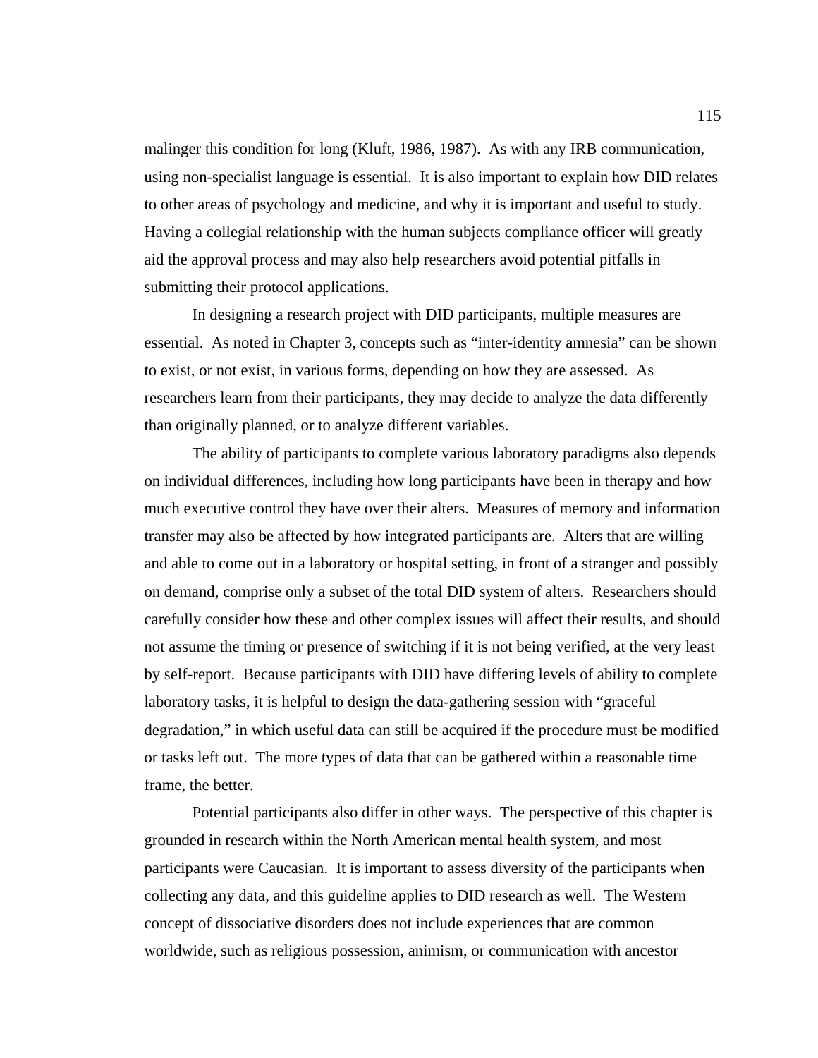malinger this condition for long (Kluft, 1986, 1987). As with any IRB communication, using non-specialist language is essential. It is also important to explain how DID relates to other areas of psychology and medicine, and why it is important and useful to study. Having a collegial relationship with the human subjects compliance officer will greatly aid the approval process and may also help researchers avoid potential pitfalls in submitting their protocol applications.

In designing a research project with DID participants, multiple measures are essential. As noted in Chapter 3, concepts such as "inter-identity amnesia" can be shown to exist, or not exist, in various forms, depending on how they are assessed. As researchers learn from their participants, they may decide to analyze the data differently than originally planned, or to analyze different variables.

The ability of participants to complete various laboratory paradigms also depends on individual differences, including how long participants have been in therapy and how much executive control they have over their alters. Measures of memory and information transfer may also be affected by how integrated participants are. Alters that are willing and able to come out in a laboratory or hospital setting, in front of a stranger and possibly on demand, comprise only a subset of the total DID system of alters. Researchers should carefully consider how these and other complex issues will affect their results, and should not assume the timing or presence of switching if it is not being verified, at the very least by self-report. Because participants with DID have differing levels of ability to complete laboratory tasks, it is helpful to design the data-gathering session with "graceful degradation," in which useful data can still be acquired if the procedure must be modified or tasks left out. The more types of data that can be gathered within a reasonable time frame, the better.

Potential participants also differ in other ways. The perspective of this chapter is grounded in research within the North American mental health system, and most participants were Caucasian. It is important to assess diversity of the participants when collecting any data, and this guideline applies to DID research as well. The Western concept of dissociative disorders does not include experiences that are common worldwide, such as religious possession, animism, or communication with ancestor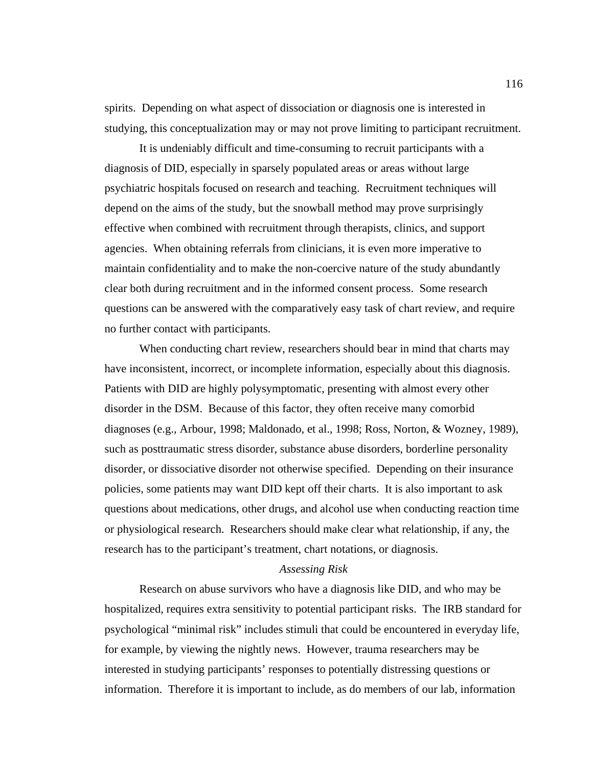spirits. Depending on what aspect of dissociation or diagnosis one is interested in studying, this conceptualization may or may not prove limiting to participant recruitment.

It is undeniably difficult and time-consuming to recruit participants with a diagnosis of DID, especially in sparsely populated areas or areas without large psychiatric hospitals focused on research and teaching. Recruitment techniques will depend on the aims of the study, but the snowball method may prove surprisingly effective when combined with recruitment through therapists, clinics, and support agencies. When obtaining referrals from clinicians, it is even more imperative to maintain confidentiality and to make the non-coercive nature of the study abundantly clear both during recruitment and in the informed consent process. Some research questions can be answered with the comparatively easy task of chart review, and require no further contact with participants.

When conducting chart review, researchers should bear in mind that charts may have inconsistent, incorrect, or incomplete information, especially about this diagnosis. Patients with DID are highly polysymptomatic, presenting with almost every other disorder in the DSM. Because of this factor, they often receive many comorbid diagnoses (e.g., Arbour, 1998; Maldonado, et al., 1998; Ross, Norton, & Wozney, 1989), such as posttraumatic stress disorder, substance abuse disorders, borderline personality disorder, or dissociative disorder not otherwise specified. Depending on their insurance policies, some patients may want DID kept off their charts. It is also important to ask questions about medications, other drugs, and alcohol use when conducting reaction time or physiological research. Researchers should make clear what relationship, if any, the research has to the participant's treatment, chart notations, or diagnosis.

*Assessing Risk*

Research on abuse survivors who have a diagnosis like DID, and who may be hospitalized, requires extra sensitivity to potential participant risks. The IRB standard for psychological "minimal risk" includes stimuli that could be encountered in everyday life, for example, by viewing the nightly news. However, trauma researchers may be interested in studying participants' responses to potentially distressing questions or information. Therefore it is important to include, as do members of our lab, information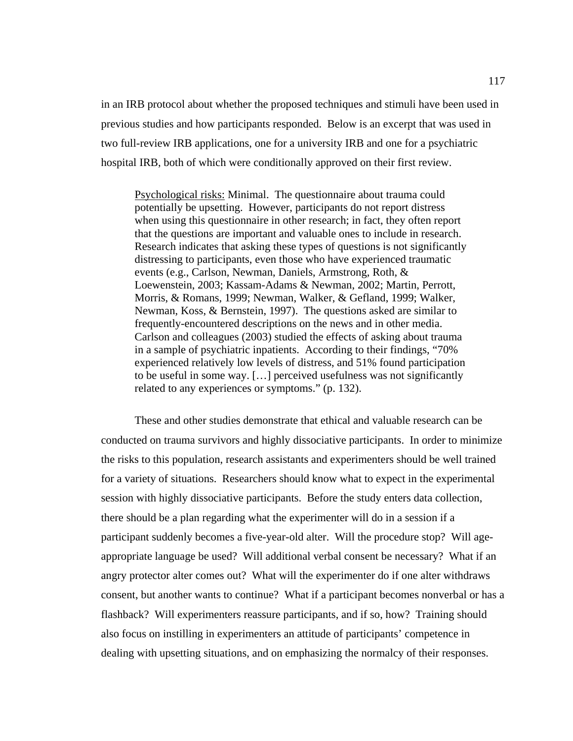in an IRB protocol about whether the proposed techniques and stimuli have been used in previous studies and how participants responded. Below is an excerpt that was used in two full-review IRB applications, one for a university IRB and one for a psychiatric hospital IRB, both of which were conditionally approved on their first review.

> <u>Psychological risks:</u> Minimal. The questionnaire about trauma could potentially be upsetting. However, participants do not report distress when using this questionnaire in other research; in fact, they often report that the questions are important and valuable ones to include in research. Research indicates that asking these types of questions is not significantly distressing to participants, even those who have experienced traumatic events (e.g., Carlson, Newman, Daniels, Armstrong, Roth, & Loewenstein, 2003; Kassam-Adams & Newman, 2002; Martin, Perrott, Morris, & Romans, 1999; Newman, Walker, & Gefland, 1999; Walker, Newman, Koss, & Bernstein, 1997). The questions asked are similar to frequently-encountered descriptions on the news and in other media. Carlson and colleagues (2003) studied the effects of asking about trauma in a sample of psychiatric inpatients. According to their findings, "70% experienced relatively low levels of distress, and 51% found participation to be useful in some way. […] perceived usefulness was not significantly related to any experiences or symptoms." (p. 132).

These and other studies demonstrate that ethical and valuable research can be conducted on trauma survivors and highly dissociative participants. In order to minimize the risks to this population, research assistants and experimenters should be well trained for a variety of situations. Researchers should know what to expect in the experimental session with highly dissociative participants. Before the study enters data collection, there should be a plan regarding what the experimenter will do in a session if a participant suddenly becomes a five-year-old alter. Will the procedure stop? Will age-appropriate language be used? Will additional verbal consent be necessary? What if an angry protector alter comes out? What will the experimenter do if one alter withdraws consent, but another wants to continue? What if a participant becomes nonverbal or has a flashback? Will experimenters reassure participants, and if so, how? Training should also focus on instilling in experimenters an attitude of participants' competence in dealing with upsetting situations, and on emphasizing the normalcy of their responses.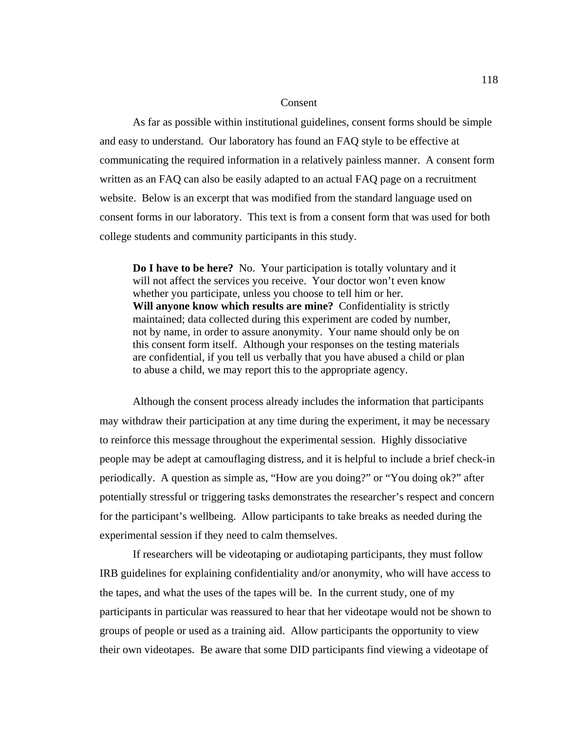## Consent

As far as possible within institutional guidelines, consent forms should be simple and easy to understand. Our laboratory has found an FAQ style to be effective at communicating the required information in a relatively painless manner. A consent form written as an FAQ can also be easily adapted to an actual FAQ page on a recruitment website. Below is an excerpt that was modified from the standard language used on consent forms in our laboratory. This text is from a consent form that was used for both college students and community participants in this study.

> **Do I have to be here?** No. Your participation is totally voluntary and it will not affect the services you receive. Your doctor won't even know whether you participate, unless you choose to tell him or her.
> **Will anyone know which results are mine?** Confidentiality is strictly maintained; data collected during this experiment are coded by number, not by name, in order to assure anonymity. Your name should only be on this consent form itself. Although your responses on the testing materials are confidential, if you tell us verbally that you have abused a child or plan to abuse a child, we may report this to the appropriate agency.

Although the consent process already includes the information that participants may withdraw their participation at any time during the experiment, it may be necessary to reinforce this message throughout the experimental session. Highly dissociative people may be adept at camouflaging distress, and it is helpful to include a brief check-in periodically. A question as simple as, "How are you doing?" or "You doing ok?" after potentially stressful or triggering tasks demonstrates the researcher's respect and concern for the participant's wellbeing. Allow participants to take breaks as needed during the experimental session if they need to calm themselves.

If researchers will be videotaping or audiotaping participants, they must follow IRB guidelines for explaining confidentiality and/or anonymity, who will have access to the tapes, and what the uses of the tapes will be. In the current study, one of my participants in particular was reassured to hear that her videotape would not be shown to groups of people or used as a training aid. Allow participants the opportunity to view their own videotapes. Be aware that some DID participants find viewing a videotape of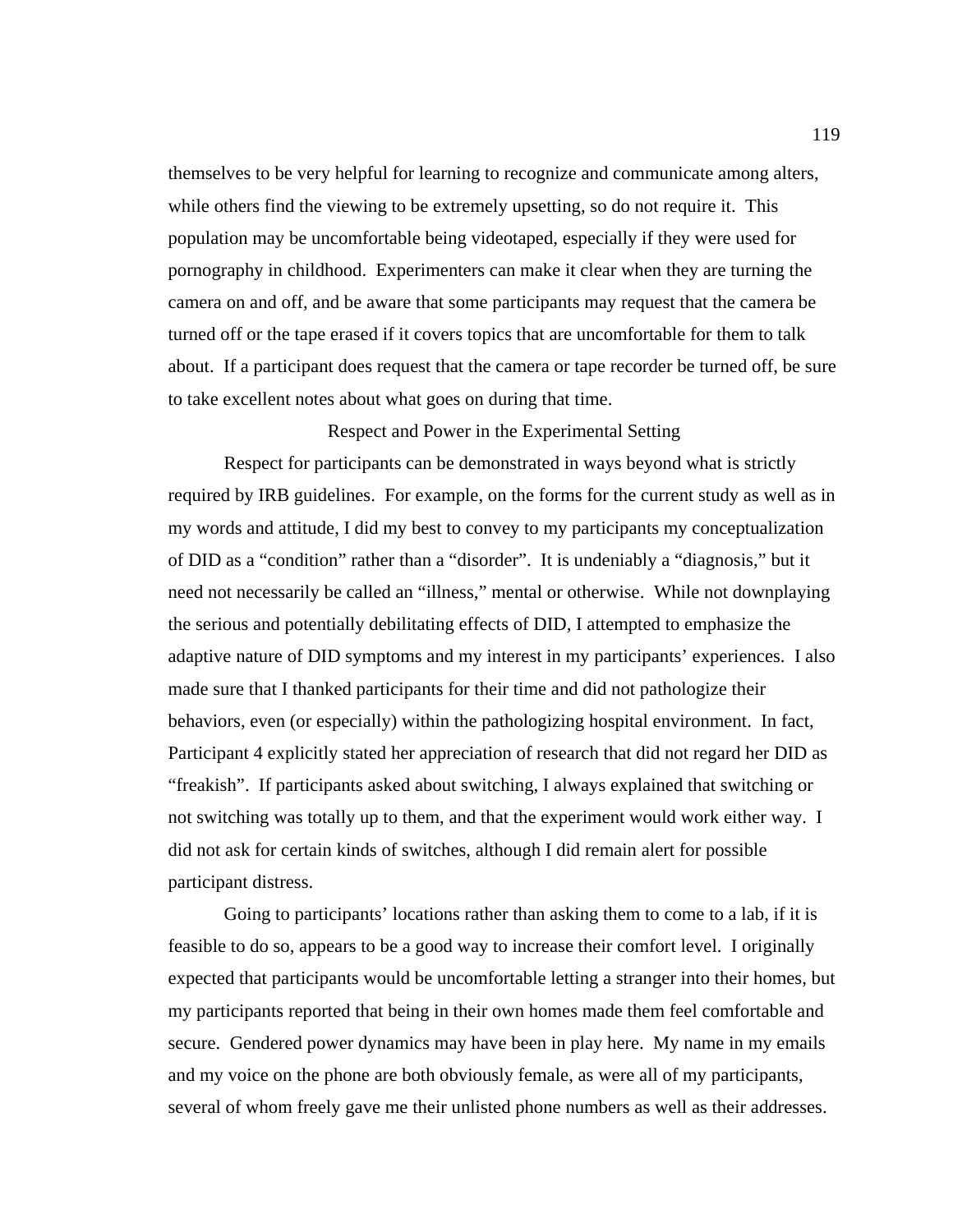themselves to be very helpful for learning to recognize and communicate among alters, while others find the viewing to be extremely upsetting, so do not require it. This population may be uncomfortable being videotaped, especially if they were used for pornography in childhood. Experimenters can make it clear when they are turning the camera on and off, and be aware that some participants may request that the camera be turned off or the tape erased if it covers topics that are uncomfortable for them to talk about. If a participant does request that the camera or tape recorder be turned off, be sure to take excellent notes about what goes on during that time.

## Respect and Power in the Experimental Setting

Respect for participants can be demonstrated in ways beyond what is strictly required by IRB guidelines. For example, on the forms for the current study as well as in my words and attitude, I did my best to convey to my participants my conceptualization of DID as a "condition" rather than a "disorder". It is undeniably a "diagnosis," but it need not necessarily be called an "illness," mental or otherwise. While not downplaying the serious and potentially debilitating effects of DID, I attempted to emphasize the adaptive nature of DID symptoms and my interest in my participants' experiences. I also made sure that I thanked participants for their time and did not pathologize their behaviors, even (or especially) within the pathologizing hospital environment. In fact, Participant 4 explicitly stated her appreciation of research that did not regard her DID as "freakish". If participants asked about switching, I always explained that switching or not switching was totally up to them, and that the experiment would work either way. I did not ask for certain kinds of switches, although I did remain alert for possible participant distress.

Going to participants' locations rather than asking them to come to a lab, if it is feasible to do so, appears to be a good way to increase their comfort level. I originally expected that participants would be uncomfortable letting a stranger into their homes, but my participants reported that being in their own homes made them feel comfortable and secure. Gendered power dynamics may have been in play here. My name in my emails and my voice on the phone are both obviously female, as were all of my participants, several of whom freely gave me their unlisted phone numbers as well as their addresses.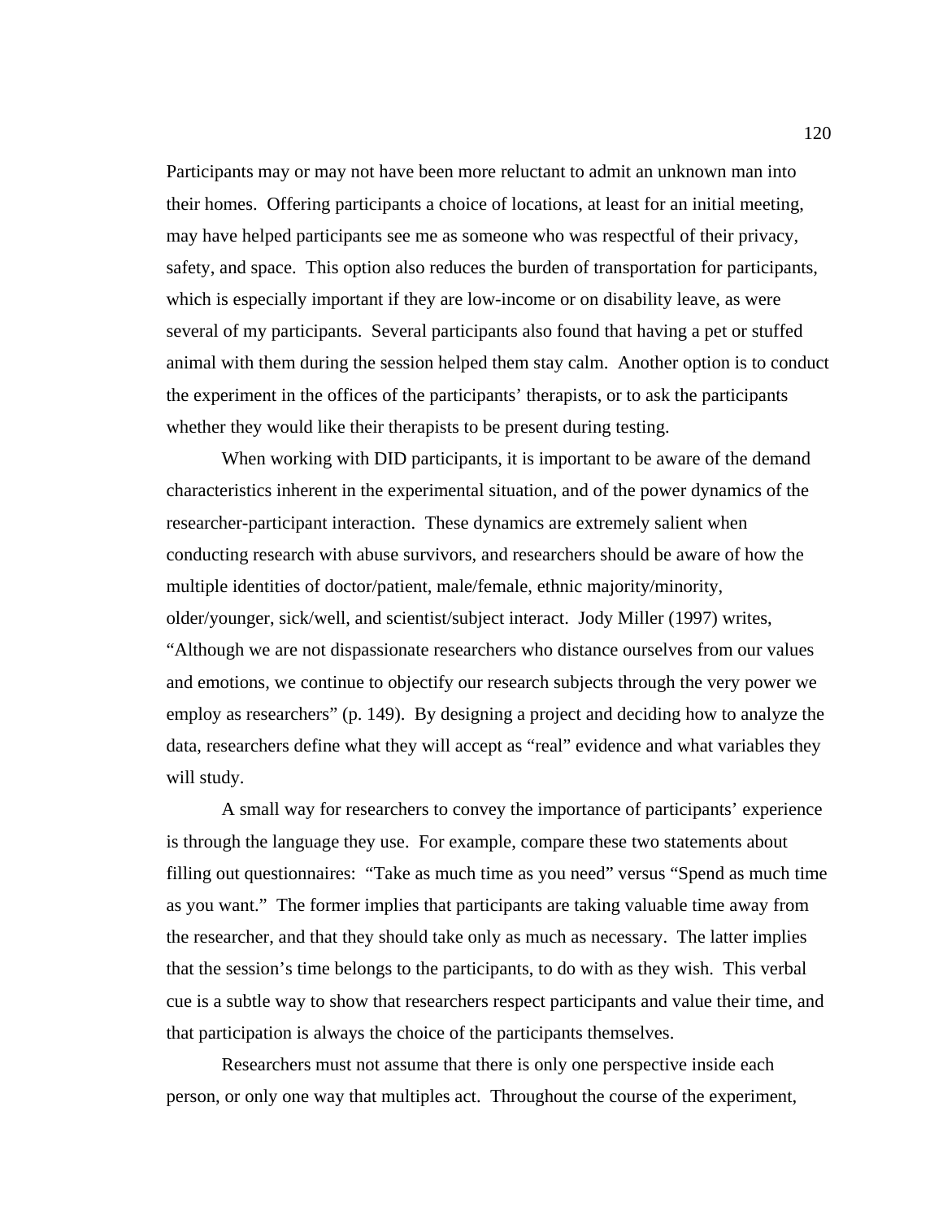Participants may or may not have been more reluctant to admit an unknown man into their homes. Offering participants a choice of locations, at least for an initial meeting, may have helped participants see me as someone who was respectful of their privacy, safety, and space. This option also reduces the burden of transportation for participants, which is especially important if they are low-income or on disability leave, as were several of my participants. Several participants also found that having a pet or stuffed animal with them during the session helped them stay calm. Another option is to conduct the experiment in the offices of the participants' therapists, or to ask the participants whether they would like their therapists to be present during testing.

When working with DID participants, it is important to be aware of the demand characteristics inherent in the experimental situation, and of the power dynamics of the researcher-participant interaction. These dynamics are extremely salient when conducting research with abuse survivors, and researchers should be aware of how the multiple identities of doctor/patient, male/female, ethnic majority/minority, older/younger, sick/well, and scientist/subject interact. Jody Miller (1997) writes, "Although we are not dispassionate researchers who distance ourselves from our values and emotions, we continue to objectify our research subjects through the very power we employ as researchers" (p. 149). By designing a project and deciding how to analyze the data, researchers define what they will accept as "real" evidence and what variables they will study.

A small way for researchers to convey the importance of participants' experience is through the language they use. For example, compare these two statements about filling out questionnaires: "Take as much time as you need" versus "Spend as much time as you want." The former implies that participants are taking valuable time away from the researcher, and that they should take only as much as necessary. The latter implies that the session's time belongs to the participants, to do with as they wish. This verbal cue is a subtle way to show that researchers respect participants and value their time, and that participation is always the choice of the participants themselves.

Researchers must not assume that there is only one perspective inside each person, or only one way that multiples act. Throughout the course of the experiment,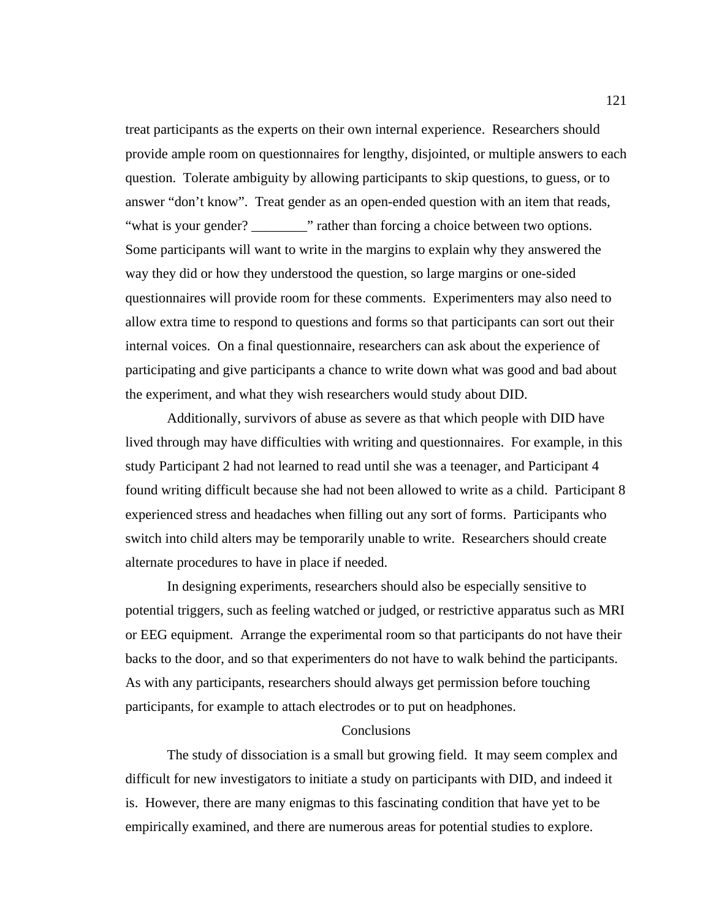treat participants as the experts on their own internal experience. Researchers should provide ample room on questionnaires for lengthy, disjointed, or multiple answers to each question. Tolerate ambiguity by allowing participants to skip questions, to guess, or to answer "don't know". Treat gender as an open-ended question with an item that reads, "what is your gender? ________" rather than forcing a choice between two options. Some participants will want to write in the margins to explain why they answered the way they did or how they understood the question, so large margins or one-sided questionnaires will provide room for these comments. Experimenters may also need to allow extra time to respond to questions and forms so that participants can sort out their internal voices. On a final questionnaire, researchers can ask about the experience of participating and give participants a chance to write down what was good and bad about the experiment, and what they wish researchers would study about DID.

Additionally, survivors of abuse as severe as that which people with DID have lived through may have difficulties with writing and questionnaires. For example, in this study Participant 2 had not learned to read until she was a teenager, and Participant 4 found writing difficult because she had not been allowed to write as a child. Participant 8 experienced stress and headaches when filling out any sort of forms. Participants who switch into child alters may be temporarily unable to write. Researchers should create alternate procedures to have in place if needed.

In designing experiments, researchers should also be especially sensitive to potential triggers, such as feeling watched or judged, or restrictive apparatus such as MRI or EEG equipment. Arrange the experimental room so that participants do not have their backs to the door, and so that experimenters do not have to walk behind the participants. As with any participants, researchers should always get permission before touching participants, for example to attach electrodes or to put on headphones.

## Conclusions

The study of dissociation is a small but growing field. It may seem complex and difficult for new investigators to initiate a study on participants with DID, and indeed it is. However, there are many enigmas to this fascinating condition that have yet to be empirically examined, and there are numerous areas for potential studies to explore.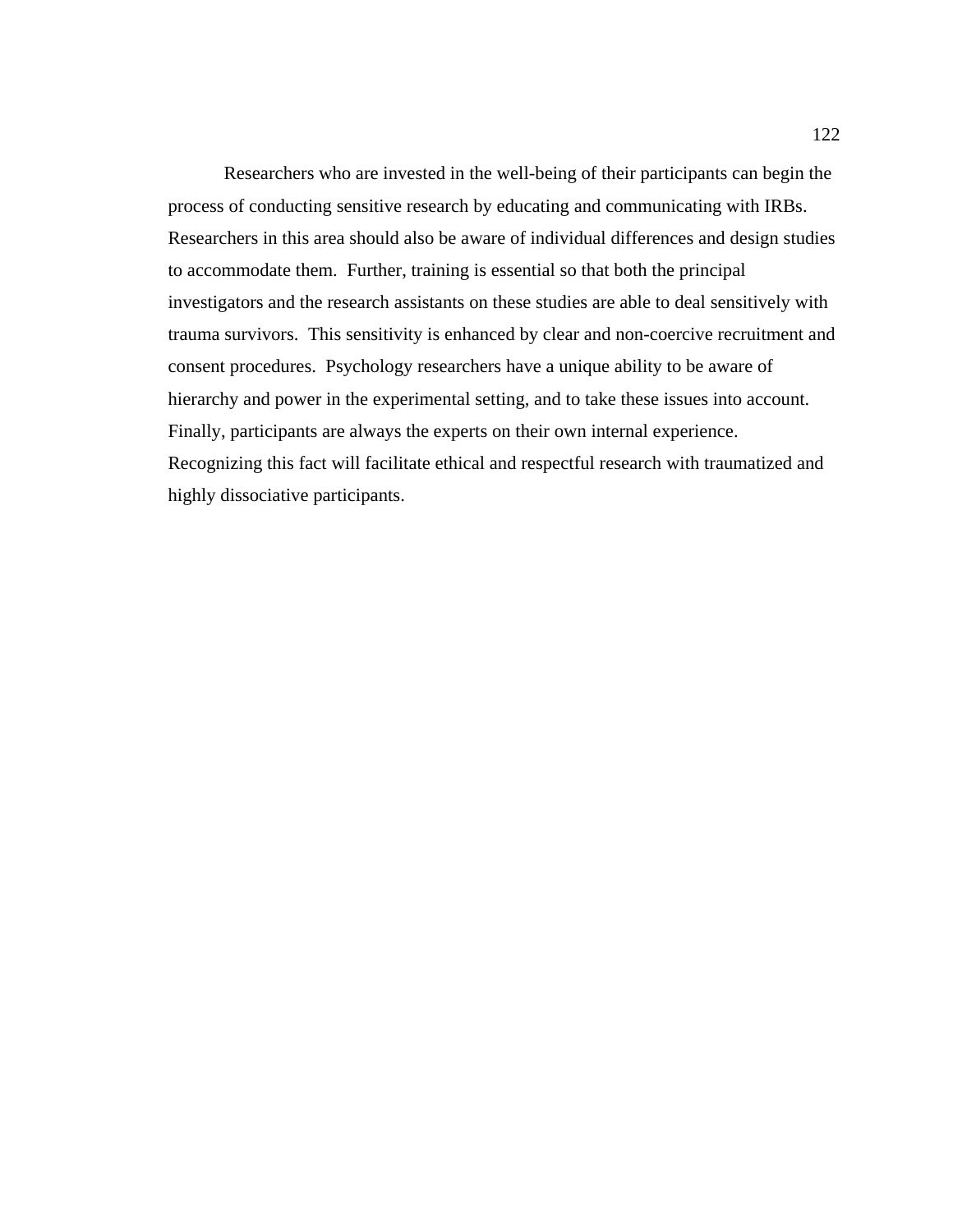Researchers who are invested in the well-being of their participants can begin the process of conducting sensitive research by educating and communicating with IRBs. Researchers in this area should also be aware of individual differences and design studies to accommodate them. Further, training is essential so that both the principal investigators and the research assistants on these studies are able to deal sensitively with trauma survivors. This sensitivity is enhanced by clear and non-coercive recruitment and consent procedures. Psychology researchers have a unique ability to be aware of hierarchy and power in the experimental setting, and to take these issues into account. Finally, participants are always the experts on their own internal experience. Recognizing this fact will facilitate ethical and respectful research with traumatized and highly dissociative participants.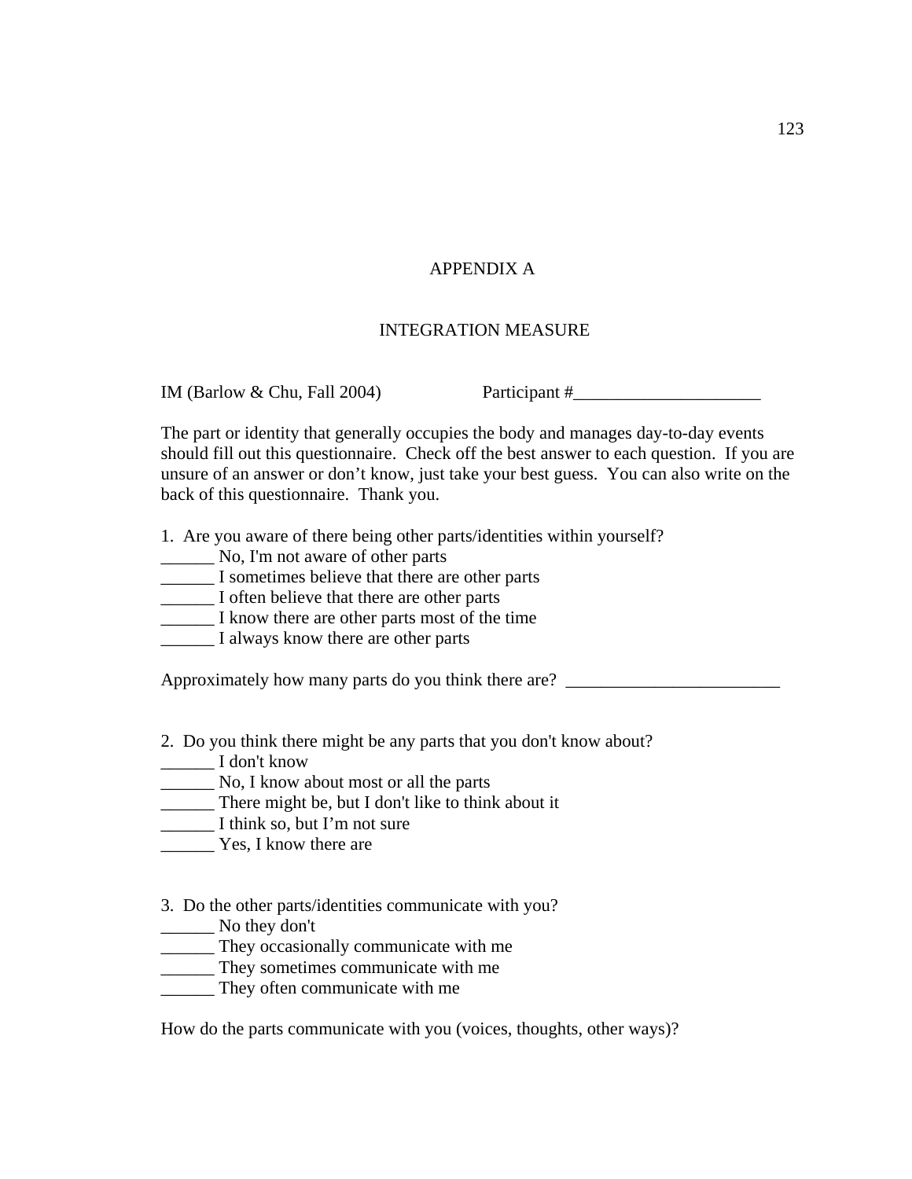# APPENDIX A

## INTEGRATION MEASURE

IM (Barlow & Chu, Fall 2004)                    Participant #_____________________

The part or identity that generally occupies the body and manages day-to-day events should fill out this questionnaire. Check off the best answer to each question. If you are unsure of an answer or don't know, just take your best guess. You can also write on the back of this questionnaire. Thank you.

1. Are you aware of there being other parts/identities within yourself?
______ No, I'm not aware of other parts
______ I sometimes believe that there are other parts
______ I often believe that there are other parts
______ I know there are other parts most of the time
______ I always know there are other parts

Approximately how many parts do you think there are? ________________________

2. Do you think there might be any parts that you don't know about?
______ I don't know
______ No, I know about most or all the parts
______ There might be, but I don't like to think about it
______ I think so, but I'm not sure
______ Yes, I know there are

3. Do the other parts/identities communicate with you?
______ No they don't
______ They occasionally communicate with me
______ They sometimes communicate with me
______ They often communicate with me

How do the parts communicate with you (voices, thoughts, other ways)?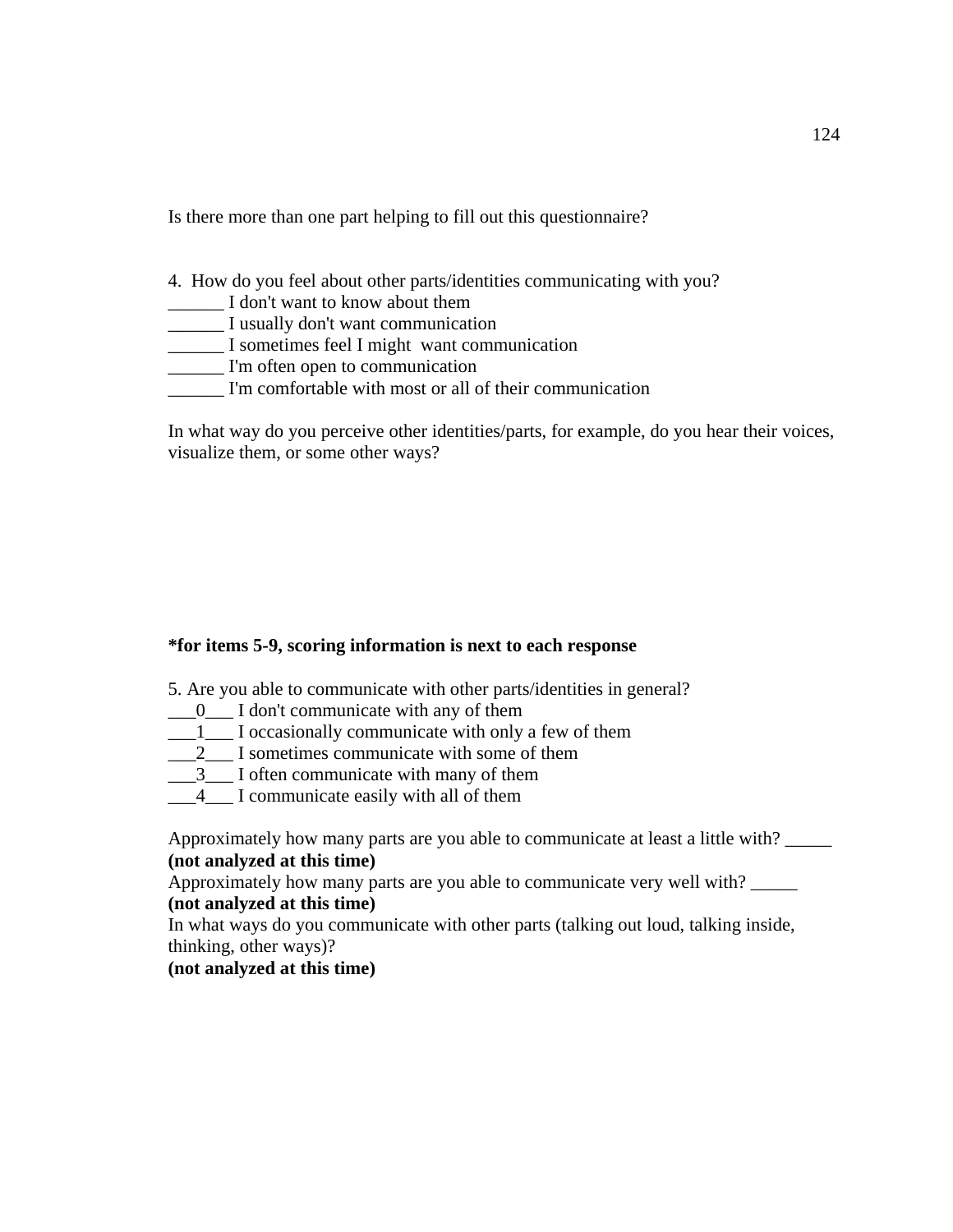Is there more than one part helping to fill out this questionnaire?

4. How do you feel about other parts/identities communicating with you?
______ I don't want to know about them
______ I usually don't want communication
______ I sometimes feel I might want communication
______ I'm often open to communication
______ I'm comfortable with most or all of their communication

In what way do you perceive other identities/parts, for example, do you hear their voices, visualize them, or some other ways?

**\*for items 5-9, scoring information is next to each response**

5. Are you able to communicate with other parts/identities in general?
___0___ I don't communicate with any of them
___1___ I occasionally communicate with only a few of them
___2___ I sometimes communicate with some of them
___3___ I often communicate with many of them
___4___ I communicate easily with all of them

Approximately how many parts are you able to communicate at least a little with? _____
**(not analyzed at this time)**
Approximately how many parts are you able to communicate very well with? _____
**(not analyzed at this time)**
In what ways do you communicate with other parts (talking out loud, talking inside, thinking, other ways)?
**(not analyzed at this time)**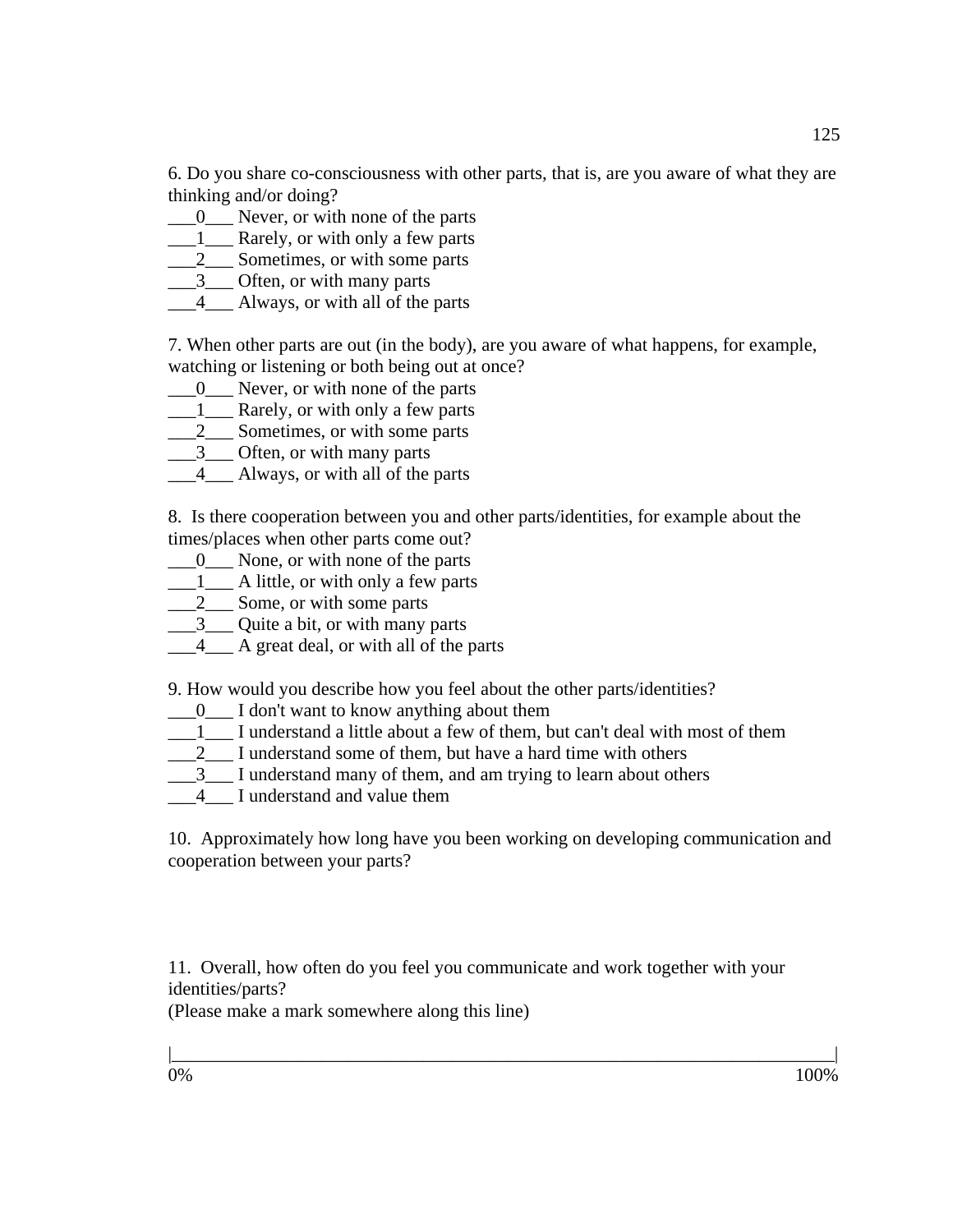6. Do you share co-consciousness with other parts, that is, are you aware of what they are thinking and/or doing?

___0___ Never, or with none of the parts
___1___ Rarely, or with only a few parts
___2___ Sometimes, or with some parts
___3___ Often, or with many parts
___4___ Always, or with all of the parts

7. When other parts are out (in the body), are you aware of what happens, for example, watching or listening or both being out at once?

___0___ Never, or with none of the parts
___1___ Rarely, or with only a few parts
___2___ Sometimes, or with some parts
___3___ Often, or with many parts
___4___ Always, or with all of the parts

8. Is there cooperation between you and other parts/identities, for example about the times/places when other parts come out?

___0___ None, or with none of the parts
___1___ A little, or with only a few parts
___2___ Some, or with some parts
___3___ Quite a bit, or with many parts
___4___ A great deal, or with all of the parts

9. How would you describe how you feel about the other parts/identities?

___0___ I don't want to know anything about them
___1___ I understand a little about a few of them, but can't deal with most of them
___2___ I understand some of them, but have a hard time with others
___3___ I understand many of them, and am trying to learn about others
___4___ I understand and value them

10. Approximately how long have you been working on developing communication and cooperation between your parts?

11. Overall, how often do you feel you communicate and work together with your identities/parts?
(Please make a mark somewhere along this line)

|__________________________________________________________________________|
0% 100%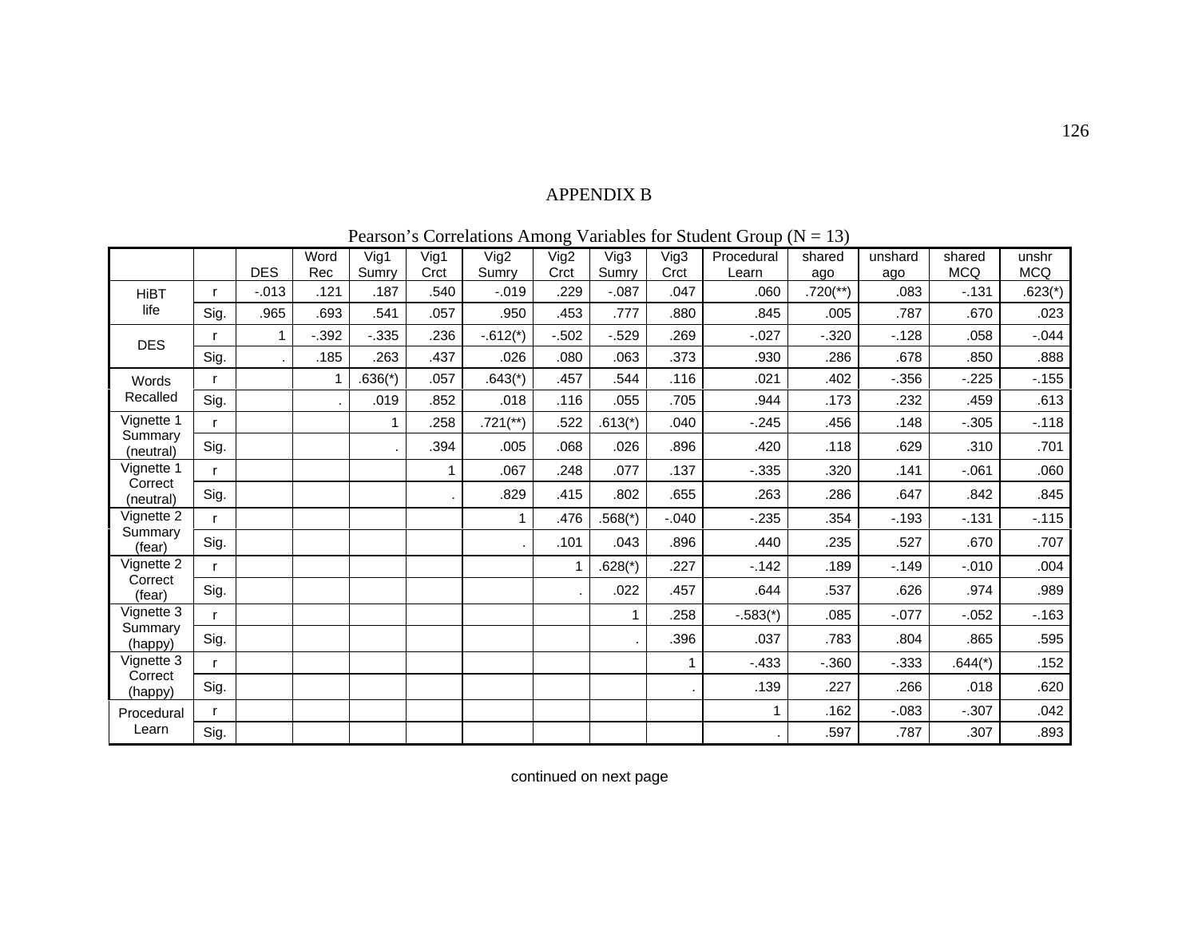# APPENDIX B

Pearson's Correlations Among Variables for Student Group (N = 13)

| | | DES | Word Rec | Vig1 Sumry | Vig1 Crct | Vig2 Sumry | Vig2 Crct | Vig3 Sumry | Vig3 Crct | Procedural Learn | shared ago | unshard ago | shared MCQ | unshr MCQ |
|---|---|---|---|---|---|---|---|---|---|---|---|---|---|---|
| HiBT life | r | -.013 | .121 | .187 | .540 | -.019 | .229 | -.087 | .047 | .060 | .720(**) | .083 | -.131 | .623(*) |
| | Sig. | .965 | .693 | .541 | .057 | .950 | .453 | .777 | .880 | .845 | .005 | .787 | .670 | .023 |
| DES | r | 1 | -.392 | -.335 | .236 | -.612(*) | -.502 | -.529 | .269 | -.027 | -.320 | -.128 | .058 | -.044 |
| | Sig. | . | .185 | .263 | .437 | .026 | .080 | .063 | .373 | .930 | .286 | .678 | .850 | .888 |
| Words Recalled | r | | 1 | .636(*) | .057 | .643(*) | .457 | .544 | .116 | .021 | .402 | -.356 | -.225 | -.155 |
| | Sig. | | . | .019 | .852 | .018 | .116 | .055 | .705 | .944 | .173 | .232 | .459 | .613 |
| Vignette 1 Summary (neutral) | r | | | 1 | .258 | .721(**) | .522 | .613(*) | .040 | -.245 | .456 | .148 | -.305 | -.118 |
| | Sig. | | | . | .394 | .005 | .068 | .026 | .896 | .420 | .118 | .629 | .310 | .701 |
| Vignette 1 Correct (neutral) | r | | | | 1 | .067 | .248 | .077 | .137 | -.335 | .320 | .141 | -.061 | .060 |
| | Sig. | | | | . | .829 | .415 | .802 | .655 | .263 | .286 | .647 | .842 | .845 |
| Vignette 2 Summary (fear) | r | | | | | 1 | .476 | .568(*) | -.040 | -.235 | .354 | -.193 | -.131 | -.115 |
| | Sig. | | | | | . | .101 | .043 | .896 | .440 | .235 | .527 | .670 | .707 |
| Vignette 2 Correct (fear) | r | | | | | | 1 | .628(*) | .227 | -.142 | .189 | -.149 | -.010 | .004 |
| | Sig. | | | | | | . | .022 | .457 | .644 | .537 | .626 | .974 | .989 |
| Vignette 3 Summary (happy) | r | | | | | | | 1 | .258 | -.583(*) | .085 | -.077 | -.052 | -.163 |
| | Sig. | | | | | | | . | .396 | .037 | .783 | .804 | .865 | .595 |
| Vignette 3 Correct (happy) | r | | | | | | | | 1 | -.433 | -.360 | -.333 | .644(*) | .152 |
| | Sig. | | | | | | | | . | .139 | .227 | .266 | .018 | .620 |
| Procedural Learn | r | | | | | | | | | 1 | .162 | -.083 | -.307 | .042 |
| | Sig. | | | | | | | | | . | .597 | .787 | .307 | .893 |

continued on next page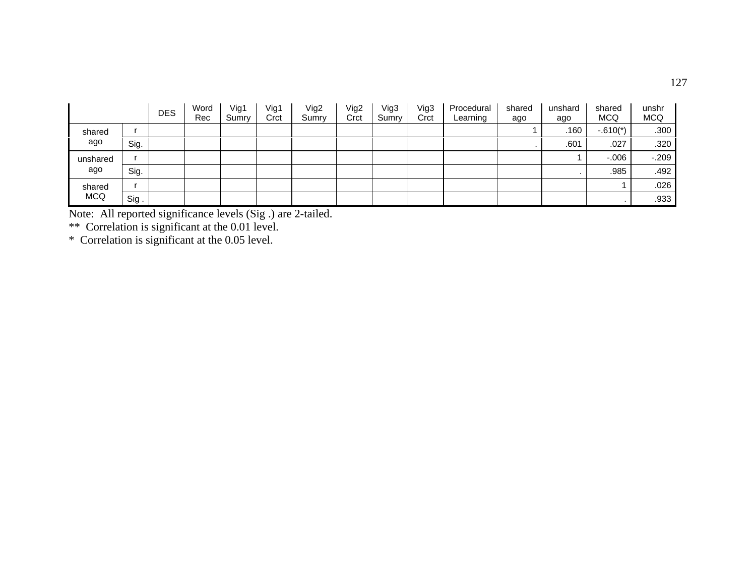| | | DES | Word Rec | Vig1 Sumry | Vig1 Crct | Vig2 Sumry | Vig2 Crct | Vig3 Sumry | Vig3 Crct | Procedural Learning | shared ago | unshard ago | shared MCQ | unshr MCQ |
|---|---|---|---|---|---|---|---|---|---|---|---|---|---|---|
| shared ago | r | | | | | | | | | | 1 | .160 | -.610(*) | .300 |
| | Sig. | | | | | | | | | | . | .601 | .027 | .320 |
| unshared ago | r | | | | | | | | | | | 1 | -.006 | -.209 |
| | Sig. | | | | | | | | | | | . | .985 | .492 |
| shared MCQ | r | | | | | | | | | | | | 1 | .026 |
| | Sig . | | | | | | | | | | | | . | .933 |

Note: All reported significance levels (Sig .) are 2-tailed.

** Correlation is significant at the 0.01 level.

* Correlation is significant at the 0.05 level.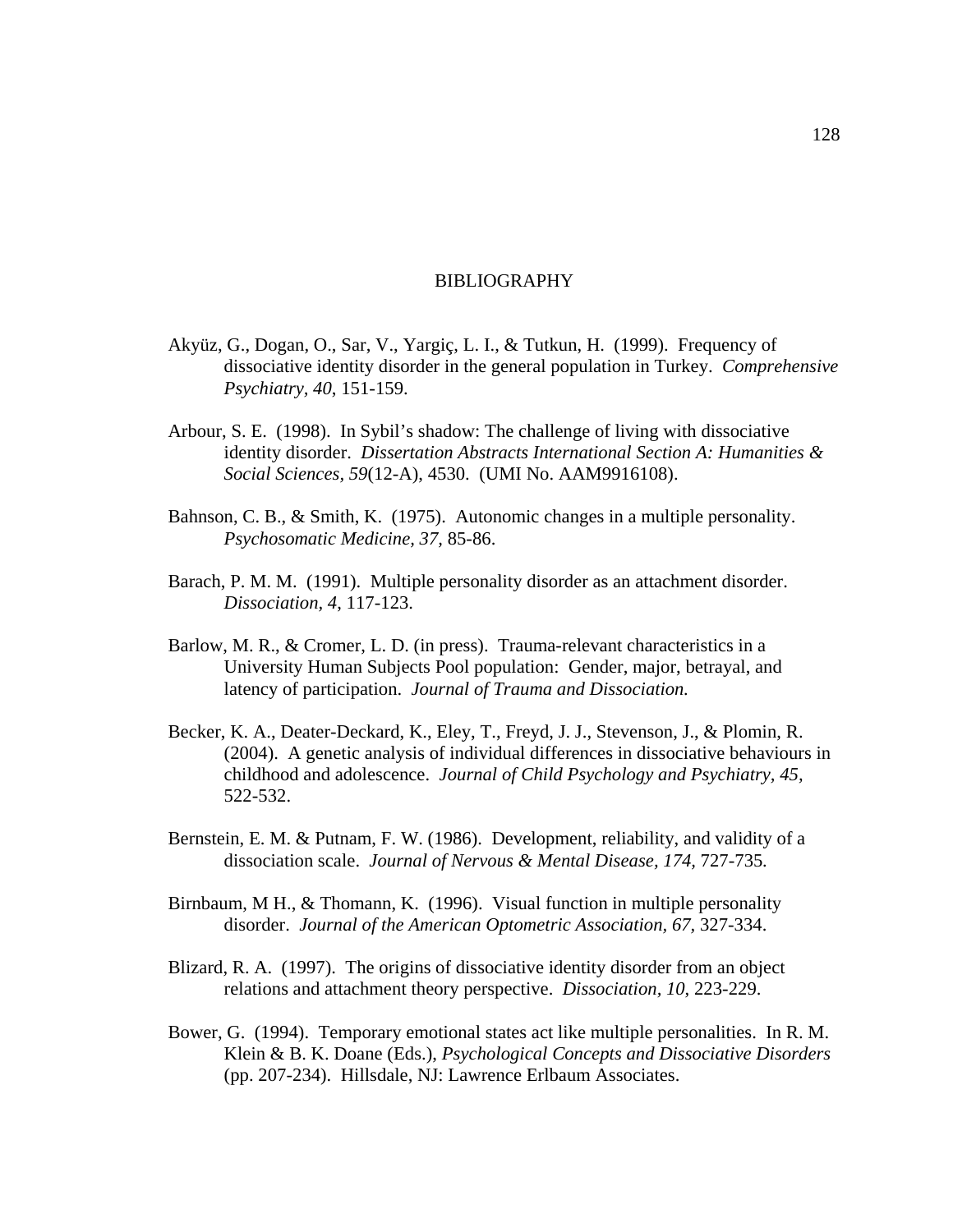# BIBLIOGRAPHY

Akyüz, G., Dogan, O., Sar, V., Yargiç, L. I., & Tutkun, H. (1999). Frequency of dissociative identity disorder in the general population in Turkey. *Comprehensive Psychiatry, 40*, 151-159.

Arbour, S. E. (1998). In Sybil's shadow: The challenge of living with dissociative identity disorder. *Dissertation Abstracts International Section A: Humanities & Social Sciences, 59*(12-A), 4530. (UMI No. AAM9916108).

Bahnson, C. B., & Smith, K. (1975). Autonomic changes in a multiple personality. *Psychosomatic Medicine, 37,* 85-86.

Barach, P. M. M. (1991). Multiple personality disorder as an attachment disorder. *Dissociation*, *4*, 117-123.

Barlow, M. R., & Cromer, L. D. (in press). Trauma-relevant characteristics in a University Human Subjects Pool population: Gender, major, betrayal, and latency of participation. *Journal of Trauma and Dissociation.*

Becker, K. A., Deater-Deckard, K., Eley, T., Freyd, J. J., Stevenson, J., & Plomin, R. (2004). A genetic analysis of individual differences in dissociative behaviours in childhood and adolescence. *Journal of Child Psychology and Psychiatry*, *45,* 522-532.

Bernstein, E. M. & Putnam, F. W. (1986). Development, reliability, and validity of a dissociation scale. *Journal of Nervous & Mental Disease, 174,* 727-735.

Birnbaum, M H., & Thomann, K. (1996). Visual function in multiple personality disorder. *Journal of the American Optometric Association, 67,* 327-334.

Blizard, R. A. (1997). The origins of dissociative identity disorder from an object relations and attachment theory perspective. *Dissociation, 10*, 223-229.

Bower, G. (1994). Temporary emotional states act like multiple personalities. In R. M. Klein & B. K. Doane (Eds.), *Psychological Concepts and Dissociative Disorders* (pp. 207-234). Hillsdale, NJ: Lawrence Erlbaum Associates.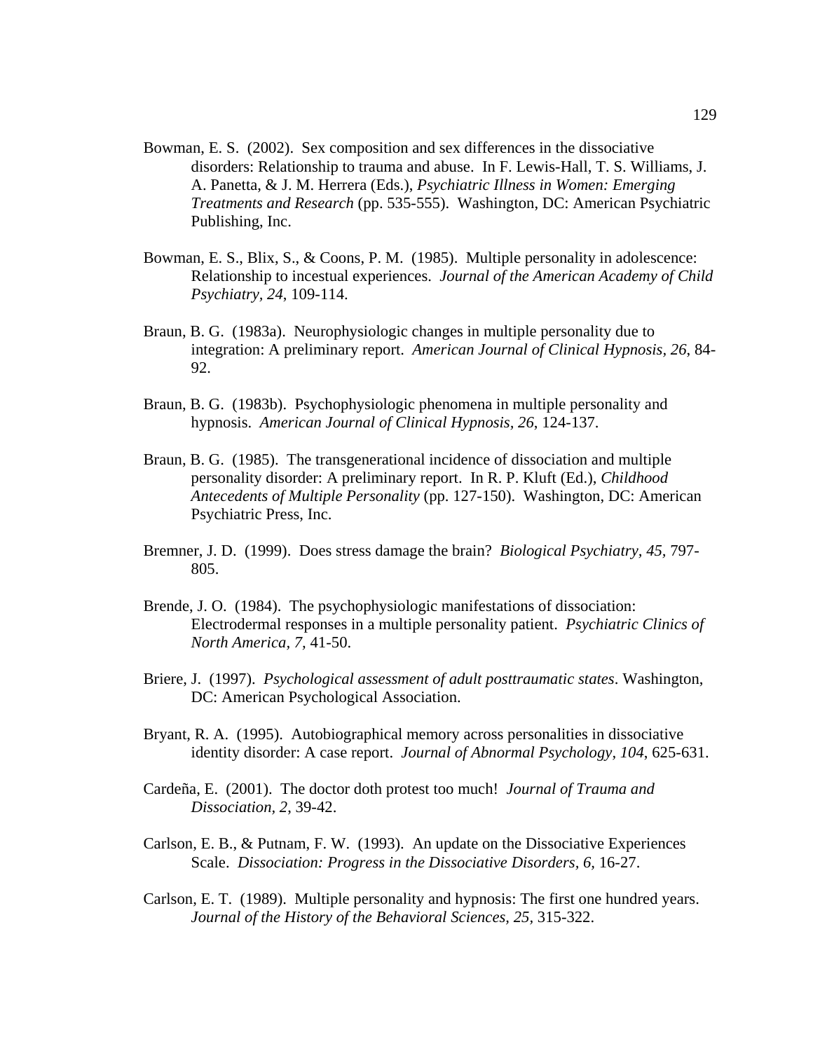Bowman, E. S. (2002). Sex composition and sex differences in the dissociative disorders: Relationship to trauma and abuse. In F. Lewis-Hall, T. S. Williams, J. A. Panetta, & J. M. Herrera (Eds.), *Psychiatric Illness in Women: Emerging Treatments and Research* (pp. 535-555). Washington, DC: American Psychiatric Publishing, Inc.

Bowman, E. S., Blix, S., & Coons, P. M. (1985). Multiple personality in adolescence: Relationship to incestual experiences. *Journal of the American Academy of Child Psychiatry, 24*, 109-114.

Braun, B. G. (1983a). Neurophysiologic changes in multiple personality due to integration: A preliminary report. *American Journal of Clinical Hypnosis, 26*, 84-92.

Braun, B. G. (1983b). Psychophysiologic phenomena in multiple personality and hypnosis. *American Journal of Clinical Hypnosis, 26*, 124-137.

Braun, B. G. (1985). The transgenerational incidence of dissociation and multiple personality disorder: A preliminary report. In R. P. Kluft (Ed.), *Childhood Antecedents of Multiple Personality* (pp. 127-150). Washington, DC: American Psychiatric Press, Inc.

Bremner, J. D. (1999). Does stress damage the brain? *Biological Psychiatry, 45*, 797-805.

Brende, J. O. (1984). The psychophysiologic manifestations of dissociation: Electrodermal responses in a multiple personality patient. *Psychiatric Clinics of North America, 7*, 41-50.

Briere, J. (1997). *Psychological assessment of adult posttraumatic states*. Washington, DC: American Psychological Association.

Bryant, R. A. (1995). Autobiographical memory across personalities in dissociative identity disorder: A case report. *Journal of Abnormal Psychology, 104*, 625-631.

Cardeña, E. (2001). The doctor doth protest too much! *Journal of Trauma and Dissociation, 2*, 39-42.

Carlson, E. B., & Putnam, F. W. (1993). An update on the Dissociative Experiences Scale. *Dissociation: Progress in the Dissociative Disorders, 6*, 16-27.

Carlson, E. T. (1989). Multiple personality and hypnosis: The first one hundred years. *Journal of the History of the Behavioral Sciences, 25*, 315-322.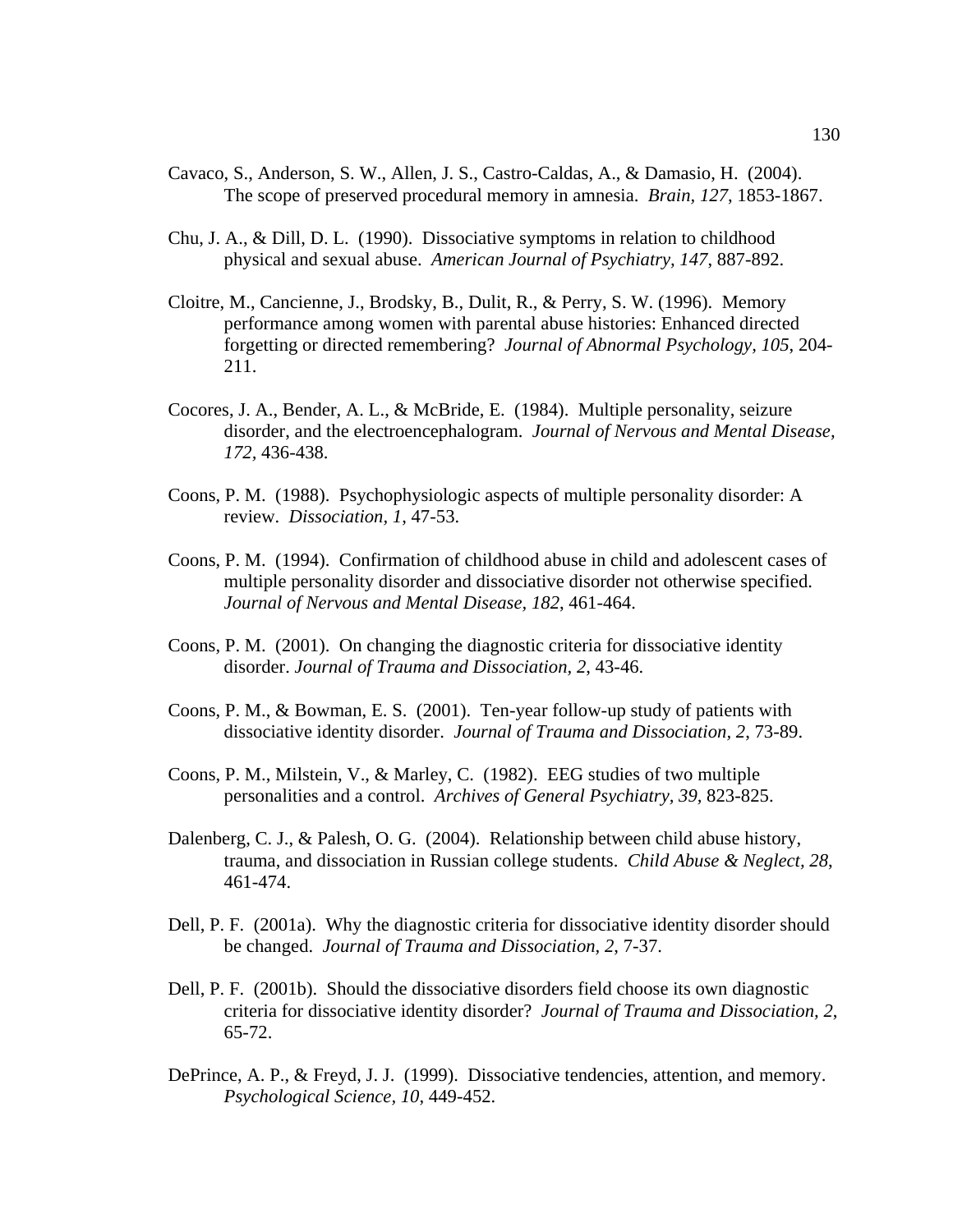Cavaco, S., Anderson, S. W., Allen, J. S., Castro-Caldas, A., & Damasio, H. (2004). The scope of preserved procedural memory in amnesia. *Brain, 127*, 1853-1867.

Chu, J. A., & Dill, D. L. (1990). Dissociative symptoms in relation to childhood physical and sexual abuse. *American Journal of Psychiatry, 147*, 887-892.

Cloitre, M., Cancienne, J., Brodsky, B., Dulit, R., & Perry, S. W. (1996). Memory performance among women with parental abuse histories: Enhanced directed forgetting or directed remembering? *Journal of Abnormal Psychology, 105*, 204-211.

Cocores, J. A., Bender, A. L., & McBride, E. (1984). Multiple personality, seizure disorder, and the electroencephalogram. *Journal of Nervous and Mental Disease, 172*, 436-438.

Coons, P. M. (1988). Psychophysiologic aspects of multiple personality disorder: A review. *Dissociation, 1*, 47-53.

Coons, P. M. (1994). Confirmation of childhood abuse in child and adolescent cases of multiple personality disorder and dissociative disorder not otherwise specified. *Journal of Nervous and Mental Disease, 182*, 461-464.

Coons, P. M. (2001). On changing the diagnostic criteria for dissociative identity disorder. *Journal of Trauma and Dissociation, 2*, 43-46.

Coons, P. M., & Bowman, E. S. (2001). Ten-year follow-up study of patients with dissociative identity disorder. *Journal of Trauma and Dissociation, 2*, 73-89.

Coons, P. M., Milstein, V., & Marley, C. (1982). EEG studies of two multiple personalities and a control. *Archives of General Psychiatry, 39*, 823-825.

Dalenberg, C. J., & Palesh, O. G. (2004). Relationship between child abuse history, trauma, and dissociation in Russian college students. *Child Abuse & Neglect, 28*, 461-474.

Dell, P. F. (2001a). Why the diagnostic criteria for dissociative identity disorder should be changed. *Journal of Trauma and Dissociation, 2*, 7-37.

Dell, P. F. (2001b). Should the dissociative disorders field choose its own diagnostic criteria for dissociative identity disorder? *Journal of Trauma and Dissociation, 2*, 65-72.

DePrince, A. P., & Freyd, J. J. (1999). Dissociative tendencies, attention, and memory. *Psychological Science, 10*, 449-452.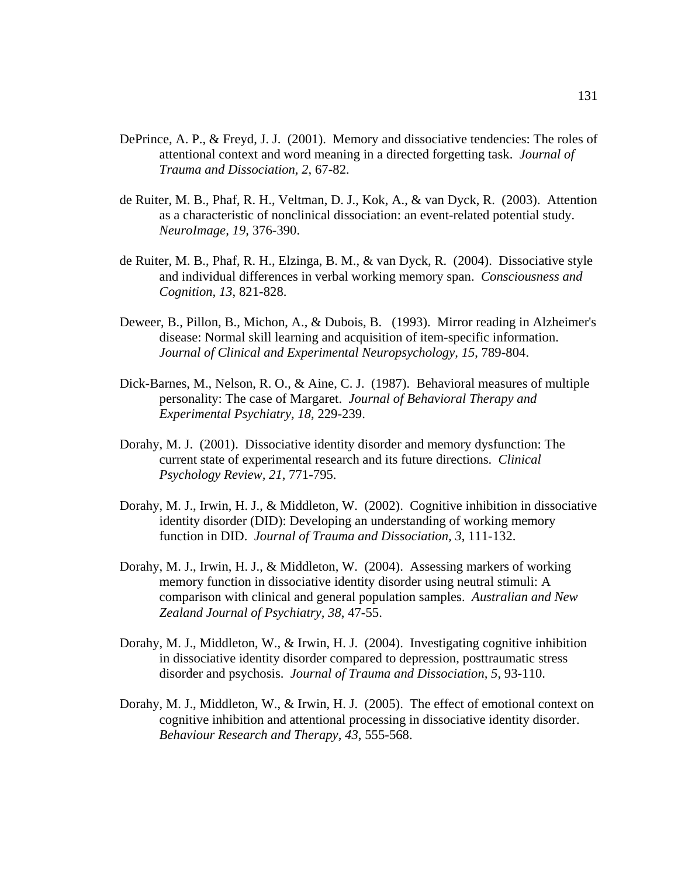DePrince, A. P., & Freyd, J. J.  (2001).  Memory and dissociative tendencies: The roles of attentional context and word meaning in a directed forgetting task.  *Journal of Trauma and Dissociation, 2,* 67-82.

de Ruiter, M. B., Phaf, R. H., Veltman, D. J., Kok, A., & van Dyck, R.  (2003).  Attention as a characteristic of nonclinical dissociation: an event-related potential study.  *NeuroImage, 19,* 376-390.

de Ruiter, M. B., Phaf, R. H., Elzinga, B. M., & van Dyck, R.  (2004).  Dissociative style and individual differences in verbal working memory span.  *Consciousness and Cognition, 13*, 821-828.

Deweer, B., Pillon, B., Michon, A., & Dubois, B.   (1993).  Mirror reading in Alzheimer's disease: Normal skill learning and acquisition of item-specific information.  *Journal of Clinical and Experimental Neuropsychology, 15*, 789-804.

Dick-Barnes, M., Nelson, R. O., & Aine, C. J.  (1987).  Behavioral measures of multiple personality: The case of Margaret.  *Journal of Behavioral Therapy and Experimental Psychiatry, 18,* 229-239.

Dorahy, M. J.  (2001).  Dissociative identity disorder and memory dysfunction: The current state of experimental research and its future directions.  *Clinical Psychology Review, 21*, 771-795.

Dorahy, M. J., Irwin, H. J., & Middleton, W.  (2002).  Cognitive inhibition in dissociative identity disorder (DID): Developing an understanding of working memory function in DID.  *Journal of Trauma and Dissociation, 3,* 111-132.

Dorahy, M. J., Irwin, H. J., & Middleton, W.  (2004).  Assessing markers of working memory function in dissociative identity disorder using neutral stimuli: A comparison with clinical and general population samples.  *Australian and New Zealand Journal of Psychiatry, 38*, 47-55.

Dorahy, M. J., Middleton, W., & Irwin, H. J.  (2004).  Investigating cognitive inhibition in dissociative identity disorder compared to depression, posttraumatic stress disorder and psychosis.  *Journal of Trauma and Dissociation, 5,* 93-110.

Dorahy, M. J., Middleton, W., & Irwin, H. J.  (2005).  The effect of emotional context on cognitive inhibition and attentional processing in dissociative identity disorder.  *Behaviour Research and Therapy, 43*, 555-568.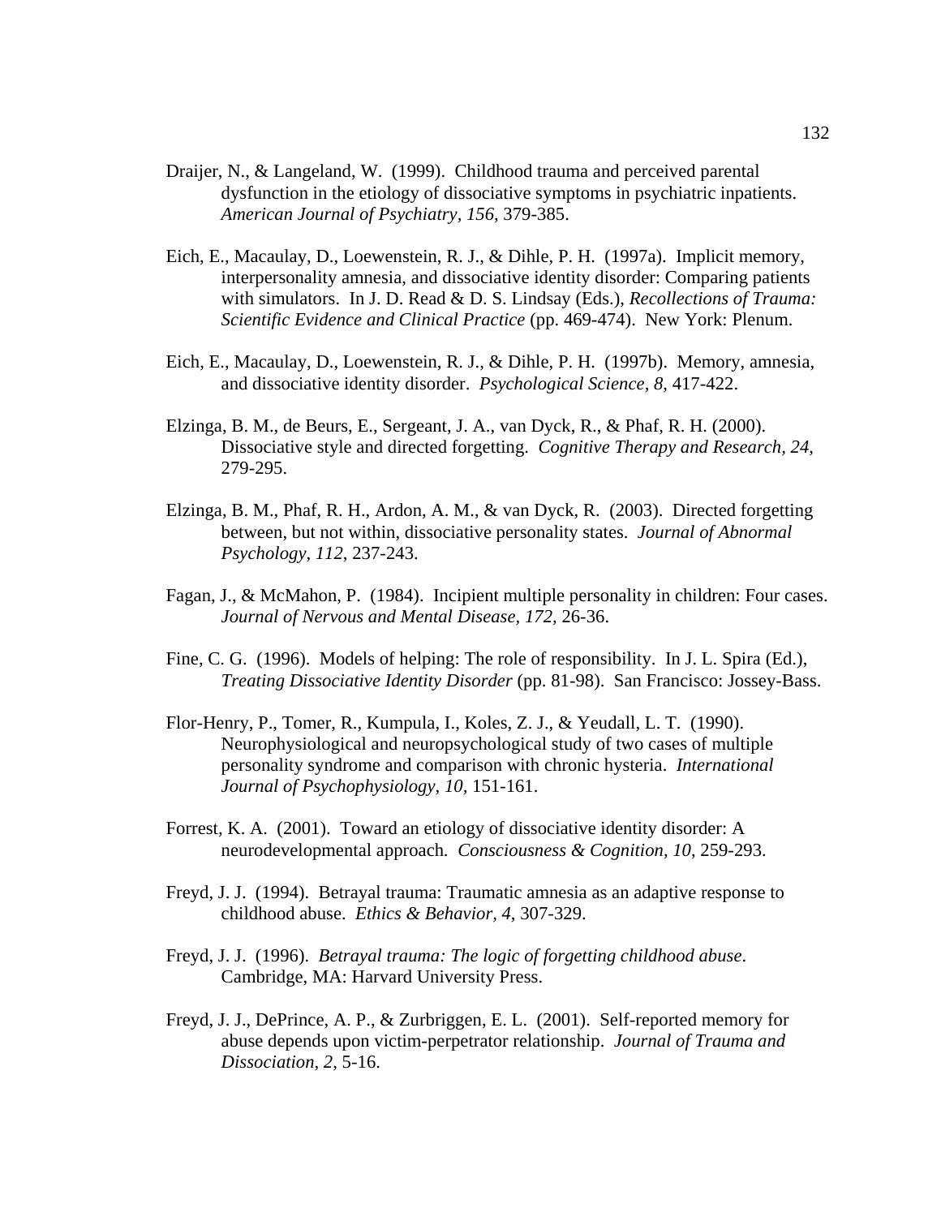Draijer, N., & Langeland, W. (1999). Childhood trauma and perceived parental dysfunction in the etiology of dissociative symptoms in psychiatric inpatients. *American Journal of Psychiatry, 156*, 379-385.

Eich, E., Macaulay, D., Loewenstein, R. J., & Dihle, P. H. (1997a). Implicit memory, interpersonality amnesia, and dissociative identity disorder: Comparing patients with simulators. In J. D. Read & D. S. Lindsay (Eds.), *Recollections of Trauma: Scientific Evidence and Clinical Practice* (pp. 469-474). New York: Plenum.

Eich, E., Macaulay, D., Loewenstein, R. J., & Dihle, P. H. (1997b). Memory, amnesia, and dissociative identity disorder. *Psychological Science, 8*, 417-422.

Elzinga, B. M., de Beurs, E., Sergeant, J. A., van Dyck, R., & Phaf, R. H. (2000). Dissociative style and directed forgetting. *Cognitive Therapy and Research, 24*, 279-295.

Elzinga, B. M., Phaf, R. H., Ardon, A. M., & van Dyck, R. (2003). Directed forgetting between, but not within, dissociative personality states. *Journal of Abnormal Psychology, 112*, 237-243.

Fagan, J., & McMahon, P. (1984). Incipient multiple personality in children: Four cases. *Journal of Nervous and Mental Disease, 172*, 26-36.

Fine, C. G. (1996). Models of helping: The role of responsibility. In J. L. Spira (Ed.), *Treating Dissociative Identity Disorder* (pp. 81-98). San Francisco: Jossey-Bass.

Flor-Henry, P., Tomer, R., Kumpula, I., Koles, Z. J., & Yeudall, L. T. (1990). Neurophysiological and neuropsychological study of two cases of multiple personality syndrome and comparison with chronic hysteria. *International Journal of Psychophysiology, 10*, 151-161.

Forrest, K. A. (2001). Toward an etiology of dissociative identity disorder: A neurodevelopmental approach. *Consciousness & Cognition, 10*, 259-293.

Freyd, J. J. (1994). Betrayal trauma: Traumatic amnesia as an adaptive response to childhood abuse. *Ethics & Behavior, 4*, 307-329.

Freyd, J. J. (1996). *Betrayal trauma: The logic of forgetting childhood abuse*. Cambridge, MA: Harvard University Press.

Freyd, J. J., DePrince, A. P., & Zurbriggen, E. L. (2001). Self-reported memory for abuse depends upon victim-perpetrator relationship. *Journal of Trauma and Dissociation, 2*, 5-16.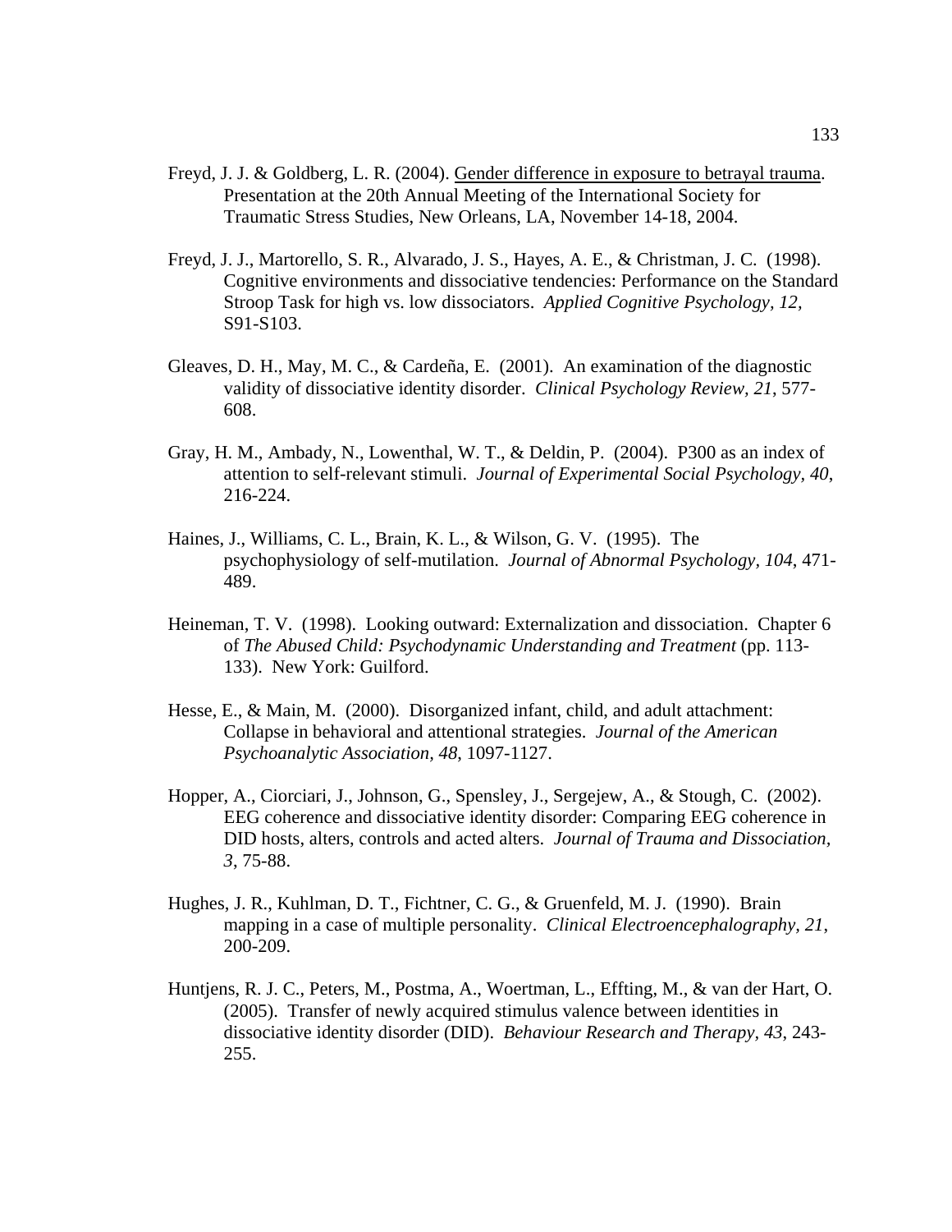Freyd, J. J. & Goldberg, L. R. (2004). Gender difference in exposure to betrayal trauma. Presentation at the 20th Annual Meeting of the International Society for Traumatic Stress Studies, New Orleans, LA, November 14-18, 2004.

Freyd, J. J., Martorello, S. R., Alvarado, J. S., Hayes, A. E., & Christman, J. C. (1998). Cognitive environments and dissociative tendencies: Performance on the Standard Stroop Task for high vs. low dissociators. *Applied Cognitive Psychology, 12,* S91-S103.

Gleaves, D. H., May, M. C., & Cardeña, E. (2001). An examination of the diagnostic validity of dissociative identity disorder. *Clinical Psychology Review, 21*, 577-608.

Gray, H. M., Ambady, N., Lowenthal, W. T., & Deldin, P. (2004). P300 as an index of attention to self-relevant stimuli. *Journal of Experimental Social Psychology, 40*, 216-224.

Haines, J., Williams, C. L., Brain, K. L., & Wilson, G. V. (1995). The psychophysiology of self-mutilation. *Journal of Abnormal Psychology, 104*, 471-489.

Heineman, T. V. (1998). Looking outward: Externalization and dissociation. Chapter 6 of *The Abused Child: Psychodynamic Understanding and Treatment* (pp. 113-133). New York: Guilford.

Hesse, E., & Main, M. (2000). Disorganized infant, child, and adult attachment: Collapse in behavioral and attentional strategies. *Journal of the American Psychoanalytic Association, 48*, 1097-1127.

Hopper, A., Ciorciari, J., Johnson, G., Spensley, J., Sergejew, A., & Stough, C. (2002). EEG coherence and dissociative identity disorder: Comparing EEG coherence in DID hosts, alters, controls and acted alters. *Journal of Trauma and Dissociation, 3*, 75-88.

Hughes, J. R., Kuhlman, D. T., Fichtner, C. G., & Gruenfeld, M. J. (1990). Brain mapping in a case of multiple personality. *Clinical Electroencephalography, 21*, 200-209.

Huntjens, R. J. C., Peters, M., Postma, A., Woertman, L., Effting, M., & van der Hart, O. (2005). Transfer of newly acquired stimulus valence between identities in dissociative identity disorder (DID). *Behaviour Research and Therapy, 43*, 243-255.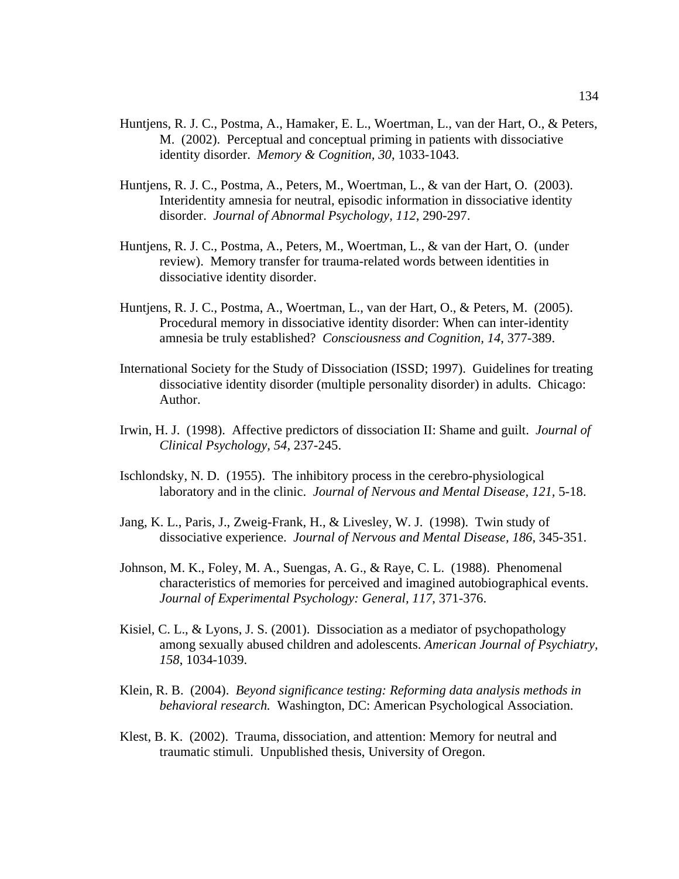Huntjens, R. J. C., Postma, A., Hamaker, E. L., Woertman, L., van der Hart, O., & Peters, M. (2002). Perceptual and conceptual priming in patients with dissociative identity disorder. *Memory & Cognition, 30*, 1033-1043.

Huntjens, R. J. C., Postma, A., Peters, M., Woertman, L., & van der Hart, O. (2003). Interidentity amnesia for neutral, episodic information in dissociative identity disorder. *Journal of Abnormal Psychology, 112*, 290-297.

Huntjens, R. J. C., Postma, A., Peters, M., Woertman, L., & van der Hart, O. (under review). Memory transfer for trauma-related words between identities in dissociative identity disorder.

Huntjens, R. J. C., Postma, A., Woertman, L., van der Hart, O., & Peters, M. (2005). Procedural memory in dissociative identity disorder: When can inter-identity amnesia be truly established? *Consciousness and Cognition, 14*, 377-389.

International Society for the Study of Dissociation (ISSD; 1997). Guidelines for treating dissociative identity disorder (multiple personality disorder) in adults. Chicago: Author.

Irwin, H. J. (1998). Affective predictors of dissociation II: Shame and guilt. *Journal of Clinical Psychology, 54*, 237-245.

Ischlondsky, N. D. (1955). The inhibitory process in the cerebro-physiological laboratory and in the clinic. *Journal of Nervous and Mental Disease, 121*, 5-18.

Jang, K. L., Paris, J., Zweig-Frank, H., & Livesley, W. J. (1998). Twin study of dissociative experience. *Journal of Nervous and Mental Disease, 186*, 345-351.

Johnson, M. K., Foley, M. A., Suengas, A. G., & Raye, C. L. (1988). Phenomenal characteristics of memories for perceived and imagined autobiographical events. *Journal of Experimental Psychology: General, 117*, 371-376.

Kisiel, C. L., & Lyons, J. S. (2001). Dissociation as a mediator of psychopathology among sexually abused children and adolescents. *American Journal of Psychiatry, 158*, 1034-1039.

Klein, R. B. (2004). *Beyond significance testing: Reforming data analysis methods in behavioral research.* Washington, DC: American Psychological Association.

Klest, B. K. (2002). Trauma, dissociation, and attention: Memory for neutral and traumatic stimuli. Unpublished thesis, University of Oregon.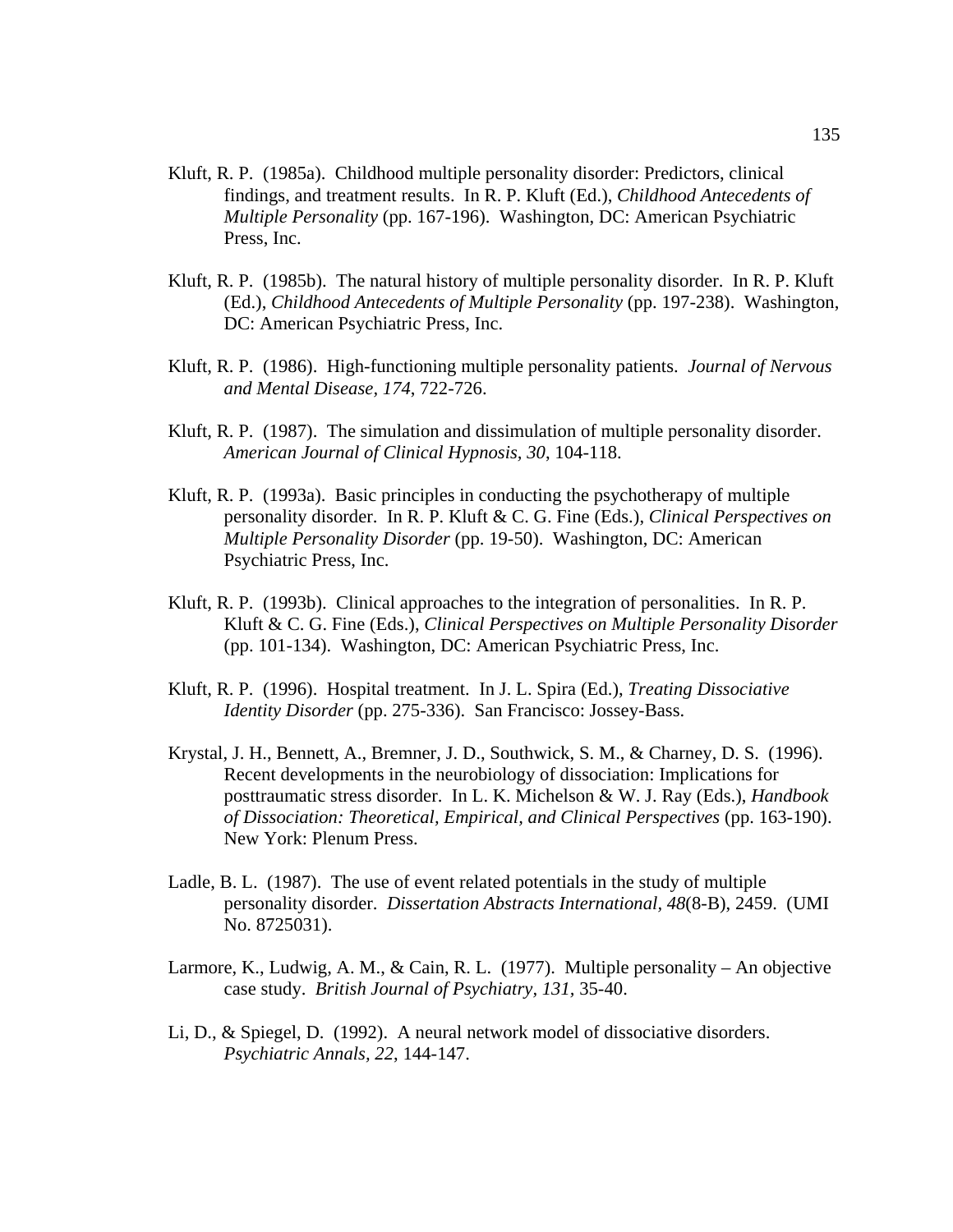Kluft, R. P. (1985a). Childhood multiple personality disorder: Predictors, clinical findings, and treatment results. In R. P. Kluft (Ed.), *Childhood Antecedents of Multiple Personality* (pp. 167-196). Washington, DC: American Psychiatric Press, Inc.

Kluft, R. P. (1985b). The natural history of multiple personality disorder. In R. P. Kluft (Ed.), *Childhood Antecedents of Multiple Personality* (pp. 197-238). Washington, DC: American Psychiatric Press, Inc.

Kluft, R. P. (1986). High-functioning multiple personality patients. *Journal of Nervous and Mental Disease, 174*, 722-726.

Kluft, R. P. (1987). The simulation and dissimulation of multiple personality disorder. *American Journal of Clinical Hypnosis, 30*, 104-118.

Kluft, R. P. (1993a). Basic principles in conducting the psychotherapy of multiple personality disorder. In R. P. Kluft & C. G. Fine (Eds.), *Clinical Perspectives on Multiple Personality Disorder* (pp. 19-50). Washington, DC: American Psychiatric Press, Inc.

Kluft, R. P. (1993b). Clinical approaches to the integration of personalities. In R. P. Kluft & C. G. Fine (Eds.), *Clinical Perspectives on Multiple Personality Disorder* (pp. 101-134). Washington, DC: American Psychiatric Press, Inc.

Kluft, R. P. (1996). Hospital treatment. In J. L. Spira (Ed.), *Treating Dissociative Identity Disorder* (pp. 275-336). San Francisco: Jossey-Bass.

Krystal, J. H., Bennett, A., Bremner, J. D., Southwick, S. M., & Charney, D. S. (1996). Recent developments in the neurobiology of dissociation: Implications for posttraumatic stress disorder. In L. K. Michelson & W. J. Ray (Eds.), *Handbook of Dissociation: Theoretical, Empirical, and Clinical Perspectives* (pp. 163-190). New York: Plenum Press.

Ladle, B. L. (1987). The use of event related potentials in the study of multiple personality disorder. *Dissertation Abstracts International, 48*(8-B), 2459. (UMI No. 8725031).

Larmore, K., Ludwig, A. M., & Cain, R. L. (1977). Multiple personality – An objective case study. *British Journal of Psychiatry, 131*, 35-40.

Li, D., & Spiegel, D. (1992). A neural network model of dissociative disorders. *Psychiatric Annals, 22*, 144-147.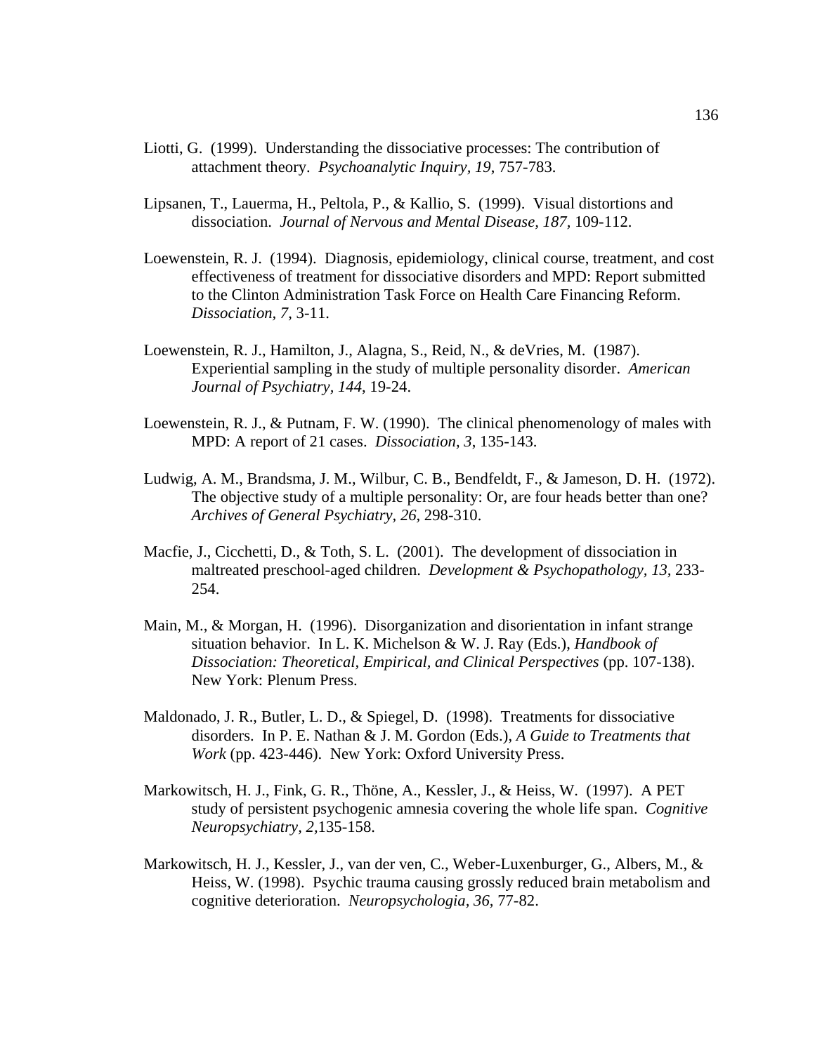Liotti, G. (1999). Understanding the dissociative processes: The contribution of attachment theory. *Psychoanalytic Inquiry, 19*, 757-783.

Lipsanen, T., Lauerma, H., Peltola, P., & Kallio, S. (1999). Visual distortions and dissociation. *Journal of Nervous and Mental Disease, 187*, 109-112.

Loewenstein, R. J. (1994). Diagnosis, epidemiology, clinical course, treatment, and cost effectiveness of treatment for dissociative disorders and MPD: Report submitted to the Clinton Administration Task Force on Health Care Financing Reform. *Dissociation, 7*, 3-11.

Loewenstein, R. J., Hamilton, J., Alagna, S., Reid, N., & deVries, M. (1987). Experiential sampling in the study of multiple personality disorder. *American Journal of Psychiatry, 144*, 19-24.

Loewenstein, R. J., & Putnam, F. W. (1990). The clinical phenomenology of males with MPD: A report of 21 cases. *Dissociation, 3*, 135-143.

Ludwig, A. M., Brandsma, J. M., Wilbur, C. B., Bendfeldt, F., & Jameson, D. H. (1972). The objective study of a multiple personality: Or, are four heads better than one? *Archives of General Psychiatry, 26*, 298-310.

Macfie, J., Cicchetti, D., & Toth, S. L. (2001). The development of dissociation in maltreated preschool-aged children. *Development & Psychopathology, 13*, 233-254.

Main, M., & Morgan, H. (1996). Disorganization and disorientation in infant strange situation behavior. In L. K. Michelson & W. J. Ray (Eds.), *Handbook of Dissociation: Theoretical, Empirical, and Clinical Perspectives* (pp. 107-138). New York: Plenum Press.

Maldonado, J. R., Butler, L. D., & Spiegel, D. (1998). Treatments for dissociative disorders. In P. E. Nathan & J. M. Gordon (Eds.), *A Guide to Treatments that Work* (pp. 423-446). New York: Oxford University Press.

Markowitsch, H. J., Fink, G. R., Thöne, A., Kessler, J., & Heiss, W. (1997). A PET study of persistent psychogenic amnesia covering the whole life span. *Cognitive Neuropsychiatry, 2*,135-158.

Markowitsch, H. J., Kessler, J., van der ven, C., Weber-Luxenburger, G., Albers, M., & Heiss, W. (1998). Psychic trauma causing grossly reduced brain metabolism and cognitive deterioration. *Neuropsychologia, 36*, 77-82.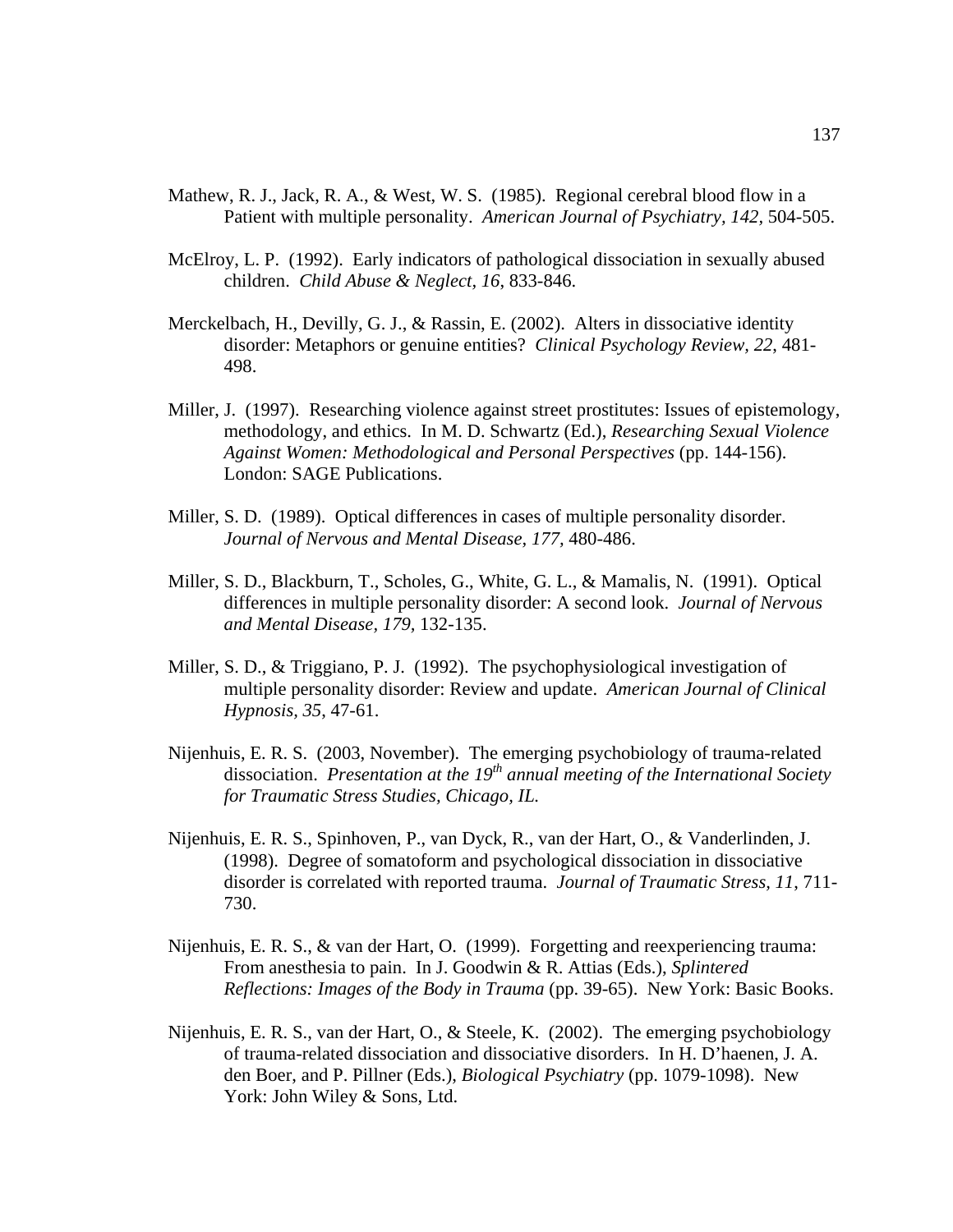Mathew, R. J., Jack, R. A., & West, W. S. (1985). Regional cerebral blood flow in a Patient with multiple personality. *American Journal of Psychiatry, 142*, 504-505.

McElroy, L. P. (1992). Early indicators of pathological dissociation in sexually abused children. *Child Abuse & Neglect, 16*, 833-846.

Merckelbach, H., Devilly, G. J., & Rassin, E. (2002). Alters in dissociative identity disorder: Metaphors or genuine entities? *Clinical Psychology Review, 22*, 481-498.

Miller, J. (1997). Researching violence against street prostitutes: Issues of epistemology, methodology, and ethics. In M. D. Schwartz (Ed.), *Researching Sexual Violence Against Women: Methodological and Personal Perspectives* (pp. 144-156). London: SAGE Publications.

Miller, S. D. (1989). Optical differences in cases of multiple personality disorder. *Journal of Nervous and Mental Disease, 177*, 480-486.

Miller, S. D., Blackburn, T., Scholes, G., White, G. L., & Mamalis, N. (1991). Optical differences in multiple personality disorder: A second look. *Journal of Nervous and Mental Disease, 179*, 132-135.

Miller, S. D., & Triggiano, P. J. (1992). The psychophysiological investigation of multiple personality disorder: Review and update. *American Journal of Clinical Hypnosis, 35*, 47-61.

Nijenhuis, E. R. S. (2003, November). The emerging psychobiology of trauma-related dissociation. *Presentation at the 19th annual meeting of the International Society for Traumatic Stress Studies, Chicago, IL.*

Nijenhuis, E. R. S., Spinhoven, P., van Dyck, R., van der Hart, O., & Vanderlinden, J. (1998). Degree of somatoform and psychological dissociation in dissociative disorder is correlated with reported trauma. *Journal of Traumatic Stress, 11*, 711-730.

Nijenhuis, E. R. S., & van der Hart, O. (1999). Forgetting and reexperiencing trauma: From anesthesia to pain. In J. Goodwin & R. Attias (Eds.), *Splintered Reflections: Images of the Body in Trauma* (pp. 39-65). New York: Basic Books.

Nijenhuis, E. R. S., van der Hart, O., & Steele, K. (2002). The emerging psychobiology of trauma-related dissociation and dissociative disorders. In H. D'haenen, J. A. den Boer, and P. Pillner (Eds.), *Biological Psychiatry* (pp. 1079-1098). New York: John Wiley & Sons, Ltd.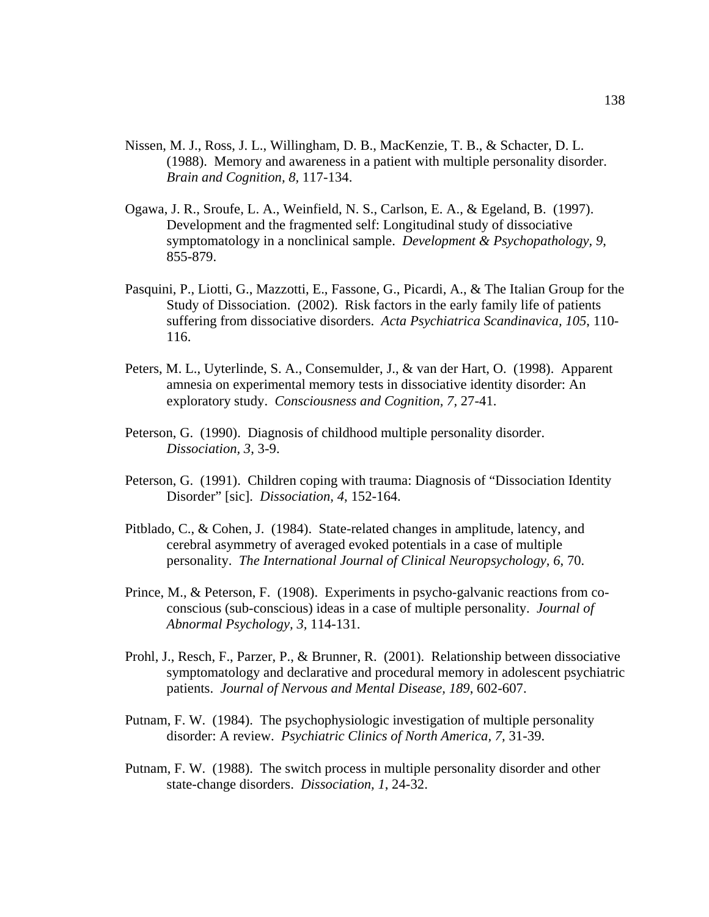Nissen, M. J., Ross, J. L., Willingham, D. B., MacKenzie, T. B., & Schacter, D. L. (1988). Memory and awareness in a patient with multiple personality disorder. *Brain and Cognition, 8,* 117-134.

Ogawa, J. R., Sroufe, L. A., Weinfield, N. S., Carlson, E. A., & Egeland, B. (1997). Development and the fragmented self: Longitudinal study of dissociative symptomatology in a nonclinical sample. *Development & Psychopathology, 9*, 855-879.

Pasquini, P., Liotti, G., Mazzotti, E., Fassone, G., Picardi, A., & The Italian Group for the Study of Dissociation. (2002). Risk factors in the early family life of patients suffering from dissociative disorders. *Acta Psychiatrica Scandinavica, 105,* 110-116.

Peters, M. L., Uyterlinde, S. A., Consemulder, J., & van der Hart, O. (1998). Apparent amnesia on experimental memory tests in dissociative identity disorder: An exploratory study. *Consciousness and Cognition, 7,* 27-41.

Peterson, G. (1990). Diagnosis of childhood multiple personality disorder. *Dissociation, 3*, 3-9.

Peterson, G. (1991). Children coping with trauma: Diagnosis of "Dissociation Identity Disorder" [sic]. *Dissociation, 4*, 152-164.

Pitblado, C., & Cohen, J. (1984). State-related changes in amplitude, latency, and cerebral asymmetry of averaged evoked potentials in a case of multiple personality. *The International Journal of Clinical Neuropsychology, 6*, 70.

Prince, M., & Peterson, F. (1908). Experiments in psycho-galvanic reactions from co-conscious (sub-conscious) ideas in a case of multiple personality. *Journal of Abnormal Psychology, 3,* 114-131.

Prohl, J., Resch, F., Parzer, P., & Brunner, R. (2001). Relationship between dissociative symptomatology and declarative and procedural memory in adolescent psychiatric patients. *Journal of Nervous and Mental Disease, 189*, 602-607.

Putnam, F. W. (1984). The psychophysiologic investigation of multiple personality disorder: A review. *Psychiatric Clinics of North America, 7,* 31-39.

Putnam, F. W. (1988). The switch process in multiple personality disorder and other state-change disorders. *Dissociation, 1*, 24-32.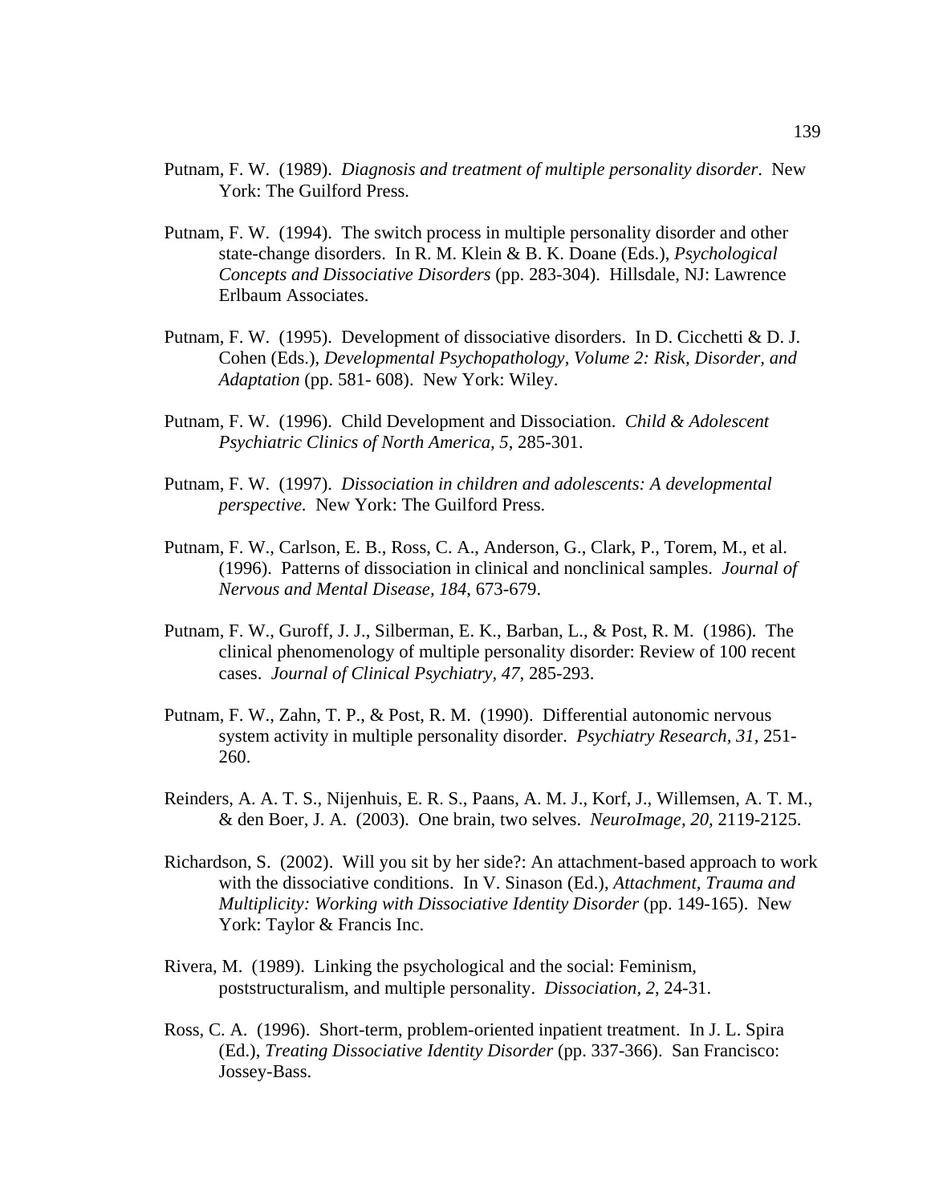Putnam, F. W. (1989). *Diagnosis and treatment of multiple personality disorder*. New York: The Guilford Press.

Putnam, F. W. (1994). The switch process in multiple personality disorder and other state-change disorders. In R. M. Klein & B. K. Doane (Eds.), *Psychological Concepts and Dissociative Disorders* (pp. 283-304). Hillsdale, NJ: Lawrence Erlbaum Associates.

Putnam, F. W. (1995). Development of dissociative disorders. In D. Cicchetti & D. J. Cohen (Eds.), *Developmental Psychopathology, Volume 2: Risk, Disorder, and Adaptation* (pp. 581- 608). New York: Wiley.

Putnam, F. W. (1996). Child Development and Dissociation. *Child & Adolescent Psychiatric Clinics of North America, 5*, 285-301.

Putnam, F. W. (1997). *Dissociation in children and adolescents: A developmental perspective.* New York: The Guilford Press.

Putnam, F. W., Carlson, E. B., Ross, C. A., Anderson, G., Clark, P., Torem, M., et al. (1996). Patterns of dissociation in clinical and nonclinical samples. *Journal of Nervous and Mental Disease, 184,* 673-679.

Putnam, F. W., Guroff, J. J., Silberman, E. K., Barban, L., & Post, R. M. (1986). The clinical phenomenology of multiple personality disorder: Review of 100 recent cases. *Journal of Clinical Psychiatry, 47*, 285-293.

Putnam, F. W., Zahn, T. P., & Post, R. M. (1990). Differential autonomic nervous system activity in multiple personality disorder. *Psychiatry Research, 31,* 251-260.

Reinders, A. A. T. S., Nijenhuis, E. R. S., Paans, A. M. J., Korf, J., Willemsen, A. T. M., & den Boer, J. A. (2003). One brain, two selves. *NeuroImage, 20,* 2119-2125.

Richardson, S. (2002). Will you sit by her side?: An attachment-based approach to work with the dissociative conditions. In V. Sinason (Ed.), *Attachment, Trauma and Multiplicity: Working with Dissociative Identity Disorder* (pp. 149-165). New York: Taylor & Francis Inc.

Rivera, M. (1989). Linking the psychological and the social: Feminism, poststructuralism, and multiple personality. *Dissociation, 2*, 24-31.

Ross, C. A. (1996). Short-term, problem-oriented inpatient treatment. In J. L. Spira (Ed.), *Treating Dissociative Identity Disorder* (pp. 337-366). San Francisco: Jossey-Bass.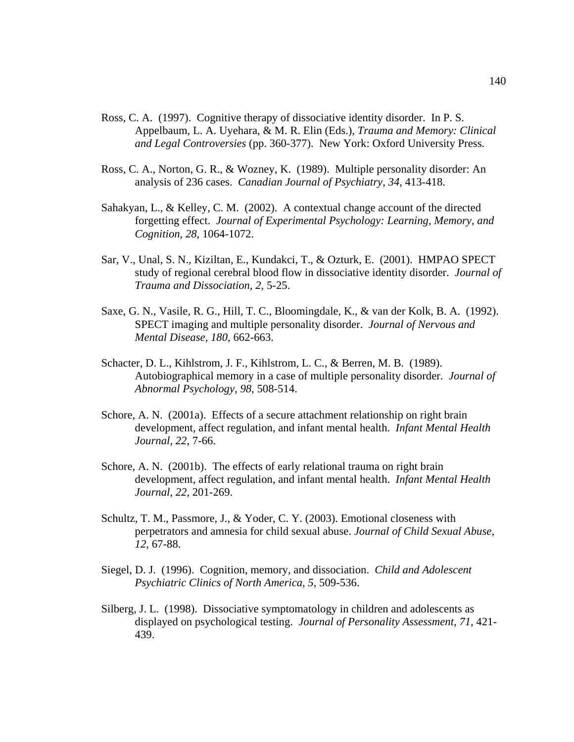Ross, C. A. (1997). Cognitive therapy of dissociative identity disorder. In P. S. Appelbaum, L. A. Uyehara, & M. R. Elin (Eds.), *Trauma and Memory: Clinical and Legal Controversies* (pp. 360-377). New York: Oxford University Press.

Ross, C. A., Norton, G. R., & Wozney, K. (1989). Multiple personality disorder: An analysis of 236 cases. *Canadian Journal of Psychiatry, 34*, 413-418.

Sahakyan, L., & Kelley, C. M. (2002). A contextual change account of the directed forgetting effect. *Journal of Experimental Psychology: Learning, Memory, and Cognition, 28*, 1064-1072.

Sar, V., Unal, S. N., Kiziltan, E., Kundakci, T., & Ozturk, E. (2001). HMPAO SPECT study of regional cerebral blood flow in dissociative identity disorder. *Journal of Trauma and Dissociation, 2*, 5-25.

Saxe, G. N., Vasile, R. G., Hill, T. C., Bloomingdale, K., & van der Kolk, B. A. (1992). SPECT imaging and multiple personality disorder. *Journal of Nervous and Mental Disease, 180*, 662-663.

Schacter, D. L., Kihlstrom, J. F., Kihlstrom, L. C., & Berren, M. B. (1989). Autobiographical memory in a case of multiple personality disorder. *Journal of Abnormal Psychology, 98*, 508-514.

Schore, A. N. (2001a). Effects of a secure attachment relationship on right brain development, affect regulation, and infant mental health. *Infant Mental Health Journal, 22*, 7-66.

Schore, A. N. (2001b). The effects of early relational trauma on right brain development, affect regulation, and infant mental health. *Infant Mental Health Journal, 22*, 201-269.

Schultz, T. M., Passmore, J., & Yoder, C. Y. (2003). Emotional closeness with perpetrators and amnesia for child sexual abuse. *Journal of Child Sexual Abuse, 12*, 67-88.

Siegel, D. J. (1996). Cognition, memory, and dissociation. *Child and Adolescent Psychiatric Clinics of North America, 5*, 509-536.

Silberg, J. L. (1998). Dissociative symptomatology in children and adolescents as displayed on psychological testing. *Journal of Personality Assessment, 71*, 421-439.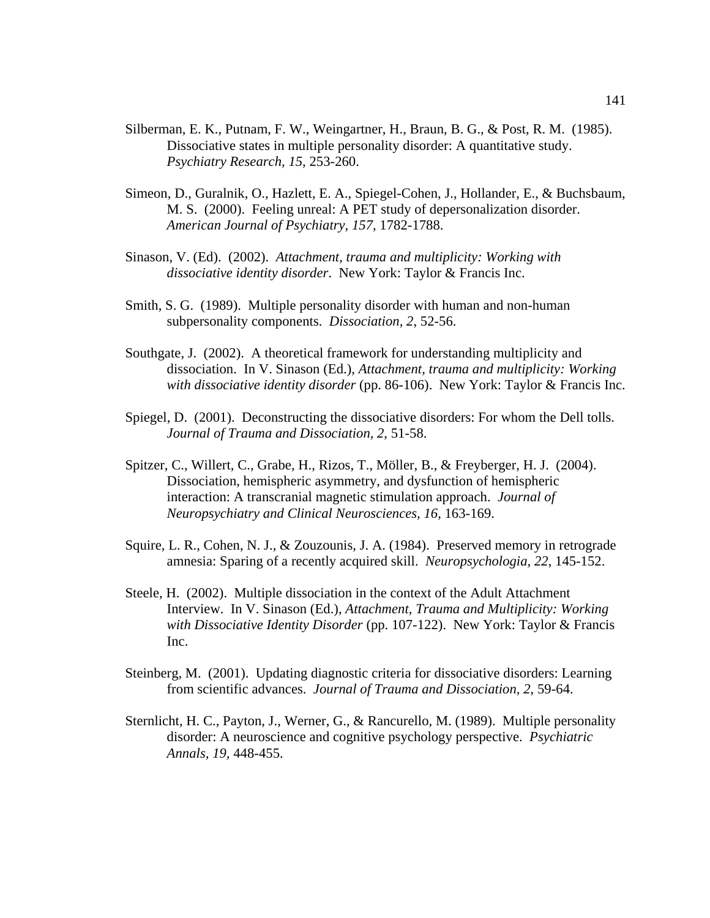Silberman, E. K., Putnam, F. W., Weingartner, H., Braun, B. G., & Post, R. M. (1985). Dissociative states in multiple personality disorder: A quantitative study. *Psychiatry Research, 15*, 253-260.

Simeon, D., Guralnik, O., Hazlett, E. A., Spiegel-Cohen, J., Hollander, E., & Buchsbaum, M. S. (2000). Feeling unreal: A PET study of depersonalization disorder. *American Journal of Psychiatry, 157*, 1782-1788.

Sinason, V. (Ed). (2002). *Attachment, trauma and multiplicity: Working with dissociative identity disorder*. New York: Taylor & Francis Inc.

Smith, S. G. (1989). Multiple personality disorder with human and non-human subpersonality components. *Dissociation, 2*, 52-56.

Southgate, J. (2002). A theoretical framework for understanding multiplicity and dissociation. In V. Sinason (Ed.), *Attachment, trauma and multiplicity: Working with dissociative identity disorder* (pp. 86-106). New York: Taylor & Francis Inc.

Spiegel, D. (2001). Deconstructing the dissociative disorders: For whom the Dell tolls. *Journal of Trauma and Dissociation, 2*, 51-58.

Spitzer, C., Willert, C., Grabe, H., Rizos, T., Möller, B., & Freyberger, H. J. (2004). Dissociation, hemispheric asymmetry, and dysfunction of hemispheric interaction: A transcranial magnetic stimulation approach. *Journal of Neuropsychiatry and Clinical Neurosciences, 16*, 163-169.

Squire, L. R., Cohen, N. J., & Zouzounis, J. A. (1984). Preserved memory in retrograde amnesia: Sparing of a recently acquired skill. *Neuropsychologia, 22*, 145-152.

Steele, H. (2002). Multiple dissociation in the context of the Adult Attachment Interview. In V. Sinason (Ed.), *Attachment, Trauma and Multiplicity: Working with Dissociative Identity Disorder* (pp. 107-122). New York: Taylor & Francis Inc.

Steinberg, M. (2001). Updating diagnostic criteria for dissociative disorders: Learning from scientific advances. *Journal of Trauma and Dissociation, 2*, 59-64.

Sternlicht, H. C., Payton, J., Werner, G., & Rancurello, M. (1989). Multiple personality disorder: A neuroscience and cognitive psychology perspective. *Psychiatric Annals, 19*, 448-455.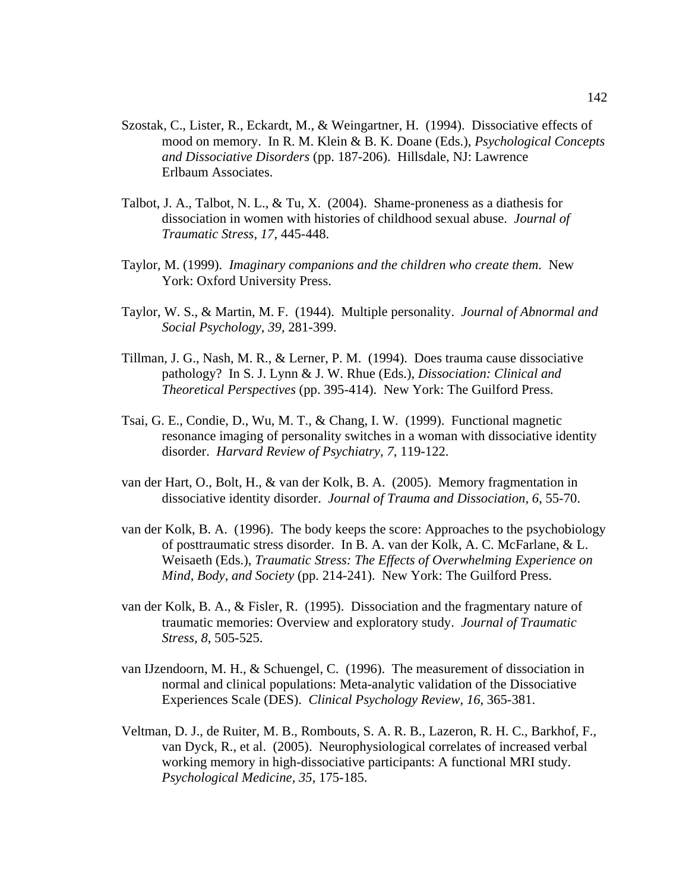Szostak, C., Lister, R., Eckardt, M., & Weingartner, H. (1994). Dissociative effects of mood on memory. In R. M. Klein & B. K. Doane (Eds.), *Psychological Concepts and Dissociative Disorders* (pp. 187-206). Hillsdale, NJ: Lawrence Erlbaum Associates.

Talbot, J. A., Talbot, N. L., & Tu, X. (2004). Shame-proneness as a diathesis for dissociation in women with histories of childhood sexual abuse. *Journal of Traumatic Stress, 17*, 445-448.

Taylor, M. (1999). *Imaginary companions and the children who create them*. New York: Oxford University Press.

Taylor, W. S., & Martin, M. F. (1944). Multiple personality. *Journal of Abnormal and Social Psychology, 39*, 281-399.

Tillman, J. G., Nash, M. R., & Lerner, P. M. (1994). Does trauma cause dissociative pathology? In S. J. Lynn & J. W. Rhue (Eds.), *Dissociation: Clinical and Theoretical Perspectives* (pp. 395-414). New York: The Guilford Press.

Tsai, G. E., Condie, D., Wu, M. T., & Chang, I. W. (1999). Functional magnetic resonance imaging of personality switches in a woman with dissociative identity disorder. *Harvard Review of Psychiatry, 7,* 119-122.

van der Hart, O., Bolt, H., & van der Kolk, B. A. (2005). Memory fragmentation in dissociative identity disorder. *Journal of Trauma and Dissociation, 6*, 55-70.

van der Kolk, B. A. (1996). The body keeps the score: Approaches to the psychobiology of posttraumatic stress disorder. In B. A. van der Kolk, A. C. McFarlane, & L. Weisaeth (Eds.), *Traumatic Stress: The Effects of Overwhelming Experience on Mind, Body, and Society* (pp. 214-241). New York: The Guilford Press.

van der Kolk, B. A., & Fisler, R. (1995). Dissociation and the fragmentary nature of traumatic memories: Overview and exploratory study. *Journal of Traumatic Stress, 8*, 505-525.

van IJzendoorn, M. H., & Schuengel, C. (1996). The measurement of dissociation in normal and clinical populations: Meta-analytic validation of the Dissociative Experiences Scale (DES). *Clinical Psychology Review, 16*, 365-381.

Veltman, D. J., de Ruiter, M. B., Rombouts, S. A. R. B., Lazeron, R. H. C., Barkhof, F., van Dyck, R., et al. (2005). Neurophysiological correlates of increased verbal working memory in high-dissociative participants: A functional MRI study. *Psychological Medicine, 35*, 175-185.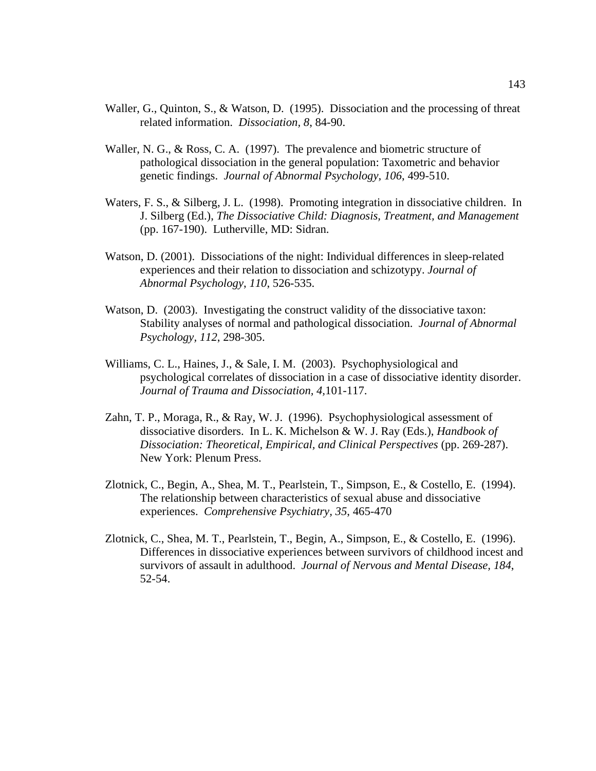Waller, G., Quinton, S., & Watson, D. (1995). Dissociation and the processing of threat related information. *Dissociation, 8*, 84-90.

Waller, N. G., & Ross, C. A. (1997). The prevalence and biometric structure of pathological dissociation in the general population: Taxometric and behavior genetic findings. *Journal of Abnormal Psychology, 106*, 499-510.

Waters, F. S., & Silberg, J. L. (1998). Promoting integration in dissociative children. In J. Silberg (Ed.), *The Dissociative Child: Diagnosis, Treatment, and Management* (pp. 167-190). Lutherville, MD: Sidran.

Watson, D. (2001). Dissociations of the night: Individual differences in sleep-related experiences and their relation to dissociation and schizotypy. *Journal of Abnormal Psychology, 110*, 526-535.

Watson, D. (2003). Investigating the construct validity of the dissociative taxon: Stability analyses of normal and pathological dissociation. *Journal of Abnormal Psychology, 112*, 298-305.

Williams, C. L., Haines, J., & Sale, I. M. (2003). Psychophysiological and psychological correlates of dissociation in a case of dissociative identity disorder. *Journal of Trauma and Dissociation, 4*,101-117.

Zahn, T. P., Moraga, R., & Ray, W. J. (1996). Psychophysiological assessment of dissociative disorders. In L. K. Michelson & W. J. Ray (Eds.), *Handbook of Dissociation: Theoretical, Empirical, and Clinical Perspectives* (pp. 269-287). New York: Plenum Press.

Zlotnick, C., Begin, A., Shea, M. T., Pearlstein, T., Simpson, E., & Costello, E. (1994). The relationship between characteristics of sexual abuse and dissociative experiences. *Comprehensive Psychiatry, 35*, 465-470

Zlotnick, C., Shea, M. T., Pearlstein, T., Begin, A., Simpson, E., & Costello, E. (1996). Differences in dissociative experiences between survivors of childhood incest and survivors of assault in adulthood. *Journal of Nervous and Mental Disease, 184*, 52-54.